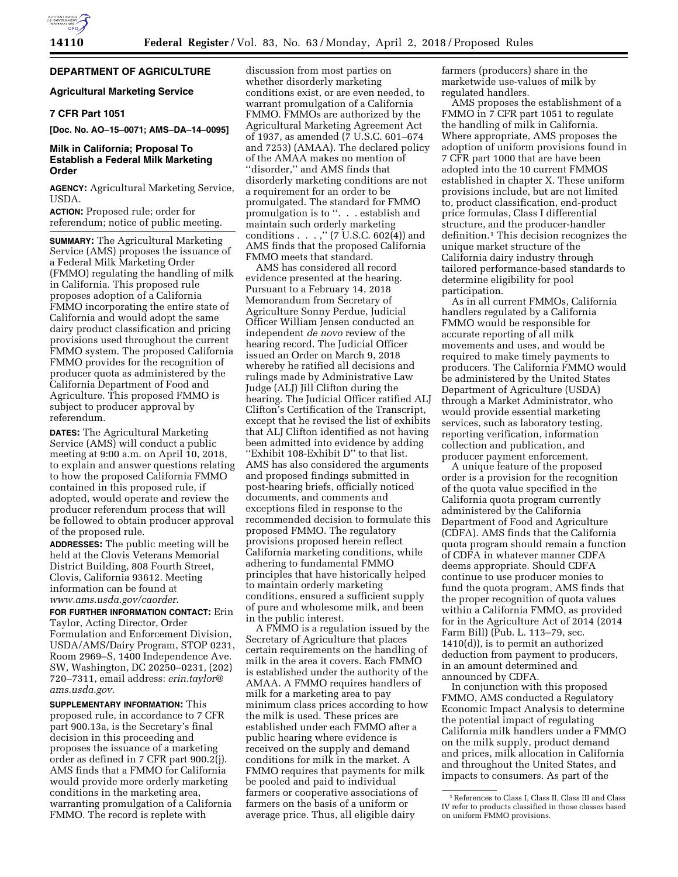## DEPARTMENT OF AGRICULTURE

### Agricultural Marketing Service

### 7 CFR Part 1051

**[Doc. No. AO–15–0071; AMS–DA–14–0095]**

### Milk in California; Proposal To Establish a Federal Milk Marketing Order

**AGENCY:** Agricultural Marketing Service, USDA.

**ACTION:** Proposed rule; order for referendum; notice of public meeting.

**SUMMARY:** The Agricultural Marketing Service (AMS) proposes the issuance of a Federal Milk Marketing Order (FMMO) regulating the handling of milk in California. This proposed rule proposes adoption of a California FMMO incorporating the entire state of California and would adopt the same dairy product classification and pricing provisions used throughout the current FMMO system. The proposed California FMMO provides for the recognition of producer quota as administered by the California Department of Food and Agriculture. This proposed FMMO is subject to producer approval by referendum.

**DATES:** The Agricultural Marketing Service (AMS) will conduct a public meeting at 9:00 a.m. on April 10, 2018, to explain and answer questions relating to how the proposed California FMMO contained in this proposed rule, if adopted, would operate and review the producer referendum process that will be followed to obtain producer approval of the proposed rule.

**ADDRESSES:** The public meeting will be held at the Clovis Veterans Memorial District Building, 808 Fourth Street, Clovis, California 93612. Meeting information can be found at *www.ams.usda.gov/caorder.*

**FOR FURTHER INFORMATION CONTACT:** Erin Taylor, Acting Director, Order Formulation and Enforcement Division, USDA/AMS/Dairy Program, STOP 0231, Room 2969–S, 1400 Independence Ave. SW, Washington, DC 20250–0231, (202) 720–7311, email address: *erin.taylor@ams.usda.gov.*

**SUPPLEMENTARY INFORMATION:** This proposed rule, in accordance to 7 CFR part 900.13a, is the Secretary's final decision in this proceeding and proposes the issuance of a marketing order as defined in 7 CFR part 900.2(j). AMS finds that a FMMO for California would provide more orderly marketing conditions in the marketing area, warranting promulgation of a California FMMO. The record is replete with discussion from most parties on whether disorderly marketing conditions exist, or are even needed, to warrant promulgation of a California FMMO. FMMOs are authorized by the Agricultural Marketing Agreement Act of 1937, as amended (7 U.S.C. 601–674 and 7253) (AMAA). The declared policy of the AMAA makes no mention of ''disorder,'' and AMS finds that disorderly marketing conditions are not a requirement for an order to be promulgated. The standard for FMMO promulgation is to ''. . . establish and maintain such orderly marketing conditions . . . ,'' (7 U.S.C. 602(4)) and AMS finds that the proposed California FMMO meets that standard.

AMS has considered all record evidence presented at the hearing. Pursuant to a February 14, 2018 Memorandum from Secretary of Agriculture Sonny Perdue, Judicial Officer William Jensen conducted an independent *de novo* review of the hearing record. The Judicial Officer issued an Order on March 9, 2018 whereby he ratified all decisions and rulings made by Administrative Law Judge (ALJ) Jill Clifton during the hearing. The Judicial Officer ratified ALJ Clifton's Certification of the Transcript, except that he revised the list of exhibits that ALJ Clifton identified as not having been admitted into evidence by adding ''Exhibit 108-Exhibit D'' to that list. AMS has also considered the arguments and proposed findings submitted in post-hearing briefs, officially noticed documents, and comments and exceptions filed in response to the recommended decision to formulate this proposed FMMO. The regulatory provisions proposed herein reflect California marketing conditions, while adhering to fundamental FMMO principles that have historically helped to maintain orderly marketing conditions, ensured a sufficient supply of pure and wholesome milk, and been in the public interest.

A FMMO is a regulation issued by the Secretary of Agriculture that places certain requirements on the handling of milk in the area it covers. Each FMMO is established under the authority of the AMAA. A FMMO requires handlers of milk for a marketing area to pay minimum class prices according to how the milk is used. These prices are established under each FMMO after a public hearing where evidence is received on the supply and demand conditions for milk in the market. A FMMO requires that payments for milk be pooled and paid to individual farmers or cooperative associations of farmers on the basis of a uniform or average price. Thus, all eligible dairy farmers (producers) share in the marketwide use-values of milk by regulated handlers.

AMS proposes the establishment of a FMMO in 7 CFR part 1051 to regulate the handling of milk in California. Where appropriate, AMS proposes the adoption of uniform provisions found in 7 CFR part 1000 that are have been adopted into the 10 current FMMOS established in chapter X. These uniform provisions include, but are not limited to, product classification, end-product price formulas, Class I differential structure, and the producer-handler definition.[1] This decision recognizes the unique market structure of the California dairy industry through tailored performance-based standards to determine eligibility for pool participation.

As in all current FMMOs, California handlers regulated by a California FMMO would be responsible for accurate reporting of all milk movements and uses, and would be required to make timely payments to producers. The California FMMO would be administered by the United States Department of Agriculture (USDA) through a Market Administrator, who would provide essential marketing services, such as laboratory testing, reporting verification, information collection and publication, and producer payment enforcement.

A unique feature of the proposed order is a provision for the recognition of the quota value specified in the California quota program currently administered by the California Department of Food and Agriculture (CDFA). AMS finds that the California quota program should remain a function of CDFA in whatever manner CDFA deems appropriate. Should CDFA continue to use producer monies to fund the quota program, AMS finds that the proper recognition of quota values within a California FMMO, as provided for in the Agriculture Act of 2014 (2014 Farm Bill) (Pub. L. 113–79, sec. 1410(d)), is to permit an authorized deduction from payment to producers, in an amount determined and announced by CDFA.

In conjunction with this proposed FMMO, AMS conducted a Regulatory Economic Impact Analysis to determine the potential impact of regulating California milk handlers under a FMMO on the milk supply, product demand and prices, milk allocation in California and throughout the United States, and impacts to consumers. As part of the

[1] References to Class I, Class II, Class III and Class IV refer to products classified in those classes based on uniform FMMO provisions.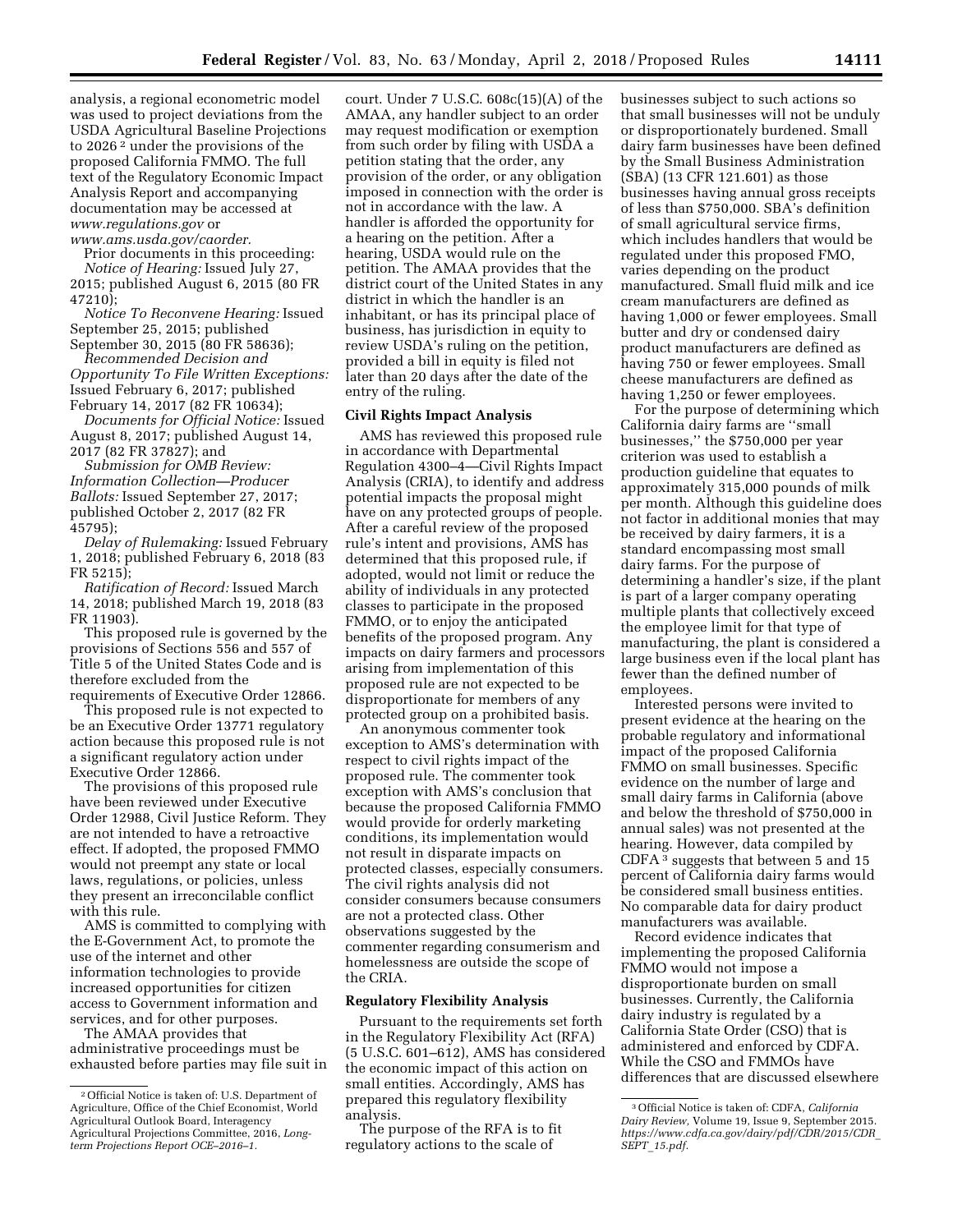analysis, a regional econometric model was used to project deviations from the USDA Agricultural Baseline Projections to 2026 [2] under the provisions of the proposed California FMMO. The full text of the Regulatory Economic Impact Analysis Report and accompanying documentation may be accessed at *www.regulations.gov* or *www.ams.usda.gov/caorder.*

Prior documents in this proceeding:

*Notice of Hearing:* Issued July 27, 2015; published August 6, 2015 (80 FR 47210);

*Notice To Reconvene Hearing:* Issued September 25, 2015; published September 30, 2015 (80 FR 58636);

*Recommended Decision and Opportunity To File Written Exceptions:* Issued February 6, 2017; published February 14, 2017 (82 FR 10634);

*Documents for Official Notice:* Issued August 8, 2017; published August 14, 2017 (82 FR 37827); and

*Submission for OMB Review: Information Collection—Producer Ballots:* Issued September 27, 2017; published October 2, 2017 (82 FR 45795);

*Delay of Rulemaking:* Issued February 1, 2018; published February 6, 2018 (83 FR 5215);

*Ratification of Record:* Issued March 14, 2018; published March 19, 2018 (83 FR 11903).

This proposed rule is governed by the provisions of Sections 556 and 557 of Title 5 of the United States Code and is therefore excluded from the requirements of Executive Order 12866.

This proposed rule is not expected to be an Executive Order 13771 regulatory action because this proposed rule is not a significant regulatory action under Executive Order 12866.

The provisions of this proposed rule have been reviewed under Executive Order 12988, Civil Justice Reform. They are not intended to have a retroactive effect. If adopted, the proposed FMMO would not preempt any state or local laws, regulations, or policies, unless they present an irreconcilable conflict with this rule.

AMS is committed to complying with the E-Government Act, to promote the use of the internet and other information technologies to provide increased opportunities for citizen access to Government information and services, and for other purposes.

The AMAA provides that administrative proceedings must be exhausted before parties may file suit in court. Under 7 U.S.C. 608c(15)(A) of the AMAA, any handler subject to an order may request modification or exemption from such order by filing with USDA a petition stating that the order, any provision of the order, or any obligation imposed in connection with the order is not in accordance with the law. A handler is afforded the opportunity for a hearing on the petition. After a hearing, USDA would rule on the petition. The AMAA provides that the district court of the United States in any district in which the handler is an inhabitant, or has its principal place of business, has jurisdiction in equity to review USDA's ruling on the petition, provided a bill in equity is filed not later than 20 days after the date of the entry of the ruling.

**Civil Rights Impact Analysis**

AMS has reviewed this proposed rule in accordance with Departmental Regulation 4300–4—Civil Rights Impact Analysis (CRIA), to identify and address potential impacts the proposal might have on any protected groups of people. After a careful review of the proposed rule's intent and provisions, AMS has determined that this proposed rule, if adopted, would not limit or reduce the ability of individuals in any protected classes to participate in the proposed FMMO, or to enjoy the anticipated benefits of the proposed program. Any impacts on dairy farmers and processors arising from implementation of this proposed rule are not expected to be disproportionate for members of any protected group on a prohibited basis.

An anonymous commenter took exception to AMS's determination with respect to civil rights impact of the proposed rule. The commenter took exception with AMS's conclusion that because the proposed California FMMO would provide for orderly marketing conditions, its implementation would not result in disparate impacts on protected classes, especially consumers. The civil rights analysis did not consider consumers because consumers are not a protected class. Other observations suggested by the commenter regarding consumerism and homelessness are outside the scope of the CRIA.

**Regulatory Flexibility Analysis**

Pursuant to the requirements set forth in the Regulatory Flexibility Act (RFA) (5 U.S.C. 601–612), AMS has considered the economic impact of this action on small entities. Accordingly, AMS has prepared this regulatory flexibility analysis.

The purpose of the RFA is to fit regulatory actions to the scale of businesses subject to such actions so that small businesses will not be unduly or disproportionately burdened. Small dairy farm businesses have been defined by the Small Business Administration (SBA) (13 CFR 121.601) as those businesses having annual gross receipts of less than $750,000. SBA's definition of small agricultural service firms, which includes handlers that would be regulated under this proposed FMO, varies depending on the product manufactured. Small fluid milk and ice cream manufacturers are defined as having 1,000 or fewer employees. Small butter and dry or condensed dairy product manufacturers are defined as having 750 or fewer employees. Small cheese manufacturers are defined as having 1,250 or fewer employees.

For the purpose of determining which California dairy farms are "small businesses," the $750,000 per year criterion was used to establish a production guideline that equates to approximately 315,000 pounds of milk per month. Although this guideline does not factor in additional monies that may be received by dairy farmers, it is a standard encompassing most small dairy farms. For the purpose of determining a handler's size, if the plant is part of a larger company operating multiple plants that collectively exceed the employee limit for that type of manufacturing, the plant is considered a large business even if the local plant has fewer than the defined number of employees.

Interested persons were invited to present evidence at the hearing on the probable regulatory and informational impact of the proposed California FMMO on small businesses. Specific evidence on the number of large and small dairy farms in California (above and below the threshold of $750,000 in annual sales) was not presented at the hearing. However, data compiled by CDFA [3] suggests that between 5 and 15 percent of California dairy farms would be considered small business entities. No comparable data for dairy product manufacturers was available.

Record evidence indicates that implementing the proposed California FMMO would not impose a disproportionate burden on small businesses. Currently, the California dairy industry is regulated by a California State Order (CSO) that is administered and enforced by CDFA. While the CSO and FMMOs have differences that are discussed elsewhere

---

[2] Official Notice is taken of: U.S. Department of Agriculture, Office of the Chief Economist, World Agricultural Outlook Board, Interagency Agricultural Projections Committee, 2016, *Long-term Projections Report OCE–2016–1.*

[3] Official Notice is taken of: CDFA, *California Dairy Review,* Volume 19, Issue 9, September 2015. *https://www.cdfa.ca.gov/dairy/pdf/CDR/2015/CDR_SEPT_15.pdf.*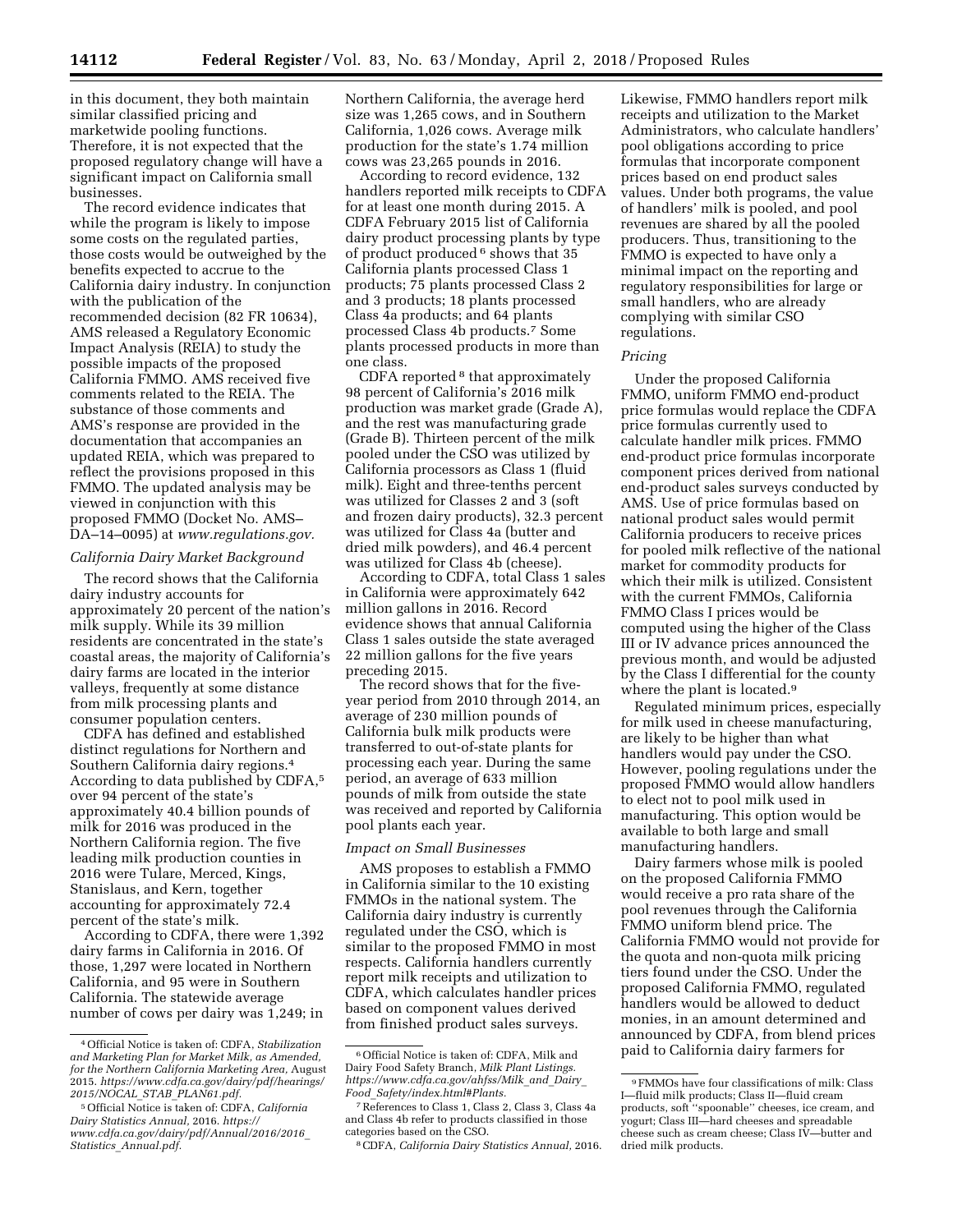in this document, they both maintain similar classified pricing and marketwide pooling functions. Therefore, it is not expected that the proposed regulatory change will have a significant impact on California small businesses.

The record evidence indicates that while the program is likely to impose some costs on the regulated parties, those costs would be outweighed by the benefits expected to accrue to the California dairy industry. In conjunction with the publication of the recommended decision (82 FR 10634), AMS released a Regulatory Economic Impact Analysis (REIA) to study the possible impacts of the proposed California FMMO. AMS received five comments related to the REIA. The substance of those comments and AMS's response are provided in the documentation that accompanies an updated REIA, which was prepared to reflect the provisions proposed in this FMMO. The updated analysis may be viewed in conjunction with this proposed FMMO (Docket No. AMS–DA–14–0095) at *www.regulations.gov.*

*California Dairy Market Background*

The record shows that the California dairy industry accounts for approximately 20 percent of the nation's milk supply. While its 39 million residents are concentrated in the state's coastal areas, the majority of California's dairy farms are located in the interior valleys, frequently at some distance from milk processing plants and consumer population centers.

CDFA has defined and established distinct regulations for Northern and Southern California dairy regions.[4] According to data published by CDFA,[5] over 94 percent of the state's approximately 40.4 billion pounds of milk for 2016 was produced in the Northern California region. The five leading milk production counties in 2016 were Tulare, Merced, Kings, Stanislaus, and Kern, together accounting for approximately 72.4 percent of the state's milk.

According to CDFA, there were 1,392 dairy farms in California in 2016. Of those, 1,297 were located in Northern California, and 95 were in Southern California. The statewide average number of cows per dairy was 1,249; in Northern California, the average herd size was 1,265 cows, and in Southern California, 1,026 cows. Average milk production for the state's 1.74 million cows was 23,265 pounds in 2016.

According to record evidence, 132 handlers reported milk receipts to CDFA for at least one month during 2015. A CDFA February 2015 list of California dairy product processing plants by type of product produced[6] shows that 35 California plants processed Class 1 products; 75 plants processed Class 2 and 3 products; 18 plants processed Class 4a products; and 64 plants processed Class 4b products.[7] Some plants processed products in more than one class.

CDFA reported[8] that approximately 98 percent of California's 2016 milk production was market grade (Grade A), and the rest was manufacturing grade (Grade B). Thirteen percent of the milk pooled under the CSO was utilized by California processors as Class 1 (fluid milk). Eight and three-tenths percent was utilized for Classes 2 and 3 (soft and frozen dairy products), 32.3 percent was utilized for Class 4a (butter and dried milk powders), and 46.4 percent was utilized for Class 4b (cheese).

According to CDFA, total Class 1 sales in California were approximately 642 million gallons in 2016. Record evidence shows that annual California Class 1 sales outside the state averaged 22 million gallons for the five years preceding 2015.

The record shows that for the five-year period from 2010 through 2014, an average of 230 million pounds of California bulk milk products were transferred to out-of-state plants for processing each year. During the same period, an average of 633 million pounds of milk from outside the state was received and reported by California pool plants each year.

*Impact on Small Businesses*

AMS proposes to establish a FMMO in California similar to the 10 existing FMMOs in the national system. The California dairy industry is currently regulated under the CSO, which is similar to the proposed FMMO in most respects. California handlers currently report milk receipts and utilization to CDFA, which calculates handler prices based on component values derived from finished product sales surveys. Likewise, FMMO handlers report milk receipts and utilization to the Market Administrators, who calculate handlers' pool obligations according to price formulas that incorporate component prices based on end product sales values. Under both programs, the value of handlers' milk is pooled, and pool revenues are shared by all the pooled producers. Thus, transitioning to the FMMO is expected to have only a minimal impact on the reporting and regulatory responsibilities for large or small handlers, who are already complying with similar CSO regulations.

*Pricing*

Under the proposed California FMMO, uniform FMMO end-product price formulas would replace the CDFA price formulas currently used to calculate handler milk prices. FMMO end-product price formulas incorporate component prices derived from national end-product sales surveys conducted by AMS. Use of price formulas based on national product sales would permit California producers to receive prices for pooled milk reflective of the national market for commodity products for which their milk is utilized. Consistent with the current FMMOs, California FMMO Class I prices would be computed using the higher of the Class III or IV advance prices announced the previous month, and would be adjusted by the Class I differential for the county where the plant is located.[9]

Regulated minimum prices, especially for milk used in cheese manufacturing, are likely to be higher than what handlers would pay under the CSO. However, pooling regulations under the proposed FMMO would allow handlers to elect not to pool milk used in manufacturing. This option would be available to both large and small manufacturing handlers.

Dairy farmers whose milk is pooled on the proposed California FMMO would receive a pro rata share of the pool revenues through the California FMMO uniform blend price. The California FMMO would not provide for the quota and non-quota milk pricing tiers found under the CSO. Under the proposed California FMMO, regulated handlers would be allowed to deduct monies, in an amount determined and announced by CDFA, from blend prices paid to California dairy farmers for

---

[4] Official Notice is taken of: CDFA, *Stabilization and Marketing Plan for Market Milk, as Amended, for the Northern California Marketing Area,* August 2015. *https://www.cdfa.ca.gov/dairy/pdf/hearings/2015/NOCAL_STAB_PLAN61.pdf.*

[5] Official Notice is taken of: CDFA, *California Dairy Statistics Annual,* 2016. *https://www.cdfa.ca.gov/dairy/pdf/Annual/2016/2016_Statistics_Annual.pdf.*

[6] Official Notice is taken of: CDFA, Milk and Dairy Food Safety Branch, *Milk Plant Listings. https://www.cdfa.ca.gov/ahfss/Milk_and_Dairy_Food_Safety/index.html#Plants.*

[7] References to Class 1, Class 2, Class 3, Class 4a and Class 4b refer to products classified in those categories based on the CSO.

[8] CDFA, *California Dairy Statistics Annual,* 2016.

[9] FMMOs have four classifications of milk: Class I—fluid milk products; Class II—fluid cream products, soft ''spoonable'' cheeses, ice cream, and yogurt; Class III—hard cheeses and spreadable cheese such as cream cheese; Class IV—butter and dried milk products.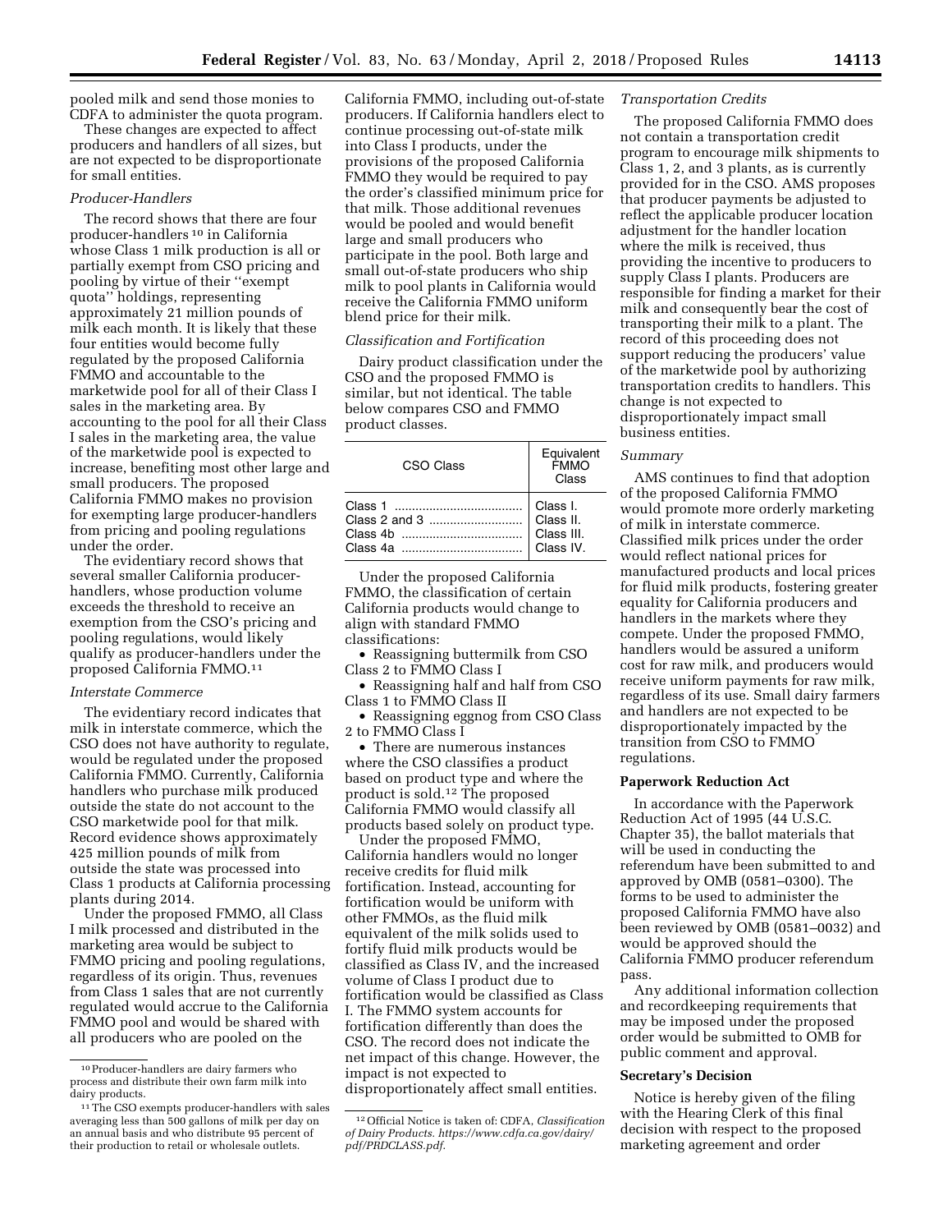pooled milk and send those monies to CDFA to administer the quota program.

These changes are expected to affect producers and handlers of all sizes, but are not expected to be disproportionate for small entities.

*Producer-Handlers*

The record shows that there are four producer-handlers [10] in California whose Class 1 milk production is all or partially exempt from CSO pricing and pooling by virtue of their ''exempt quota'' holdings, representing approximately 21 million pounds of milk each month. It is likely that these four entities would become fully regulated by the proposed California FMMO and accountable to the marketwide pool for all of their Class I sales in the marketing area. By accounting to the pool for all their Class I sales in the marketing area, the value of the marketwide pool is expected to increase, benefiting most other large and small producers. The proposed California FMMO makes no provision for exempting large producer-handlers from pricing and pooling regulations under the order.

The evidentiary record shows that several smaller California producer-handlers, whose production volume exceeds the threshold to receive an exemption from the CSO's pricing and pooling regulations, would likely qualify as producer-handlers under the proposed California FMMO.[11]

*Interstate Commerce*

The evidentiary record indicates that milk in interstate commerce, which the CSO does not have authority to regulate, would be regulated under the proposed California FMMO. Currently, California handlers who purchase milk produced outside the state do not account to the CSO marketwide pool for that milk. Record evidence shows approximately 425 million pounds of milk from outside the state was processed into Class 1 products at California processing plants during 2014.

Under the proposed FMMO, all Class I milk processed and distributed in the marketing area would be subject to FMMO pricing and pooling regulations, regardless of its origin. Thus, revenues from Class 1 sales that are not currently regulated would accrue to the California FMMO pool and would be shared with all producers who are pooled on the California FMMO, including out-of-state producers. If California handlers elect to continue processing out-of-state milk into Class I products, under the provisions of the proposed California FMMO they would be required to pay the order's classified minimum price for that milk. Those additional revenues would be pooled and would benefit large and small producers who participate in the pool. Both large and small out-of-state producers who ship milk to pool plants in California would receive the California FMMO uniform blend price for their milk.

*Classification and Fortification*

Dairy product classification under the CSO and the proposed FMMO is similar, but not identical. The table below compares CSO and FMMO product classes.

| CSO Class | Equivalent FMMO Class |
|---|---|
| Class 1 | Class I. |
| Class 2 and 3 | Class II. |
| Class 4b | Class III. |
| Class 4a | Class IV. |

Under the proposed California FMMO, the classification of certain California products would change to align with standard FMMO classifications:

- Reassigning buttermilk from CSO Class 2 to FMMO Class I
- Reassigning half and half from CSO Class 1 to FMMO Class II
- Reassigning eggnog from CSO Class 2 to FMMO Class I
- There are numerous instances where the CSO classifies a product based on product type and where the product is sold.[12] The proposed California FMMO would classify all products based solely on product type.

Under the proposed FMMO, California handlers would no longer receive credits for fluid milk fortification. Instead, accounting for fortification would be uniform with other FMMOs, as the fluid milk equivalent of the milk solids used to fortify fluid milk products would be classified as Class IV, and the increased volume of Class I product due to fortification would be classified as Class I. The FMMO system accounts for fortification differently than does the CSO. The record does not indicate the net impact of this change. However, the impact is not expected to disproportionately affect small entities.

*Transportation Credits*

The proposed California FMMO does not contain a transportation credit program to encourage milk shipments to Class 1, 2, and 3 plants, as is currently provided for in the CSO. AMS proposes that producer payments be adjusted to reflect the applicable producer location adjustment for the handler location where the milk is received, thus providing the incentive to producers to supply Class I plants. Producers are responsible for finding a market for their milk and consequently bear the cost of transporting their milk to a plant. The record of this proceeding does not support reducing the producers' value of the marketwide pool by authorizing transportation credits to handlers. This change is not expected to disproportionately impact small business entities.

*Summary*

AMS continues to find that adoption of the proposed California FMMO would promote more orderly marketing of milk in interstate commerce. Classified milk prices under the order would reflect national prices for manufactured products and local prices for fluid milk products, fostering greater equality for California producers and handlers in the markets where they compete. Under the proposed FMMO, handlers would be assured a uniform cost for raw milk, and producers would receive uniform payments for raw milk, regardless of its use. Small dairy farmers and handlers are not expected to be disproportionately impacted by the transition from CSO to FMMO regulations.

**Paperwork Reduction Act**

In accordance with the Paperwork Reduction Act of 1995 (44 U.S.C. Chapter 35), the ballot materials that will be used in conducting the referendum have been submitted to and approved by OMB (0581–0300). The forms to be used to administer the proposed California FMMO have also been reviewed by OMB (0581–0032) and would be approved should the California FMMO producer referendum pass.

Any additional information collection and recordkeeping requirements that may be imposed under the proposed order would be submitted to OMB for public comment and approval.

**Secretary's Decision**

Notice is hereby given of the filing with the Hearing Clerk of this final decision with respect to the proposed marketing agreement and order

[10] Producer-handlers are dairy farmers who process and distribute their own farm milk into dairy products.

[11] The CSO exempts producer-handlers with sales averaging less than 500 gallons of milk per day on an annual basis and who distribute 95 percent of their production to retail or wholesale outlets.

[12] Official Notice is taken of: CDFA, *Classification of Dairy Products. https://www.cdfa.ca.gov/dairy/pdf/PRDCLASS.pdf.*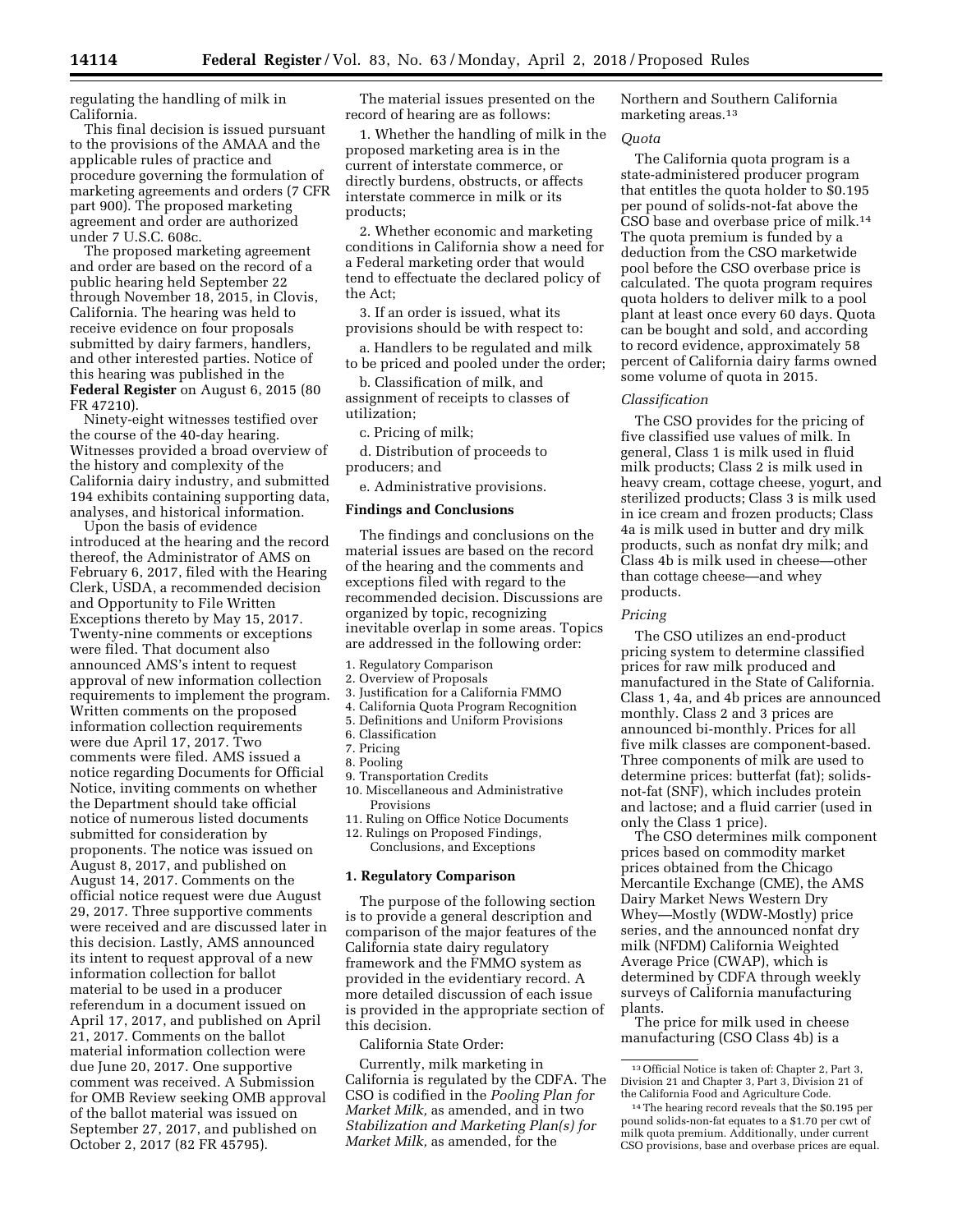regulating the handling of milk in California.

This final decision is issued pursuant to the provisions of the AMAA and the applicable rules of practice and procedure governing the formulation of marketing agreements and orders (7 CFR part 900). The proposed marketing agreement and order are authorized under 7 U.S.C. 608c.

The proposed marketing agreement and order are based on the record of a public hearing held September 22 through November 18, 2015, in Clovis, California. The hearing was held to receive evidence on four proposals submitted by dairy farmers, handlers, and other interested parties. Notice of this hearing was published in the **Federal Register** on August 6, 2015 (80 FR 47210).

Ninety-eight witnesses testified over the course of the 40-day hearing. Witnesses provided a broad overview of the history and complexity of the California dairy industry, and submitted 194 exhibits containing supporting data, analyses, and historical information.

Upon the basis of evidence introduced at the hearing and the record thereof, the Administrator of AMS on February 6, 2017, filed with the Hearing Clerk, USDA, a recommended decision and Opportunity to File Written Exceptions thereto by May 15, 2017. Twenty-nine comments or exceptions were filed. That document also announced AMS's intent to request approval of new information collection requirements to implement the program. Written comments on the proposed information collection requirements were due April 17, 2017. Two comments were filed. AMS issued a notice regarding Documents for Official Notice, inviting comments on whether the Department should take official notice of numerous listed documents submitted for consideration by proponents. The notice was issued on August 8, 2017, and published on August 14, 2017. Comments on the official notice request were due August 29, 2017. Three supportive comments were received and are discussed later in this decision. Lastly, AMS announced its intent to request approval of a new information collection for ballot material to be used in a producer referendum in a document issued on April 17, 2017, and published on April 21, 2017. Comments on the ballot material information collection were due June 20, 2017. One supportive comment was received. A Submission for OMB Review seeking OMB approval of the ballot material was issued on September 27, 2017, and published on October 2, 2017 (82 FR 45795).

The material issues presented on the record of hearing are as follows:

1. Whether the handling of milk in the proposed marketing area is in the current of interstate commerce, or directly burdens, obstructs, or affects interstate commerce in milk or its products;

2. Whether economic and marketing conditions in California show a need for a Federal marketing order that would tend to effectuate the declared policy of the Act;

3. If an order is issued, what its provisions should be with respect to:

a. Handlers to be regulated and milk to be priced and pooled under the order;

b. Classification of milk, and assignment of receipts to classes of utilization;

c. Pricing of milk;

d. Distribution of proceeds to producers; and

e. Administrative provisions.

**Findings and Conclusions**

The findings and conclusions on the material issues are based on the record of the hearing and the comments and exceptions filed with regard to the recommended decision. Discussions are organized by topic, recognizing inevitable overlap in some areas. Topics are addressed in the following order:

1. Regulatory Comparison
2. Overview of Proposals
3. Justification for a California FMMO
4. California Quota Program Recognition
5. Definitions and Uniform Provisions
6. Classification
7. Pricing
8. Pooling
9. Transportation Credits
10. Miscellaneous and Administrative Provisions
11. Ruling on Office Notice Documents
12. Rulings on Proposed Findings, Conclusions, and Exceptions

**1. Regulatory Comparison**

The purpose of the following section is to provide a general description and comparison of the major features of the California state dairy regulatory framework and the FMMO system as provided in the evidentiary record. A more detailed discussion of each issue is provided in the appropriate section of this decision.

California State Order:

Currently, milk marketing in California is regulated by the CDFA. The CSO is codified in the *Pooling Plan for Market Milk,* as amended, and in two *Stabilization and Marketing Plan(s) for Market Milk,* as amended, for the Northern and Southern California marketing areas.[13]

*Quota*

The California quota program is a state-administered producer program that entitles the quota holder to $0.195 per pound of solids-not-fat above the CSO base and overbase price of milk.[14] The quota premium is funded by a deduction from the CSO marketwide pool before the CSO overbase price is calculated. The quota program requires quota holders to deliver milk to a pool plant at least once every 60 days. Quota can be bought and sold, and according to record evidence, approximately 58 percent of California dairy farms owned some volume of quota in 2015.

*Classification*

The CSO provides for the pricing of five classified use values of milk. In general, Class 1 is milk used in fluid milk products; Class 2 is milk used in heavy cream, cottage cheese, yogurt, and sterilized products; Class 3 is milk used in ice cream and frozen products; Class 4a is milk used in butter and dry milk products, such as nonfat dry milk; and Class 4b is milk used in cheese—other than cottage cheese—and whey products.

*Pricing*

The CSO utilizes an end-product pricing system to determine classified prices for raw milk produced and manufactured in the State of California. Class 1, 4a, and 4b prices are announced monthly. Class 2 and 3 prices are announced bi-monthly. Prices for all five milk classes are component-based. Three components of milk are used to determine prices: butterfat (fat); solids-not-fat (SNF), which includes protein and lactose; and a fluid carrier (used in only the Class 1 price).

The CSO determines milk component prices based on commodity market prices obtained from the Chicago Mercantile Exchange (CME), the AMS Dairy Market News Western Dry Whey—Mostly (WDW-Mostly) price series, and the announced nonfat dry milk (NFDM) California Weighted Average Price (CWAP), which is determined by CDFA through weekly surveys of California manufacturing plants.

The price for milk used in cheese manufacturing (CSO Class 4b) is a

[13] Official Notice is taken of: Chapter 2, Part 3, Division 21 and Chapter 3, Part 3, Division 21 of the California Food and Agriculture Code.

[14] The hearing record reveals that the $0.195 per pound solids-non-fat equates to a $1.70 per cwt of milk quota premium. Additionally, under current CSO provisions, base and overbase prices are equal.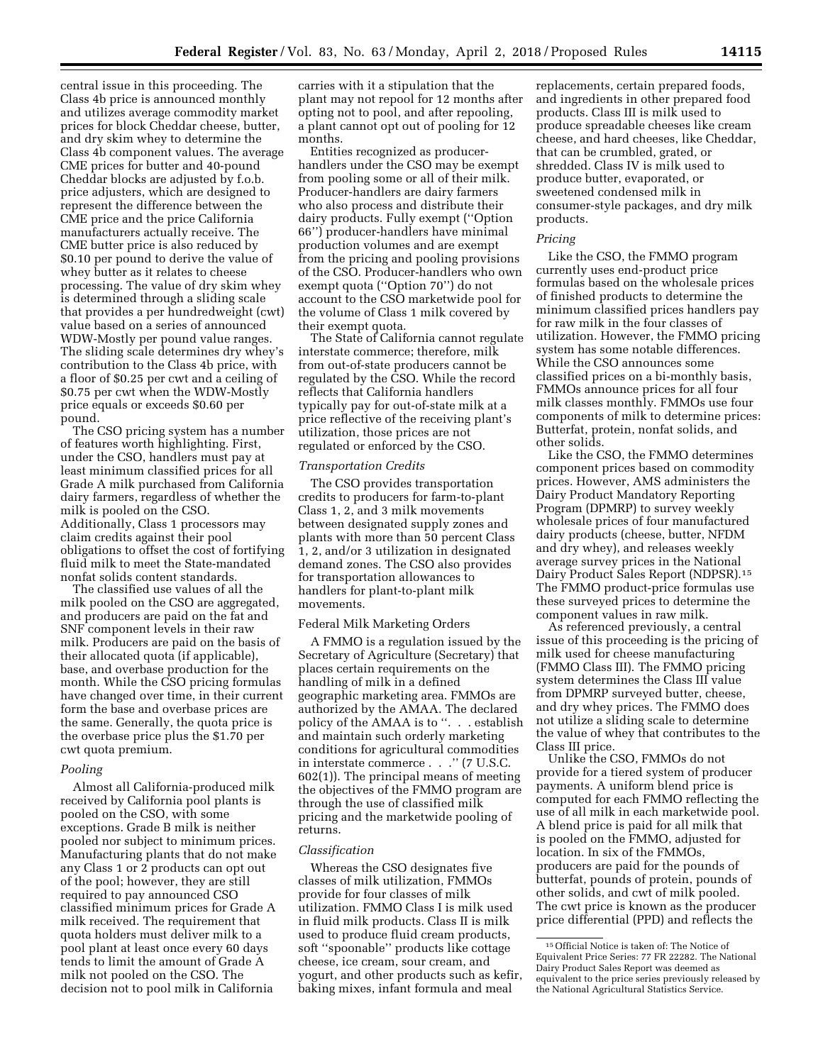central issue in this proceeding. The Class 4b price is announced monthly and utilizes average commodity market prices for block Cheddar cheese, butter, and dry skim whey to determine the Class 4b component values. The average CME prices for butter and 40-pound Cheddar blocks are adjusted by f.o.b. price adjusters, which are designed to represent the difference between the CME price and the price California manufacturers actually receive. The CME butter price is also reduced by $0.10 per pound to derive the value of whey butter as it relates to cheese processing. The value of dry skim whey is determined through a sliding scale that provides a per hundredweight (cwt) value based on a series of announced WDW-Mostly per pound value ranges. The sliding scale determines dry whey's contribution to the Class 4b price, with a floor of $0.25 per cwt and a ceiling of $0.75 per cwt when the WDW-Mostly price equals or exceeds $0.60 per pound.

The CSO pricing system has a number of features worth highlighting. First, under the CSO, handlers must pay at least minimum classified prices for all Grade A milk purchased from California dairy farmers, regardless of whether the milk is pooled on the CSO. Additionally, Class 1 processors may claim credits against their pool obligations to offset the cost of fortifying fluid milk to meet the State-mandated nonfat solids content standards.

The classified use values of all the milk pooled on the CSO are aggregated, and producers are paid on the fat and SNF component levels in their raw milk. Producers are paid on the basis of their allocated quota (if applicable), base, and overbase production for the month. While the CSO pricing formulas have changed over time, in their current form the base and overbase prices are the same. Generally, the quota price is the overbase price plus the $1.70 per cwt quota premium.

*Pooling*

Almost all California-produced milk received by California pool plants is pooled on the CSO, with some exceptions. Grade B milk is neither pooled nor subject to minimum prices. Manufacturing plants that do not make any Class 1 or 2 products can opt out of the pool; however, they are still required to pay announced CSO classified minimum prices for Grade A milk received. The requirement that quota holders must deliver milk to a pool plant at least once every 60 days tends to limit the amount of Grade A milk not pooled on the CSO. The decision not to pool milk in California carries with it a stipulation that the plant may not repool for 12 months after opting not to pool, and after repooling, a plant cannot opt out of pooling for 12 months.

Entities recognized as producer-handlers under the CSO may be exempt from pooling some or all of their milk. Producer-handlers are dairy farmers who also process and distribute their dairy products. Fully exempt (''Option 66'') producer-handlers have minimal production volumes and are exempt from the pricing and pooling provisions of the CSO. Producer-handlers who own exempt quota (''Option 70'') do not account to the CSO marketwide pool for the volume of Class 1 milk covered by their exempt quota.

The State of California cannot regulate interstate commerce; therefore, milk from out-of-state producers cannot be regulated by the CSO. While the record reflects that California handlers typically pay for out-of-state milk at a price reflective of the receiving plant's utilization, those prices are not regulated or enforced by the CSO.

*Transportation Credits*

The CSO provides transportation credits to producers for farm-to-plant Class 1, 2, and 3 milk movements between designated supply zones and plants with more than 50 percent Class 1, 2, and/or 3 utilization in designated demand zones. The CSO also provides for transportation allowances to handlers for plant-to-plant milk movements.

Federal Milk Marketing Orders

A FMMO is a regulation issued by the Secretary of Agriculture (Secretary) that places certain requirements on the handling of milk in a defined geographic marketing area. FMMOs are authorized by the AMAA. The declared policy of the AMAA is to ''. . . establish and maintain such orderly marketing conditions for agricultural commodities in interstate commerce . . .'' (7 U.S.C. 602(1)). The principal means of meeting the objectives of the FMMO program are through the use of classified milk pricing and the marketwide pooling of returns.

*Classification*

Whereas the CSO designates five classes of milk utilization, FMMOs provide for four classes of milk utilization. FMMO Class I is milk used in fluid milk products. Class II is milk used to produce fluid cream products, soft ''spoonable'' products like cottage cheese, ice cream, sour cream, and yogurt, and other products such as kefir, baking mixes, infant formula and meal replacements, certain prepared foods, and ingredients in other prepared food products. Class III is milk used to produce spreadable cheeses like cream cheese, and hard cheeses, like Cheddar, that can be crumbled, grated, or shredded. Class IV is milk used to produce butter, evaporated, or sweetened condensed milk in consumer-style packages, and dry milk products.

*Pricing*

Like the CSO, the FMMO program currently uses end-product price formulas based on the wholesale prices of finished products to determine the minimum classified prices handlers pay for raw milk in the four classes of utilization. However, the FMMO pricing system has some notable differences. While the CSO announces some classified prices on a bi-monthly basis, FMMOs announce prices for all four milk classes monthly. FMMOs use four components of milk to determine prices: Butterfat, protein, nonfat solids, and other solids.

Like the CSO, the FMMO determines component prices based on commodity prices. However, AMS administers the Dairy Product Mandatory Reporting Program (DPMRP) to survey weekly wholesale prices of four manufactured dairy products (cheese, butter, NFDM and dry whey), and releases weekly average survey prices in the National Dairy Product Sales Report (NDPSR).[15] The FMMO product-price formulas use these surveyed prices to determine the component values in raw milk.

As referenced previously, a central issue of this proceeding is the pricing of milk used for cheese manufacturing (FMMO Class III). The FMMO pricing system determines the Class III value from DPMRP surveyed butter, cheese, and dry whey prices. The FMMO does not utilize a sliding scale to determine the value of whey that contributes to the Class III price.

Unlike the CSO, FMMOs do not provide for a tiered system of producer payments. A uniform blend price is computed for each FMMO reflecting the use of all milk in each marketwide pool. A blend price is paid for all milk that is pooled on the FMMO, adjusted for location. In six of the FMMOs, producers are paid for the pounds of butterfat, pounds of protein, pounds of other solids, and cwt of milk pooled. The cwt price is known as the producer price differential (PPD) and reflects the

[15] Official Notice is taken of: The Notice of Equivalent Price Series: 77 FR 22282. The National Dairy Product Sales Report was deemed as equivalent to the price series previously released by the National Agricultural Statistics Service.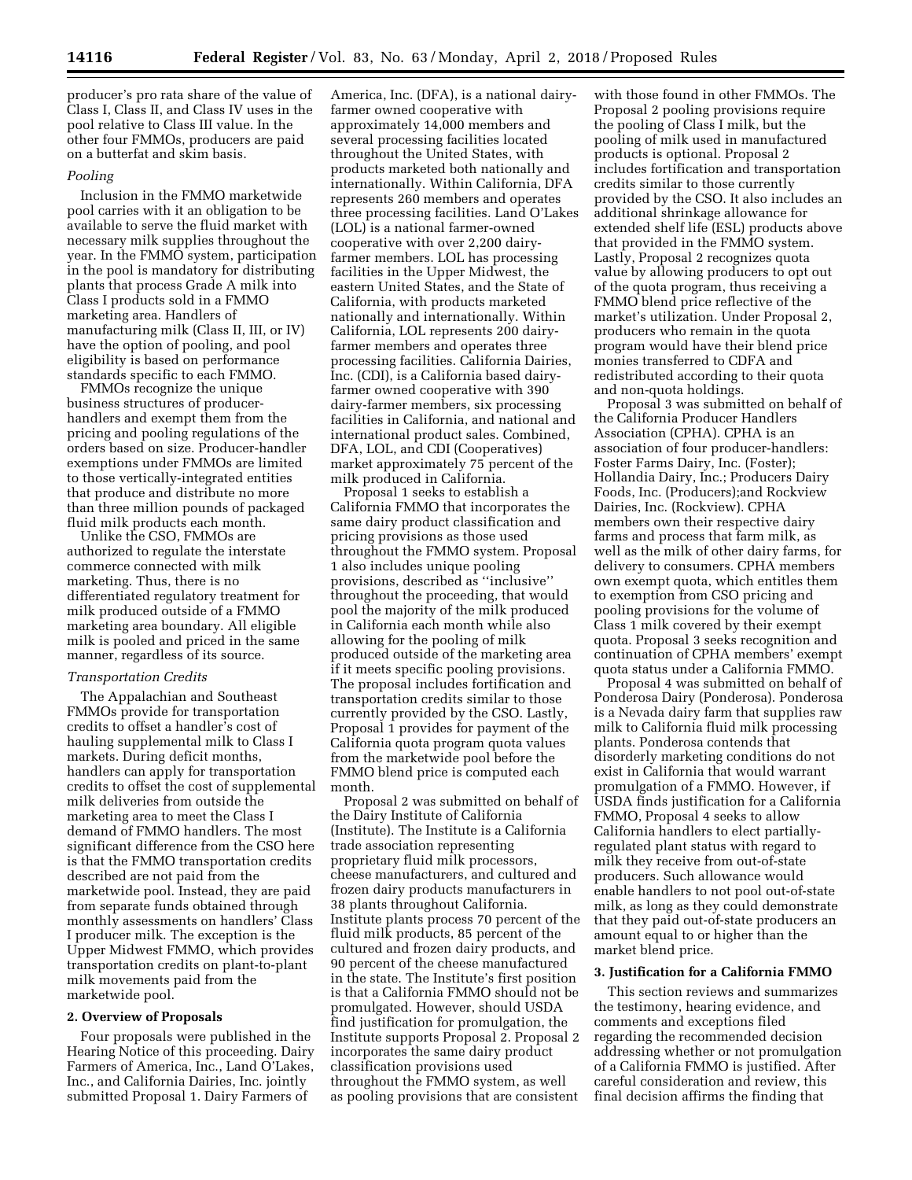producer's pro rata share of the value of Class I, Class II, and Class IV uses in the pool relative to Class III value. In the other four FMMOs, producers are paid on a butterfat and skim basis.

*Pooling*

Inclusion in the FMMO marketwide pool carries with it an obligation to be available to serve the fluid market with necessary milk supplies throughout the year. In the FMMO system, participation in the pool is mandatory for distributing plants that process Grade A milk into Class I products sold in a FMMO marketing area. Handlers of manufacturing milk (Class II, III, or IV) have the option of pooling, and pool eligibility is based on performance standards specific to each FMMO.

FMMOs recognize the unique business structures of producer-handlers and exempt them from the pricing and pooling regulations of the orders based on size. Producer-handler exemptions under FMMOs are limited to those vertically-integrated entities that produce and distribute no more than three million pounds of packaged fluid milk products each month.

Unlike the CSO, FMMOs are authorized to regulate the interstate commerce connected with milk marketing. Thus, there is no differentiated regulatory treatment for milk produced outside of a FMMO marketing area boundary. All eligible milk is pooled and priced in the same manner, regardless of its source.

*Transportation Credits*

The Appalachian and Southeast FMMOs provide for transportation credits to offset a handler's cost of hauling supplemental milk to Class I markets. During deficit months, handlers can apply for transportation credits to offset the cost of supplemental milk deliveries from outside the marketing area to meet the Class I demand of FMMO handlers. The most significant difference from the CSO here is that the FMMO transportation credits described are not paid from the marketwide pool. Instead, they are paid from separate funds obtained through monthly assessments on handlers' Class I producer milk. The exception is the Upper Midwest FMMO, which provides transportation credits on plant-to-plant milk movements paid from the marketwide pool.

**2. Overview of Proposals**

Four proposals were published in the Hearing Notice of this proceeding. Dairy Farmers of America, Inc., Land O'Lakes, Inc., and California Dairies, Inc. jointly submitted Proposal 1. Dairy Farmers of America, Inc. (DFA), is a national dairy-farmer owned cooperative with approximately 14,000 members and several processing facilities located throughout the United States, with products marketed both nationally and internationally. Within California, DFA represents 260 members and operates three processing facilities. Land O'Lakes (LOL) is a national farmer-owned cooperative with over 2,200 dairy-farmer members. LOL has processing facilities in the Upper Midwest, the eastern United States, and the State of California, with products marketed nationally and internationally. Within California, LOL represents 200 dairy-farmer members and operates three processing facilities. California Dairies, Inc. (CDI), is a California based dairy-farmer owned cooperative with 390 dairy-farmer members, six processing facilities in California, and national and international product sales. Combined, DFA, LOL, and CDI (Cooperatives) market approximately 75 percent of the milk produced in California.

Proposal 1 seeks to establish a California FMMO that incorporates the same dairy product classification and pricing provisions as those used throughout the FMMO system. Proposal 1 also includes unique pooling provisions, described as ''inclusive'' throughout the proceeding, that would pool the majority of the milk produced in California each month while also allowing for the pooling of milk produced outside of the marketing area if it meets specific pooling provisions. The proposal includes fortification and transportation credits similar to those currently provided by the CSO. Lastly, Proposal 1 provides for payment of the California quota program quota values from the marketwide pool before the FMMO blend price is computed each month.

Proposal 2 was submitted on behalf of the Dairy Institute of California (Institute). The Institute is a California trade association representing proprietary fluid milk processors, cheese manufacturers, and cultured and frozen dairy products manufacturers in 38 plants throughout California. Institute plants process 70 percent of the fluid milk products, 85 percent of the cultured and frozen dairy products, and 90 percent of the cheese manufactured in the state. The Institute's first position is that a California FMMO should not be promulgated. However, should USDA find justification for promulgation, the Institute supports Proposal 2. Proposal 2 incorporates the same dairy product classification provisions used throughout the FMMO system, as well as pooling provisions that are consistent with those found in other FMMOs. The Proposal 2 pooling provisions require the pooling of Class I milk, but the pooling of milk used in manufactured products is optional. Proposal 2 includes fortification and transportation credits similar to those currently provided by the CSO. It also includes an additional shrinkage allowance for extended shelf life (ESL) products above that provided in the FMMO system. Lastly, Proposal 2 recognizes quota value by allowing producers to opt out of the quota program, thus receiving a FMMO blend price reflective of the market's utilization. Under Proposal 2, producers who remain in the quota program would have their blend price monies transferred to CDFA and redistributed according to their quota and non-quota holdings.

Proposal 3 was submitted on behalf of the California Producer Handlers Association (CPHA). CPHA is an association of four producer-handlers: Foster Farms Dairy, Inc. (Foster); Hollandia Dairy, Inc.; Producers Dairy Foods, Inc. (Producers);and Rockview Dairies, Inc. (Rockview). CPHA members own their respective dairy farms and process that farm milk, as well as the milk of other dairy farms, for delivery to consumers. CPHA members own exempt quota, which entitles them to exemption from CSO pricing and pooling provisions for the volume of Class 1 milk covered by their exempt quota. Proposal 3 seeks recognition and continuation of CPHA members' exempt quota status under a California FMMO.

Proposal 4 was submitted on behalf of Ponderosa Dairy (Ponderosa). Ponderosa is a Nevada dairy farm that supplies raw milk to California fluid milk processing plants. Ponderosa contends that disorderly marketing conditions do not exist in California that would warrant promulgation of a FMMO. However, if USDA finds justification for a California FMMO, Proposal 4 seeks to allow California handlers to elect partially-regulated plant status with regard to milk they receive from out-of-state producers. Such allowance would enable handlers to not pool out-of-state milk, as long as they could demonstrate that they paid out-of-state producers an amount equal to or higher than the market blend price.

**3. Justification for a California FMMO**

This section reviews and summarizes the testimony, hearing evidence, and comments and exceptions filed regarding the recommended decision addressing whether or not promulgation of a California FMMO is justified. After careful consideration and review, this final decision affirms the finding that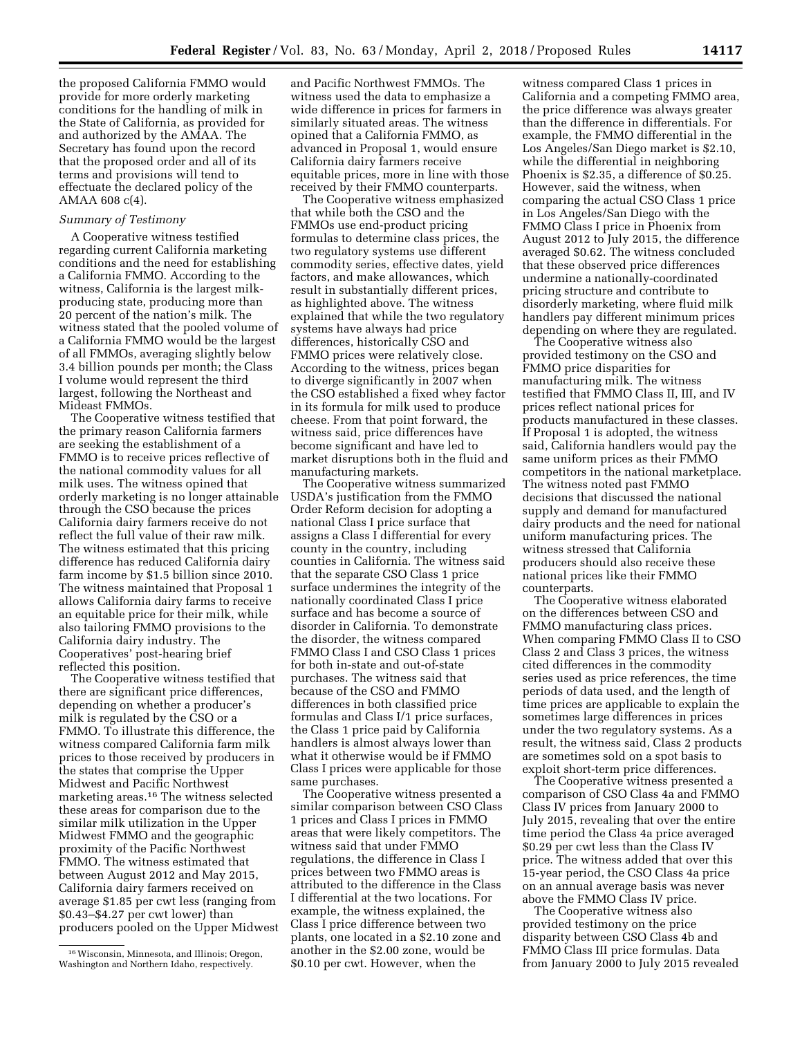the proposed California FMMO would provide for more orderly marketing conditions for the handling of milk in the State of California, as provided for and authorized by the AMAA. The Secretary has found upon the record that the proposed order and all of its terms and provisions will tend to effectuate the declared policy of the AMAA 608 c(4).

*Summary of Testimony*

A Cooperative witness testified regarding current California marketing conditions and the need for establishing a California FMMO. According to the witness, California is the largest milk-producing state, producing more than 20 percent of the nation's milk. The witness stated that the pooled volume of a California FMMO would be the largest of all FMMOs, averaging slightly below 3.4 billion pounds per month; the Class I volume would represent the third largest, following the Northeast and Mideast FMMOs.

The Cooperative witness testified that the primary reason California farmers are seeking the establishment of a FMMO is to receive prices reflective of the national commodity values for all milk uses. The witness opined that orderly marketing is no longer attainable through the CSO because the prices California dairy farmers receive do not reflect the full value of their raw milk. The witness estimated that this pricing difference has reduced California dairy farm income by $1.5 billion since 2010. The witness maintained that Proposal 1 allows California dairy farms to receive an equitable price for their milk, while also tailoring FMMO provisions to the California dairy industry. The Cooperatives' post-hearing brief reflected this position.

The Cooperative witness testified that there are significant price differences, depending on whether a producer's milk is regulated by the CSO or a FMMO. To illustrate this difference, the witness compared California farm milk prices to those received by producers in the states that comprise the Upper Midwest and Pacific Northwest marketing areas.[16] The witness selected these areas for comparison due to the similar milk utilization in the Upper Midwest FMMO and the geographic proximity of the Pacific Northwest FMMO. The witness estimated that between August 2012 and May 2015, California dairy farmers received on average $1.85 per cwt less (ranging from $0.43–$4.27 per cwt lower) than producers pooled on the Upper Midwest and Pacific Northwest FMMOs. The witness used the data to emphasize a wide difference in prices for farmers in similarly situated areas. The witness opined that a California FMMO, as advanced in Proposal 1, would ensure California dairy farmers receive equitable prices, more in line with those received by their FMMO counterparts.

The Cooperative witness emphasized that while both the CSO and the FMMOs use end-product pricing formulas to determine class prices, the two regulatory systems use different commodity series, effective dates, yield factors, and make allowances, which result in substantially different prices, as highlighted above. The witness explained that while the two regulatory systems have always had price differences, historically CSO and FMMO prices were relatively close. According to the witness, prices began to diverge significantly in 2007 when the CSO established a fixed whey factor in its formula for milk used to produce cheese. From that point forward, the witness said, price differences have become significant and have led to market disruptions both in the fluid and manufacturing markets.

The Cooperative witness summarized USDA's justification from the FMMO Order Reform decision for adopting a national Class I price surface that assigns a Class I differential for every county in the country, including counties in California. The witness said that the separate CSO Class 1 price surface undermines the integrity of the nationally coordinated Class I price surface and has become a source of disorder in California. To demonstrate the disorder, the witness compared FMMO Class I and CSO Class 1 prices for both in-state and out-of-state purchases. The witness said that because of the CSO and FMMO differences in both classified price formulas and Class I/1 price surfaces, the Class 1 price paid by California handlers is almost always lower than what it otherwise would be if FMMO Class I prices were applicable for those same purchases.

The Cooperative witness presented a similar comparison between CSO Class 1 prices and Class I prices in FMMO areas that were likely competitors. The witness said that under FMMO regulations, the difference in Class I prices between two FMMO areas is attributed to the difference in the Class I differential at the two locations. For example, the witness explained, the Class I price difference between two plants, one located in a $2.10 zone and another in the $2.00 zone, would be $0.10 per cwt. However, when the witness compared Class 1 prices in California and a competing FMMO area, the price difference was always greater than the difference in differentials. For example, the FMMO differential in the Los Angeles/San Diego market is $2.10, while the differential in neighboring Phoenix is $2.35, a difference of $0.25. However, said the witness, when comparing the actual CSO Class 1 price in Los Angeles/San Diego with the FMMO Class I price in Phoenix from August 2012 to July 2015, the difference averaged $0.62. The witness concluded that these observed price differences undermine a nationally-coordinated pricing structure and contribute to disorderly marketing, where fluid milk handlers pay different minimum prices depending on where they are regulated.

The Cooperative witness also provided testimony on the CSO and FMMO price disparities for manufacturing milk. The witness testified that FMMO Class II, III, and IV prices reflect national prices for products manufactured in these classes. If Proposal 1 is adopted, the witness said, California handlers would pay the same uniform prices as their FMMO competitors in the national marketplace. The witness noted past FMMO decisions that discussed the national supply and demand for manufactured dairy products and the need for national uniform manufacturing prices. The witness stressed that California producers should also receive these national prices like their FMMO counterparts.

The Cooperative witness elaborated on the differences between CSO and FMMO manufacturing class prices. When comparing FMMO Class II to CSO Class 2 and Class 3 prices, the witness cited differences in the commodity series used as price references, the time periods of data used, and the length of time prices are applicable to explain the sometimes large differences in prices under the two regulatory systems. As a result, the witness said, Class 2 products are sometimes sold on a spot basis to exploit short-term price differences.

The Cooperative witness presented a comparison of CSO Class 4a and FMMO Class IV prices from January 2000 to July 2015, revealing that over the entire time period the Class 4a price averaged $0.29 per cwt less than the Class IV price. The witness added that over this 15-year period, the CSO Class 4a price on an annual average basis was never above the FMMO Class IV price.

The Cooperative witness also provided testimony on the price disparity between CSO Class 4b and FMMO Class III price formulas. Data from January 2000 to July 2015 revealed

[16] Wisconsin, Minnesota, and Illinois; Oregon, Washington and Northern Idaho, respectively.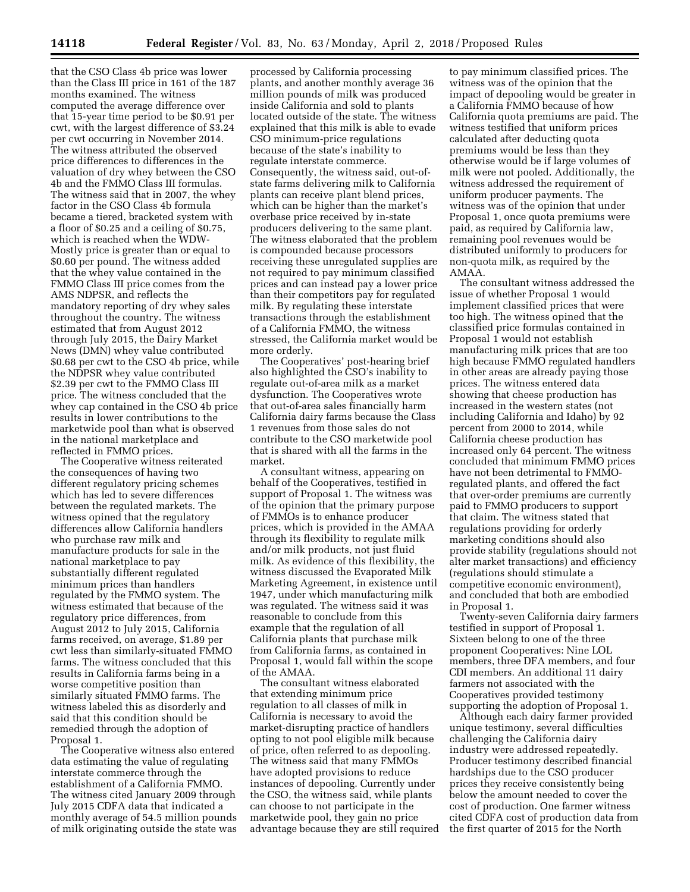that the CSO Class 4b price was lower than the Class III price in 161 of the 187 months examined. The witness computed the average difference over that 15-year time period to be $0.91 per cwt, with the largest difference of $3.24 per cwt occurring in November 2014. The witness attributed the observed price differences to differences in the valuation of dry whey between the CSO 4b and the FMMO Class III formulas. The witness said that in 2007, the whey factor in the CSO Class 4b formula became a tiered, bracketed system with a floor of $0.25 and a ceiling of $0.75, which is reached when the WDW-Mostly price is greater than or equal to $0.60 per pound. The witness added that the whey value contained in the FMMO Class III price comes from the AMS NDPSR, and reflects the mandatory reporting of dry whey sales throughout the country. The witness estimated that from August 2012 through July 2015, the Dairy Market News (DMN) whey value contributed $0.68 per cwt to the CSO 4b price, while the NDPSR whey value contributed $2.39 per cwt to the FMMO Class III price. The witness concluded that the whey cap contained in the CSO 4b price results in lower contributions to the marketwide pool than what is observed in the national marketplace and reflected in FMMO prices.

The Cooperative witness reiterated the consequences of having two different regulatory pricing schemes which has led to severe differences between the regulated markets. The witness opined that the regulatory differences allow California handlers who purchase raw milk and manufacture products for sale in the national marketplace to pay substantially different regulated minimum prices than handlers regulated by the FMMO system. The witness estimated that because of the regulatory price differences, from August 2012 to July 2015, California farms received, on average, $1.89 per cwt less than similarly-situated FMMO farms. The witness concluded that this results in California farms being in a worse competitive position than similarly situated FMMO farms. The witness labeled this as disorderly and said that this condition should be remedied through the adoption of Proposal 1.

The Cooperative witness also entered data estimating the value of regulating interstate commerce through the establishment of a California FMMO. The witness cited January 2009 through July 2015 CDFA data that indicated a monthly average of 54.5 million pounds of milk originating outside the state was processed by California processing plants, and another monthly average 36 million pounds of milk was produced inside California and sold to plants located outside of the state. The witness explained that this milk is able to evade CSO minimum-price regulations because of the state's inability to regulate interstate commerce. Consequently, the witness said, out-of-state farms delivering milk to California plants can receive plant blend prices, which can be higher than the market's overbase price received by in-state producers delivering to the same plant. The witness elaborated that the problem is compounded because processors receiving these unregulated supplies are not required to pay minimum classified prices and can instead pay a lower price than their competitors pay for regulated milk. By regulating these interstate transactions through the establishment of a California FMMO, the witness stressed, the California market would be more orderly.

The Cooperatives' post-hearing brief also highlighted the CSO's inability to regulate out-of-area milk as a market dysfunction. The Cooperatives wrote that out-of-area sales financially harm California dairy farms because the Class 1 revenues from those sales do not contribute to the CSO marketwide pool that is shared with all the farms in the market.

A consultant witness, appearing on behalf of the Cooperatives, testified in support of Proposal 1. The witness was of the opinion that the primary purpose of FMMOs is to enhance producer prices, which is provided in the AMAA through its flexibility to regulate milk and/or milk products, not just fluid milk. As evidence of this flexibility, the witness discussed the Evaporated Milk Marketing Agreement, in existence until 1947, under which manufacturing milk was regulated. The witness said it was reasonable to conclude from this example that the regulation of all California plants that purchase milk from California farms, as contained in Proposal 1, would fall within the scope of the AMAA.

The consultant witness elaborated that extending minimum price regulation to all classes of milk in California is necessary to avoid the market-disrupting practice of handlers opting to not pool eligible milk because of price, often referred to as depooling. The witness said that many FMMOs have adopted provisions to reduce instances of depooling. Currently under the CSO, the witness said, while plants can choose to not participate in the marketwide pool, they gain no price advantage because they are still required to pay minimum classified prices. The witness was of the opinion that the impact of depooling would be greater in a California FMMO because of how California quota premiums are paid. The witness testified that uniform prices calculated after deducting quota premiums would be less than they otherwise would be if large volumes of milk were not pooled. Additionally, the witness addressed the requirement of uniform producer payments. The witness was of the opinion that under Proposal 1, once quota premiums were paid, as required by California law, remaining pool revenues would be distributed uniformly to producers for non-quota milk, as required by the AMAA.

The consultant witness addressed the issue of whether Proposal 1 would implement classified prices that were too high. The witness opined that the classified price formulas contained in Proposal 1 would not establish manufacturing milk prices that are too high because FMMO regulated handlers in other areas are already paying those prices. The witness entered data showing that cheese production has increased in the western states (not including California and Idaho) by 92 percent from 2000 to 2014, while California cheese production has increased only 64 percent. The witness concluded that minimum FMMO prices have not been detrimental to FMMO-regulated plants, and offered the fact that over-order premiums are currently paid to FMMO producers to support that claim. The witness stated that regulations providing for orderly marketing conditions should also provide stability (regulations should not alter market transactions) and efficiency (regulations should stimulate a competitive economic environment), and concluded that both are embodied in Proposal 1.

Twenty-seven California dairy farmers testified in support of Proposal 1. Sixteen belong to one of the three proponent Cooperatives: Nine LOL members, three DFA members, and four CDI members. An additional 11 dairy farmers not associated with the Cooperatives provided testimony supporting the adoption of Proposal 1.

Although each dairy farmer provided unique testimony, several difficulties challenging the California dairy industry were addressed repeatedly. Producer testimony described financial hardships due to the CSO producer prices they receive consistently being below the amount needed to cover the cost of production. One farmer witness cited CDFA cost of production data from the first quarter of 2015 for the North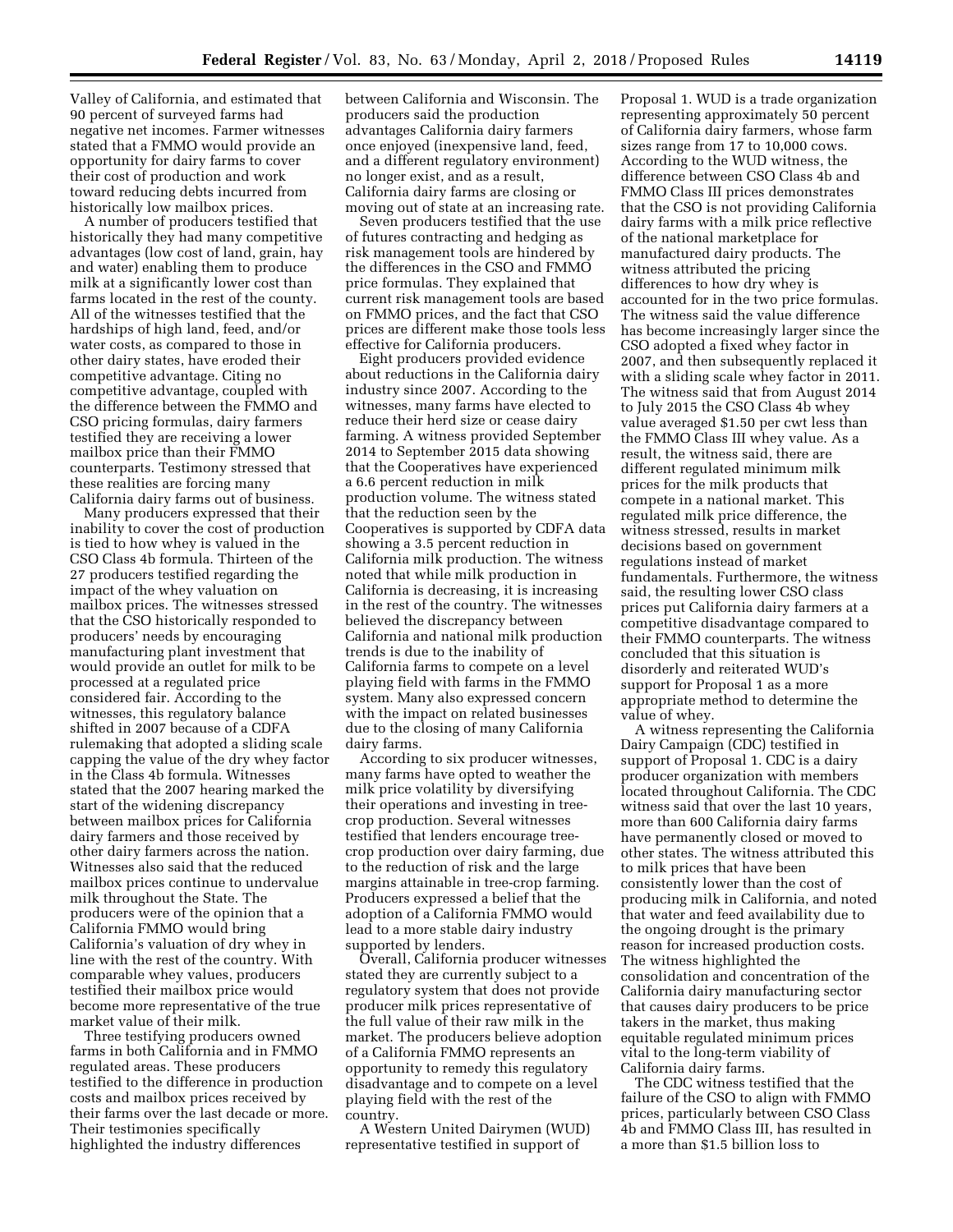Valley of California, and estimated that 90 percent of surveyed farms had negative net incomes. Farmer witnesses stated that a FMMO would provide an opportunity for dairy farms to cover their cost of production and work toward reducing debts incurred from historically low mailbox prices.

A number of producers testified that historically they had many competitive advantages (low cost of land, grain, hay and water) enabling them to produce milk at a significantly lower cost than farms located in the rest of the county. All of the witnesses testified that the hardships of high land, feed, and/or water costs, as compared to those in other dairy states, have eroded their competitive advantage. Citing no competitive advantage, coupled with the difference between the FMMO and CSO pricing formulas, dairy farmers testified they are receiving a lower mailbox price than their FMMO counterparts. Testimony stressed that these realities are forcing many California dairy farms out of business.

Many producers expressed that their inability to cover the cost of production is tied to how whey is valued in the CSO Class 4b formula. Thirteen of the 27 producers testified regarding the impact of the whey valuation on mailbox prices. The witnesses stressed that the CSO historically responded to producers' needs by encouraging manufacturing plant investment that would provide an outlet for milk to be processed at a regulated price considered fair. According to the witnesses, this regulatory balance shifted in 2007 because of a CDFA rulemaking that adopted a sliding scale capping the value of the dry whey factor in the Class 4b formula. Witnesses stated that the 2007 hearing marked the start of the widening discrepancy between mailbox prices for California dairy farmers and those received by other dairy farmers across the nation. Witnesses also said that the reduced mailbox prices continue to undervalue milk throughout the State. The producers were of the opinion that a California FMMO would bring California's valuation of dry whey in line with the rest of the country. With comparable whey values, producers testified their mailbox price would become more representative of the true market value of their milk.

Three testifying producers owned farms in both California and in FMMO regulated areas. These producers testified to the difference in production costs and mailbox prices received by their farms over the last decade or more. Their testimonies specifically highlighted the industry differences between California and Wisconsin. The producers said the production advantages California dairy farmers once enjoyed (inexpensive land, feed, and a different regulatory environment) no longer exist, and as a result, California dairy farms are closing or moving out of state at an increasing rate.

Seven producers testified that the use of futures contracting and hedging as risk management tools are hindered by the differences in the CSO and FMMO price formulas. They explained that current risk management tools are based on FMMO prices, and the fact that CSO prices are different make those tools less effective for California producers.

Eight producers provided evidence about reductions in the California dairy industry since 2007. According to the witnesses, many farms have elected to reduce their herd size or cease dairy farming. A witness provided September 2014 to September 2015 data showing that the Cooperatives have experienced a 6.6 percent reduction in milk production volume. The witness stated that the reduction seen by the Cooperatives is supported by CDFA data showing a 3.5 percent reduction in California milk production. The witness noted that while milk production in California is decreasing, it is increasing in the rest of the country. The witnesses believed the discrepancy between California and national milk production trends is due to the inability of California farms to compete on a level playing field with farms in the FMMO system. Many also expressed concern with the impact on related businesses due to the closing of many California dairy farms.

According to six producer witnesses, many farms have opted to weather the milk price volatility by diversifying their operations and investing in tree-crop production. Several witnesses testified that lenders encourage tree-crop production over dairy farming, due to the reduction of risk and the large margins attainable in tree-crop farming. Producers expressed a belief that the adoption of a California FMMO would lead to a more stable dairy industry supported by lenders.

Overall, California producer witnesses stated they are currently subject to a regulatory system that does not provide producer milk prices representative of the full value of their raw milk in the market. The producers believe adoption of a California FMMO represents an opportunity to remedy this regulatory disadvantage and to compete on a level playing field with the rest of the country.

A Western United Dairymen (WUD) representative testified in support of Proposal 1. WUD is a trade organization representing approximately 50 percent of California dairy farmers, whose farm sizes range from 17 to 10,000 cows. According to the WUD witness, the difference between CSO Class 4b and FMMO Class III prices demonstrates that the CSO is not providing California dairy farms with a milk price reflective of the national marketplace for manufactured dairy products. The witness attributed the pricing differences to how dry whey is accounted for in the two price formulas. The witness said the value difference has become increasingly larger since the CSO adopted a fixed whey factor in 2007, and then subsequently replaced it with a sliding scale whey factor in 2011. The witness said that from August 2014 to July 2015 the CSO Class 4b whey value averaged $1.50 per cwt less than the FMMO Class III whey value. As a result, the witness said, there are different regulated minimum milk prices for the milk products that compete in a national market. This regulated milk price difference, the witness stressed, results in market decisions based on government regulations instead of market fundamentals. Furthermore, the witness said, the resulting lower CSO class prices put California dairy farmers at a competitive disadvantage compared to their FMMO counterparts. The witness concluded that this situation is disorderly and reiterated WUD's support for Proposal 1 as a more appropriate method to determine the value of whey.

A witness representing the California Dairy Campaign (CDC) testified in support of Proposal 1. CDC is a dairy producer organization with members located throughout California. The CDC witness said that over the last 10 years, more than 600 California dairy farms have permanently closed or moved to other states. The witness attributed this to milk prices that have been consistently lower than the cost of producing milk in California, and noted that water and feed availability due to the ongoing drought is the primary reason for increased production costs. The witness highlighted the consolidation and concentration of the California dairy manufacturing sector that causes dairy producers to be price takers in the market, thus making equitable regulated minimum prices vital to the long-term viability of California dairy farms.

The CDC witness testified that the failure of the CSO to align with FMMO prices, particularly between CSO Class 4b and FMMO Class III, has resulted in a more than $1.5 billion loss to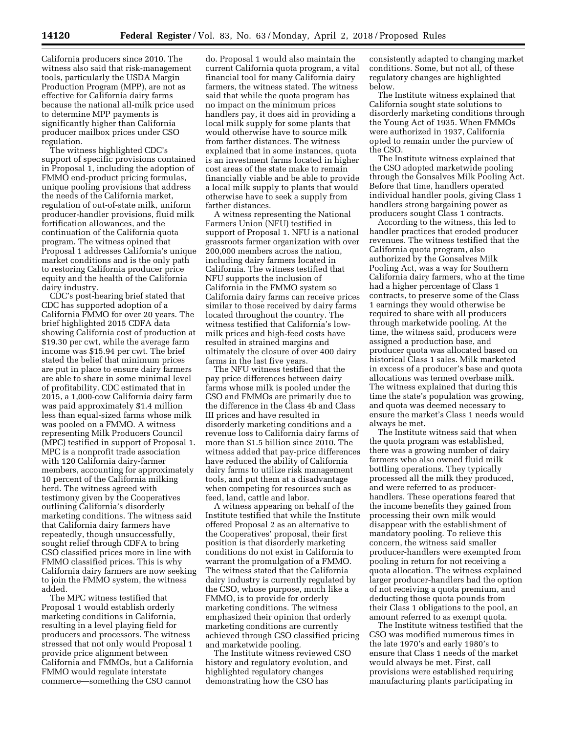California producers since 2010. The witness also said that risk-management tools, particularly the USDA Margin Production Program (MPP), are not as effective for California dairy farms because the national all-milk price used to determine MPP payments is significantly higher than California producer mailbox prices under CSO regulation.

The witness highlighted CDC's support of specific provisions contained in Proposal 1, including the adoption of FMMO end-product pricing formulas, unique pooling provisions that address the needs of the California market, regulation of out-of-state milk, uniform producer-handler provisions, fluid milk fortification allowances, and the continuation of the California quota program. The witness opined that Proposal 1 addresses California's unique market conditions and is the only path to restoring California producer price equity and the health of the California dairy industry.

CDC's post-hearing brief stated that CDC has supported adoption of a California FMMO for over 20 years. The brief highlighted 2015 CDFA data showing California cost of production at $19.30 per cwt, while the average farm income was $15.94 per cwt. The brief stated the belief that minimum prices are put in place to ensure dairy farmers are able to share in some minimal level of profitability. CDC estimated that in 2015, a 1,000-cow California dairy farm was paid approximately $1.4 million less than equal-sized farms whose milk was pooled on a FMMO. A witness representing Milk Producers Council (MPC) testified in support of Proposal 1. MPC is a nonprofit trade association with 120 California dairy-farmer members, accounting for approximately 10 percent of the California milking herd. The witness agreed with testimony given by the Cooperatives outlining California's disorderly marketing conditions. The witness said that California dairy farmers have repeatedly, though unsuccessfully, sought relief through CDFA to bring CSO classified prices more in line with FMMO classified prices. This is why California dairy farmers are now seeking to join the FMMO system, the witness added.

The MPC witness testified that Proposal 1 would establish orderly marketing conditions in California, resulting in a level playing field for producers and processors. The witness stressed that not only would Proposal 1 provide price alignment between California and FMMOs, but a California FMMO would regulate interstate commerce—something the CSO cannot do. Proposal 1 would also maintain the current California quota program, a vital financial tool for many California dairy farmers, the witness stated. The witness said that while the quota program has no impact on the minimum prices handlers pay, it does aid in providing a local milk supply for some plants that would otherwise have to source milk from farther distances. The witness explained that in some instances, quota is an investment farms located in higher cost areas of the state make to remain financially viable and be able to provide a local milk supply to plants that would otherwise have to seek a supply from farther distances.

A witness representing the National Farmers Union (NFU) testified in support of Proposal 1. NFU is a national grassroots farmer organization with over 200,000 members across the nation, including dairy farmers located in California. The witness testified that NFU supports the inclusion of California in the FMMO system so California dairy farms can receive prices similar to those received by dairy farms located throughout the country. The witness testified that California's low-milk prices and high-feed costs have resulted in strained margins and ultimately the closure of over 400 dairy farms in the last five years.

The NFU witness testified that the pay price differences between dairy farms whose milk is pooled under the CSO and FMMOs are primarily due to the difference in the Class 4b and Class III prices and have resulted in disorderly marketing conditions and a revenue loss to California dairy farms of more than $1.5 billion since 2010. The witness added that pay-price differences have reduced the ability of California dairy farms to utilize risk management tools, and put them at a disadvantage when competing for resources such as feed, land, cattle and labor.

A witness appearing on behalf of the Institute testified that while the Institute offered Proposal 2 as an alternative to the Cooperatives' proposal, their first position is that disorderly marketing conditions do not exist in California to warrant the promulgation of a FMMO. The witness stated that the California dairy industry is currently regulated by the CSO, whose purpose, much like a FMMO, is to provide for orderly marketing conditions. The witness emphasized their opinion that orderly marketing conditions are currently achieved through CSO classified pricing and marketwide pooling.

The Institute witness reviewed CSO history and regulatory evolution, and highlighted regulatory changes demonstrating how the CSO has consistently adapted to changing market conditions. Some, but not all, of these regulatory changes are highlighted below.

The Institute witness explained that California sought state solutions to disorderly marketing conditions through the Young Act of 1935. When FMMOs were authorized in 1937, California opted to remain under the purview of the CSO.

The Institute witness explained that the CSO adopted marketwide pooling through the Gonsalves Milk Pooling Act. Before that time, handlers operated individual handler pools, giving Class 1 handlers strong bargaining power as producers sought Class 1 contracts.

According to the witness, this led to handler practices that eroded producer revenues. The witness testified that the California quota program, also authorized by the Gonsalves Milk Pooling Act, was a way for Southern California dairy farmers, who at the time had a higher percentage of Class 1 contracts, to preserve some of the Class 1 earnings they would otherwise be required to share with all producers through marketwide pooling. At the time, the witness said, producers were assigned a production base, and producer quota was allocated based on historical Class 1 sales. Milk marketed in excess of a producer's base and quota allocations was termed overbase milk. The witness explained that during this time the state's population was growing, and quota was deemed necessary to ensure the market's Class 1 needs would always be met.

The Institute witness said that when the quota program was established, there was a growing number of dairy farmers who also owned fluid milk bottling operations. They typically processed all the milk they produced, and were referred to as producer-handlers. These operations feared that the income benefits they gained from processing their own milk would disappear with the establishment of mandatory pooling. To relieve this concern, the witness said smaller producer-handlers were exempted from pooling in return for not receiving a quota allocation. The witness explained larger producer-handlers had the option of not receiving a quota premium, and deducting those quota pounds from their Class 1 obligations to the pool, an amount referred to as exempt quota.

The Institute witness testified that the CSO was modified numerous times in the late 1970's and early 1980's to ensure that Class 1 needs of the market would always be met. First, call provisions were established requiring manufacturing plants participating in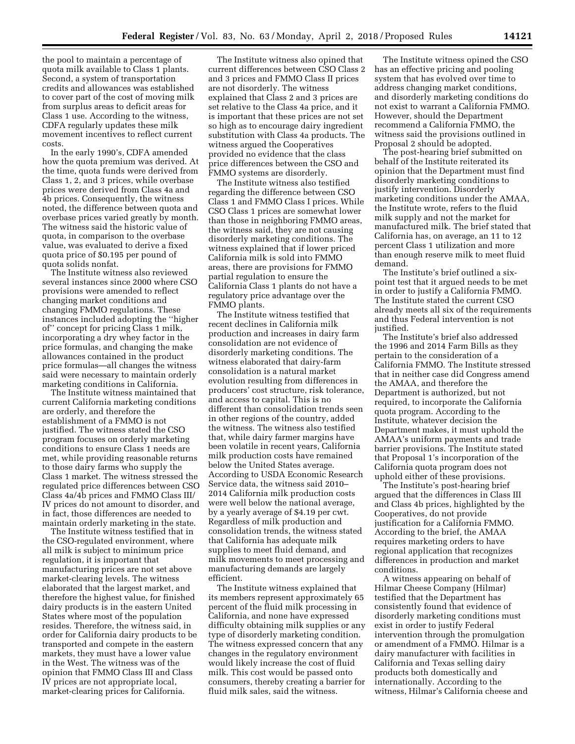the pool to maintain a percentage of quota milk available to Class 1 plants. Second, a system of transportation credits and allowances was established to cover part of the cost of moving milk from surplus areas to deficit areas for Class 1 use. According to the witness, CDFA regularly updates these milk movement incentives to reflect current costs.

In the early 1990's, CDFA amended how the quota premium was derived. At the time, quota funds were derived from Class 1, 2, and 3 prices, while overbase prices were derived from Class 4a and 4b prices. Consequently, the witness noted, the difference between quota and overbase prices varied greatly by month. The witness said the historic value of quota, in comparison to the overbase value, was evaluated to derive a fixed quota price of $0.195 per pound of quota solids nonfat.

The Institute witness also reviewed several instances since 2000 where CSO provisions were amended to reflect changing market conditions and changing FMMO regulations. These instances included adopting the ''higher of'' concept for pricing Class 1 milk, incorporating a dry whey factor in the price formulas, and changing the make allowances contained in the product price formulas—all changes the witness said were necessary to maintain orderly marketing conditions in California.

The Institute witness maintained that current California marketing conditions are orderly, and therefore the establishment of a FMMO is not justified. The witness stated the CSO program focuses on orderly marketing conditions to ensure Class 1 needs are met, while providing reasonable returns to those dairy farms who supply the Class 1 market. The witness stressed the regulated price differences between CSO Class 4a/4b prices and FMMO Class III/IV prices do not amount to disorder, and in fact, those differences are needed to maintain orderly marketing in the state.

The Institute witness testified that in the CSO-regulated environment, where all milk is subject to minimum price regulation, it is important that manufacturing prices are not set above market-clearing levels. The witness elaborated that the largest market, and therefore the highest value, for finished dairy products is in the eastern United States where most of the population resides. Therefore, the witness said, in order for California dairy products to be transported and compete in the eastern markets, they must have a lower value in the West. The witness was of the opinion that FMMO Class III and Class IV prices are not appropriate local, market-clearing prices for California.

The Institute witness also opined that current differences between CSO Class 2 and 3 prices and FMMO Class II prices are not disorderly. The witness explained that Class 2 and 3 prices are set relative to the Class 4a price, and it is important that these prices are not set so high as to encourage dairy ingredient substitution with Class 4a products. The witness argued the Cooperatives provided no evidence that the class price differences between the CSO and FMMO systems are disorderly.

The Institute witness also testified regarding the difference between CSO Class 1 and FMMO Class I prices. While CSO Class 1 prices are somewhat lower than those in neighboring FMMO areas, the witness said, they are not causing disorderly marketing conditions. The witness explained that if lower priced California milk is sold into FMMO areas, there are provisions for FMMO partial regulation to ensure the California Class 1 plants do not have a regulatory price advantage over the FMMO plants.

The Institute witness testified that recent declines in California milk production and increases in dairy farm consolidation are not evidence of disorderly marketing conditions. The witness elaborated that dairy-farm consolidation is a natural market evolution resulting from differences in producers' cost structure, risk tolerance, and access to capital. This is no different than consolidation trends seen in other regions of the country, added the witness. The witness also testified that, while dairy farmer margins have been volatile in recent years, California milk production costs have remained below the United States average. According to USDA Economic Research Service data, the witness said 2010–2014 California milk production costs were well below the national average, by a yearly average of $4.19 per cwt. Regardless of milk production and consolidation trends, the witness stated that California has adequate milk supplies to meet fluid demand, and milk movements to meet processing and manufacturing demands are largely efficient.

The Institute witness explained that its members represent approximately 65 percent of the fluid milk processing in California, and none have expressed difficulty obtaining milk supplies or any type of disorderly marketing condition. The witness expressed concern that any changes in the regulatory environment would likely increase the cost of fluid milk. This cost would be passed onto consumers, thereby creating a barrier for fluid milk sales, said the witness.

The Institute witness opined the CSO has an effective pricing and pooling system that has evolved over time to address changing market conditions, and disorderly marketing conditions do not exist to warrant a California FMMO. However, should the Department recommend a California FMMO, the witness said the provisions outlined in Proposal 2 should be adopted.

The post-hearing brief submitted on behalf of the Institute reiterated its opinion that the Department must find disorderly marketing conditions to justify intervention. Disorderly marketing conditions under the AMAA, the Institute wrote, refers to the fluid milk supply and not the market for manufactured milk. The brief stated that California has, on average, an 11 to 12 percent Class 1 utilization and more than enough reserve milk to meet fluid demand.

The Institute's brief outlined a six-point test that it argued needs to be met in order to justify a California FMMO. The Institute stated the current CSO already meets all six of the requirements and thus Federal intervention is not justified.

The Institute's brief also addressed the 1996 and 2014 Farm Bills as they pertain to the consideration of a California FMMO. The Institute stressed that in neither case did Congress amend the AMAA, and therefore the Department is authorized, but not required, to incorporate the California quota program. According to the Institute, whatever decision the Department makes, it must uphold the AMAA's uniform payments and trade barrier provisions. The Institute stated that Proposal 1's incorporation of the California quota program does not uphold either of these provisions.

The Institute's post-hearing brief argued that the differences in Class III and Class 4b prices, highlighted by the Cooperatives, do not provide justification for a California FMMO. According to the brief, the AMAA requires marketing orders to have regional application that recognizes differences in production and market conditions.

A witness appearing on behalf of Hilmar Cheese Company (Hilmar) testified that the Department has consistently found that evidence of disorderly marketing conditions must exist in order to justify Federal intervention through the promulgation or amendment of a FMMO. Hilmar is a dairy manufacturer with facilities in California and Texas selling dairy products both domestically and internationally. According to the witness, Hilmar's California cheese and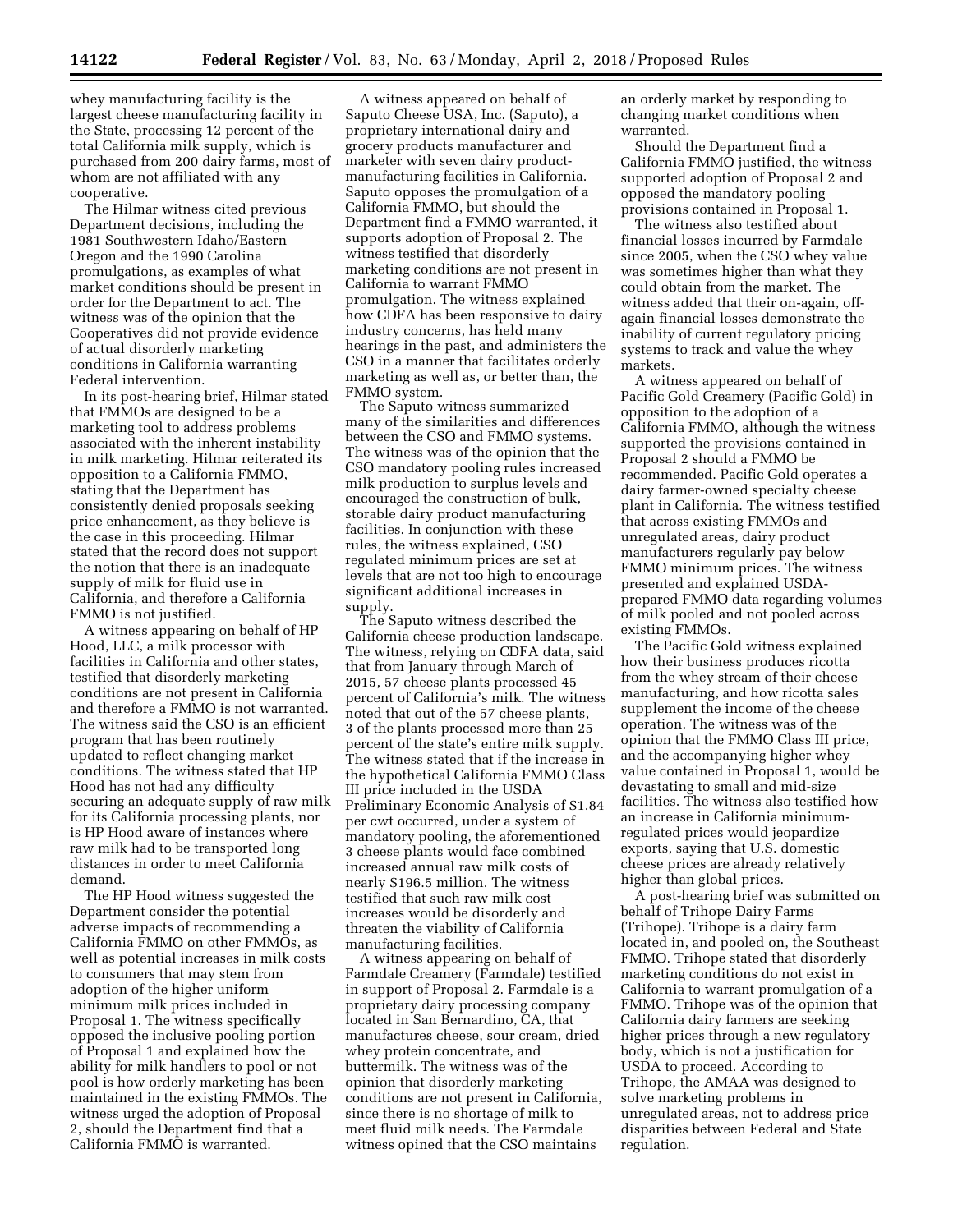whey manufacturing facility is the largest cheese manufacturing facility in the State, processing 12 percent of the total California milk supply, which is purchased from 200 dairy farms, most of whom are not affiliated with any cooperative.

The Hilmar witness cited previous Department decisions, including the 1981 Southwestern Idaho/Eastern Oregon and the 1990 Carolina promulgations, as examples of what market conditions should be present in order for the Department to act. The witness was of the opinion that the Cooperatives did not provide evidence of actual disorderly marketing conditions in California warranting Federal intervention.

In its post-hearing brief, Hilmar stated that FMMOs are designed to be a marketing tool to address problems associated with the inherent instability in milk marketing. Hilmar reiterated its opposition to a California FMMO, stating that the Department has consistently denied proposals seeking price enhancement, as they believe is the case in this proceeding. Hilmar stated that the record does not support the notion that there is an inadequate supply of milk for fluid use in California, and therefore a California FMMO is not justified.

A witness appearing on behalf of HP Hood, LLC, a milk processor with facilities in California and other states, testified that disorderly marketing conditions are not present in California and therefore a FMMO is not warranted. The witness said the CSO is an efficient program that has been routinely updated to reflect changing market conditions. The witness stated that HP Hood has not had any difficulty securing an adequate supply of raw milk for its California processing plants, nor is HP Hood aware of instances where raw milk had to be transported long distances in order to meet California demand.

The HP Hood witness suggested the Department consider the potential adverse impacts of recommending a California FMMO on other FMMOs, as well as potential increases in milk costs to consumers that may stem from adoption of the higher uniform minimum milk prices included in Proposal 1. The witness specifically opposed the inclusive pooling portion of Proposal 1 and explained how the ability for milk handlers to pool or not pool is how orderly marketing has been maintained in the existing FMMOs. The witness urged the adoption of Proposal 2, should the Department find that a California FMMO is warranted.

A witness appeared on behalf of Saputo Cheese USA, Inc. (Saputo), a proprietary international dairy and grocery products manufacturer and marketer with seven dairy product-manufacturing facilities in California. Saputo opposes the promulgation of a California FMMO, but should the Department find a FMMO warranted, it supports adoption of Proposal 2. The witness testified that disorderly marketing conditions are not present in California to warrant FMMO promulgation. The witness explained how CDFA has been responsive to dairy industry concerns, has held many hearings in the past, and administers the CSO in a manner that facilitates orderly marketing as well as, or better than, the FMMO system.

The Saputo witness summarized many of the similarities and differences between the CSO and FMMO systems. The witness was of the opinion that the CSO mandatory pooling rules increased milk production to surplus levels and encouraged the construction of bulk, storable dairy product manufacturing facilities. In conjunction with these rules, the witness explained, CSO regulated minimum prices are set at levels that are not too high to encourage significant additional increases in supply.

The Saputo witness described the California cheese production landscape. The witness, relying on CDFA data, said that from January through March of 2015, 57 cheese plants processed 45 percent of California's milk. The witness noted that out of the 57 cheese plants, 3 of the plants processed more than 25 percent of the state's entire milk supply. The witness stated that if the increase in the hypothetical California FMMO Class III price included in the USDA Preliminary Economic Analysis of $1.84 per cwt occurred, under a system of mandatory pooling, the aforementioned 3 cheese plants would face combined increased annual raw milk costs of nearly $196.5 million. The witness testified that such raw milk cost increases would be disorderly and threaten the viability of California manufacturing facilities.

A witness appearing on behalf of Farmdale Creamery (Farmdale) testified in support of Proposal 2. Farmdale is a proprietary dairy processing company located in San Bernardino, CA, that manufactures cheese, sour cream, dried whey protein concentrate, and buttermilk. The witness was of the opinion that disorderly marketing conditions are not present in California, since there is no shortage of milk to meet fluid milk needs. The Farmdale witness opined that the CSO maintains an orderly market by responding to changing market conditions when warranted.

Should the Department find a California FMMO justified, the witness supported adoption of Proposal 2 and opposed the mandatory pooling provisions contained in Proposal 1.

The witness also testified about financial losses incurred by Farmdale since 2005, when the CSO whey value was sometimes higher than what they could obtain from the market. The witness added that their on-again, off-again financial losses demonstrate the inability of current regulatory pricing systems to track and value the whey markets.

A witness appeared on behalf of Pacific Gold Creamery (Pacific Gold) in opposition to the adoption of a California FMMO, although the witness supported the provisions contained in Proposal 2 should a FMMO be recommended. Pacific Gold operates a dairy farmer-owned specialty cheese plant in California. The witness testified that across existing FMMOs and unregulated areas, dairy product manufacturers regularly pay below FMMO minimum prices. The witness presented and explained USDA-prepared FMMO data regarding volumes of milk pooled and not pooled across existing FMMOs.

The Pacific Gold witness explained how their business produces ricotta from the whey stream of their cheese manufacturing, and how ricotta sales supplement the income of the cheese operation. The witness was of the opinion that the FMMO Class III price, and the accompanying higher whey value contained in Proposal 1, would be devastating to small and mid-size facilities. The witness also testified how an increase in California minimum-regulated prices would jeopardize exports, saying that U.S. domestic cheese prices are already relatively higher than global prices.

A post-hearing brief was submitted on behalf of Trihope Dairy Farms (Trihope). Trihope is a dairy farm located in, and pooled on, the Southeast FMMO. Trihope stated that disorderly marketing conditions do not exist in California to warrant promulgation of a FMMO. Trihope was of the opinion that California dairy farmers are seeking higher prices through a new regulatory body, which is not a justification for USDA to proceed. According to Trihope, the AMAA was designed to solve marketing problems in unregulated areas, not to address price disparities between Federal and State regulation.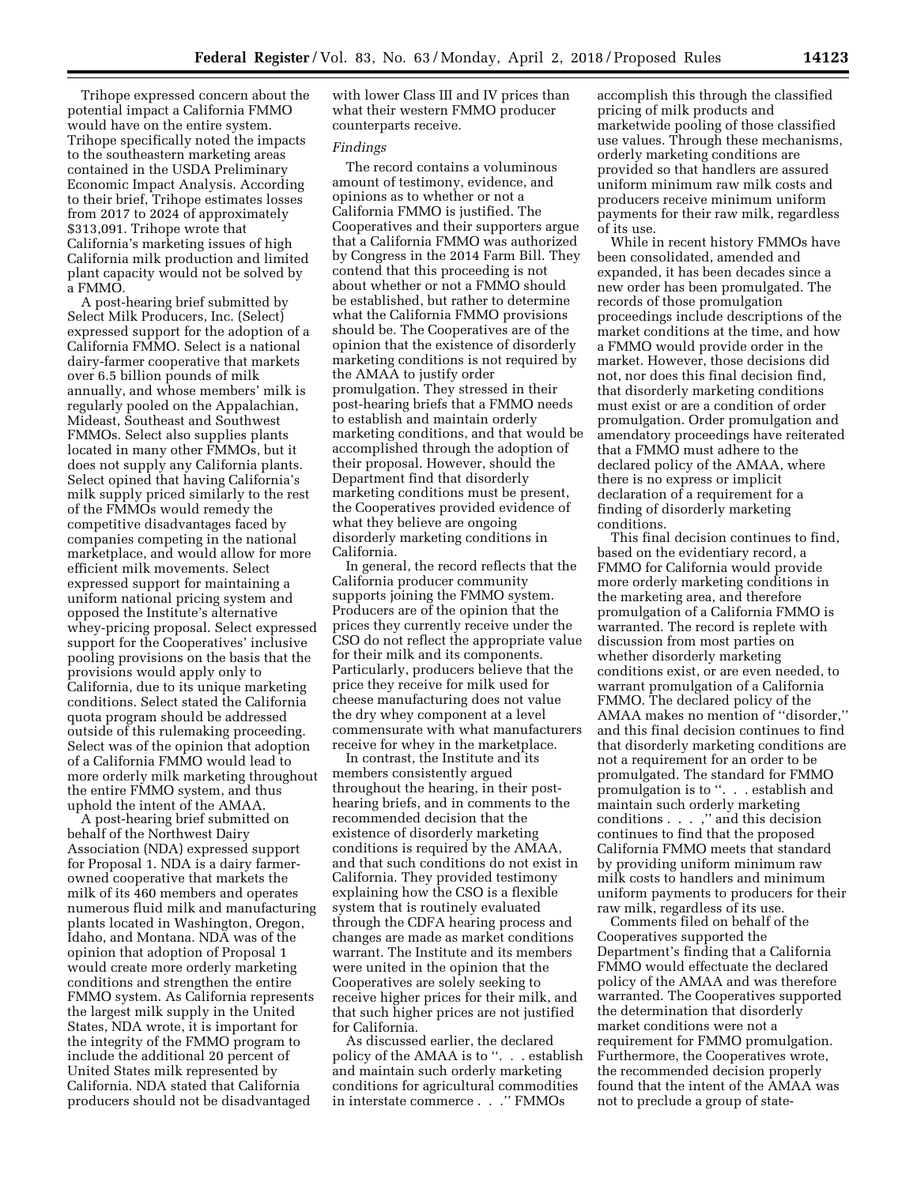Trihope expressed concern about the potential impact a California FMMO would have on the entire system. Trihope specifically noted the impacts to the southeastern marketing areas contained in the USDA Preliminary Economic Impact Analysis. According to their brief, Trihope estimates losses from 2017 to 2024 of approximately $313,091. Trihope wrote that California's marketing issues of high California milk production and limited plant capacity would not be solved by a FMMO.

A post-hearing brief submitted by Select Milk Producers, Inc. (Select) expressed support for the adoption of a California FMMO. Select is a national dairy-farmer cooperative that markets over 6.5 billion pounds of milk annually, and whose members' milk is regularly pooled on the Appalachian, Mideast, Southeast and Southwest FMMOs. Select also supplies plants located in many other FMMOs, but it does not supply any California plants. Select opined that having California's milk supply priced similarly to the rest of the FMMOs would remedy the competitive disadvantages faced by companies competing in the national marketplace, and would allow for more efficient milk movements. Select expressed support for maintaining a uniform national pricing system and opposed the Institute's alternative whey-pricing proposal. Select expressed support for the Cooperatives' inclusive pooling provisions on the basis that the provisions would apply only to California, due to its unique marketing conditions. Select stated the California quota program should be addressed outside of this rulemaking proceeding. Select was of the opinion that adoption of a California FMMO would lead to more orderly milk marketing throughout the entire FMMO system, and thus uphold the intent of the AMAA.

A post-hearing brief submitted on behalf of the Northwest Dairy Association (NDA) expressed support for Proposal 1. NDA is a dairy farmer-owned cooperative that markets the milk of its 460 members and operates numerous fluid milk and manufacturing plants located in Washington, Oregon, Idaho, and Montana. NDA was of the opinion that adoption of Proposal 1 would create more orderly marketing conditions and strengthen the entire FMMO system. As California represents the largest milk supply in the United States, NDA wrote, it is important for the integrity of the FMMO program to include the additional 20 percent of United States milk represented by California. NDA stated that California producers should not be disadvantaged with lower Class III and IV prices than what their western FMMO producer counterparts receive.

*Findings*

The record contains a voluminous amount of testimony, evidence, and opinions as to whether or not a California FMMO is justified. The Cooperatives and their supporters argue that a California FMMO was authorized by Congress in the 2014 Farm Bill. They contend that this proceeding is not about whether or not a FMMO should be established, but rather to determine what the California FMMO provisions should be. The Cooperatives are of the opinion that the existence of disorderly marketing conditions is not required by the AMAA to justify order promulgation. They stressed in their post-hearing briefs that a FMMO needs to establish and maintain orderly marketing conditions, and that would be accomplished through the adoption of their proposal. However, should the Department find that disorderly marketing conditions must be present, the Cooperatives provided evidence of what they believe are ongoing disorderly marketing conditions in California.

In general, the record reflects that the California producer community supports joining the FMMO system. Producers are of the opinion that the prices they currently receive under the CSO do not reflect the appropriate value for their milk and its components. Particularly, producers believe that the price they receive for milk used for cheese manufacturing does not value the dry whey component at a level commensurate with what manufacturers receive for whey in the marketplace.

In contrast, the Institute and its members consistently argued throughout the hearing, in their post-hearing briefs, and in comments to the recommended decision that the existence of disorderly marketing conditions is required by the AMAA, and that such conditions do not exist in California. They provided testimony explaining how the CSO is a flexible system that is routinely evaluated through the CDFA hearing process and changes are made as market conditions warrant. The Institute and its members were united in the opinion that the Cooperatives are solely seeking to receive higher prices for their milk, and that such higher prices are not justified for California.

As discussed earlier, the declared policy of the AMAA is to ''. . . establish and maintain such orderly marketing conditions for agricultural commodities in interstate commerce . . .'' FMMOs accomplish this through the classified pricing of milk products and marketwide pooling of those classified use values. Through these mechanisms, orderly marketing conditions are provided so that handlers are assured uniform minimum raw milk costs and producers receive minimum uniform payments for their raw milk, regardless of its use.

While in recent history FMMOs have been consolidated, amended and expanded, it has been decades since a new order has been promulgated. The records of those promulgation proceedings include descriptions of the market conditions at the time, and how a FMMO would provide order in the market. However, those decisions did not, nor does this final decision find, that disorderly marketing conditions must exist or are a condition of order promulgation. Order promulgation and amendatory proceedings have reiterated that a FMMO must adhere to the declared policy of the AMAA, where there is no express or implicit declaration of a requirement for a finding of disorderly marketing conditions.

This final decision continues to find, based on the evidentiary record, a FMMO for California would provide more orderly marketing conditions in the marketing area, and therefore promulgation of a California FMMO is warranted. The record is replete with discussion from most parties on whether disorderly marketing conditions exist, or are even needed, to warrant promulgation of a California FMMO. The declared policy of the AMAA makes no mention of ''disorder,'' and this final decision continues to find that disorderly marketing conditions are not a requirement for an order to be promulgated. The standard for FMMO promulgation is to ''. . . establish and maintain such orderly marketing conditions . . . ,'' and this decision continues to find that the proposed California FMMO meets that standard by providing uniform minimum raw milk costs to handlers and minimum uniform payments to producers for their raw milk, regardless of its use.

Comments filed on behalf of the Cooperatives supported the Department's finding that a California FMMO would effectuate the declared policy of the AMAA and was therefore warranted. The Cooperatives supported the determination that disorderly market conditions were not a requirement for FMMO promulgation. Furthermore, the Cooperatives wrote, the recommended decision properly found that the intent of the AMAA was not to preclude a group of state-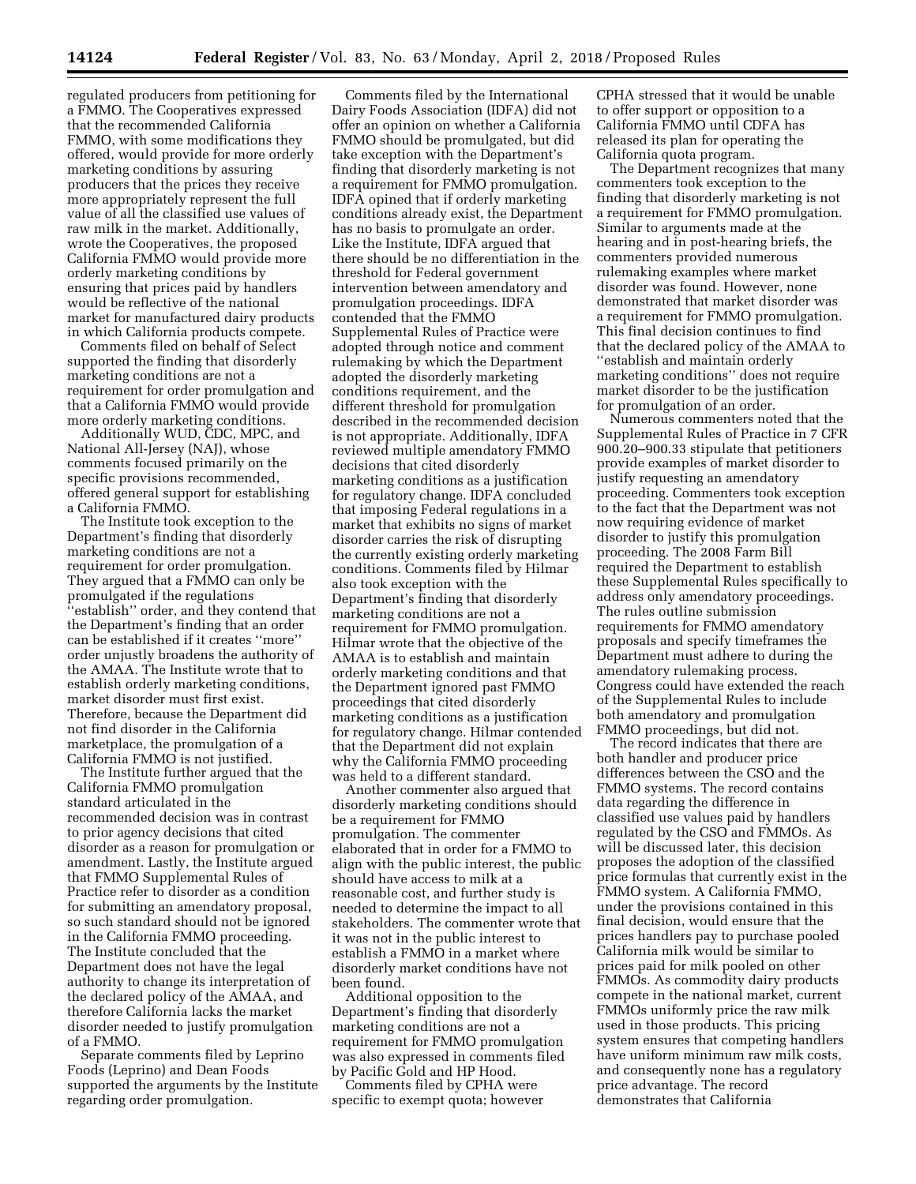regulated producers from petitioning for a FMMO. The Cooperatives expressed that the recommended California FMMO, with some modifications they offered, would provide for more orderly marketing conditions by assuring producers that the prices they receive more appropriately represent the full value of all the classified use values of raw milk in the market. Additionally, wrote the Cooperatives, the proposed California FMMO would provide more orderly marketing conditions by ensuring that prices paid by handlers would be reflective of the national market for manufactured dairy products in which California products compete.

Comments filed on behalf of Select supported the finding that disorderly marketing conditions are not a requirement for order promulgation and that a California FMMO would provide more orderly marketing conditions.

Additionally WUD, CDC, MPC, and National All-Jersey (NAJ), whose comments focused primarily on the specific provisions recommended, offered general support for establishing a California FMMO.

The Institute took exception to the Department's finding that disorderly marketing conditions are not a requirement for order promulgation. They argued that a FMMO can only be promulgated if the regulations "establish" order, and they contend that the Department's finding that an order can be established if it creates "more" order unjustly broadens the authority of the AMAA. The Institute wrote that to establish orderly marketing conditions, market disorder must first exist. Therefore, because the Department did not find disorder in the California marketplace, the promulgation of a California FMMO is not justified.

The Institute further argued that the California FMMO promulgation standard articulated in the recommended decision was in contrast to prior agency decisions that cited disorder as a reason for promulgation or amendment. Lastly, the Institute argued that FMMO Supplemental Rules of Practice refer to disorder as a condition for submitting an amendatory proposal, so such standard should not be ignored in the California FMMO proceeding. The Institute concluded that the Department does not have the legal authority to change its interpretation of the declared policy of the AMAA, and therefore California lacks the market disorder needed to justify promulgation of a FMMO.

Separate comments filed by Leprino Foods (Leprino) and Dean Foods supported the arguments by the Institute regarding order promulgation.

Comments filed by the International Dairy Foods Association (IDFA) did not offer an opinion on whether a California FMMO should be promulgated, but did take exception with the Department's finding that disorderly marketing is not a requirement for FMMO promulgation. IDFA opined that if orderly marketing conditions already exist, the Department has no basis to promulgate an order. Like the Institute, IDFA argued that there should be no differentiation in the threshold for Federal government intervention between amendatory and promulgation proceedings. IDFA contended that the FMMO Supplemental Rules of Practice were adopted through notice and comment rulemaking by which the Department adopted the disorderly marketing conditions requirement, and the different threshold for promulgation described in the recommended decision is not appropriate. Additionally, IDFA reviewed multiple amendatory FMMO decisions that cited disorderly marketing conditions as a justification for regulatory change. IDFA concluded that imposing Federal regulations in a market that exhibits no signs of market disorder carries the risk of disrupting the currently existing orderly marketing conditions. Comments filed by Hilmar also took exception with the Department's finding that disorderly marketing conditions are not a requirement for FMMO promulgation. Hilmar wrote that the objective of the AMAA is to establish and maintain orderly marketing conditions and that the Department ignored past FMMO proceedings that cited disorderly marketing conditions as a justification for regulatory change. Hilmar contended that the Department did not explain why the California FMMO proceeding was held to a different standard.

Another commenter also argued that disorderly marketing conditions should be a requirement for FMMO promulgation. The commenter elaborated that in order for a FMMO to align with the public interest, the public should have access to milk at a reasonable cost, and further study is needed to determine the impact to all stakeholders. The commenter wrote that it was not in the public interest to establish a FMMO in a market where disorderly market conditions have not been found.

Additional opposition to the Department's finding that disorderly marketing conditions are not a requirement for FMMO promulgation was also expressed in comments filed by Pacific Gold and HP Hood.

Comments filed by CPHA were specific to exempt quota; however CPHA stressed that it would be unable to offer support or opposition to a California FMMO until CDFA has released its plan for operating the California quota program.

The Department recognizes that many commenters took exception to the finding that disorderly marketing is not a requirement for FMMO promulgation. Similar to arguments made at the hearing and in post-hearing briefs, the commenters provided numerous rulemaking examples where market disorder was found. However, none demonstrated that market disorder was a requirement for FMMO promulgation. This final decision continues to find that the declared policy of the AMAA to "establish and maintain orderly marketing conditions" does not require market disorder to be the justification for promulgation of an order.

Numerous commenters noted that the Supplemental Rules of Practice in 7 CFR 900.20–900.33 stipulate that petitioners provide examples of market disorder to justify requesting an amendatory proceeding. Commenters took exception to the fact that the Department was not now requiring evidence of market disorder to justify this promulgation proceeding. The 2008 Farm Bill required the Department to establish these Supplemental Rules specifically to address only amendatory proceedings. The rules outline submission requirements for FMMO amendatory proposals and specify timeframes the Department must adhere to during the amendatory rulemaking process. Congress could have extended the reach of the Supplemental Rules to include both amendatory and promulgation FMMO proceedings, but did not.

The record indicates that there are both handler and producer price differences between the CSO and the FMMO systems. The record contains data regarding the difference in classified use values paid by handlers regulated by the CSO and FMMOs. As will be discussed later, this decision proposes the adoption of the classified price formulas that currently exist in the FMMO system. A California FMMO, under the provisions contained in this final decision, would ensure that the prices handlers pay to purchase pooled California milk would be similar to prices paid for milk pooled on other FMMOs. As commodity dairy products compete in the national market, current FMMOs uniformly price the raw milk used in those products. This pricing system ensures that competing handlers have uniform minimum raw milk costs, and consequently none has a regulatory price advantage. The record demonstrates that California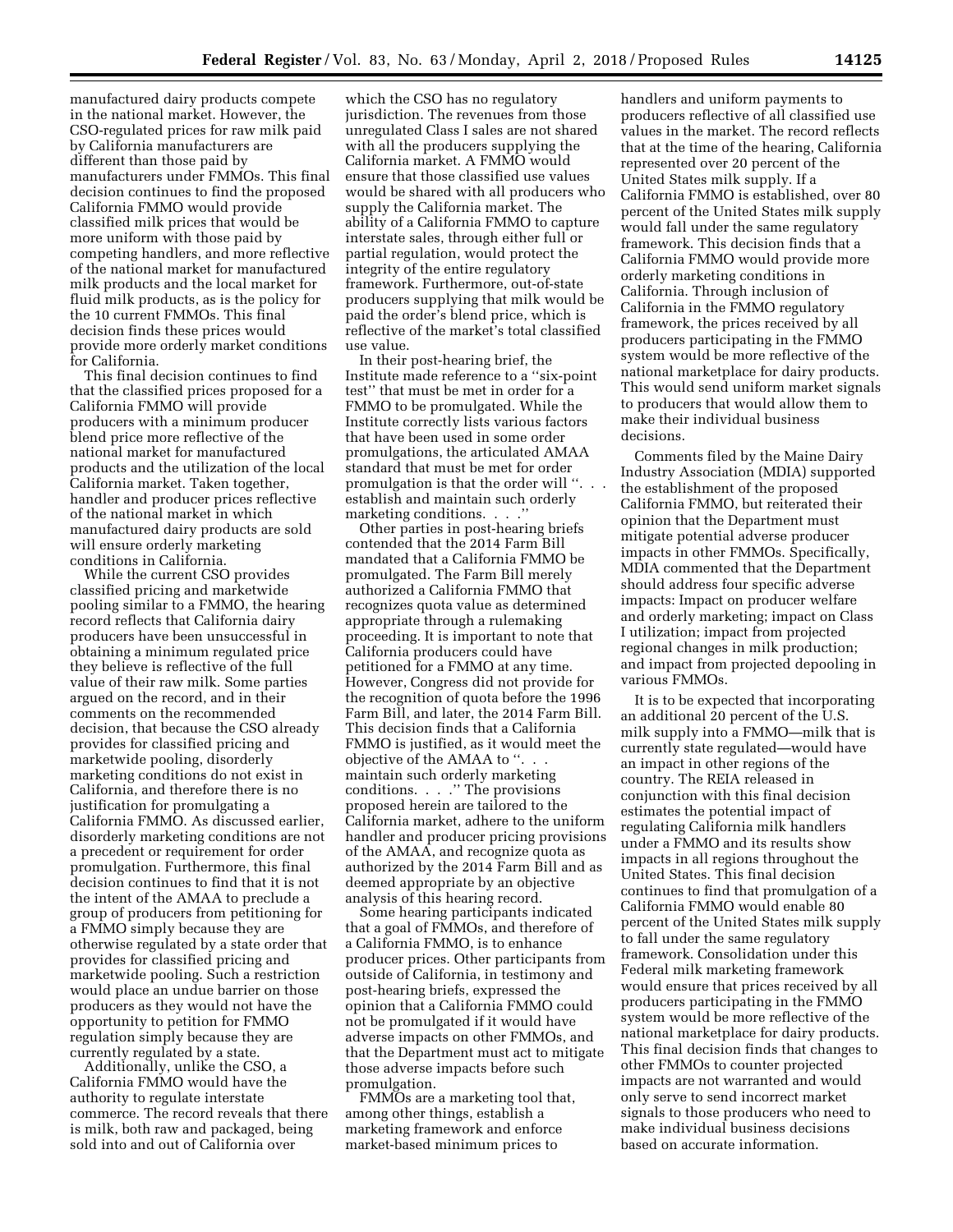manufactured dairy products compete in the national market. However, the CSO-regulated prices for raw milk paid by California manufacturers are different than those paid by manufacturers under FMMOs. This final decision continues to find the proposed California FMMO would provide classified milk prices that would be more uniform with those paid by competing handlers, and more reflective of the national market for manufactured milk products and the local market for fluid milk products, as is the policy for the 10 current FMMOs. This final decision finds these prices would provide more orderly market conditions for California.

This final decision continues to find that the classified prices proposed for a California FMMO will provide producers with a minimum producer blend price more reflective of the national market for manufactured products and the utilization of the local California market. Taken together, handler and producer prices reflective of the national market in which manufactured dairy products are sold will ensure orderly marketing conditions in California.

While the current CSO provides classified pricing and marketwide pooling similar to a FMMO, the hearing record reflects that California dairy producers have been unsuccessful in obtaining a minimum regulated price they believe is reflective of the full value of their raw milk. Some parties argued on the record, and in their comments on the recommended decision, that because the CSO already provides for classified pricing and marketwide pooling, disorderly marketing conditions do not exist in California, and therefore there is no justification for promulgating a California FMMO. As discussed earlier, disorderly marketing conditions are not a precedent or requirement for order promulgation. Furthermore, this final decision continues to find that it is not the intent of the AMAA to preclude a group of producers from petitioning for a FMMO simply because they are otherwise regulated by a state order that provides for classified pricing and marketwide pooling. Such a restriction would place an undue barrier on those producers as they would not have the opportunity to petition for FMMO regulation simply because they are currently regulated by a state.

Additionally, unlike the CSO, a California FMMO would have the authority to regulate interstate commerce. The record reveals that there is milk, both raw and packaged, being sold into and out of California over which the CSO has no regulatory jurisdiction. The revenues from those unregulated Class I sales are not shared with all the producers supplying the California market. A FMMO would ensure that those classified use values would be shared with all producers who supply the California market. The ability of a California FMMO to capture interstate sales, through either full or partial regulation, would protect the integrity of the entire regulatory framework. Furthermore, out-of-state producers supplying that milk would be paid the order's blend price, which is reflective of the market's total classified use value.

In their post-hearing brief, the Institute made reference to a ''six-point test'' that must be met in order for a FMMO to be promulgated. While the Institute correctly lists various factors that have been used in some order promulgations, the articulated AMAA standard that must be met for order promulgation is that the order will ''. . . establish and maintain such orderly marketing conditions. . . .''

Other parties in post-hearing briefs contended that the 2014 Farm Bill mandated that a California FMMO be promulgated. The Farm Bill merely authorized a California FMMO that recognizes quota value as determined appropriate through a rulemaking proceeding. It is important to note that California producers could have petitioned for a FMMO at any time. However, Congress did not provide for the recognition of quota before the 1996 Farm Bill, and later, the 2014 Farm Bill. This decision finds that a California FMMO is justified, as it would meet the objective of the AMAA to ''. . . maintain such orderly marketing conditions. . . .'' The provisions proposed herein are tailored to the California market, adhere to the uniform handler and producer pricing provisions of the AMAA, and recognize quota as authorized by the 2014 Farm Bill and as deemed appropriate by an objective analysis of this hearing record.

Some hearing participants indicated that a goal of FMMOs, and therefore of a California FMMO, is to enhance producer prices. Other participants from outside of California, in testimony and post-hearing briefs, expressed the opinion that a California FMMO could not be promulgated if it would have adverse impacts on other FMMOs, and that the Department must act to mitigate those adverse impacts before such promulgation.

FMMOs are a marketing tool that, among other things, establish a marketing framework and enforce market-based minimum prices to handlers and uniform payments to producers reflective of all classified use values in the market. The record reflects that at the time of the hearing, California represented over 20 percent of the United States milk supply. If a California FMMO is established, over 80 percent of the United States milk supply would fall under the same regulatory framework. This decision finds that a California FMMO would provide more orderly marketing conditions in California. Through inclusion of California in the FMMO regulatory framework, the prices received by all producers participating in the FMMO system would be more reflective of the national marketplace for dairy products. This would send uniform market signals to producers that would allow them to make their individual business decisions.

Comments filed by the Maine Dairy Industry Association (MDIA) supported the establishment of the proposed California FMMO, but reiterated their opinion that the Department must mitigate potential adverse producer impacts in other FMMOs. Specifically, MDIA commented that the Department should address four specific adverse impacts: Impact on producer welfare and orderly marketing; impact on Class I utilization; impact from projected regional changes in milk production; and impact from projected depooling in various FMMOs.

It is to be expected that incorporating an additional 20 percent of the U.S. milk supply into a FMMO—milk that is currently state regulated—would have an impact in other regions of the country. The REIA released in conjunction with this final decision estimates the potential impact of regulating California milk handlers under a FMMO and its results show impacts in all regions throughout the United States. This final decision continues to find that promulgation of a California FMMO would enable 80 percent of the United States milk supply to fall under the same regulatory framework. Consolidation under this Federal milk marketing framework would ensure that prices received by all producers participating in the FMMO system would be more reflective of the national marketplace for dairy products. This final decision finds that changes to other FMMOs to counter projected impacts are not warranted and would only serve to send incorrect market signals to those producers who need to make individual business decisions based on accurate information.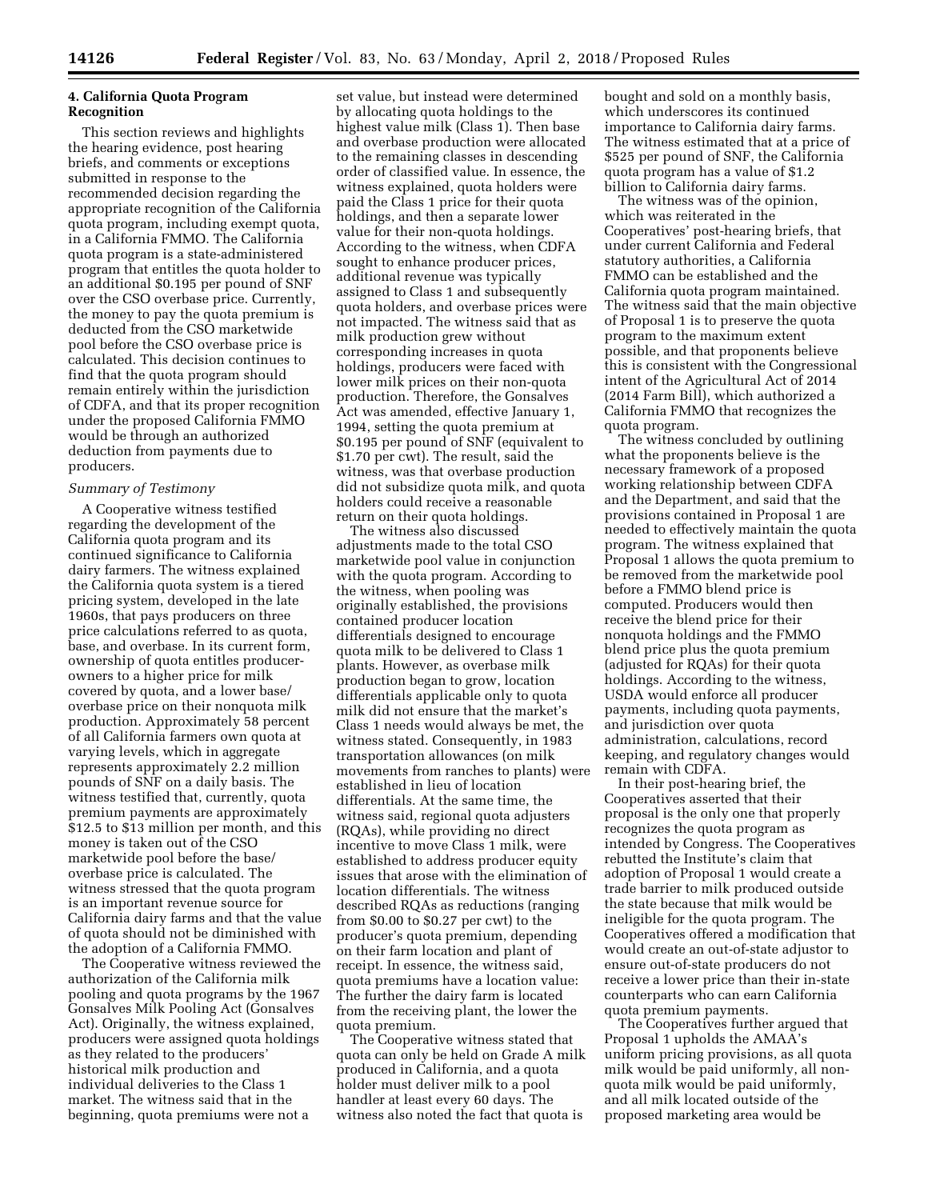### 4. California Quota Program Recognition

This section reviews and highlights the hearing evidence, post hearing briefs, and comments or exceptions submitted in response to the recommended decision regarding the appropriate recognition of the California quota program, including exempt quota, in a California FMMO. The California quota program is a state-administered program that entitles the quota holder to an additional $0.195 per pound of SNF over the CSO overbase price. Currently, the money to pay the quota premium is deducted from the CSO marketwide pool before the CSO overbase price is calculated. This decision continues to find that the quota program should remain entirely within the jurisdiction of CDFA, and that its proper recognition under the proposed California FMMO would be through an authorized deduction from payments due to producers.

*Summary of Testimony*

A Cooperative witness testified regarding the development of the California quota program and its continued significance to California dairy farmers. The witness explained the California quota system is a tiered pricing system, developed in the late 1960s, that pays producers on three price calculations referred to as quota, base, and overbase. In its current form, ownership of quota entitles producer-owners to a higher price for milk covered by quota, and a lower base/overbase price on their nonquota milk production. Approximately 58 percent of all California farmers own quota at varying levels, which in aggregate represents approximately 2.2 million pounds of SNF on a daily basis. The witness testified that, currently, quota premium payments are approximately $12.5 to $13 million per month, and this money is taken out of the CSO marketwide pool before the base/overbase price is calculated. The witness stressed that the quota program is an important revenue source for California dairy farms and that the value of quota should not be diminished with the adoption of a California FMMO.

The Cooperative witness reviewed the authorization of the California milk pooling and quota programs by the 1967 Gonsalves Milk Pooling Act (Gonsalves Act). Originally, the witness explained, producers were assigned quota holdings as they related to the producers' historical milk production and individual deliveries to the Class 1 market. The witness said that in the beginning, quota premiums were not a set value, but instead were determined by allocating quota holdings to the highest value milk (Class 1). Then base and overbase production were allocated to the remaining classes in descending order of classified value. In essence, the witness explained, quota holders were paid the Class 1 price for their quota holdings, and then a separate lower value for their non-quota holdings. According to the witness, when CDFA sought to enhance producer prices, additional revenue was typically assigned to Class 1 and subsequently quota holders, and overbase prices were not impacted. The witness said that as milk production grew without corresponding increases in quota holdings, producers were faced with lower milk prices on their non-quota production. Therefore, the Gonsalves Act was amended, effective January 1, 1994, setting the quota premium at $0.195 per pound of SNF (equivalent to $1.70 per cwt). The result, said the witness, was that overbase production did not subsidize quota milk, and quota holders could receive a reasonable return on their quota holdings.

The witness also discussed adjustments made to the total CSO marketwide pool value in conjunction with the quota program. According to the witness, when pooling was originally established, the provisions contained producer location differentials designed to encourage quota milk to be delivered to Class 1 plants. However, as overbase milk production began to grow, location differentials applicable only to quota milk did not ensure that the market's Class 1 needs would always be met, the witness stated. Consequently, in 1983 transportation allowances (on milk movements from ranches to plants) were established in lieu of location differentials. At the same time, the witness said, regional quota adjusters (RQAs), while providing no direct incentive to move Class 1 milk, were established to address producer equity issues that arose with the elimination of location differentials. The witness described RQAs as reductions (ranging from $0.00 to $0.27 per cwt) to the producer's quota premium, depending on their farm location and plant of receipt. In essence, the witness said, quota premiums have a location value: The further the dairy farm is located from the receiving plant, the lower the quota premium.

The Cooperative witness stated that quota can only be held on Grade A milk produced in California, and a quota holder must deliver milk to a pool handler at least every 60 days. The witness also noted the fact that quota is bought and sold on a monthly basis, which underscores its continued importance to California dairy farms. The witness estimated that at a price of $525 per pound of SNF, the California quota program has a value of $1.2 billion to California dairy farms.

The witness was of the opinion, which was reiterated in the Cooperatives' post-hearing briefs, that under current California and Federal statutory authorities, a California FMMO can be established and the California quota program maintained. The witness said that the main objective of Proposal 1 is to preserve the quota program to the maximum extent possible, and that proponents believe this is consistent with the Congressional intent of the Agricultural Act of 2014 (2014 Farm Bill), which authorized a California FMMO that recognizes the quota program.

The witness concluded by outlining what the proponents believe is the necessary framework of a proposed working relationship between CDFA and the Department, and said that the provisions contained in Proposal 1 are needed to effectively maintain the quota program. The witness explained that Proposal 1 allows the quota premium to be removed from the marketwide pool before a FMMO blend price is computed. Producers would then receive the blend price for their nonquota holdings and the FMMO blend price plus the quota premium (adjusted for RQAs) for their quota holdings. According to the witness, USDA would enforce all producer payments, including quota payments, and jurisdiction over quota administration, calculations, record keeping, and regulatory changes would remain with CDFA.

In their post-hearing brief, the Cooperatives asserted that their proposal is the only one that properly recognizes the quota program as intended by Congress. The Cooperatives rebutted the Institute's claim that adoption of Proposal 1 would create a trade barrier to milk produced outside the state because that milk would be ineligible for the quota program. The Cooperatives offered a modification that would create an out-of-state adjustor to ensure out-of-state producers do not receive a lower price than their in-state counterparts who can earn California quota premium payments.

The Cooperatives further argued that Proposal 1 upholds the AMAA's uniform pricing provisions, as all quota milk would be paid uniformly, all non-quota milk would be paid uniformly, and all milk located outside of the proposed marketing area would be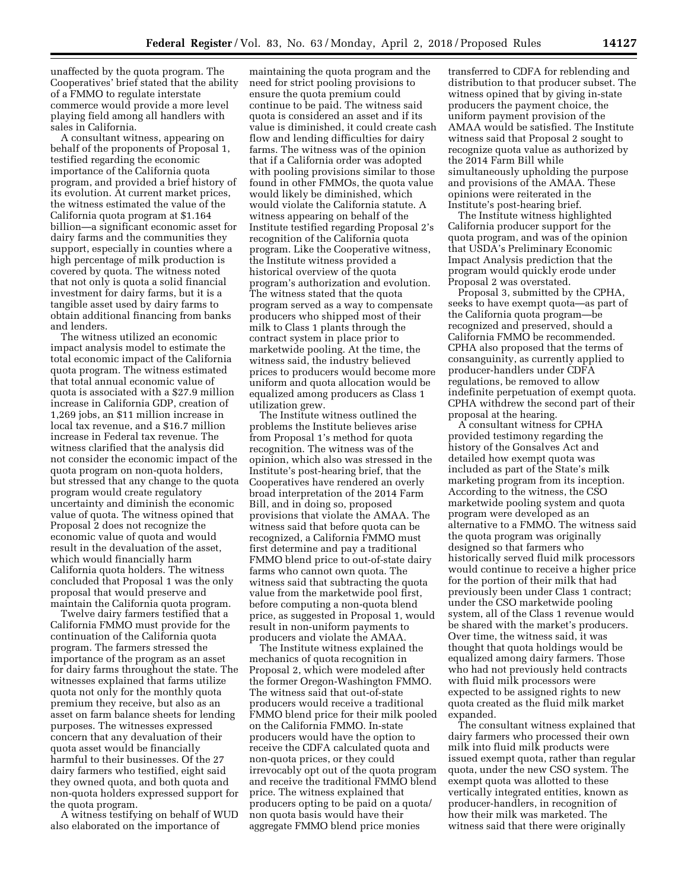unaffected by the quota program. The Cooperatives' brief stated that the ability of a FMMO to regulate interstate commerce would provide a more level playing field among all handlers with sales in California.

A consultant witness, appearing on behalf of the proponents of Proposal 1, testified regarding the economic importance of the California quota program, and provided a brief history of its evolution. At current market prices, the witness estimated the value of the California quota program at $1.164 billion—a significant economic asset for dairy farms and the communities they support, especially in counties where a high percentage of milk production is covered by quota. The witness noted that not only is quota a solid financial investment for dairy farms, but it is a tangible asset used by dairy farms to obtain additional financing from banks and lenders.

The witness utilized an economic impact analysis model to estimate the total economic impact of the California quota program. The witness estimated that total annual economic value of quota is associated with a $27.9 million increase in California GDP, creation of 1,269 jobs, an $11 million increase in local tax revenue, and a $16.7 million increase in Federal tax revenue. The witness clarified that the analysis did not consider the economic impact of the quota program on non-quota holders, but stressed that any change to the quota program would create regulatory uncertainty and diminish the economic value of quota. The witness opined that Proposal 2 does not recognize the economic value of quota and would result in the devaluation of the asset, which would financially harm California quota holders. The witness concluded that Proposal 1 was the only proposal that would preserve and maintain the California quota program.

Twelve dairy farmers testified that a California FMMO must provide for the continuation of the California quota program. The farmers stressed the importance of the program as an asset for dairy farms throughout the state. The witnesses explained that farms utilize quota not only for the monthly quota premium they receive, but also as an asset on farm balance sheets for lending purposes. The witnesses expressed concern that any devaluation of their quota asset would be financially harmful to their businesses. Of the 27 dairy farmers who testified, eight said they owned quota, and both quota and non-quota holders expressed support for the quota program.

A witness testifying on behalf of WUD also elaborated on the importance of maintaining the quota program and the need for strict pooling provisions to ensure the quota premium could continue to be paid. The witness said quota is considered an asset and if its value is diminished, it could create cash flow and lending difficulties for dairy farms. The witness was of the opinion that if a California order was adopted with pooling provisions similar to those found in other FMMOs, the quota value would likely be diminished, which would violate the California statute.

A witness appearing on behalf of the Institute testified regarding Proposal 2's recognition of the California quota program. Like the Cooperative witness, the Institute witness provided a historical overview of the quota program's authorization and evolution. The witness stated that the quota program served as a way to compensate producers who shipped most of their milk to Class 1 plants through the contract system in place prior to marketwide pooling. At the time, the witness said, the industry believed prices to producers would become more uniform and quota allocation would be equalized among producers as Class 1 utilization grew.

The Institute witness outlined the problems the Institute believes arise from Proposal 1's method for quota recognition. The witness was of the opinion, which also was stressed in the Institute's post-hearing brief, that the Cooperatives have rendered an overly broad interpretation of the 2014 Farm Bill, and in doing so, proposed provisions that violate the AMAA. The witness said that before quota can be recognized, a California FMMO must first determine and pay a traditional FMMO blend price to out-of-state dairy farms who cannot own quota. The witness said that subtracting the quota value from the marketwide pool first, before computing a non-quota blend price, as suggested in Proposal 1, would result in non-uniform payments to producers and violate the AMAA.

The Institute witness explained the mechanics of quota recognition in Proposal 2, which were modeled after the former Oregon-Washington FMMO. The witness said that out-of-state producers would receive a traditional FMMO blend price for their milk pooled on the California FMMO. In-state producers would have the option to receive the CDFA calculated quota and non-quota prices, or they could irrevocably opt out of the quota program and receive the traditional FMMO blend price. The witness explained that producers opting to be paid on a quota/non quota basis would have their aggregate FMMO blend price monies transferred to CDFA for reblending and distribution to that producer subset. The witness opined that by giving in-state producers the payment choice, the uniform payment provision of the AMAA would be satisfied. The Institute witness said that Proposal 2 sought to recognize quota value as authorized by the 2014 Farm Bill while simultaneously upholding the purpose and provisions of the AMAA. These opinions were reiterated in the Institute's post-hearing brief.

The Institute witness highlighted California producer support for the quota program, and was of the opinion that USDA's Preliminary Economic Impact Analysis prediction that the program would quickly erode under Proposal 2 was overstated.

Proposal 3, submitted by the CPHA, seeks to have exempt quota—as part of the California quota program—be recognized and preserved, should a California FMMO be recommended. CPHA also proposed that the terms of consanguinity, as currently applied to producer-handlers under CDFA regulations, be removed to allow indefinite perpetuation of exempt quota. CPHA withdrew the second part of their proposal at the hearing.

A consultant witness for CPHA provided testimony regarding the history of the Gonsalves Act and detailed how exempt quota was included as part of the State's milk marketing program from its inception. According to the witness, the CSO marketwide pooling system and quota program were developed as an alternative to a FMMO. The witness said the quota program was originally designed so that farmers who historically served fluid milk processors would continue to receive a higher price for the portion of their milk that had previously been under Class 1 contract; under the CSO marketwide pooling system, all of the Class 1 revenue would be shared with the market's producers. Over time, the witness said, it was thought that quota holdings would be equalized among dairy farmers. Those who had not previously held contracts with fluid milk processors were expected to be assigned rights to new quota created as the fluid milk market expanded.

The consultant witness explained that dairy farmers who processed their own milk into fluid milk products were issued exempt quota, rather than regular quota, under the new CSO system. The exempt quota was allotted to these vertically integrated entities, known as producer-handlers, in recognition of how their milk was marketed. The witness said that there were originally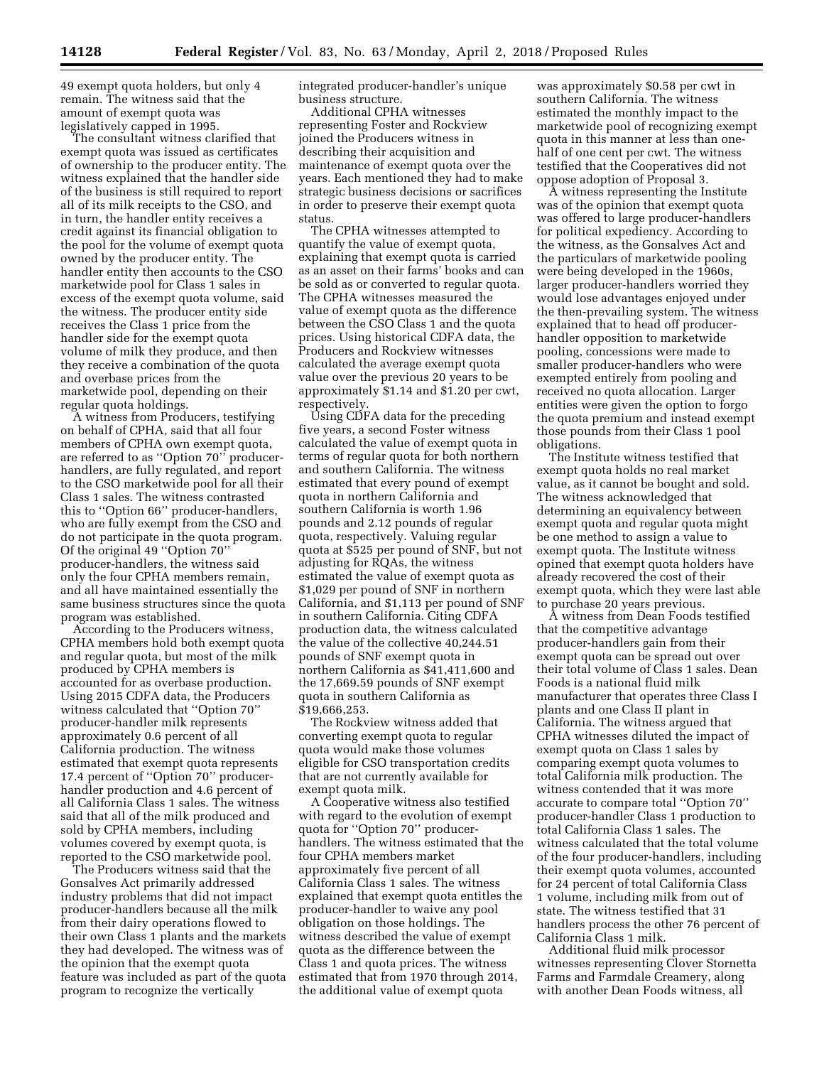49 exempt quota holders, but only 4 remain. The witness said that the amount of exempt quota was legislatively capped in 1995.

The consultant witness clarified that exempt quota was issued as certificates of ownership to the producer entity. The witness explained that the handler side of the business is still required to report all of its milk receipts to the CSO, and in turn, the handler entity receives a credit against its financial obligation to the pool for the volume of exempt quota owned by the producer entity. The handler entity then accounts to the CSO marketwide pool for Class 1 sales in excess of the exempt quota volume, said the witness. The producer entity side receives the Class 1 price from the handler side for the exempt quota volume of milk they produce, and then they receive a combination of the quota and overbase prices from the marketwide pool, depending on their regular quota holdings.

A witness from Producers, testifying on behalf of CPHA, said that all four members of CPHA own exempt quota, are referred to as ''Option 70'' producer-handlers, are fully regulated, and report to the CSO marketwide pool for all their Class 1 sales. The witness contrasted this to ''Option 66'' producer-handlers, who are fully exempt from the CSO and do not participate in the quota program. Of the original 49 ''Option 70'' producer-handlers, the witness said only the four CPHA members remain, and all have maintained essentially the same business structures since the quota program was established.

According to the Producers witness, CPHA members hold both exempt quota and regular quota, but most of the milk produced by CPHA members is accounted for as overbase production. Using 2015 CDFA data, the Producers witness calculated that ''Option 70'' producer-handler milk represents approximately 0.6 percent of all California production. The witness estimated that exempt quota represents 17.4 percent of ''Option 70'' producer-handler production and 4.6 percent of all California Class 1 sales. The witness said that all of the milk produced and sold by CPHA members, including volumes covered by exempt quota, is reported to the CSO marketwide pool.

The Producers witness said that the Gonsalves Act primarily addressed industry problems that did not impact producer-handlers because all the milk from their dairy operations flowed to their own Class 1 plants and the markets they had developed. The witness was of the opinion that the exempt quota feature was included as part of the quota program to recognize the vertically integrated producer-handler's unique business structure.

Additional CPHA witnesses representing Foster and Rockview joined the Producers witness in describing their acquisition and maintenance of exempt quota over the years. Each mentioned they had to make strategic business decisions or sacrifices in order to preserve their exempt quota status.

The CPHA witnesses attempted to quantify the value of exempt quota, explaining that exempt quota is carried as an asset on their farms' books and can be sold as or converted to regular quota. The CPHA witnesses measured the value of exempt quota as the difference between the CSO Class 1 and the quota prices. Using historical CDFA data, the Producers and Rockview witnesses calculated the average exempt quota value over the previous 20 years to be approximately $1.14 and $1.20 per cwt, respectively.

Using CDFA data for the preceding five years, a second Foster witness calculated the value of exempt quota in terms of regular quota for both northern and southern California. The witness estimated that every pound of exempt quota in northern California and southern California is worth 1.96 pounds and 2.12 pounds of regular quota, respectively. Valuing regular quota at $525 per pound of SNF, but not adjusting for RQAs, the witness estimated the value of exempt quota as $1,029 per pound of SNF in northern California, and $1,113 per pound of SNF in southern California. Citing CDFA production data, the witness calculated the value of the collective 40,244.51 pounds of SNF exempt quota in northern California as $41,411,600 and the 17,669.59 pounds of SNF exempt quota in southern California as $19,666,253.

The Rockview witness added that converting exempt quota to regular quota would make those volumes eligible for CSO transportation credits that are not currently available for exempt quota milk.

A Cooperative witness also testified with regard to the evolution of exempt quota for ''Option 70'' producer-handlers. The witness estimated that the four CPHA members market approximately five percent of all California Class 1 sales. The witness explained that exempt quota entitles the producer-handler to waive any pool obligation on those holdings. The witness described the value of exempt quota as the difference between the Class 1 and quota prices. The witness estimated that from 1970 through 2014, the additional value of exempt quota was approximately $0.58 per cwt in southern California. The witness estimated the monthly impact to the marketwide pool of recognizing exempt quota in this manner at less than one-half of one cent per cwt. The witness testified that the Cooperatives did not oppose adoption of Proposal 3.

A witness representing the Institute was of the opinion that exempt quota was offered to large producer-handlers for political expediency. According to the witness, as the Gonsalves Act and the particulars of marketwide pooling were being developed in the 1960s, larger producer-handlers worried they would lose advantages enjoyed under the then-prevailing system. The witness explained that to head off producer-handler opposition to marketwide pooling, concessions were made to smaller producer-handlers who were exempted entirely from pooling and received no quota allocation. Larger entities were given the option to forgo the quota premium and instead exempt those pounds from their Class 1 pool obligations.

The Institute witness testified that exempt quota holds no real market value, as it cannot be bought and sold. The witness acknowledged that determining an equivalency between exempt quota and regular quota might be one method to assign a value to exempt quota. The Institute witness opined that exempt quota holders have already recovered the cost of their exempt quota, which they were last able to purchase 20 years previous.

A witness from Dean Foods testified that the competitive advantage producer-handlers gain from their exempt quota can be spread out over their total volume of Class 1 sales. Dean Foods is a national fluid milk manufacturer that operates three Class I plants and one Class II plant in California. The witness argued that CPHA witnesses diluted the impact of exempt quota on Class 1 sales by comparing exempt quota volumes to total California milk production. The witness contended that it was more accurate to compare total ''Option 70'' producer-handler Class 1 production to total California Class 1 sales. The witness calculated that the total volume of the four producer-handlers, including their exempt quota volumes, accounted for 24 percent of total California Class 1 volume, including milk from out of state. The witness testified that 31 handlers process the other 76 percent of California Class 1 milk.

Additional fluid milk processor witnesses representing Clover Stornetta Farms and Farmdale Creamery, along with another Dean Foods witness, all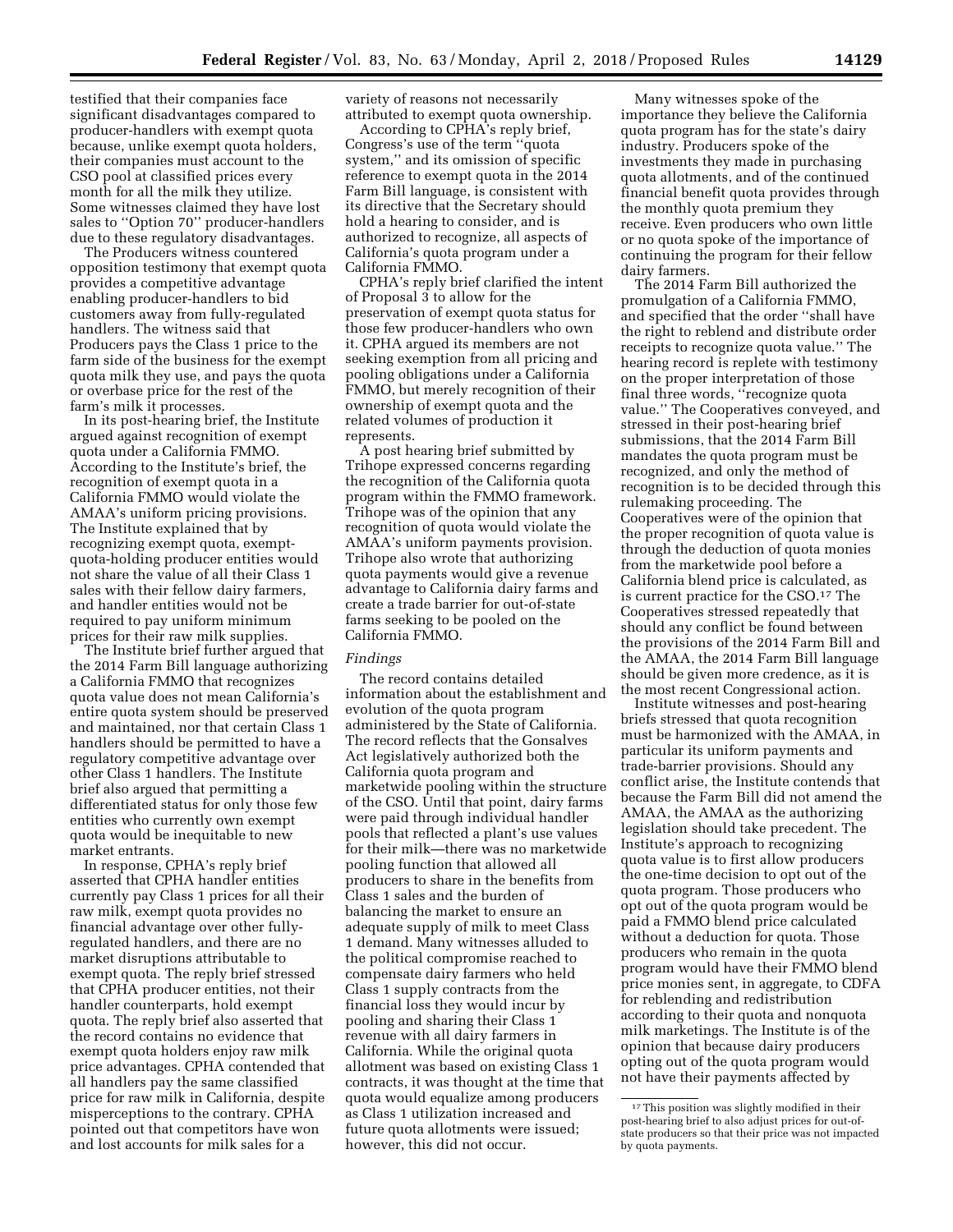testified that their companies face significant disadvantages compared to producer-handlers with exempt quota because, unlike exempt quota holders, their companies must account to the CSO pool at classified prices every month for all the milk they utilize. Some witnesses claimed they have lost sales to ''Option 70'' producer-handlers due to these regulatory disadvantages.

The Producers witness countered opposition testimony that exempt quota provides a competitive advantage enabling producer-handlers to bid customers away from fully-regulated handlers. The witness said that Producers pays the Class 1 price to the farm side of the business for the exempt quota milk they use, and pays the quota or overbase price for the rest of the farm's milk it processes.

In its post-hearing brief, the Institute argued against recognition of exempt quota under a California FMMO. According to the Institute's brief, the recognition of exempt quota in a California FMMO would violate the AMAA's uniform pricing provisions. The Institute explained that by recognizing exempt quota, exempt-quota-holding producer entities would not share the value of all their Class 1 sales with their fellow dairy farmers, and handler entities would not be required to pay uniform minimum prices for their raw milk supplies.

The Institute brief further argued that the 2014 Farm Bill language authorizing a California FMMO that recognizes quota value does not mean California's entire quota system should be preserved and maintained, nor that certain Class 1 handlers should be permitted to have a regulatory competitive advantage over other Class 1 handlers. The Institute brief also argued that permitting a differentiated status for only those few entities who currently own exempt quota would be inequitable to new market entrants.

In response, CPHA's reply brief asserted that CPHA handler entities currently pay Class 1 prices for all their raw milk, exempt quota provides no financial advantage over other fully-regulated handlers, and there are no market disruptions attributable to exempt quota. The reply brief stressed that CPHA producer entities, not their handler counterparts, hold exempt quota. The reply brief also asserted that the record contains no evidence that exempt quota holders enjoy raw milk price advantages. CPHA contended that all handlers pay the same classified price for raw milk in California, despite misperceptions to the contrary. CPHA pointed out that competitors have won and lost accounts for milk sales for a variety of reasons not necessarily attributed to exempt quota ownership.

According to CPHA's reply brief, Congress's use of the term ''quota system,'' and its omission of specific reference to exempt quota in the 2014 Farm Bill language, is consistent with its directive that the Secretary should hold a hearing to consider, and is authorized to recognize, all aspects of California's quota program under a California FMMO.

CPHA's reply brief clarified the intent of Proposal 3 to allow for the preservation of exempt quota status for those few producer-handlers who own it. CPHA argued its members are not seeking exemption from all pricing and pooling obligations under a California FMMO, but merely recognition of their ownership of exempt quota and the related volumes of production it represents.

A post hearing brief submitted by Trihope expressed concerns regarding the recognition of the California quota program within the FMMO framework. Trihope was of the opinion that any recognition of quota would violate the AMAA's uniform payments provision. Trihope also wrote that authorizing quota payments would give a revenue advantage to California dairy farms and create a trade barrier for out-of-state farms seeking to be pooled on the California FMMO.

*Findings*

The record contains detailed information about the establishment and evolution of the quota program administered by the State of California. The record reflects that the Gonsalves Act legislatively authorized both the California quota program and marketwide pooling within the structure of the CSO. Until that point, dairy farms were paid through individual handler pools that reflected a plant's use values for their milk—there was no marketwide pooling function that allowed all producers to share in the benefits from Class 1 sales and the burden of balancing the market to ensure an adequate supply of milk to meet Class 1 demand. Many witnesses alluded to the political compromise reached to compensate dairy farmers who held Class 1 supply contracts from the financial loss they would incur by pooling and sharing their Class 1 revenue with all dairy farmers in California. While the original quota allotment was based on existing Class 1 contracts, it was thought at the time that quota would equalize among producers as Class 1 utilization increased and future quota allotments were issued; however, this did not occur.

Many witnesses spoke of the importance they believe the California quota program has for the state's dairy industry. Producers spoke of the investments they made in purchasing quota allotments, and of the continued financial benefit quota provides through the monthly quota premium they receive. Even producers who own little or no quota spoke of the importance of continuing the program for their fellow dairy farmers.

The 2014 Farm Bill authorized the promulgation of a California FMMO, and specified that the order ''shall have the right to reblend and distribute order receipts to recognize quota value.'' The hearing record is replete with testimony on the proper interpretation of those final three words, ''recognize quota value.'' The Cooperatives conveyed, and stressed in their post-hearing brief submissions, that the 2014 Farm Bill mandates the quota program must be recognized, and only the method of recognition is to be decided through this rulemaking proceeding. The Cooperatives were of the opinion that the proper recognition of quota value is through the deduction of quota monies from the marketwide pool before a California blend price is calculated, as is current practice for the CSO.[17] The Cooperatives stressed repeatedly that should any conflict be found between the provisions of the 2014 Farm Bill and the AMAA, the 2014 Farm Bill language should be given more credence, as it is the most recent Congressional action.

Institute witnesses and post-hearing briefs stressed that quota recognition must be harmonized with the AMAA, in particular its uniform payments and trade-barrier provisions. Should any conflict arise, the Institute contends that because the Farm Bill did not amend the AMAA, the AMAA as the authorizing legislation should take precedent. The Institute's approach to recognizing quota value is to first allow producers the one-time decision to opt out of the quota program. Those producers who opt out of the quota program would be paid a FMMO blend price calculated without a deduction for quota. Those producers who remain in the quota program would have their FMMO blend price monies sent, in aggregate, to CDFA for reblending and redistribution according to their quota and nonquota milk marketings. The Institute is of the opinion that because dairy producers opting out of the quota program would not have their payments affected by

[17] This position was slightly modified in their post-hearing brief to also adjust prices for out-of-state producers so that their price was not impacted by quota payments.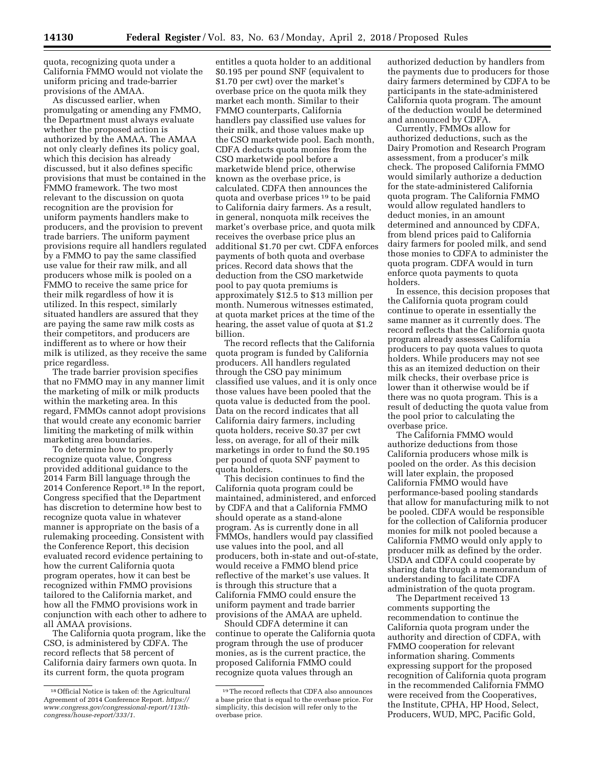quota, recognizing quota under a California FMMO would not violate the uniform pricing and trade-barrier provisions of the AMAA.

As discussed earlier, when promulgating or amending any FMMO, the Department must always evaluate whether the proposed action is authorized by the AMAA. The AMAA not only clearly defines its policy goal, which this decision has already discussed, but it also defines specific provisions that must be contained in the FMMO framework. The two most relevant to the discussion on quota recognition are the provision for uniform payments handlers make to producers, and the provision to prevent trade barriers. The uniform payment provisions require all handlers regulated by a FMMO to pay the same classified use value for their raw milk, and all producers whose milk is pooled on a FMMO to receive the same price for their milk regardless of how it is utilized. In this respect, similarly situated handlers are assured that they are paying the same raw milk costs as their competitors, and producers are indifferent as to where or how their milk is utilized, as they receive the same price regardless.

The trade barrier provision specifies that no FMMO may in any manner limit the marketing of milk or milk products within the marketing area. In this regard, FMMOs cannot adopt provisions that would create any economic barrier limiting the marketing of milk within marketing area boundaries.

To determine how to properly recognize quota value, Congress provided additional guidance to the 2014 Farm Bill language through the 2014 Conference Report.[18] In the report, Congress specified that the Department has discretion to determine how best to recognize quota value in whatever manner is appropriate on the basis of a rulemaking proceeding. Consistent with the Conference Report, this decision evaluated record evidence pertaining to how the current California quota program operates, how it can best be recognized within FMMO provisions tailored to the California market, and how all the FMMO provisions work in conjunction with each other to adhere to all AMAA provisions.

The California quota program, like the CSO, is administered by CDFA. The record reflects that 58 percent of California dairy farmers own quota. In its current form, the quota program entitles a quota holder to an additional $0.195 per pound SNF (equivalent to $1.70 per cwt) over the market's overbase price on the quota milk they market each month. Similar to their FMMO counterparts, California handlers pay classified use values for their milk, and those values make up the CSO marketwide pool. Each month, CDFA deducts quota monies from the CSO marketwide pool before a marketwide blend price, otherwise known as the overbase price, is calculated. CDFA then announces the quota and overbase prices[19] to be paid to California dairy farmers. As a result, in general, nonquota milk receives the market's overbase price, and quota milk receives the overbase price plus an additional $1.70 per cwt. CDFA enforces payments of both quota and overbase prices. Record data shows that the deduction from the CSO marketwide pool to pay quota premiums is approximately $12.5 to $13 million per month. Numerous witnesses estimated, at quota market prices at the time of the hearing, the asset value of quota at $1.2 billion.

The record reflects that the California quota program is funded by California producers. All handlers regulated through the CSO pay minimum classified use values, and it is only once those values have been pooled that the quota value is deducted from the pool. Data on the record indicates that all California dairy farmers, including quota holders, receive $0.37 per cwt less, on average, for all of their milk marketings in order to fund the $0.195 per pound of quota SNF payment to quota holders.

This decision continues to find the California quota program could be maintained, administered, and enforced by CDFA and that a California FMMO should operate as a stand-alone program. As is currently done in all FMMOs, handlers would pay classified use values into the pool, and all producers, both in-state and out-of-state, would receive a FMMO blend price reflective of the market's use values. It is through this structure that a California FMMO could ensure the uniform payment and trade barrier provisions of the AMAA are upheld.

Should CDFA determine it can continue to operate the California quota program through the use of producer monies, as is the current practice, the proposed California FMMO could recognize quota values through an authorized deduction by handlers from the payments due to producers for those dairy farmers determined by CDFA to be participants in the state-administered California quota program. The amount of the deduction would be determined and announced by CDFA.

Currently, FMMOs allow for authorized deductions, such as the Dairy Promotion and Research Program assessment, from a producer's milk check. The proposed California FMMO would similarly authorize a deduction for the state-administered California quota program. The California FMMO would allow regulated handlers to deduct monies, in an amount determined and announced by CDFA, from blend prices paid to California dairy farmers for pooled milk, and send those monies to CDFA to administer the quota program. CDFA would in turn enforce quota payments to quota holders.

In essence, this decision proposes that the California quota program could continue to operate in essentially the same manner as it currently does. The record reflects that the California quota program already assesses California producers to pay quota values to quota holders. While producers may not see this as an itemized deduction on their milk checks, their overbase price is lower than it otherwise would be if there was no quota program. This is a result of deducting the quota value from the pool prior to calculating the overbase price.

The California FMMO would authorize deductions from those California producers whose milk is pooled on the order. As this decision will later explain, the proposed California FMMO would have performance-based pooling standards that allow for manufacturing milk to not be pooled. CDFA would be responsible for the collection of California producer monies for milk not pooled because a California FMMO would only apply to producer milk as defined by the order. USDA and CDFA could cooperate by sharing data through a memorandum of understanding to facilitate CDFA administration of the quota program.

The Department received 13 comments supporting the recommendation to continue the California quota program under the authority and direction of CDFA, with FMMO cooperation for relevant information sharing. Comments expressing support for the proposed recognition of California quota program in the recommended California FMMO were received from the Cooperatives, the Institute, CPHA, HP Hood, Select, Producers, WUD, MPC, Pacific Gold,

[18] Official Notice is taken of: the Agricultural Agreement of 2014 Conference Report. *https://www.congress.gov/congressional-report/113th-congress/house-report/333/1.*

[19] The record reflects that CDFA also announces a base price that is equal to the overbase price. For simplicity, this decision will refer only to the overbase price.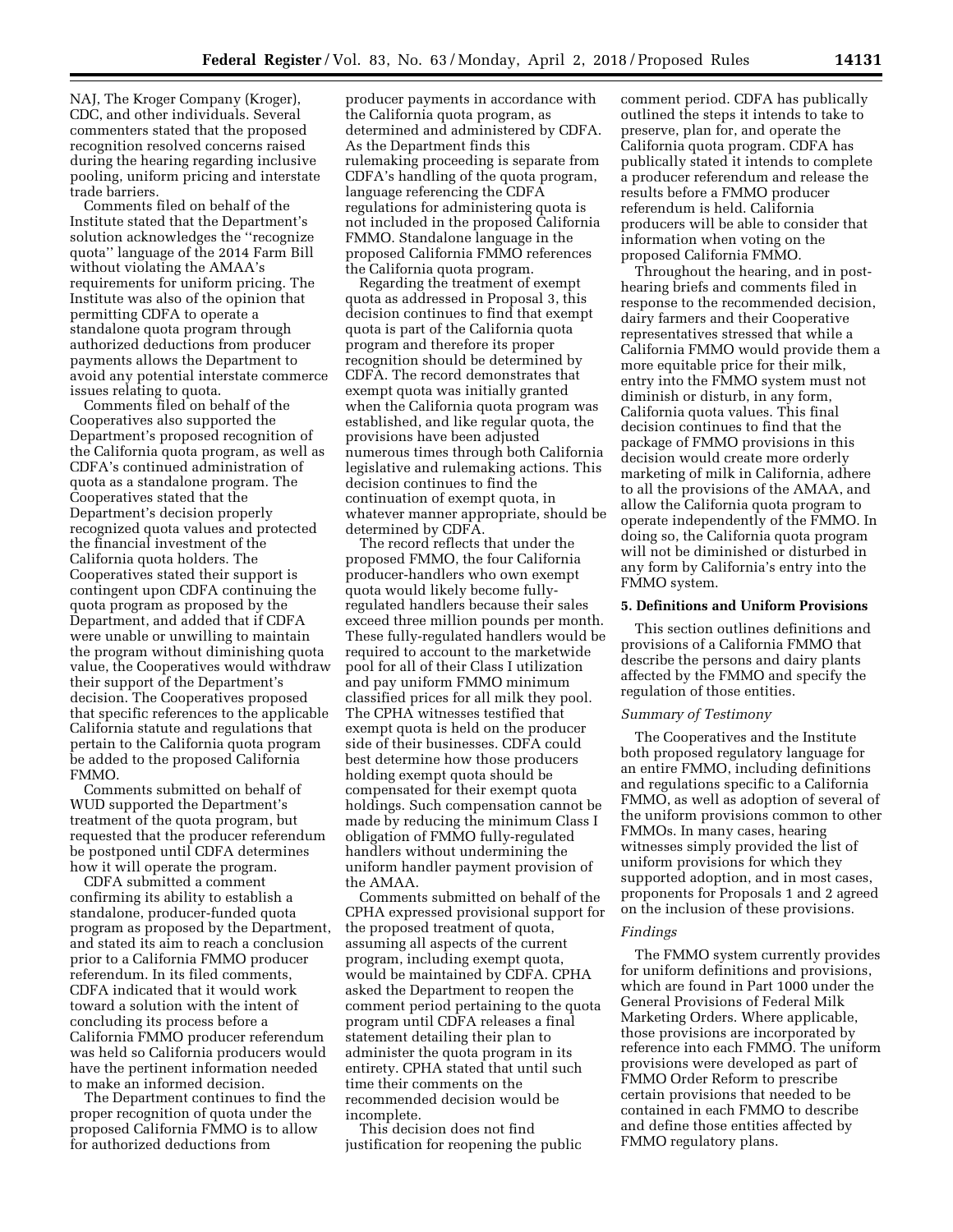NAJ, The Kroger Company (Kroger), CDC, and other individuals. Several commenters stated that the proposed recognition resolved concerns raised during the hearing regarding inclusive pooling, uniform pricing and interstate trade barriers.

Comments filed on behalf of the Institute stated that the Department's solution acknowledges the ''recognize quota'' language of the 2014 Farm Bill without violating the AMAA's requirements for uniform pricing. The Institute was also of the opinion that permitting CDFA to operate a standalone quota program through authorized deductions from producer payments allows the Department to avoid any potential interstate commerce issues relating to quota.

Comments filed on behalf of the Cooperatives also supported the Department's proposed recognition of the California quota program, as well as CDFA's continued administration of quota as a standalone program. The Cooperatives stated that the Department's decision properly recognized quota values and protected the financial investment of the California quota holders. The Cooperatives stated their support is contingent upon CDFA continuing the quota program as proposed by the Department, and added that if CDFA were unable or unwilling to maintain the program without diminishing quota value, the Cooperatives would withdraw their support of the Department's decision. The Cooperatives proposed that specific references to the applicable California statute and regulations that pertain to the California quota program be added to the proposed California FMMO.

Comments submitted on behalf of WUD supported the Department's treatment of the quota program, but requested that the producer referendum be postponed until CDFA determines how it will operate the program.

CDFA submitted a comment confirming its ability to establish a standalone, producer-funded quota program as proposed by the Department, and stated its aim to reach a conclusion prior to a California FMMO producer referendum. In its filed comments, CDFA indicated that it would work toward a solution with the intent of concluding its process before a California FMMO producer referendum was held so California producers would have the pertinent information needed to make an informed decision.

The Department continues to find the proper recognition of quota under the proposed California FMMO is to allow for authorized deductions from producer payments in accordance with the California quota program, as determined and administered by CDFA. As the Department finds this rulemaking proceeding is separate from CDFA's handling of the quota program, language referencing the CDFA regulations for administering quota is not included in the proposed California FMMO. Standalone language in the proposed California FMMO references the California quota program.

Regarding the treatment of exempt quota as addressed in Proposal 3, this decision continues to find that exempt quota is part of the California quota program and therefore its proper recognition should be determined by CDFA. The record demonstrates that exempt quota was initially granted when the California quota program was established, and like regular quota, the provisions have been adjusted numerous times through both California legislative and rulemaking actions. This decision continues to find the continuation of exempt quota, in whatever manner appropriate, should be determined by CDFA.

The record reflects that under the proposed FMMO, the four California producer-handlers who own exempt quota would likely become fully-regulated handlers because their sales exceed three million pounds per month. These fully-regulated handlers would be required to account to the marketwide pool for all of their Class I utilization and pay uniform FMMO minimum classified prices for all milk they pool. The CPHA witnesses testified that exempt quota is held on the producer side of their businesses. CDFA could best determine how those producers holding exempt quota should be compensated for their exempt quota holdings. Such compensation cannot be made by reducing the minimum Class I obligation of FMMO fully-regulated handlers without undermining the uniform handler payment provision of the AMAA.

Comments submitted on behalf of the CPHA expressed provisional support for the proposed treatment of quota, assuming all aspects of the current program, including exempt quota, would be maintained by CDFA. CPHA asked the Department to reopen the comment period pertaining to the quota program until CDFA releases a final statement detailing their plan to administer the quota program in its entirety. CPHA stated that until such time their comments on the recommended decision would be incomplete.

This decision does not find justification for reopening the public comment period. CDFA has publically outlined the steps it intends to take to preserve, plan for, and operate the California quota program. CDFA has publically stated it intends to complete a producer referendum and release the results before a FMMO producer referendum is held. California producers will be able to consider that information when voting on the proposed California FMMO.

Throughout the hearing, and in post-hearing briefs and comments filed in response to the recommended decision, dairy farmers and their Cooperative representatives stressed that while a California FMMO would provide them a more equitable price for their milk, entry into the FMMO system must not diminish or disturb, in any form, California quota values. This final decision continues to find that the package of FMMO provisions in this decision would create more orderly marketing of milk in California, adhere to all the provisions of the AMAA, and allow the California quota program to operate independently of the FMMO. In doing so, the California quota program will not be diminished or disturbed in any form by California's entry into the FMMO system.

### 5. Definitions and Uniform Provisions

This section outlines definitions and provisions of a California FMMO that describe the persons and dairy plants affected by the FMMO and specify the regulation of those entities.

*Summary of Testimony*

The Cooperatives and the Institute both proposed regulatory language for an entire FMMO, including definitions and regulations specific to a California FMMO, as well as adoption of several of the uniform provisions common to other FMMOs. In many cases, hearing witnesses simply provided the list of uniform provisions for which they supported adoption, and in most cases, proponents for Proposals 1 and 2 agreed on the inclusion of these provisions.

*Findings*

The FMMO system currently provides for uniform definitions and provisions, which are found in Part 1000 under the General Provisions of Federal Milk Marketing Orders. Where applicable, those provisions are incorporated by reference into each FMMO. The uniform provisions were developed as part of FMMO Order Reform to prescribe certain provisions that needed to be contained in each FMMO to describe and define those entities affected by FMMO regulatory plans.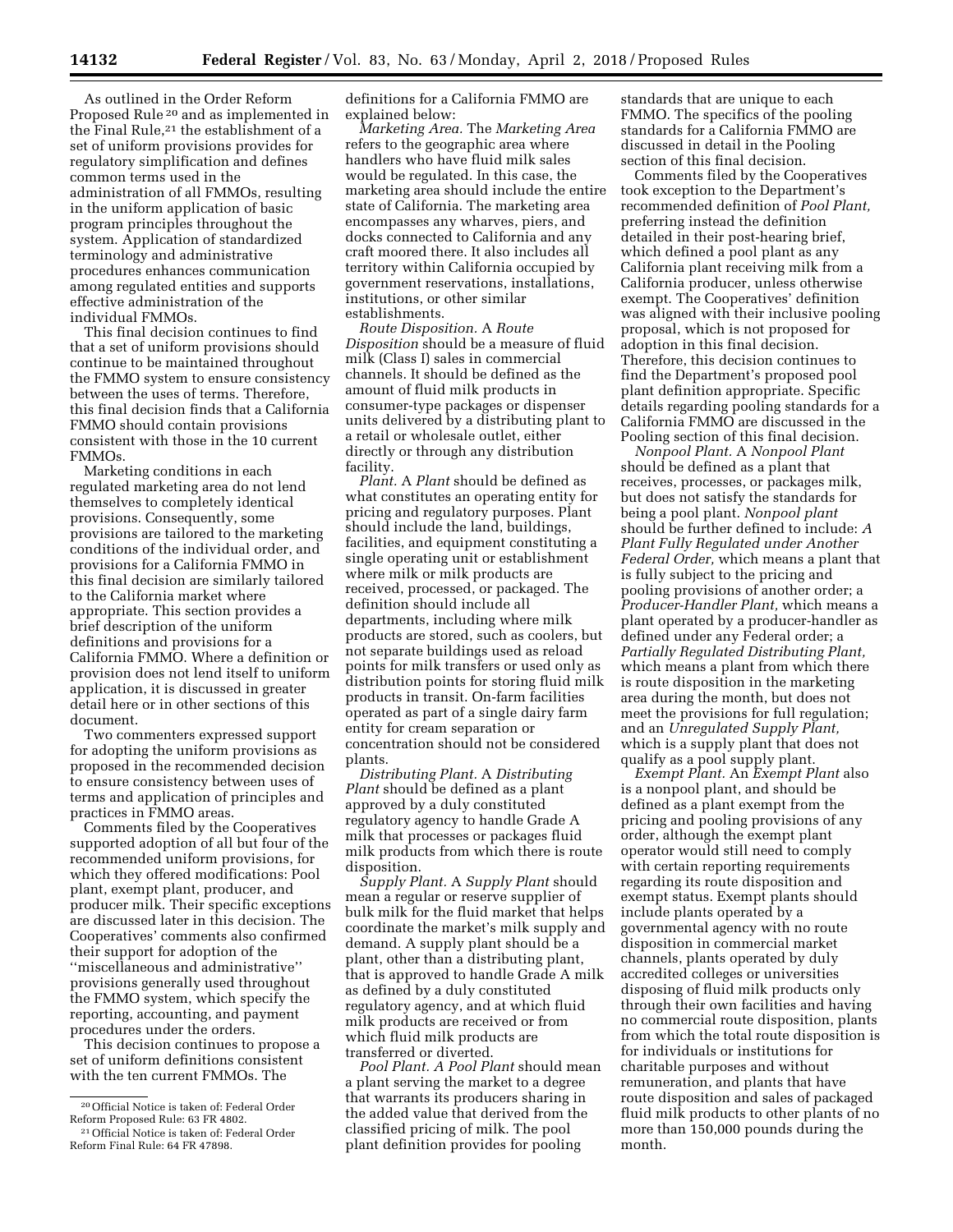As outlined in the Order Reform Proposed Rule [20] and as implemented in the Final Rule,[21] the establishment of a set of uniform provisions provides for regulatory simplification and defines common terms used in the administration of all FMMOs, resulting in the uniform application of basic program principles throughout the system. Application of standardized terminology and administrative procedures enhances communication among regulated entities and supports effective administration of the individual FMMOs.

This final decision continues to find that a set of uniform provisions should continue to be maintained throughout the FMMO system to ensure consistency between the uses of terms. Therefore, this final decision finds that a California FMMO should contain provisions consistent with those in the 10 current FMMOs.

Marketing conditions in each regulated marketing area do not lend themselves to completely identical provisions. Consequently, some provisions are tailored to the marketing conditions of the individual order, and provisions for a California FMMO in this final decision are similarly tailored to the California market where appropriate. This section provides a brief description of the uniform definitions and provisions for a California FMMO. Where a definition or provision does not lend itself to uniform application, it is discussed in greater detail here or in other sections of this document.

Two commenters expressed support for adopting the uniform provisions as proposed in the recommended decision to ensure consistency between uses of terms and application of principles and practices in FMMO areas.

Comments filed by the Cooperatives supported adoption of all but four of the recommended uniform provisions, for which they offered modifications: Pool plant, exempt plant, producer, and producer milk. Their specific exceptions are discussed later in this decision. The Cooperatives' comments also confirmed their support for adoption of the ''miscellaneous and administrative'' provisions generally used throughout the FMMO system, which specify the reporting, accounting, and payment procedures under the orders.

This decision continues to propose a set of uniform definitions consistent with the ten current FMMOs. The definitions for a California FMMO are explained below:

*Marketing Area.* The *Marketing Area* refers to the geographic area where handlers who have fluid milk sales would be regulated. In this case, the marketing area should include the entire state of California. The marketing area encompasses any wharves, piers, and docks connected to California and any craft moored there. It also includes all territory within California occupied by government reservations, installations, institutions, or other similar establishments.

*Route Disposition.* A *Route Disposition* should be a measure of fluid milk (Class I) sales in commercial channels. It should be defined as the amount of fluid milk products in consumer-type packages or dispenser units delivered by a distributing plant to a retail or wholesale outlet, either directly or through any distribution facility.

*Plant.* A *Plant* should be defined as what constitutes an operating entity for pricing and regulatory purposes. Plant should include the land, buildings, facilities, and equipment constituting a single operating unit or establishment where milk or milk products are received, processed, or packaged. The definition should include all departments, including where milk products are stored, such as coolers, but not separate buildings used as reload points for milk transfers or used only as distribution points for storing fluid milk products in transit. On-farm facilities operated as part of a single dairy farm entity for cream separation or concentration should not be considered plants.

*Distributing Plant.* A *Distributing Plant* should be defined as a plant approved by a duly constituted regulatory agency to handle Grade A milk that processes or packages fluid milk products from which there is route disposition.

*Supply Plant.* A *Supply Plant* should mean a regular or reserve supplier of bulk milk for the fluid market that helps coordinate the market's milk supply and demand. A supply plant should be a plant, other than a distributing plant, that is approved to handle Grade A milk as defined by a duly constituted regulatory agency, and at which fluid milk products are received or from which fluid milk products are transferred or diverted.

*Pool Plant. A Pool Plant* should mean a plant serving the market to a degree that warrants its producers sharing in the added value that derived from the classified pricing of milk. The pool plant definition provides for pooling standards that are unique to each FMMO. The specifics of the pooling standards for a California FMMO are discussed in detail in the Pooling section of this final decision.

Comments filed by the Cooperatives took exception to the Department's recommended definition of *Pool Plant,* preferring instead the definition detailed in their post-hearing brief, which defined a pool plant as any California plant receiving milk from a California producer, unless otherwise exempt. The Cooperatives' definition was aligned with their inclusive pooling proposal, which is not proposed for adoption in this final decision. Therefore, this decision continues to find the Department's proposed pool plant definition appropriate. Specific details regarding pooling standards for a California FMMO are discussed in the Pooling section of this final decision.

*Nonpool Plant.* A *Nonpool Plant* should be defined as a plant that receives, processes, or packages milk, but does not satisfy the standards for being a pool plant. *Nonpool plant* should be further defined to include: *A Plant Fully Regulated under Another Federal Order,* which means a plant that is fully subject to the pricing and pooling provisions of another order; a *Producer-Handler Plant,* which means a plant operated by a producer-handler as defined under any Federal order; a *Partially Regulated Distributing Plant,* which means a plant from which there is route disposition in the marketing area during the month, but does not meet the provisions for full regulation; and an *Unregulated Supply Plant,* which is a supply plant that does not qualify as a pool supply plant.

*Exempt Plant.* An *Exempt Plant* also is a nonpool plant, and should be defined as a plant exempt from the pricing and pooling provisions of any order, although the exempt plant operator would still need to comply with certain reporting requirements regarding its route disposition and exempt status. Exempt plants should include plants operated by a governmental agency with no route disposition in commercial market channels, plants operated by duly accredited colleges or universities disposing of fluid milk products only through their own facilities and having no commercial route disposition, plants from which the total route disposition is for individuals or institutions for charitable purposes and without remuneration, and plants that have route disposition and sales of packaged fluid milk products to other plants of no more than 150,000 pounds during the month.

[20] Official Notice is taken of: Federal Order Reform Proposed Rule: 63 FR 4802.

[21] Official Notice is taken of: Federal Order Reform Final Rule: 64 FR 47898.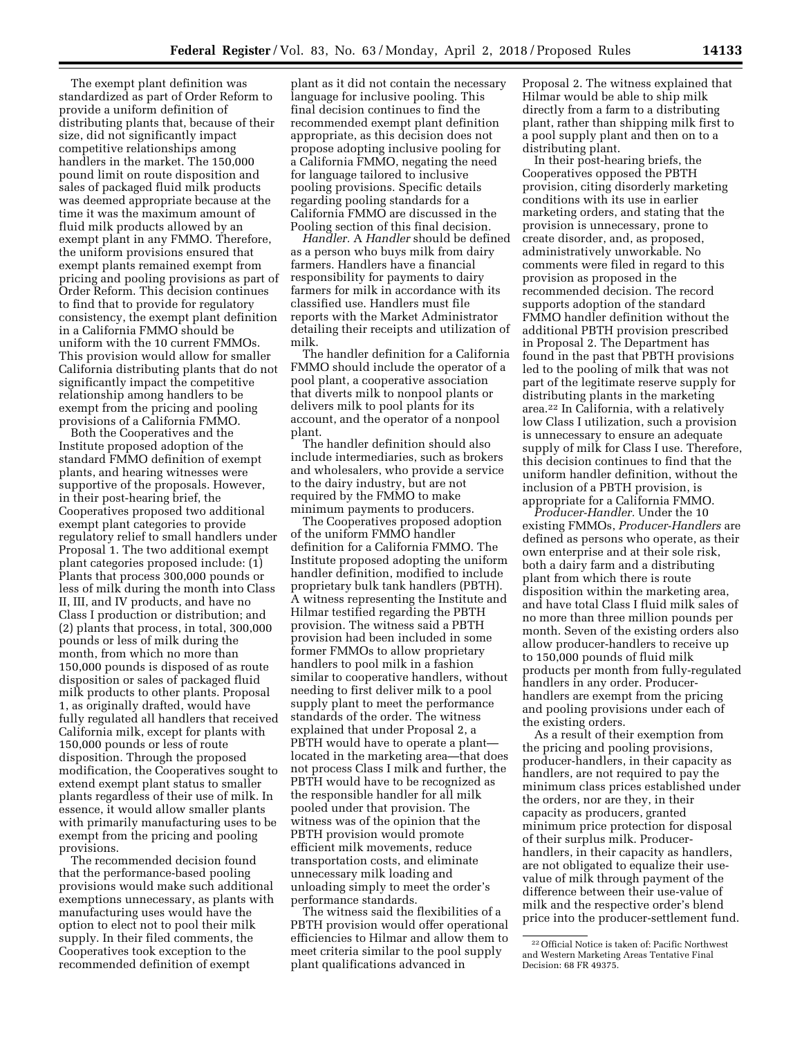The exempt plant definition was standardized as part of Order Reform to provide a uniform definition of distributing plants that, because of their size, did not significantly impact competitive relationships among handlers in the market. The 150,000 pound limit on route disposition and sales of packaged fluid milk products was deemed appropriate because at the time it was the maximum amount of fluid milk products allowed by an exempt plant in any FMMO. Therefore, the uniform provisions ensured that exempt plants remained exempt from pricing and pooling provisions as part of Order Reform. This decision continues to find that to provide for regulatory consistency, the exempt plant definition in a California FMMO should be uniform with the 10 current FMMOs. This provision would allow for smaller California distributing plants that do not significantly impact the competitive relationship among handlers to be exempt from the pricing and pooling provisions of a California FMMO.

Both the Cooperatives and the Institute proposed adoption of the standard FMMO definition of exempt plants, and hearing witnesses were supportive of the proposals. However, in their post-hearing brief, the Cooperatives proposed two additional exempt plant categories to provide regulatory relief to small handlers under Proposal 1. The two additional exempt plant categories proposed include: (1) Plants that process 300,000 pounds or less of milk during the month into Class II, III, and IV products, and have no Class I production or distribution; and (2) plants that process, in total, 300,000 pounds or less of milk during the month, from which no more than 150,000 pounds is disposed of as route disposition or sales of packaged fluid milk products to other plants. Proposal 1, as originally drafted, would have fully regulated all handlers that received California milk, except for plants with 150,000 pounds or less of route disposition. Through the proposed modification, the Cooperatives sought to extend exempt plant status to smaller plants regardless of their use of milk. In essence, it would allow smaller plants with primarily manufacturing uses to be exempt from the pricing and pooling provisions.

The recommended decision found that the performance-based pooling provisions would make such additional exemptions unnecessary, as plants with manufacturing uses would have the option to elect not to pool their milk supply. In their filed comments, the Cooperatives took exception to the recommended definition of exempt plant as it did not contain the necessary language for inclusive pooling. This final decision continues to find the recommended exempt plant definition appropriate, as this decision does not propose adopting inclusive pooling for a California FMMO, negating the need for language tailored to inclusive pooling provisions. Specific details regarding pooling standards for a California FMMO are discussed in the Pooling section of this final decision.

*Handler.* A *Handler* should be defined as a person who buys milk from dairy farmers. Handlers have a financial responsibility for payments to dairy farmers for milk in accordance with its classified use. Handlers must file reports with the Market Administrator detailing their receipts and utilization of milk.

The handler definition for a California FMMO should include the operator of a pool plant, a cooperative association that diverts milk to nonpool plants or delivers milk to pool plants for its account, and the operator of a nonpool plant.

The handler definition should also include intermediaries, such as brokers and wholesalers, who provide a service to the dairy industry, but are not required by the FMMO to make minimum payments to producers.

The Cooperatives proposed adoption of the uniform FMMO handler definition for a California FMMO. The Institute proposed adopting the uniform handler definition, modified to include proprietary bulk tank handlers (PBTH). A witness representing the Institute and Hilmar testified regarding the PBTH provision. The witness said a PBTH provision had been included in some former FMMOs to allow proprietary handlers to pool milk in a fashion similar to cooperative handlers, without needing to first deliver milk to a pool supply plant to meet the performance standards of the order. The witness explained that under Proposal 2, a PBTH would have to operate a plant—located in the marketing area—that does not process Class I milk and further, the PBTH would have to be recognized as the responsible handler for all milk pooled under that provision. The witness was of the opinion that the PBTH provision would promote efficient milk movements, reduce transportation costs, and eliminate unnecessary milk loading and unloading simply to meet the order's performance standards.

The witness said the flexibilities of a PBTH provision would offer operational efficiencies to Hilmar and allow them to meet criteria similar to the pool supply plant qualifications advanced in Proposal 2. The witness explained that Hilmar would be able to ship milk directly from a farm to a distributing plant, rather than shipping milk first to a pool supply plant and then on to a distributing plant.

In their post-hearing briefs, the Cooperatives opposed the PBTH provision, citing disorderly marketing conditions with its use in earlier marketing orders, and stating that the provision is unnecessary, prone to create disorder, and, as proposed, administratively unworkable. No comments were filed in regard to this provision as proposed in the recommended decision. The record supports adoption of the standard FMMO handler definition without the additional PBTH provision prescribed in Proposal 2. The Department has found in the past that PBTH provisions led to the pooling of milk that was not part of the legitimate reserve supply for distributing plants in the marketing area.[22] In California, with a relatively low Class I utilization, such a provision is unnecessary to ensure an adequate supply of milk for Class I use. Therefore, this decision continues to find that the uniform handler definition, without the inclusion of a PBTH provision, is appropriate for a California FMMO.

*Producer-Handler.* Under the 10 existing FMMOs, *Producer-Handlers* are defined as persons who operate, as their own enterprise and at their sole risk, both a dairy farm and a distributing plant from which there is route disposition within the marketing area, and have total Class I fluid milk sales of no more than three million pounds per month. Seven of the existing orders also allow producer-handlers to receive up to 150,000 pounds of fluid milk products per month from fully-regulated handlers in any order. Producer-handlers are exempt from the pricing and pooling provisions under each of the existing orders.

As a result of their exemption from the pricing and pooling provisions, producer-handlers, in their capacity as handlers, are not required to pay the minimum class prices established under the orders, nor are they, in their capacity as producers, granted minimum price protection for disposal of their surplus milk. Producer-handlers, in their capacity as handlers, are not obligated to equalize their use-value of milk through payment of the difference between their use-value of milk and the respective order's blend price into the producer-settlement fund.

[22] Official Notice is taken of: Pacific Northwest and Western Marketing Areas Tentative Final Decision: 68 FR 49375.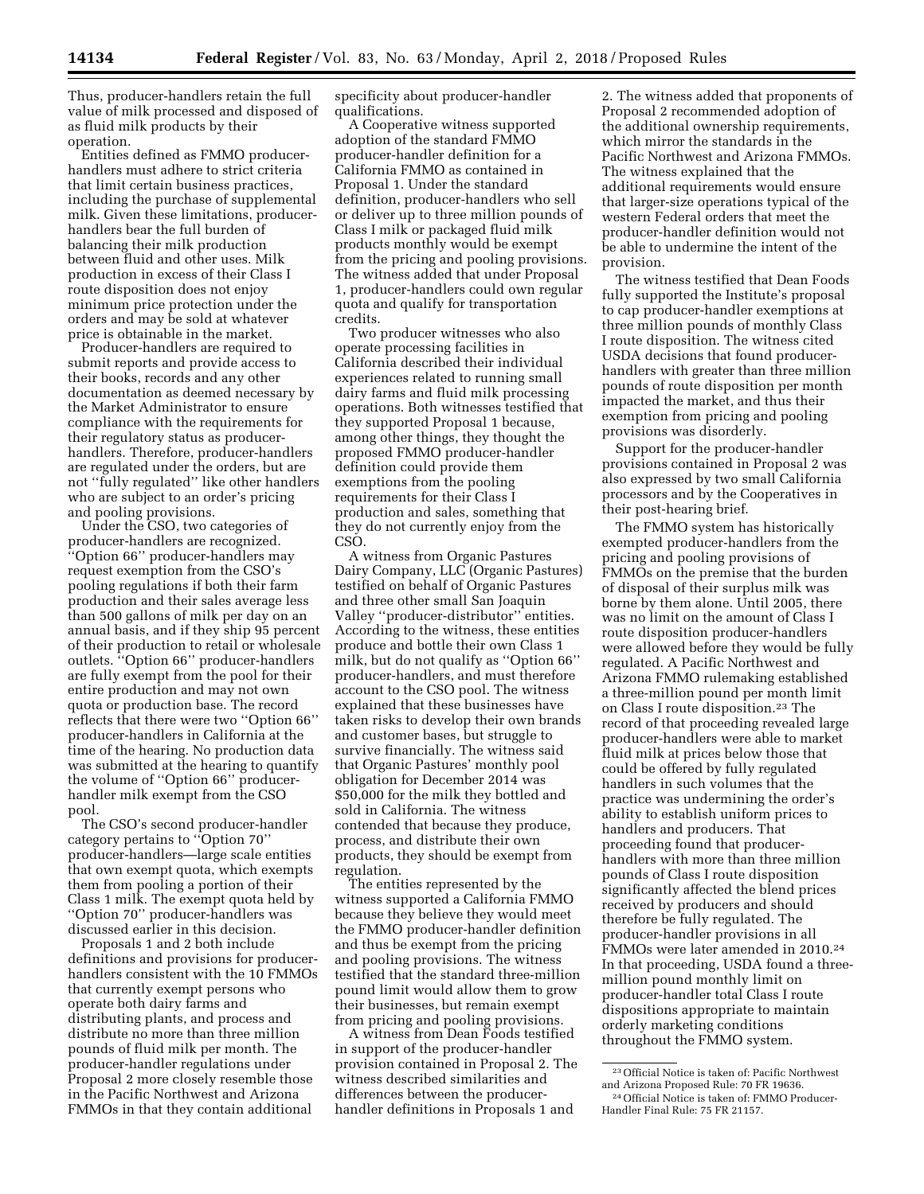Thus, producer-handlers retain the full value of milk processed and disposed of as fluid milk products by their operation.

Entities defined as FMMO producer-handlers must adhere to strict criteria that limit certain business practices, including the purchase of supplemental milk. Given these limitations, producer-handlers bear the full burden of balancing their milk production between fluid and other uses. Milk production in excess of their Class I route disposition does not enjoy minimum price protection under the orders and may be sold at whatever price is obtainable in the market.

Producer-handlers are required to submit reports and provide access to their books, records and any other documentation as deemed necessary by the Market Administrator to ensure compliance with the requirements for their regulatory status as producer-handlers. Therefore, producer-handlers are regulated under the orders, but are not "fully regulated" like other handlers who are subject to an order's pricing and pooling provisions.

Under the CSO, two categories of producer-handlers are recognized. "Option 66" producer-handlers may request exemption from the CSO's pooling regulations if both their farm production and their sales average less than 500 gallons of milk per day on an annual basis, and if they ship 95 percent of their production to retail or wholesale outlets. "Option 66" producer-handlers are fully exempt from the pool for their entire production and may not own quota or production base. The record reflects that there were two "Option 66" producer-handlers in California at the time of the hearing. No production data was submitted at the hearing to quantify the volume of "Option 66" producer-handler milk exempt from the CSO pool.

The CSO's second producer-handler category pertains to "Option 70" producer-handlers—large scale entities that own exempt quota, which exempts them from pooling a portion of their Class 1 milk. The exempt quota held by "Option 70" producer-handlers was discussed earlier in this decision.

Proposals 1 and 2 both include definitions and provisions for producer-handlers consistent with the 10 FMMOs that currently exempt persons who operate both dairy farms and distributing plants, and process and distribute no more than three million pounds of fluid milk per month. The producer-handler regulations under Proposal 2 more closely resemble those in the Pacific Northwest and Arizona FMMOs in that they contain additional specificity about producer-handler qualifications.

A Cooperative witness supported adoption of the standard FMMO producer-handler definition for a California FMMO as contained in Proposal 1. Under the standard definition, producer-handlers who sell or deliver up to three million pounds of Class I milk or packaged fluid milk products monthly would be exempt from the pricing and pooling provisions. The witness added that under Proposal 1, producer-handlers could own regular quota and qualify for transportation credits.

Two producer witnesses who also operate processing facilities in California described their individual experiences related to running small dairy farms and fluid milk processing operations. Both witnesses testified that they supported Proposal 1 because, among other things, they thought the proposed FMMO producer-handler definition could provide them exemptions from the pooling requirements for their Class I production and sales, something that they do not currently enjoy from the CSO.

A witness from Organic Pastures Dairy Company, LLC (Organic Pastures) testified on behalf of Organic Pastures and three other small San Joaquin Valley "producer-distributor" entities. According to the witness, these entities produce and bottle their own Class 1 milk, but do not qualify as "Option 66" producer-handlers, and must therefore account to the CSO pool. The witness explained that these businesses have taken risks to develop their own brands and customer bases, but struggle to survive financially. The witness said that Organic Pastures' monthly pool obligation for December 2014 was $50,000 for the milk they bottled and sold in California. The witness contended that because they produce, process, and distribute their own products, they should be exempt from regulation.

The entities represented by the witness supported a California FMMO because they believe they would meet the FMMO producer-handler definition and thus be exempt from the pricing and pooling provisions. The witness testified that the standard three-million pound limit would allow them to grow their businesses, but remain exempt from pricing and pooling provisions.

A witness from Dean Foods testified in support of the producer-handler provision contained in Proposal 2. The witness described similarities and differences between the producer-handler definitions in Proposals 1 and 2. The witness added that proponents of Proposal 2 recommended adoption of the additional ownership requirements, which mirror the standards in the Pacific Northwest and Arizona FMMOs. The witness explained that the additional requirements would ensure that larger-size operations typical of the western Federal orders that meet the producer-handler definition would not be able to undermine the intent of the provision.

The witness testified that Dean Foods fully supported the Institute's proposal to cap producer-handler exemptions at three million pounds of monthly Class I route disposition. The witness cited USDA decisions that found producer-handlers with greater than three million pounds of route disposition per month impacted the market, and thus their exemption from pricing and pooling provisions was disorderly.

Support for the producer-handler provisions contained in Proposal 2 was also expressed by two small California processors and by the Cooperatives in their post-hearing brief.

The FMMO system has historically exempted producer-handlers from the pricing and pooling provisions of FMMOs on the premise that the burden of disposal of their surplus milk was borne by them alone. Until 2005, there was no limit on the amount of Class I route disposition producer-handlers were allowed before they would be fully regulated. A Pacific Northwest and Arizona FMMO rulemaking established a three-million pound per month limit on Class I route disposition.[23] The record of that proceeding revealed large producer-handlers were able to market fluid milk at prices below those that could be offered by fully regulated handlers in such volumes that the practice was undermining the order's ability to establish uniform prices to handlers and producers. That proceeding found that producer-handlers with more than three million pounds of Class I route disposition significantly affected the blend prices received by producers and should therefore be fully regulated. The producer-handler provisions in all FMMOs were later amended in 2010.[24] In that proceeding, USDA found a three-million pound monthly limit on producer-handler total Class I route dispositions appropriate to maintain orderly marketing conditions throughout the FMMO system.

[23] Official Notice is taken of: Pacific Northwest and Arizona Proposed Rule: 70 FR 19636.

[24] Official Notice is taken of: FMMO Producer-Handler Final Rule: 75 FR 21157.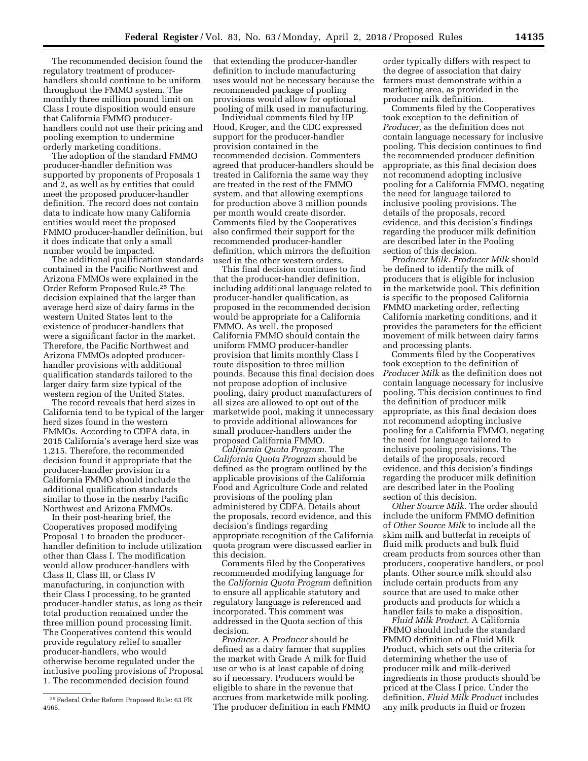The recommended decision found the regulatory treatment of producer-handlers should continue to be uniform throughout the FMMO system. The monthly three million pound limit on Class I route disposition would ensure that California FMMO producer-handlers could not use their pricing and pooling exemption to undermine orderly marketing conditions.

The adoption of the standard FMMO producer-handler definition was supported by proponents of Proposals 1 and 2, as well as by entities that could meet the proposed producer-handler definition. The record does not contain data to indicate how many California entities would meet the proposed FMMO producer-handler definition, but it does indicate that only a small number would be impacted.

The additional qualification standards contained in the Pacific Northwest and Arizona FMMOs were explained in the Order Reform Proposed Rule.[25] The decision explained that the larger than average herd size of dairy farms in the western United States lent to the existence of producer-handlers that were a significant factor in the market. Therefore, the Pacific Northwest and Arizona FMMOs adopted producer-handler provisions with additional qualification standards tailored to the larger dairy farm size typical of the western region of the United States.

The record reveals that herd sizes in California tend to be typical of the larger herd sizes found in the western FMMOs. According to CDFA data, in 2015 California's average herd size was 1,215. Therefore, the recommended decision found it appropriate that the producer-handler provision in a California FMMO should include the additional qualification standards similar to those in the nearby Pacific Northwest and Arizona FMMOs.

In their post-hearing brief, the Cooperatives proposed modifying Proposal 1 to broaden the producer-handler definition to include utilization other than Class I. The modification would allow producer-handlers with Class II, Class III, or Class IV manufacturing, in conjunction with their Class I processing, to be granted producer-handler status, as long as their total production remained under the three million pound processing limit. The Cooperatives contend this would provide regulatory relief to smaller producer-handlers, who would otherwise become regulated under the inclusive pooling provisions of Proposal 1. The recommended decision found that extending the producer-handler definition to include manufacturing uses would not be necessary because the recommended package of pooling provisions would allow for optional pooling of milk used in manufacturing.

Individual comments filed by HP Hood, Kroger, and the CDC expressed support for the producer-handler provision contained in the recommended decision. Commenters agreed that producer-handlers should be treated in California the same way they are treated in the rest of the FMMO system, and that allowing exemptions for production above 3 million pounds per month would create disorder. Comments filed by the Cooperatives also confirmed their support for the recommended producer-handler definition, which mirrors the definition used in the other western orders.

This final decision continues to find that the producer-handler definition, including additional language related to producer-handler qualification, as proposed in the recommended decision would be appropriate for a California FMMO. As well, the proposed California FMMO should contain the uniform FMMO producer-handler provision that limits monthly Class I route disposition to three million pounds. Because this final decision does not propose adoption of inclusive pooling, dairy product manufacturers of all sizes are allowed to opt out of the marketwide pool, making it unnecessary to provide additional allowances for small producer-handlers under the proposed California FMMO.

*California Quota Program.* The *California Quota Program* should be defined as the program outlined by the applicable provisions of the California Food and Agriculture Code and related provisions of the pooling plan administered by CDFA. Details about the proposals, record evidence, and this decision's findings regarding appropriate recognition of the California quota program were discussed earlier in this decision.

Comments filed by the Cooperatives recommended modifying language for the *California Quota Program* definition to ensure all applicable statutory and regulatory language is referenced and incorporated. This comment was addressed in the Quota section of this decision.

*Producer.* A *Producer* should be defined as a dairy farmer that supplies the market with Grade A milk for fluid use or who is at least capable of doing so if necessary. Producers would be eligible to share in the revenue that accrues from marketwide milk pooling. The producer definition in each FMMO order typically differs with respect to the degree of association that dairy farmers must demonstrate within a marketing area, as provided in the producer milk definition.

Comments filed by the Cooperatives took exception to the definition of *Producer,* as the definition does not contain language necessary for inclusive pooling. This decision continues to find the recommended producer definition appropriate, as this final decision does not recommend adopting inclusive pooling for a California FMMO, negating the need for language tailored to inclusive pooling provisions. The details of the proposals, record evidence, and this decision's findings regarding the producer milk definition are described later in the Pooling section of this decision.

*Producer Milk. Producer Milk* should be defined to identify the milk of producers that is eligible for inclusion in the marketwide pool. This definition is specific to the proposed California FMMO marketing order, reflecting California marketing conditions, and it provides the parameters for the efficient movement of milk between dairy farms and processing plants.

Comments filed by the Cooperatives took exception to the definition of *Producer Milk* as the definition does not contain language necessary for inclusive pooling. This decision continues to find the definition of producer milk appropriate, as this final decision does not recommend adopting inclusive pooling for a California FMMO, negating the need for language tailored to inclusive pooling provisions. The details of the proposals, record evidence, and this decision's findings regarding the producer milk definition are described later in the Pooling section of this decision.

*Other Source Milk.* The order should include the uniform FMMO definition of *Other Source Milk* to include all the skim milk and butterfat in receipts of fluid milk products and bulk fluid cream products from sources other than producers, cooperative handlers, or pool plants. Other source milk should also include certain products from any source that are used to make other products and products for which a handler fails to make a disposition.

*Fluid Milk Product.* A California FMMO should include the standard FMMO definition of a Fluid Milk Product, which sets out the criteria for determining whether the use of producer milk and milk-derived ingredients in those products should be priced at the Class I price. Under the definition, *Fluid Milk Product* includes any milk products in fluid or frozen

[25] Federal Order Reform Proposed Rule: 63 FR 4965.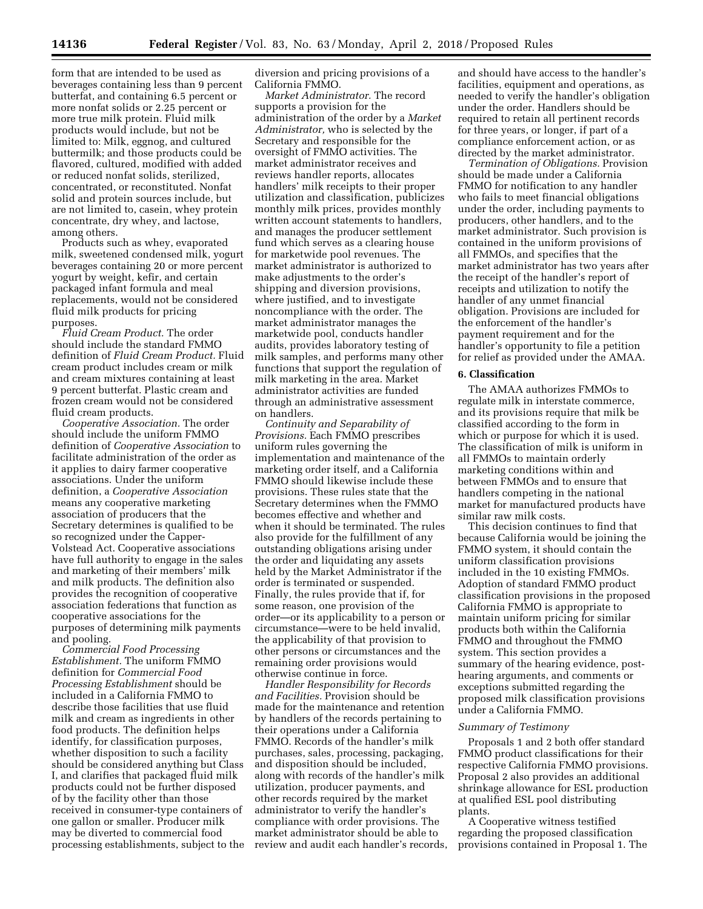form that are intended to be used as beverages containing less than 9 percent butterfat, and containing 6.5 percent or more nonfat solids or 2.25 percent or more true milk protein. Fluid milk products would include, but not be limited to: Milk, eggnog, and cultured buttermilk; and those products could be flavored, cultured, modified with added or reduced nonfat solids, sterilized, concentrated, or reconstituted. Nonfat solid and protein sources include, but are not limited to, casein, whey protein concentrate, dry whey, and lactose, among others.

Products such as whey, evaporated milk, sweetened condensed milk, yogurt beverages containing 20 or more percent yogurt by weight, kefir, and certain packaged infant formula and meal replacements, would not be considered fluid milk products for pricing purposes.

*Fluid Cream Product.* The order should include the standard FMMO definition of *Fluid Cream Product.* Fluid cream product includes cream or milk and cream mixtures containing at least 9 percent butterfat. Plastic cream and frozen cream would not be considered fluid cream products.

*Cooperative Association.* The order should include the uniform FMMO definition of *Cooperative Association* to facilitate administration of the order as it applies to dairy farmer cooperative associations. Under the uniform definition, a *Cooperative Association* means any cooperative marketing association of producers that the Secretary determines is qualified to be so recognized under the Capper-Volstead Act. Cooperative associations have full authority to engage in the sales and marketing of their members' milk and milk products. The definition also provides the recognition of cooperative association federations that function as cooperative associations for the purposes of determining milk payments and pooling.

*Commercial Food Processing Establishment.* The uniform FMMO definition for *Commercial Food Processing Establishment* should be included in a California FMMO to describe those facilities that use fluid milk and cream as ingredients in other food products. The definition helps identify, for classification purposes, whether disposition to such a facility should be considered anything but Class I, and clarifies that packaged fluid milk products could not be further disposed of by the facility other than those received in consumer-type containers of one gallon or smaller. Producer milk may be diverted to commercial food processing establishments, subject to the diversion and pricing provisions of a California FMMO.

*Market Administrator.* The record supports a provision for the administration of the order by a *Market Administrator,* who is selected by the Secretary and responsible for the oversight of FMMO activities. The market administrator receives and reviews handler reports, allocates handlers' milk receipts to their proper utilization and classification, publicizes monthly milk prices, provides monthly written account statements to handlers, and manages the producer settlement fund which serves as a clearing house for marketwide pool revenues. The market administrator is authorized to make adjustments to the order's shipping and diversion provisions, where justified, and to investigate noncompliance with the order. The market administrator manages the marketwide pool, conducts handler audits, provides laboratory testing of milk samples, and performs many other functions that support the regulation of milk marketing in the area. Market administrator activities are funded through an administrative assessment on handlers.

*Continuity and Separability of Provisions.* Each FMMO prescribes uniform rules governing the implementation and maintenance of the marketing order itself, and a California FMMO should likewise include these provisions. These rules state that the Secretary determines when the FMMO becomes effective and whether and when it should be terminated. The rules also provide for the fulfillment of any outstanding obligations arising under the order and liquidating any assets held by the Market Administrator if the order is terminated or suspended. Finally, the rules provide that if, for some reason, one provision of the order—or its applicability to a person or circumstance—were to be held invalid, the applicability of that provision to other persons or circumstances and the remaining order provisions would otherwise continue in force.

*Handler Responsibility for Records and Facilities.* Provision should be made for the maintenance and retention by handlers of the records pertaining to their operations under a California FMMO. Records of the handler's milk purchases, sales, processing, packaging, and disposition should be included, along with records of the handler's milk utilization, producer payments, and other records required by the market administrator to verify the handler's compliance with order provisions. The market administrator should be able to review and audit each handler's records, and should have access to the handler's facilities, equipment and operations, as needed to verify the handler's obligation under the order. Handlers should be required to retain all pertinent records for three years, or longer, if part of a compliance enforcement action, or as directed by the market administrator.

*Termination of Obligations.* Provision should be made under a California FMMO for notification to any handler who fails to meet financial obligations under the order, including payments to producers, other handlers, and to the market administrator. Such provision is contained in the uniform provisions of all FMMOs, and specifies that the market administrator has two years after the receipt of the handler's report of receipts and utilization to notify the handler of any unmet financial obligation. Provisions are included for the enforcement of the handler's payment requirement and for the handler's opportunity to file a petition for relief as provided under the AMAA.

**6. Classification**

The AMAA authorizes FMMOs to regulate milk in interstate commerce, and its provisions require that milk be classified according to the form in which or purpose for which it is used. The classification of milk is uniform in all FMMOs to maintain orderly marketing conditions within and between FMMOs and to ensure that handlers competing in the national market for manufactured products have similar raw milk costs.

This decision continues to find that because California would be joining the FMMO system, it should contain the uniform classification provisions included in the 10 existing FMMOs. Adoption of standard FMMO product classification provisions in the proposed California FMMO is appropriate to maintain uniform pricing for similar products both within the California FMMO and throughout the FMMO system. This section provides a summary of the hearing evidence, post-hearing arguments, and comments or exceptions submitted regarding the proposed milk classification provisions under a California FMMO.

*Summary of Testimony*

Proposals 1 and 2 both offer standard FMMO product classifications for their respective California FMMO provisions. Proposal 2 also provides an additional shrinkage allowance for ESL production at qualified ESL pool distributing plants.

A Cooperative witness testified regarding the proposed classification provisions contained in Proposal 1. The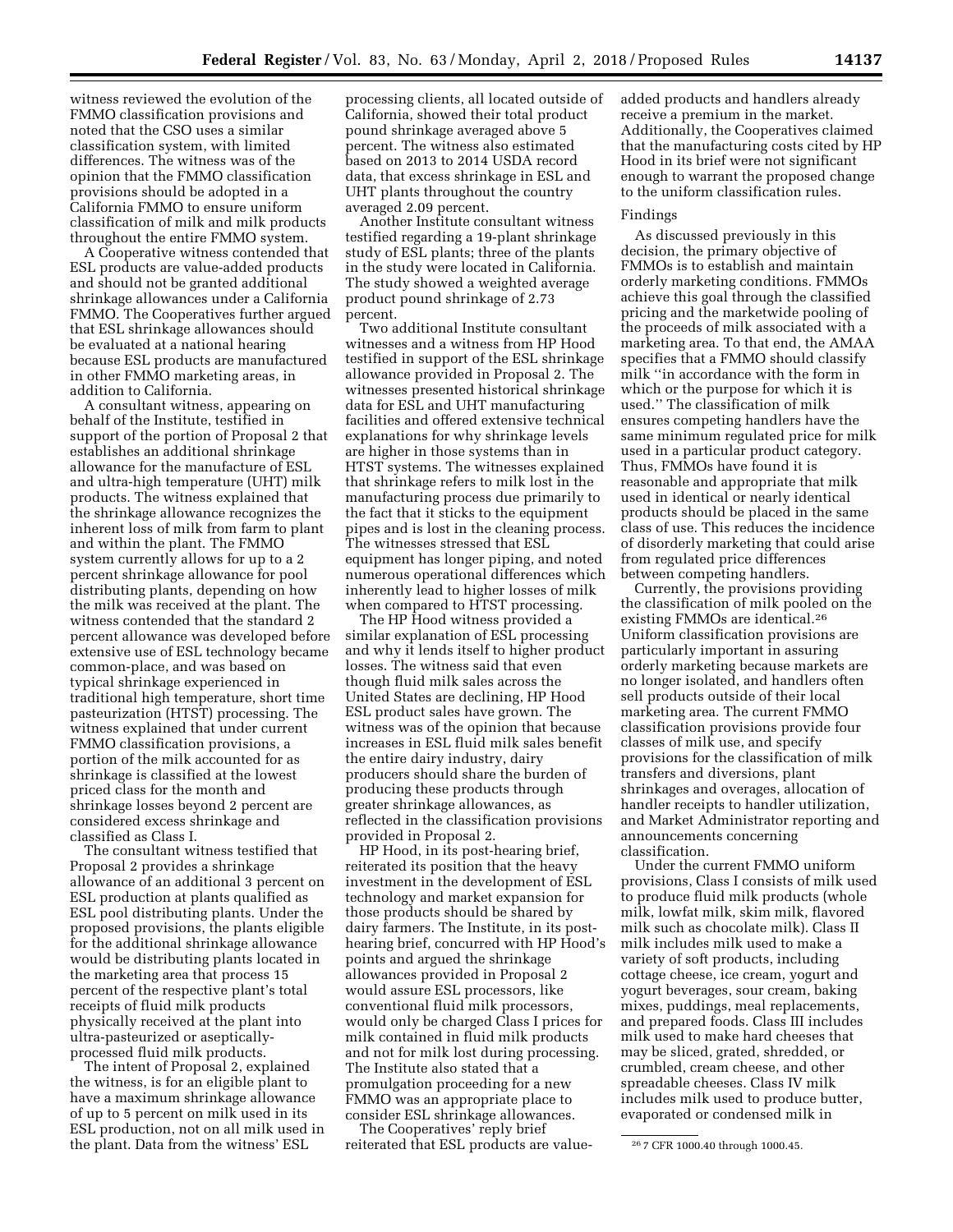witness reviewed the evolution of the FMMO classification provisions and noted that the CSO uses a similar classification system, with limited differences. The witness was of the opinion that the FMMO classification provisions should be adopted in a California FMMO to ensure uniform classification of milk and milk products throughout the entire FMMO system.

A Cooperative witness contended that ESL products are value-added products and should not be granted additional shrinkage allowances under a California FMMO. The Cooperatives further argued that ESL shrinkage allowances should be evaluated at a national hearing because ESL products are manufactured in other FMMO marketing areas, in addition to California.

A consultant witness, appearing on behalf of the Institute, testified in support of the portion of Proposal 2 that establishes an additional shrinkage allowance for the manufacture of ESL and ultra-high temperature (UHT) milk products. The witness explained that the shrinkage allowance recognizes the inherent loss of milk from farm to plant and within the plant. The FMMO system currently allows for up to a 2 percent shrinkage allowance for pool distributing plants, depending on how the milk was received at the plant. The witness contended that the standard 2 percent allowance was developed before extensive use of ESL technology became common-place, and was based on typical shrinkage experienced in traditional high temperature, short time pasteurization (HTST) processing. The witness explained that under current FMMO classification provisions, a portion of the milk accounted for as shrinkage is classified at the lowest priced class for the month and shrinkage losses beyond 2 percent are considered excess shrinkage and classified as Class I.

The consultant witness testified that Proposal 2 provides a shrinkage allowance of an additional 3 percent on ESL production at plants qualified as ESL pool distributing plants. Under the proposed provisions, the plants eligible for the additional shrinkage allowance would be distributing plants located in the marketing area that process 15 percent of the respective plant's total receipts of fluid milk products physically received at the plant into ultra-pasteurized or aseptically-processed fluid milk products.

The intent of Proposal 2, explained the witness, is for an eligible plant to have a maximum shrinkage allowance of up to 5 percent on milk used in its ESL production, not on all milk used in the plant. Data from the witness' ESL processing clients, all located outside of California, showed their total product pound shrinkage averaged above 5 percent. The witness also estimated based on 2013 to 2014 USDA record data, that excess shrinkage in ESL and UHT plants throughout the country averaged 2.09 percent.

Another Institute consultant witness testified regarding a 19-plant shrinkage study of ESL plants; three of the plants in the study were located in California. The study showed a weighted average product pound shrinkage of 2.73 percent.

Two additional Institute consultant witnesses and a witness from HP Hood testified in support of the ESL shrinkage allowance provided in Proposal 2. The witnesses presented historical shrinkage data for ESL and UHT manufacturing facilities and offered extensive technical explanations for why shrinkage levels are higher in those systems than in HTST systems. The witnesses explained that shrinkage refers to milk lost in the manufacturing process due primarily to the fact that it sticks to the equipment pipes and is lost in the cleaning process. The witnesses stressed that ESL equipment has longer piping, and noted numerous operational differences which inherently lead to higher losses of milk when compared to HTST processing.

The HP Hood witness provided a similar explanation of ESL processing and why it lends itself to higher product losses. The witness said that even though fluid milk sales across the United States are declining, HP Hood ESL product sales have grown. The witness was of the opinion that because increases in ESL fluid milk sales benefit the entire dairy industry, dairy producers should share the burden of producing these products through greater shrinkage allowances, as reflected in the classification provisions provided in Proposal 2.

HP Hood, in its post-hearing brief, reiterated its position that the heavy investment in the development of ESL technology and market expansion for those products should be shared by dairy farmers. The Institute, in its post-hearing brief, concurred with HP Hood's points and argued the shrinkage allowances provided in Proposal 2 would assure ESL processors, like conventional fluid milk processors, would only be charged Class I prices for milk contained in fluid milk products and not for milk lost during processing. The Institute also stated that a promulgation proceeding for a new FMMO was an appropriate place to consider ESL shrinkage allowances.

The Cooperatives' reply brief reiterated that ESL products are value-added products and handlers already receive a premium in the market. Additionally, the Cooperatives claimed that the manufacturing costs cited by HP Hood in its brief were not significant enough to warrant the proposed change to the uniform classification rules.

Findings

As discussed previously in this decision, the primary objective of FMMOs is to establish and maintain orderly marketing conditions. FMMOs achieve this goal through the classified pricing and the marketwide pooling of the proceeds of milk associated with a marketing area. To that end, the AMAA specifies that a FMMO should classify milk "in accordance with the form in which or the purpose for which it is used." The classification of milk ensures competing handlers have the same minimum regulated price for milk used in a particular product category. Thus, FMMOs have found it is reasonable and appropriate that milk used in identical or nearly identical products should be placed in the same class of use. This reduces the incidence of disorderly marketing that could arise from regulated price differences between competing handlers.

Currently, the provisions providing the classification of milk pooled on the existing FMMOs are identical.[26] Uniform classification provisions are particularly important in assuring orderly marketing because markets are no longer isolated, and handlers often sell products outside of their local marketing area. The current FMMO classification provisions provide four classes of milk use, and specify provisions for the classification of milk transfers and diversions, plant shrinkages and overages, allocation of handler receipts to handler utilization, and Market Administrator reporting and announcements concerning classification.

Under the current FMMO uniform provisions, Class I consists of milk used to produce fluid milk products (whole milk, lowfat milk, skim milk, flavored milk such as chocolate milk). Class II milk includes milk used to make a variety of soft products, including cottage cheese, ice cream, yogurt and yogurt beverages, sour cream, baking mixes, puddings, meal replacements, and prepared foods. Class III includes milk used to make hard cheeses that may be sliced, grated, shredded, or crumbled, cream cheese, and other spreadable cheeses. Class IV milk includes milk used to produce butter, evaporated or condensed milk in

[26] 7 CFR 1000.40 through 1000.45.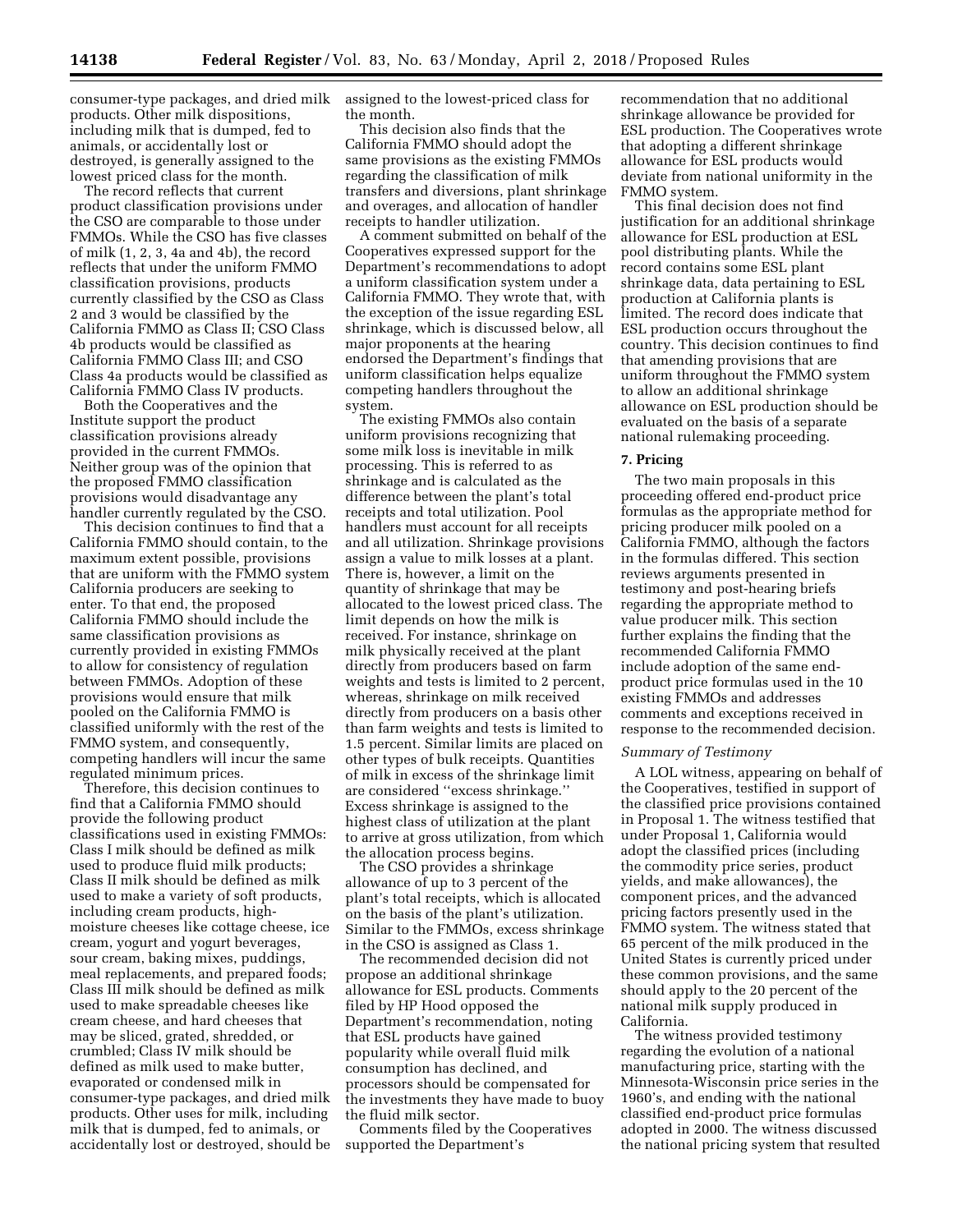consumer-type packages, and dried milk products. Other milk dispositions, including milk that is dumped, fed to animals, or accidentally lost or destroyed, is generally assigned to the lowest priced class for the month.

The record reflects that current product classification provisions under the CSO are comparable to those under FMMOs. While the CSO has five classes of milk (1, 2, 3, 4a and 4b), the record reflects that under the uniform FMMO classification provisions, products currently classified by the CSO as Class 2 and 3 would be classified by the California FMMO as Class II; CSO Class 4b products would be classified as California FMMO Class III; and CSO Class 4a products would be classified as California FMMO Class IV products.

Both the Cooperatives and the Institute support the product classification provisions already provided in the current FMMOs. Neither group was of the opinion that the proposed FMMO classification provisions would disadvantage any handler currently regulated by the CSO.

This decision continues to find that a California FMMO should contain, to the maximum extent possible, provisions that are uniform with the FMMO system California producers are seeking to enter. To that end, the proposed California FMMO should include the same classification provisions as currently provided in existing FMMOs to allow for consistency of regulation between FMMOs. Adoption of these provisions would ensure that milk pooled on the California FMMO is classified uniformly with the rest of the FMMO system, and consequently, competing handlers will incur the same regulated minimum prices.

Therefore, this decision continues to find that a California FMMO should provide the following product classifications used in existing FMMOs: Class I milk should be defined as milk used to produce fluid milk products; Class II milk should be defined as milk used to make a variety of soft products, including cream products, high-moisture cheeses like cottage cheese, ice cream, yogurt and yogurt beverages, sour cream, baking mixes, puddings, meal replacements, and prepared foods; Class III milk should be defined as milk used to make spreadable cheeses like cream cheese, and hard cheeses that may be sliced, grated, shredded, or crumbled; Class IV milk should be defined as milk used to make butter, evaporated or condensed milk in consumer-type packages, and dried milk products. Other uses for milk, including milk that is dumped, fed to animals, or accidentally lost or destroyed, should be assigned to the lowest-priced class for the month.

This decision also finds that the California FMMO should adopt the same provisions as the existing FMMOs regarding the classification of milk transfers and diversions, plant shrinkage and overages, and allocation of handler receipts to handler utilization.

A comment submitted on behalf of the Cooperatives expressed support for the Department's recommendations to adopt a uniform classification system under a California FMMO. They wrote that, with the exception of the issue regarding ESL shrinkage, which is discussed below, all major proponents at the hearing endorsed the Department's findings that uniform classification helps equalize competing handlers throughout the system.

The existing FMMOs also contain uniform provisions recognizing that some milk loss is inevitable in milk processing. This is referred to as shrinkage and is calculated as the difference between the plant's total receipts and total utilization. Pool handlers must account for all receipts and all utilization. Shrinkage provisions assign a value to milk losses at a plant. There is, however, a limit on the quantity of shrinkage that may be allocated to the lowest priced class. The limit depends on how the milk is received. For instance, shrinkage on milk physically received at the plant directly from producers based on farm weights and tests is limited to 2 percent, whereas, shrinkage on milk received directly from producers on a basis other than farm weights and tests is limited to 1.5 percent. Similar limits are placed on other types of bulk receipts. Quantities of milk in excess of the shrinkage limit are considered ''excess shrinkage.'' Excess shrinkage is assigned to the highest class of utilization at the plant to arrive at gross utilization, from which the allocation process begins.

The CSO provides a shrinkage allowance of up to 3 percent of the plant's total receipts, which is allocated on the basis of the plant's utilization. Similar to the FMMOs, excess shrinkage in the CSO is assigned as Class 1.

The recommended decision did not propose an additional shrinkage allowance for ESL products. Comments filed by HP Hood opposed the Department's recommendation, noting that ESL products have gained popularity while overall fluid milk consumption has declined, and processors should be compensated for the investments they have made to buoy the fluid milk sector.

Comments filed by the Cooperatives supported the Department's recommendation that no additional shrinkage allowance be provided for ESL production. The Cooperatives wrote that adopting a different shrinkage allowance for ESL products would deviate from national uniformity in the FMMO system.

This final decision does not find justification for an additional shrinkage allowance for ESL production at ESL pool distributing plants. While the record contains some ESL plant shrinkage data, data pertaining to ESL production at California plants is limited. The record does indicate that ESL production occurs throughout the country. This decision continues to find that amending provisions that are uniform throughout the FMMO system to allow an additional shrinkage allowance on ESL production should be evaluated on the basis of a separate national rulemaking proceeding.

## 7. Pricing

The two main proposals in this proceeding offered end-product price formulas as the appropriate method for pricing producer milk pooled on a California FMMO, although the factors in the formulas differed. This section reviews arguments presented in testimony and post-hearing briefs regarding the appropriate method to value producer milk. This section further explains the finding that the recommended California FMMO include adoption of the same end-product price formulas used in the 10 existing FMMOs and addresses comments and exceptions received in response to the recommended decision.

### *Summary of Testimony*

A LOL witness, appearing on behalf of the Cooperatives, testified in support of the classified price provisions contained in Proposal 1. The witness testified that under Proposal 1, California would adopt the classified prices (including the commodity price series, product yields, and make allowances), the component prices, and the advanced pricing factors presently used in the FMMO system. The witness stated that 65 percent of the milk produced in the United States is currently priced under these common provisions, and the same should apply to the 20 percent of the national milk supply produced in California.

The witness provided testimony regarding the evolution of a national manufacturing price, starting with the Minnesota-Wisconsin price series in the 1960's, and ending with the national classified end-product price formulas adopted in 2000. The witness discussed the national pricing system that resulted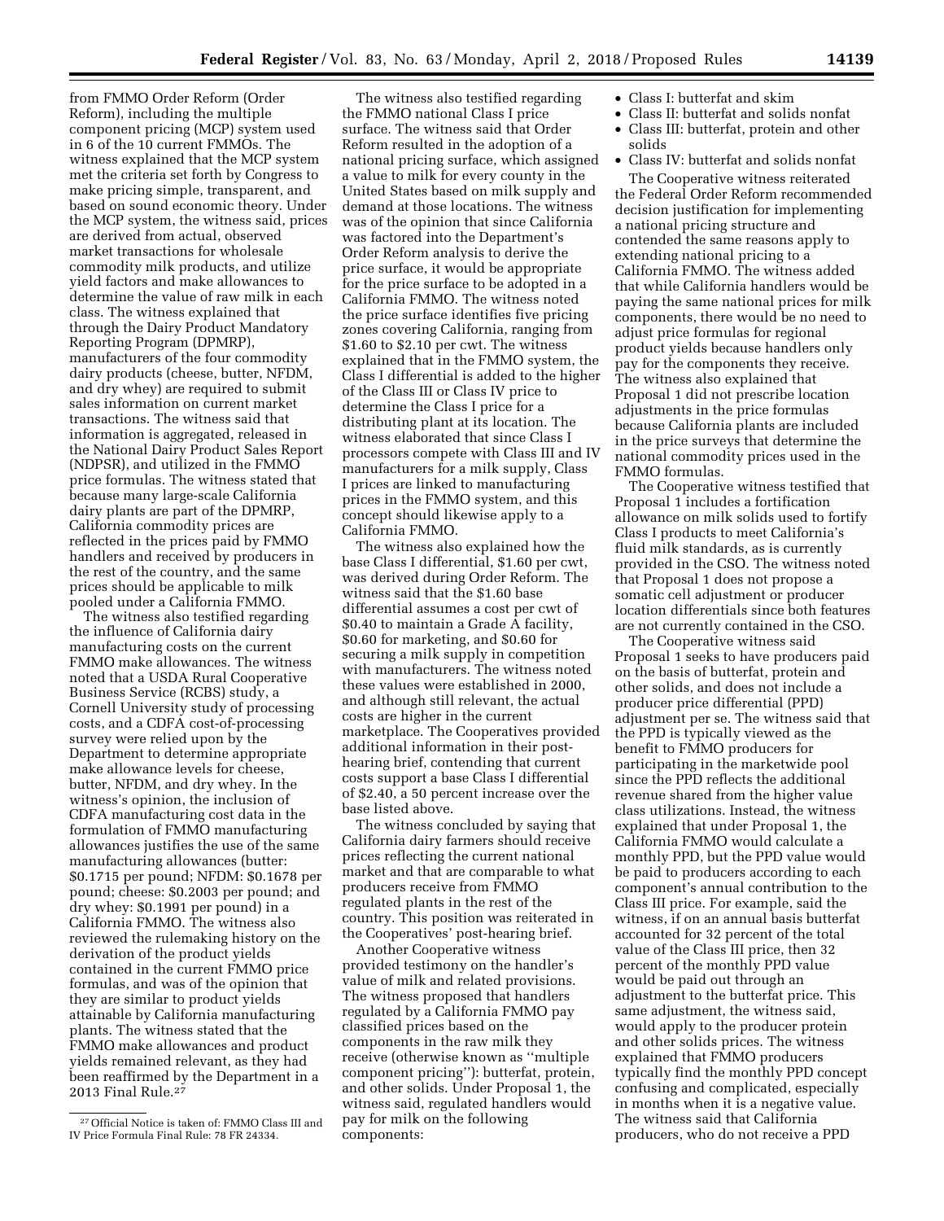from FMMO Order Reform (Order Reform), including the multiple component pricing (MCP) system used in 6 of the 10 current FMMOs. The witness explained that the MCP system met the criteria set forth by Congress to make pricing simple, transparent, and based on sound economic theory. Under the MCP system, the witness said, prices are derived from actual, observed market transactions for wholesale commodity milk products, and utilize yield factors and make allowances to determine the value of raw milk in each class. The witness explained that through the Dairy Product Mandatory Reporting Program (DPMRP), manufacturers of the four commodity dairy products (cheese, butter, NFDM, and dry whey) are required to submit sales information on current market transactions. The witness said that information is aggregated, released in the National Dairy Product Sales Report (NDPSR), and utilized in the FMMO price formulas. The witness stated that because many large-scale California dairy plants are part of the DPMRP, California commodity prices are reflected in the prices paid by FMMO handlers and received by producers in the rest of the country, and the same prices should be applicable to milk pooled under a California FMMO.

The witness also testified regarding the influence of California dairy manufacturing costs on the current FMMO make allowances. The witness noted that a USDA Rural Cooperative Business Service (RCBS) study, a Cornell University study of processing costs, and a CDFA cost-of-processing survey were relied upon by the Department to determine appropriate make allowance levels for cheese, butter, NFDM, and dry whey. In the witness's opinion, the inclusion of CDFA manufacturing cost data in the formulation of FMMO manufacturing allowances justifies the use of the same manufacturing allowances (butter: $0.1715 per pound; NFDM: $0.1678 per pound; cheese: $0.2003 per pound; and dry whey: $0.1991 per pound) in a California FMMO. The witness also reviewed the rulemaking history on the derivation of the product yields contained in the current FMMO price formulas, and was of the opinion that they are similar to product yields attainable by California manufacturing plants. The witness stated that the FMMO make allowances and product yields remained relevant, as they had been reaffirmed by the Department in a 2013 Final Rule.[27]

The witness also testified regarding the FMMO national Class I price surface. The witness said that Order Reform resulted in the adoption of a national pricing surface, which assigned a value to milk for every county in the United States based on milk supply and demand at those locations. The witness was of the opinion that since California was factored into the Department's Order Reform analysis to derive the price surface, it would be appropriate for the price surface to be adopted in a California FMMO. The witness noted the price surface identifies five pricing zones covering California, ranging from $1.60 to $2.10 per cwt. The witness explained that in the FMMO system, the Class I differential is added to the higher of the Class III or Class IV price to determine the Class I price for a distributing plant at its location. The witness elaborated that since Class I processors compete with Class III and IV manufacturers for a milk supply, Class I prices are linked to manufacturing prices in the FMMO system, and this concept should likewise apply to a California FMMO.

The witness also explained how the base Class I differential, $1.60 per cwt, was derived during Order Reform. The witness said that the $1.60 base differential assumes a cost per cwt of $0.40 to maintain a Grade A facility, $0.60 for marketing, and $0.60 for securing a milk supply in competition with manufacturers. The witness noted these values were established in 2000, and although still relevant, the actual costs are higher in the current marketplace. The Cooperatives provided additional information in their post-hearing brief, contending that current costs support a base Class I differential of $2.40, a 50 percent increase over the base listed above.

The witness concluded by saying that California dairy farmers should receive prices reflecting the current national market and that are comparable to what producers receive from FMMO regulated plants in the rest of the country. This position was reiterated in the Cooperatives' post-hearing brief.

Another Cooperative witness provided testimony on the handler's value of milk and related provisions. The witness proposed that handlers regulated by a California FMMO pay classified prices based on the components in the raw milk they receive (otherwise known as "multiple component pricing"): butterfat, protein, and other solids. Under Proposal 1, the witness said, regulated handlers would pay for milk on the following components:

- Class I: butterfat and skim
- Class II: butterfat and solids nonfat
- Class III: butterfat, protein and other solids
- Class IV: butterfat and solids nonfat

The Cooperative witness reiterated the Federal Order Reform recommended decision justification for implementing a national pricing structure and contended the same reasons apply to extending national pricing to a California FMMO. The witness added that while California handlers would be paying the same national prices for milk components, there would be no need to adjust price formulas for regional product yields because handlers only pay for the components they receive. The witness also explained that Proposal 1 did not prescribe location adjustments in the price formulas because California plants are included in the price surveys that determine the national commodity prices used in the FMMO formulas.

The Cooperative witness testified that Proposal 1 includes a fortification allowance on milk solids used to fortify Class I products to meet California's fluid milk standards, as is currently provided in the CSO. The witness noted that Proposal 1 does not propose a somatic cell adjustment or producer location differentials since both features are not currently contained in the CSO.

The Cooperative witness said Proposal 1 seeks to have producers paid on the basis of butterfat, protein and other solids, and does not include a producer price differential (PPD) adjustment per se. The witness said that the PPD is typically viewed as the benefit to FMMO producers for participating in the marketwide pool since the PPD reflects the additional revenue shared from the higher value class utilizations. Instead, the witness explained that under Proposal 1, the California FMMO would calculate a monthly PPD, but the PPD value would be paid to producers according to each component's annual contribution to the Class III price. For example, said the witness, if on an annual basis butterfat accounted for 32 percent of the total value of the Class III price, then 32 percent of the monthly PPD value would be paid out through an adjustment to the butterfat price. This same adjustment, the witness said, would apply to the producer protein and other solids prices. The witness explained that FMMO producers typically find the monthly PPD concept confusing and complicated, especially in months when it is a negative value. The witness said that California producers, who do not receive a PPD

[27] Official Notice is taken of: FMMO Class III and IV Price Formula Final Rule: 78 FR 24334.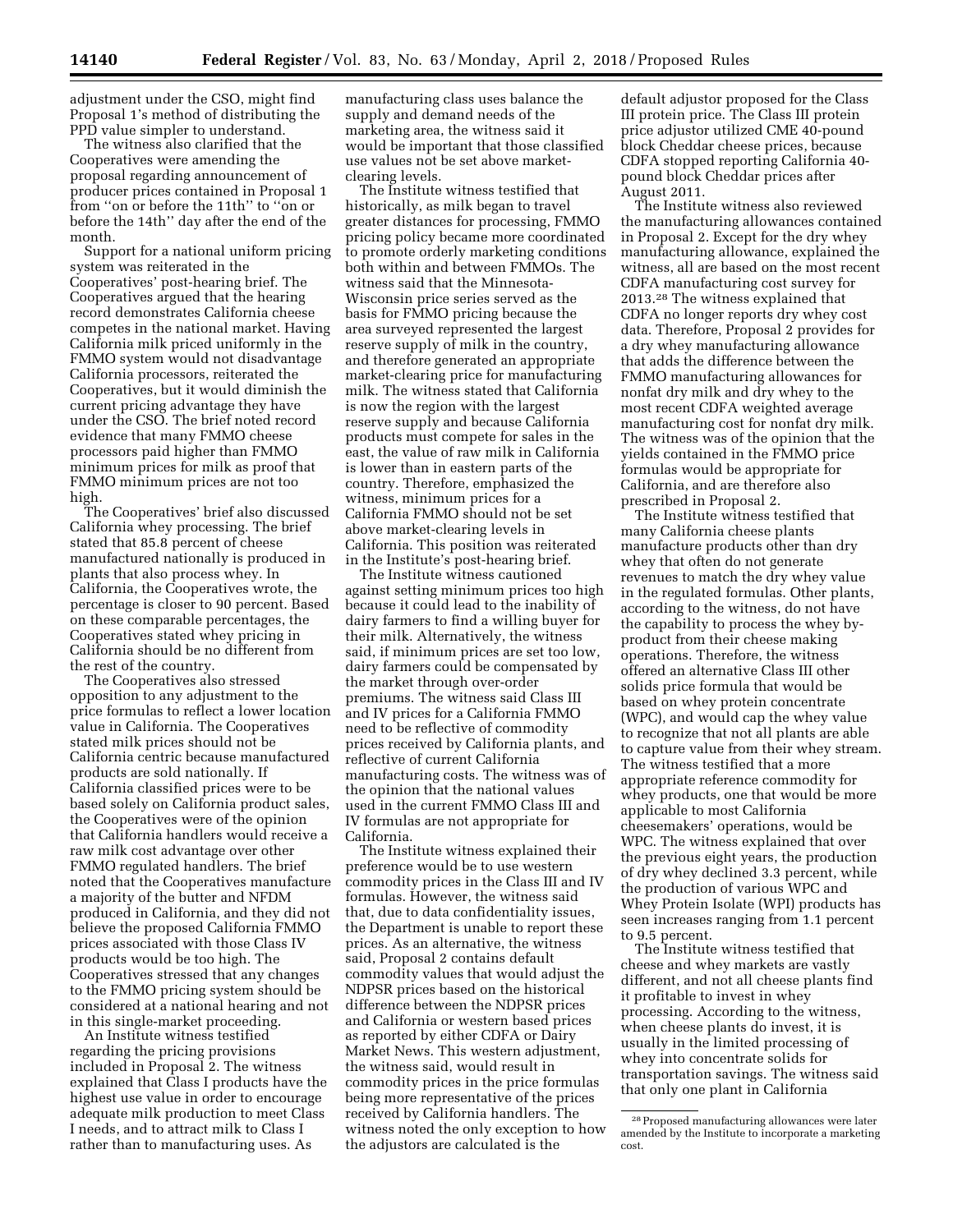adjustment under the CSO, might find Proposal 1's method of distributing the PPD value simpler to understand.

The witness also clarified that the Cooperatives were amending the proposal regarding announcement of producer prices contained in Proposal 1 from ''on or before the 11th'' to ''on or before the 14th'' day after the end of the month.

Support for a national uniform pricing system was reiterated in the Cooperatives' post-hearing brief. The Cooperatives argued that the hearing record demonstrates California cheese competes in the national market. Having California milk priced uniformly in the FMMO system would not disadvantage California processors, reiterated the Cooperatives, but it would diminish the current pricing advantage they have under the CSO. The brief noted record evidence that many FMMO cheese processors paid higher than FMMO minimum prices for milk as proof that FMMO minimum prices are not too high.

The Cooperatives' brief also discussed California whey processing. The brief stated that 85.8 percent of cheese manufactured nationally is produced in plants that also process whey. In California, the Cooperatives wrote, the percentage is closer to 90 percent. Based on these comparable percentages, the Cooperatives stated whey pricing in California should be no different from the rest of the country.

The Cooperatives also stressed opposition to any adjustment to the price formulas to reflect a lower location value in California. The Cooperatives stated milk prices should not be California centric because manufactured products are sold nationally. If California classified prices were to be based solely on California product sales, the Cooperatives were of the opinion that California handlers would receive a raw milk cost advantage over other FMMO regulated handlers. The brief noted that the Cooperatives manufacture a majority of the butter and NFDM produced in California, and they did not believe the proposed California FMMO prices associated with those Class IV products would be too high. The Cooperatives stressed that any changes to the FMMO pricing system should be considered at a national hearing and not in this single-market proceeding.

An Institute witness testified regarding the pricing provisions included in Proposal 2. The witness explained that Class I products have the highest use value in order to encourage adequate milk production to meet Class I needs, and to attract milk to Class I rather than to manufacturing uses. As manufacturing class uses balance the supply and demand needs of the marketing area, the witness said it would be important that those classified use values not be set above market-clearing levels.

The Institute witness testified that historically, as milk began to travel greater distances for processing, FMMO pricing policy became more coordinated to promote orderly marketing conditions both within and between FMMOs. The witness said that the Minnesota-Wisconsin price series served as the basis for FMMO pricing because the area surveyed represented the largest reserve supply of milk in the country, and therefore generated an appropriate market-clearing price for manufacturing milk. The witness stated that California is now the region with the largest reserve supply and because California products must compete for sales in the east, the value of raw milk in California is lower than in eastern parts of the country. Therefore, emphasized the witness, minimum prices for a California FMMO should not be set above market-clearing levels in California. This position was reiterated in the Institute's post-hearing brief.

The Institute witness cautioned against setting minimum prices too high because it could lead to the inability of dairy farmers to find a willing buyer for their milk. Alternatively, the witness said, if minimum prices are set too low, dairy farmers could be compensated by the market through over-order premiums. The witness said Class III and IV prices for a California FMMO need to be reflective of commodity prices received by California plants, and reflective of current California manufacturing costs. The witness was of the opinion that the national values used in the current FMMO Class III and IV formulas are not appropriate for California.

The Institute witness explained their preference would be to use western commodity prices in the Class III and IV formulas. However, the witness said that, due to data confidentiality issues, the Department is unable to report these prices. As an alternative, the witness said, Proposal 2 contains default commodity values that would adjust the NDPSR prices based on the historical difference between the NDPSR prices and California or western based prices as reported by either CDFA or Dairy Market News. This western adjustment, the witness said, would result in commodity prices in the price formulas being more representative of the prices received by California handlers. The witness noted the only exception to how the adjustors are calculated is the default adjustor proposed for the Class III protein price. The Class III protein price adjustor utilized CME 40-pound block Cheddar cheese prices, because CDFA stopped reporting California 40-pound block Cheddar prices after August 2011.

The Institute witness also reviewed the manufacturing allowances contained in Proposal 2. Except for the dry whey manufacturing allowance, explained the witness, all are based on the most recent CDFA manufacturing cost survey for 2013.[28] The witness explained that CDFA no longer reports dry whey cost data. Therefore, Proposal 2 provides for a dry whey manufacturing allowance that adds the difference between the FMMO manufacturing allowances for nonfat dry milk and dry whey to the most recent CDFA weighted average manufacturing cost for nonfat dry milk. The witness was of the opinion that the yields contained in the FMMO price formulas would be appropriate for California, and are therefore also prescribed in Proposal 2.

The Institute witness testified that many California cheese plants manufacture products other than dry whey that often do not generate revenues to match the dry whey value in the regulated formulas. Other plants, according to the witness, do not have the capability to process the whey by-product from their cheese making operations. Therefore, the witness offered an alternative Class III other solids price formula that would be based on whey protein concentrate (WPC), and would cap the whey value to recognize that not all plants are able to capture value from their whey stream. The witness testified that a more appropriate reference commodity for whey products, one that would be more applicable to most California cheesemakers' operations, would be WPC. The witness explained that over the previous eight years, the production of dry whey declined 3.3 percent, while the production of various WPC and Whey Protein Isolate (WPI) products has seen increases ranging from 1.1 percent to 9.5 percent.

The Institute witness testified that cheese and whey markets are vastly different, and not all cheese plants find it profitable to invest in whey processing. According to the witness, when cheese plants do invest, it is usually in the limited processing of whey into concentrate solids for transportation savings. The witness said that only one plant in California

[28] Proposed manufacturing allowances were later amended by the Institute to incorporate a marketing cost.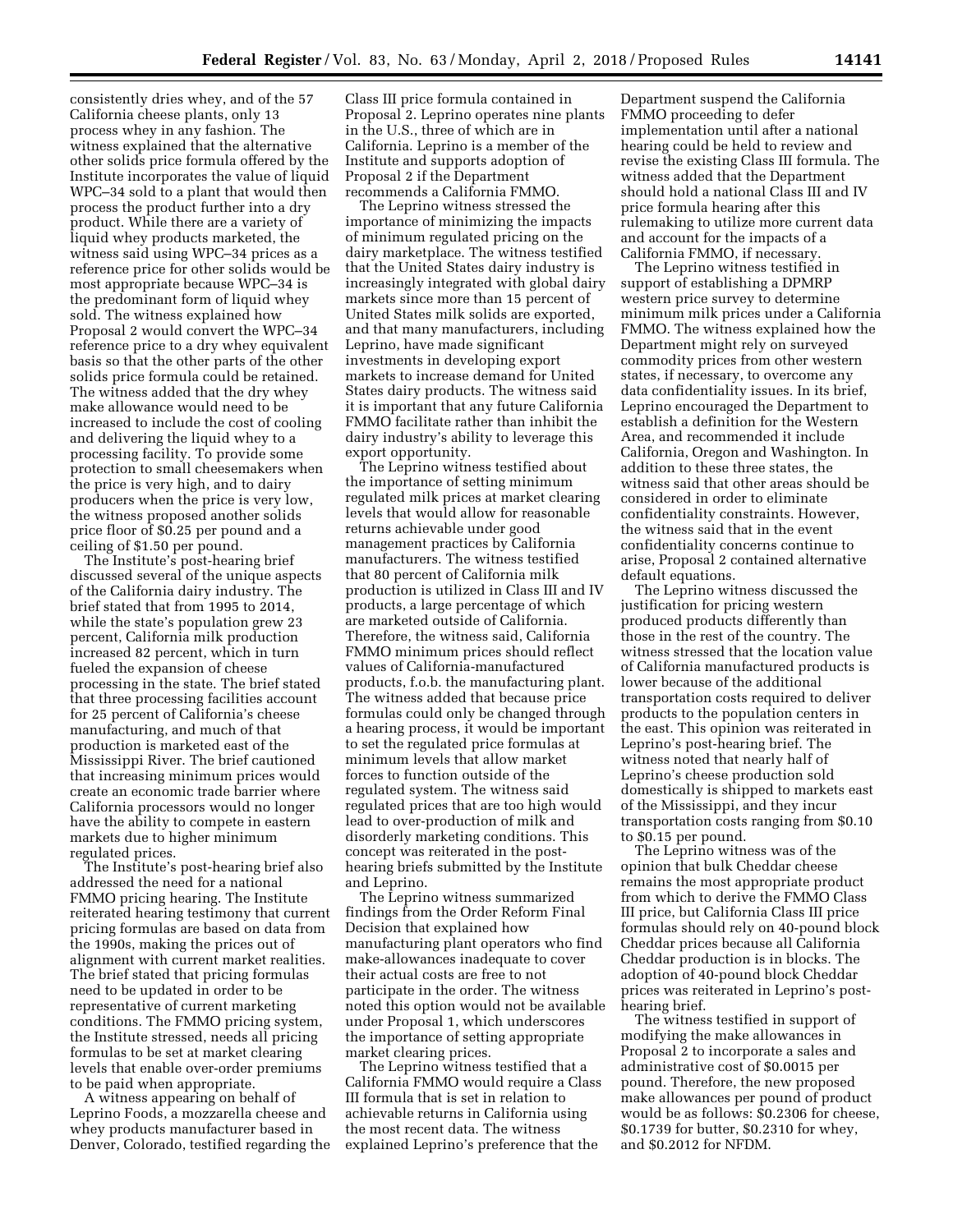consistently dries whey, and of the 57 California cheese plants, only 13 process whey in any fashion. The witness explained that the alternative other solids price formula offered by the Institute incorporates the value of liquid WPC–34 sold to a plant that would then process the product further into a dry product. While there are a variety of liquid whey products marketed, the witness said using WPC–34 prices as a reference price for other solids would be most appropriate because WPC–34 is the predominant form of liquid whey sold. The witness explained how Proposal 2 would convert the WPC–34 reference price to a dry whey equivalent basis so that the other parts of the other solids price formula could be retained. The witness added that the dry whey make allowance would need to be increased to include the cost of cooling and delivering the liquid whey to a processing facility. To provide some protection to small cheesemakers when the price is very high, and to dairy producers when the price is very low, the witness proposed another solids price floor of $0.25 per pound and a ceiling of $1.50 per pound.

The Institute's post-hearing brief discussed several of the unique aspects of the California dairy industry. The brief stated that from 1995 to 2014, while the state's population grew 23 percent, California milk production increased 82 percent, which in turn fueled the expansion of cheese processing in the state. The brief stated that three processing facilities account for 25 percent of California's cheese manufacturing, and much of that production is marketed east of the Mississippi River. The brief cautioned that increasing minimum prices would create an economic trade barrier where California processors would no longer have the ability to compete in eastern markets due to higher minimum regulated prices.

The Institute's post-hearing brief also addressed the need for a national FMMO pricing hearing. The Institute reiterated hearing testimony that current pricing formulas are based on data from the 1990s, making the prices out of alignment with current market realities. The brief stated that pricing formulas need to be updated in order to be representative of current marketing conditions. The FMMO pricing system, the Institute stressed, needs all pricing formulas to be set at market clearing levels that enable over-order premiums to be paid when appropriate.

A witness appearing on behalf of Leprino Foods, a mozzarella cheese and whey products manufacturer based in Denver, Colorado, testified regarding the Class III price formula contained in Proposal 2. Leprino operates nine plants in the U.S., three of which are in California. Leprino is a member of the Institute and supports adoption of Proposal 2 if the Department recommends a California FMMO.

The Leprino witness stressed the importance of minimizing the impacts of minimum regulated pricing on the dairy marketplace. The witness testified that the United States dairy industry is increasingly integrated with global dairy markets since more than 15 percent of United States milk solids are exported, and that many manufacturers, including Leprino, have made significant investments in developing export markets to increase demand for United States dairy products. The witness said it is important that any future California FMMO facilitate rather than inhibit the dairy industry's ability to leverage this export opportunity.

The Leprino witness testified about the importance of setting minimum regulated milk prices at market clearing levels that would allow for reasonable returns achievable under good management practices by California manufacturers. The witness testified that 80 percent of California milk production is utilized in Class III and IV products, a large percentage of which are marketed outside of California. Therefore, the witness said, California FMMO minimum prices should reflect values of California-manufactured products, f.o.b. the manufacturing plant. The witness added that because price formulas could only be changed through a hearing process, it would be important to set the regulated price formulas at minimum levels that allow market forces to function outside of the regulated system. The witness said regulated prices that are too high would lead to over-production of milk and disorderly marketing conditions. This concept was reiterated in the post-hearing briefs submitted by the Institute and Leprino.

The Leprino witness summarized findings from the Order Reform Final Decision that explained how manufacturing plant operators who find make-allowances inadequate to cover their actual costs are free to not participate in the order. The witness noted this option would not be available under Proposal 1, which underscores the importance of setting appropriate market clearing prices.

The Leprino witness testified that a California FMMO would require a Class III formula that is set in relation to achievable returns in California using the most recent data. The witness explained Leprino's preference that the Department suspend the California FMMO proceeding to defer implementation until after a national hearing could be held to review and revise the existing Class III formula. The witness added that the Department should hold a national Class III and IV price formula hearing after this rulemaking to utilize more current data and account for the impacts of a California FMMO, if necessary.

The Leprino witness testified in support of establishing a DPMRP western price survey to determine minimum milk prices under a California FMMO. The witness explained how the Department might rely on surveyed commodity prices from other western states, if necessary, to overcome any data confidentiality issues. In its brief, Leprino encouraged the Department to establish a definition for the Western Area, and recommended it include California, Oregon and Washington. In addition to these three states, the witness said that other areas should be considered in order to eliminate confidentiality constraints. However, the witness said that in the event confidentiality concerns continue to arise, Proposal 2 contained alternative default equations.

The Leprino witness discussed the justification for pricing western produced products differently than those in the rest of the country. The witness stressed that the location value of California manufactured products is lower because of the additional transportation costs required to deliver products to the population centers in the east. This opinion was reiterated in Leprino's post-hearing brief. The witness noted that nearly half of Leprino's cheese production sold domestically is shipped to markets east of the Mississippi, and they incur transportation costs ranging from $0.10 to $0.15 per pound.

The Leprino witness was of the opinion that bulk Cheddar cheese remains the most appropriate product from which to derive the FMMO Class III price, but California Class III price formulas should rely on 40-pound block Cheddar prices because all California Cheddar production is in blocks. The adoption of 40-pound block Cheddar prices was reiterated in Leprino's post-hearing brief.

The witness testified in support of modifying the make allowances in Proposal 2 to incorporate a sales and administrative cost of $0.0015 per pound. Therefore, the new proposed make allowances per pound of product would be as follows: $0.2306 for cheese, $0.1739 for butter, $0.2310 for whey, and $0.2012 for NFDM.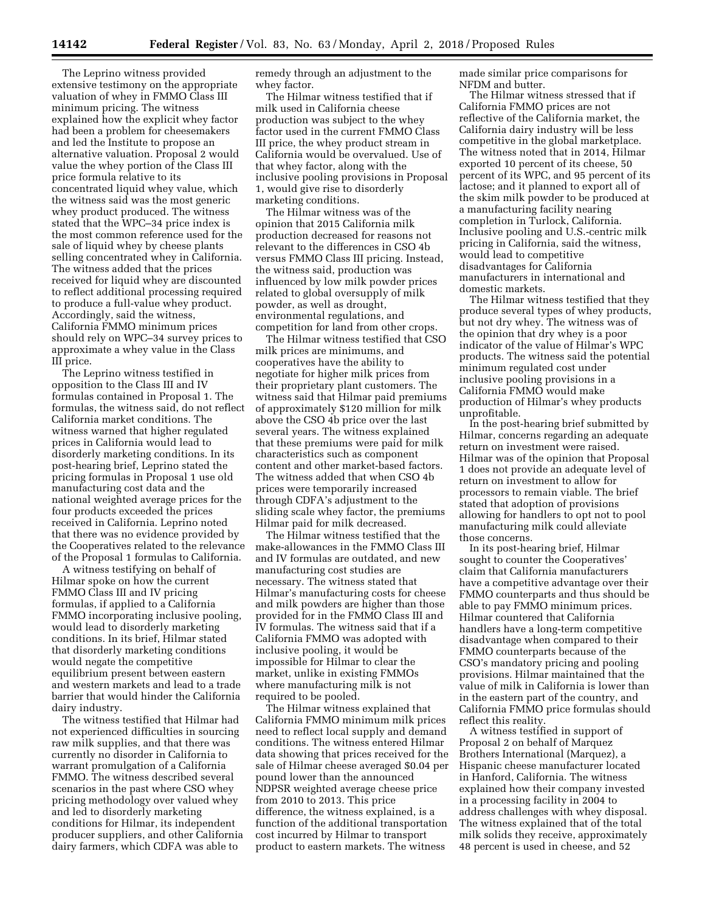The Leprino witness provided extensive testimony on the appropriate valuation of whey in FMMO Class III minimum pricing. The witness explained how the explicit whey factor had been a problem for cheesemakers and led the Institute to propose an alternative valuation. Proposal 2 would value the whey portion of the Class III price formula relative to its concentrated liquid whey value, which the witness said was the most generic whey product produced. The witness stated that the WPC–34 price index is the most common reference used for the sale of liquid whey by cheese plants selling concentrated whey in California. The witness added that the prices received for liquid whey are discounted to reflect additional processing required to produce a full-value whey product. Accordingly, said the witness, California FMMO minimum prices should rely on WPC–34 survey prices to approximate a whey value in the Class III price.

The Leprino witness testified in opposition to the Class III and IV formulas contained in Proposal 1. The formulas, the witness said, do not reflect California market conditions. The witness warned that higher regulated prices in California would lead to disorderly marketing conditions. In its post-hearing brief, Leprino stated the pricing formulas in Proposal 1 use old manufacturing cost data and the national weighted average prices for the four products exceeded the prices received in California. Leprino noted that there was no evidence provided by the Cooperatives related to the relevance of the Proposal 1 formulas to California.

A witness testifying on behalf of Hilmar spoke on how the current FMMO Class III and IV pricing formulas, if applied to a California FMMO incorporating inclusive pooling, would lead to disorderly marketing conditions. In its brief, Hilmar stated that disorderly marketing conditions would negate the competitive equilibrium present between eastern and western markets and lead to a trade barrier that would hinder the California dairy industry.

The witness testified that Hilmar had not experienced difficulties in sourcing raw milk supplies, and that there was currently no disorder in California to warrant promulgation of a California FMMO. The witness described several scenarios in the past where CSO whey pricing methodology over valued whey and led to disorderly marketing conditions for Hilmar, its independent producer suppliers, and other California dairy farmers, which CDFA was able to remedy through an adjustment to the whey factor.

The Hilmar witness testified that if milk used in California cheese production was subject to the whey factor used in the current FMMO Class III price, the whey product stream in California would be overvalued. Use of that whey factor, along with the inclusive pooling provisions in Proposal 1, would give rise to disorderly marketing conditions.

The Hilmar witness was of the opinion that 2015 California milk production decreased for reasons not relevant to the differences in CSO 4b versus FMMO Class III pricing. Instead, the witness said, production was influenced by low milk powder prices related to global oversupply of milk powder, as well as drought, environmental regulations, and competition for land from other crops.

The Hilmar witness testified that CSO milk prices are minimums, and cooperatives have the ability to negotiate for higher milk prices from their proprietary plant customers. The witness said that Hilmar paid premiums of approximately $120 million for milk above the CSO 4b price over the last several years. The witness explained that these premiums were paid for milk characteristics such as component content and other market-based factors. The witness added that when CSO 4b prices were temporarily increased through CDFA's adjustment to the sliding scale whey factor, the premiums Hilmar paid for milk decreased.

The Hilmar witness testified that the make-allowances in the FMMO Class III and IV formulas are outdated, and new manufacturing cost studies are necessary. The witness stated that Hilmar's manufacturing costs for cheese and milk powders are higher than those provided for in the FMMO Class III and IV formulas. The witness said that if a California FMMO was adopted with inclusive pooling, it would be impossible for Hilmar to clear the market, unlike in existing FMMOs where manufacturing milk is not required to be pooled.

The Hilmar witness explained that California FMMO minimum milk prices need to reflect local supply and demand conditions. The witness entered Hilmar data showing that prices received for the sale of Hilmar cheese averaged $0.04 per pound lower than the announced NDPSR weighted average cheese price from 2010 to 2013. This price difference, the witness explained, is a function of the additional transportation cost incurred by Hilmar to transport product to eastern markets. The witness made similar price comparisons for NFDM and butter.

The Hilmar witness stressed that if California FMMO prices are not reflective of the California market, the California dairy industry will be less competitive in the global marketplace. The witness noted that in 2014, Hilmar exported 10 percent of its cheese, 50 percent of its WPC, and 95 percent of its lactose; and it planned to export all of the skim milk powder to be produced at a manufacturing facility nearing completion in Turlock, California. Inclusive pooling and U.S.-centric milk pricing in California, said the witness, would lead to competitive disadvantages for California manufacturers in international and domestic markets.

The Hilmar witness testified that they produce several types of whey products, but not dry whey. The witness was of the opinion that dry whey is a poor indicator of the value of Hilmar's WPC products. The witness said the potential minimum regulated cost under inclusive pooling provisions in a California FMMO would make production of Hilmar's whey products unprofitable.

In the post-hearing brief submitted by Hilmar, concerns regarding an adequate return on investment were raised. Hilmar was of the opinion that Proposal 1 does not provide an adequate level of return on investment to allow for processors to remain viable. The brief stated that adoption of provisions allowing for handlers to opt not to pool manufacturing milk could alleviate those concerns.

In its post-hearing brief, Hilmar sought to counter the Cooperatives' claim that California manufacturers have a competitive advantage over their FMMO counterparts and thus should be able to pay FMMO minimum prices. Hilmar countered that California handlers have a long-term competitive disadvantage when compared to their FMMO counterparts because of the CSO's mandatory pricing and pooling provisions. Hilmar maintained that the value of milk in California is lower than in the eastern part of the country, and California FMMO price formulas should reflect this reality.

A witness testified in support of Proposal 2 on behalf of Marquez Brothers International (Marquez), a Hispanic cheese manufacturer located in Hanford, California. The witness explained how their company invested in a processing facility in 2004 to address challenges with whey disposal. The witness explained that of the total milk solids they receive, approximately 48 percent is used in cheese, and 52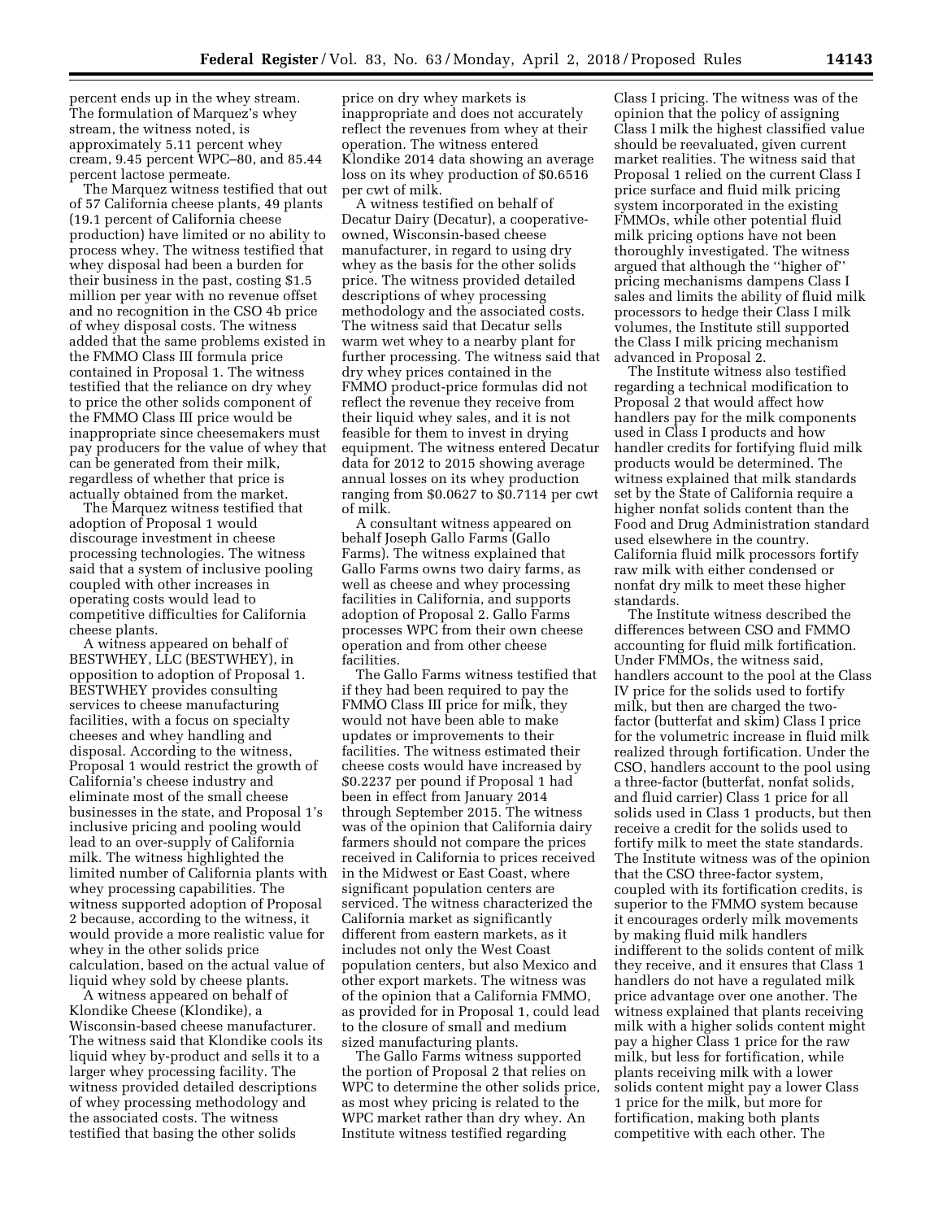percent ends up in the whey stream. The formulation of Marquez's whey stream, the witness noted, is approximately 5.11 percent whey cream, 9.45 percent WPC–80, and 85.44 percent lactose permeate.

The Marquez witness testified that out of 57 California cheese plants, 49 plants (19.1 percent of California cheese production) have limited or no ability to process whey. The witness testified that whey disposal had been a burden for their business in the past, costing $1.5 million per year with no revenue offset and no recognition in the CSO 4b price of whey disposal costs. The witness added that the same problems existed in the FMMO Class III formula price contained in Proposal 1. The witness testified that the reliance on dry whey to price the other solids component of the FMMO Class III price would be inappropriate since cheesemakers must pay producers for the value of whey that can be generated from their milk, regardless of whether that price is actually obtained from the market.

The Marquez witness testified that adoption of Proposal 1 would discourage investment in cheese processing technologies. The witness said that a system of inclusive pooling coupled with other increases in operating costs would lead to competitive difficulties for California cheese plants.

A witness appeared on behalf of BESTWHEY, LLC (BESTWHEY), in opposition to adoption of Proposal 1. BESTWHEY provides consulting services to cheese manufacturing facilities, with a focus on specialty cheeses and whey handling and disposal. According to the witness, Proposal 1 would restrict the growth of California's cheese industry and eliminate most of the small cheese businesses in the state, and Proposal 1's inclusive pricing and pooling would lead to an over-supply of California milk. The witness highlighted the limited number of California plants with whey processing capabilities. The witness supported adoption of Proposal 2 because, according to the witness, it would provide a more realistic value for whey in the other solids price calculation, based on the actual value of liquid whey sold by cheese plants.

A witness appeared on behalf of Klondike Cheese (Klondike), a Wisconsin-based cheese manufacturer. The witness said that Klondike cools its liquid whey by-product and sells it to a larger whey processing facility. The witness provided detailed descriptions of whey processing methodology and the associated costs. The witness testified that basing the other solids price on dry whey markets is inappropriate and does not accurately reflect the revenues from whey at their operation. The witness entered Klondike 2014 data showing an average loss on its whey production of $0.6516 per cwt of milk.

A witness testified on behalf of Decatur Dairy (Decatur), a cooperative-owned, Wisconsin-based cheese manufacturer, in regard to using dry whey as the basis for the other solids price. The witness provided detailed descriptions of whey processing methodology and the associated costs. The witness said that Decatur sells warm wet whey to a nearby plant for further processing. The witness said that dry whey prices contained in the FMMO product-price formulas did not reflect the revenue they receive from their liquid whey sales, and it is not feasible for them to invest in drying equipment. The witness entered Decatur data for 2012 to 2015 showing average annual losses on its whey production ranging from $0.0627 to $0.7114 per cwt of milk.

A consultant witness appeared on behalf Joseph Gallo Farms (Gallo Farms). The witness explained that Gallo Farms owns two dairy farms, as well as cheese and whey processing facilities in California, and supports adoption of Proposal 2. Gallo Farms processes WPC from their own cheese operation and from other cheese facilities.

The Gallo Farms witness testified that if they had been required to pay the FMMO Class III price for milk, they would not have been able to make updates or improvements to their facilities. The witness estimated their cheese costs would have increased by $0.2237 per pound if Proposal 1 had been in effect from January 2014 through September 2015. The witness was of the opinion that California dairy farmers should not compare the prices received in California to prices received in the Midwest or East Coast, where significant population centers are serviced. The witness characterized the California market as significantly different from eastern markets, as it includes not only the West Coast population centers, but also Mexico and other export markets. The witness was of the opinion that a California FMMO, as provided for in Proposal 1, could lead to the closure of small and medium sized manufacturing plants.

The Gallo Farms witness supported the portion of Proposal 2 that relies on WPC to determine the other solids price, as most whey pricing is related to the WPC market rather than dry whey. An Institute witness testified regarding Class I pricing. The witness was of the opinion that the policy of assigning Class I milk the highest classified value should be reevaluated, given current market realities. The witness said that Proposal 1 relied on the current Class I price surface and fluid milk pricing system incorporated in the existing FMMOs, while other potential fluid milk pricing options have not been thoroughly investigated. The witness argued that although the ''higher of'' pricing mechanisms dampens Class I sales and limits the ability of fluid milk processors to hedge their Class I milk volumes, the Institute still supported the Class I milk pricing mechanism advanced in Proposal 2.

The Institute witness also testified regarding a technical modification to Proposal 2 that would affect how handlers pay for the milk components used in Class I products and how handler credits for fortifying fluid milk products would be determined. The witness explained that milk standards set by the State of California require a higher nonfat solids content than the Food and Drug Administration standard used elsewhere in the country. California fluid milk processors fortify raw milk with either condensed or nonfat dry milk to meet these higher standards.

The Institute witness described the differences between CSO and FMMO accounting for fluid milk fortification. Under FMMOs, the witness said, handlers account to the pool at the Class IV price for the solids used to fortify milk, but then are charged the two-factor (butterfat and skim) Class I price for the volumetric increase in fluid milk realized through fortification. Under the CSO, handlers account to the pool using a three-factor (butterfat, nonfat solids, and fluid carrier) Class 1 price for all solids used in Class 1 products, but then receive a credit for the solids used to fortify milk to meet the state standards. The Institute witness was of the opinion that the CSO three-factor system, coupled with its fortification credits, is superior to the FMMO system because it encourages orderly milk movements by making fluid milk handlers indifferent to the solids content of milk they receive, and it ensures that Class 1 handlers do not have a regulated milk price advantage over one another. The witness explained that plants receiving milk with a higher solids content might pay a higher Class 1 price for the raw milk, but less for fortification, while plants receiving milk with a lower solids content might pay a lower Class 1 price for the milk, but more for fortification, making both plants competitive with each other. The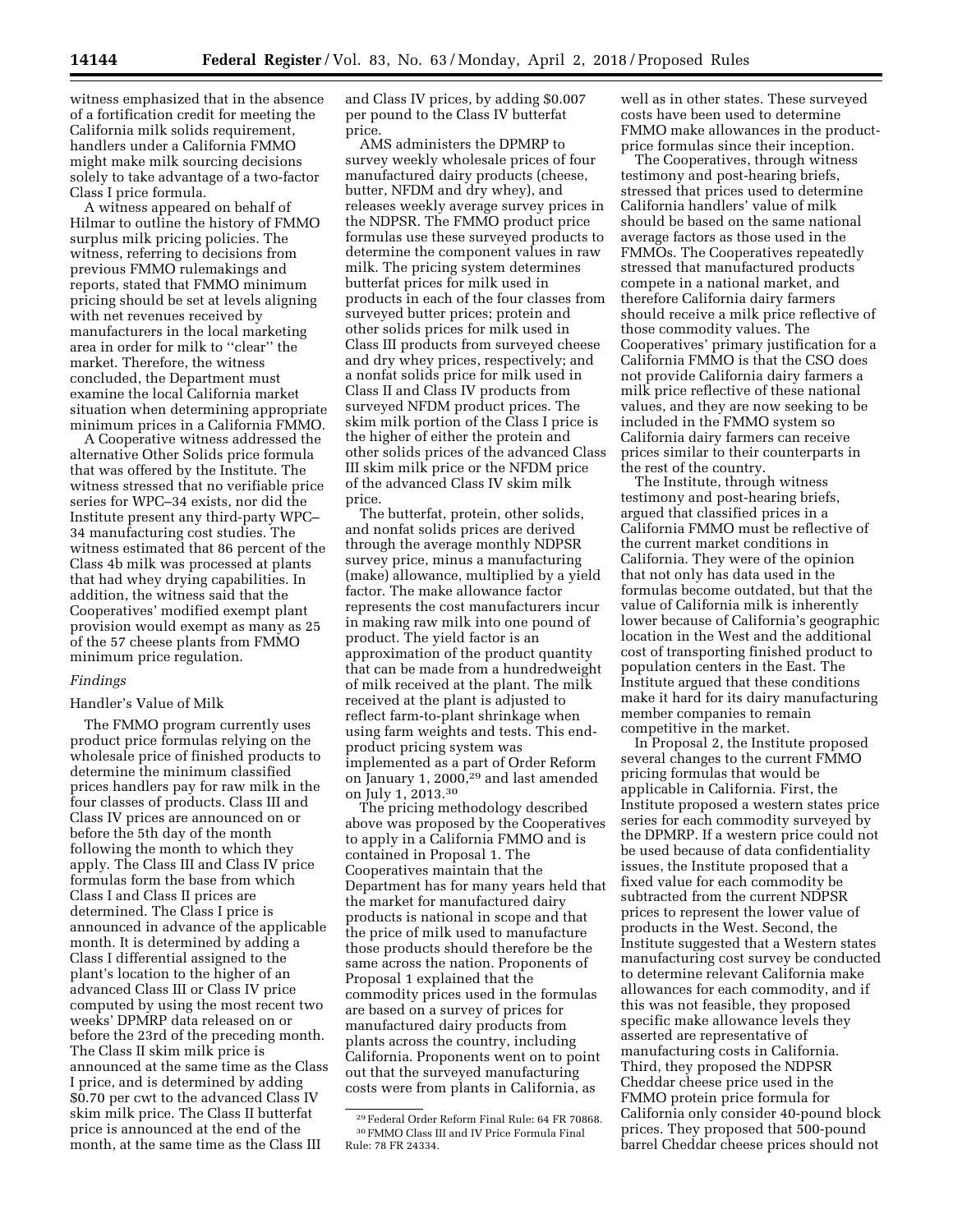witness emphasized that in the absence of a fortification credit for meeting the California milk solids requirement, handlers under a California FMMO might make milk sourcing decisions solely to take advantage of a two-factor Class I price formula.

A witness appeared on behalf of Hilmar to outline the history of FMMO surplus milk pricing policies. The witness, referring to decisions from previous FMMO rulemakings and reports, stated that FMMO minimum pricing should be set at levels aligning with net revenues received by manufacturers in the local marketing area in order for milk to ''clear'' the market. Therefore, the witness concluded, the Department must examine the local California market situation when determining appropriate minimum prices in a California FMMO.

A Cooperative witness addressed the alternative Other Solids price formula that was offered by the Institute. The witness stressed that no verifiable price series for WPC–34 exists, nor did the Institute present any third-party WPC–34 manufacturing cost studies. The witness estimated that 86 percent of the Class 4b milk was processed at plants that had whey drying capabilities. In addition, the witness said that the Cooperatives' modified exempt plant provision would exempt as many as 25 of the 57 cheese plants from FMMO minimum price regulation.

*Findings*

Handler's Value of Milk

The FMMO program currently uses product price formulas relying on the wholesale price of finished products to determine the minimum classified prices handlers pay for raw milk in the four classes of products. Class III and Class IV prices are announced on or before the 5th day of the month following the month to which they apply. The Class III and Class IV price formulas form the base from which Class I and Class II prices are determined. The Class I price is announced in advance of the applicable month. It is determined by adding a Class I differential assigned to the plant's location to the higher of an advanced Class III or Class IV price computed by using the most recent two weeks' DPMRP data released on or before the 23rd of the preceding month. The Class II skim milk price is announced at the same time as the Class I price, and is determined by adding $0.70 per cwt to the advanced Class IV skim milk price. The Class II butterfat price is announced at the end of the month, at the same time as the Class III and Class IV prices, by adding $0.007 per pound to the Class IV butterfat price.

AMS administers the DPMRP to survey weekly wholesale prices of four manufactured dairy products (cheese, butter, NFDM and dry whey), and releases weekly average survey prices in the NDPSR. The FMMO product price formulas use these surveyed products to determine the component values in raw milk. The pricing system determines butterfat prices for milk used in products in each of the four classes from surveyed butter prices; protein and other solids prices for milk used in Class III products from surveyed cheese and dry whey prices, respectively; and a nonfat solids price for milk used in Class II and Class IV products from surveyed NFDM product prices. The skim milk portion of the Class I price is the higher of either the protein and other solids prices of the advanced Class III skim milk price or the NFDM price of the advanced Class IV skim milk price.

The butterfat, protein, other solids, and nonfat solids prices are derived through the average monthly NDPSR survey price, minus a manufacturing (make) allowance, multiplied by a yield factor. The make allowance factor represents the cost manufacturers incur in making raw milk into one pound of product. The yield factor is an approximation of the product quantity that can be made from a hundredweight of milk received at the plant. The milk received at the plant is adjusted to reflect farm-to-plant shrinkage when using farm weights and tests. This end-product pricing system was implemented as a part of Order Reform on January 1, 2000,[29] and last amended on July 1, 2013.[30]

The pricing methodology described above was proposed by the Cooperatives to apply in a California FMMO and is contained in Proposal 1. The Cooperatives maintain that the Department has for many years held that the market for manufactured dairy products is national in scope and that the price of milk used to manufacture those products should therefore be the same across the nation. Proponents of Proposal 1 explained that the commodity prices used in the formulas are based on a survey of prices for manufactured dairy products from plants across the country, including California. Proponents went on to point out that the surveyed manufacturing costs were from plants in California, as well as in other states. These surveyed costs have been used to determine FMMO make allowances in the product-price formulas since their inception.

The Cooperatives, through witness testimony and post-hearing briefs, stressed that prices used to determine California handlers' value of milk should be based on the same national average factors as those used in the FMMOs. The Cooperatives repeatedly stressed that manufactured products compete in a national market, and therefore California dairy farmers should receive a milk price reflective of those commodity values. The Cooperatives' primary justification for a California FMMO is that the CSO does not provide California dairy farmers a milk price reflective of these national values, and they are now seeking to be included in the FMMO system so California dairy farmers can receive prices similar to their counterparts in the rest of the country.

The Institute, through witness testimony and post-hearing briefs, argued that classified prices in a California FMMO must be reflective of the current market conditions in California. They were of the opinion that not only has data used in the formulas become outdated, but that the value of California milk is inherently lower because of California's geographic location in the West and the additional cost of transporting finished product to population centers in the East. The Institute argued that these conditions make it hard for its dairy manufacturing member companies to remain competitive in the market.

In Proposal 2, the Institute proposed several changes to the current FMMO pricing formulas that would be applicable in California. First, the Institute proposed a western states price series for each commodity surveyed by the DPMRP. If a western price could not be used because of data confidentiality issues, the Institute proposed that a fixed value for each commodity be subtracted from the current NDPSR prices to represent the lower value of products in the West. Second, the Institute suggested that a Western states manufacturing cost survey be conducted to determine relevant California make allowances for each commodity, and if this was not feasible, they proposed specific make allowance levels they asserted are representative of manufacturing costs in California. Third, they proposed the NDPSR Cheddar cheese price used in the FMMO protein price formula for California only consider 40-pound block prices. They proposed that 500-pound barrel Cheddar cheese prices should not

[29] Federal Order Reform Final Rule: 64 FR 70868.

[30] FMMO Class III and IV Price Formula Final Rule: 78 FR 24334.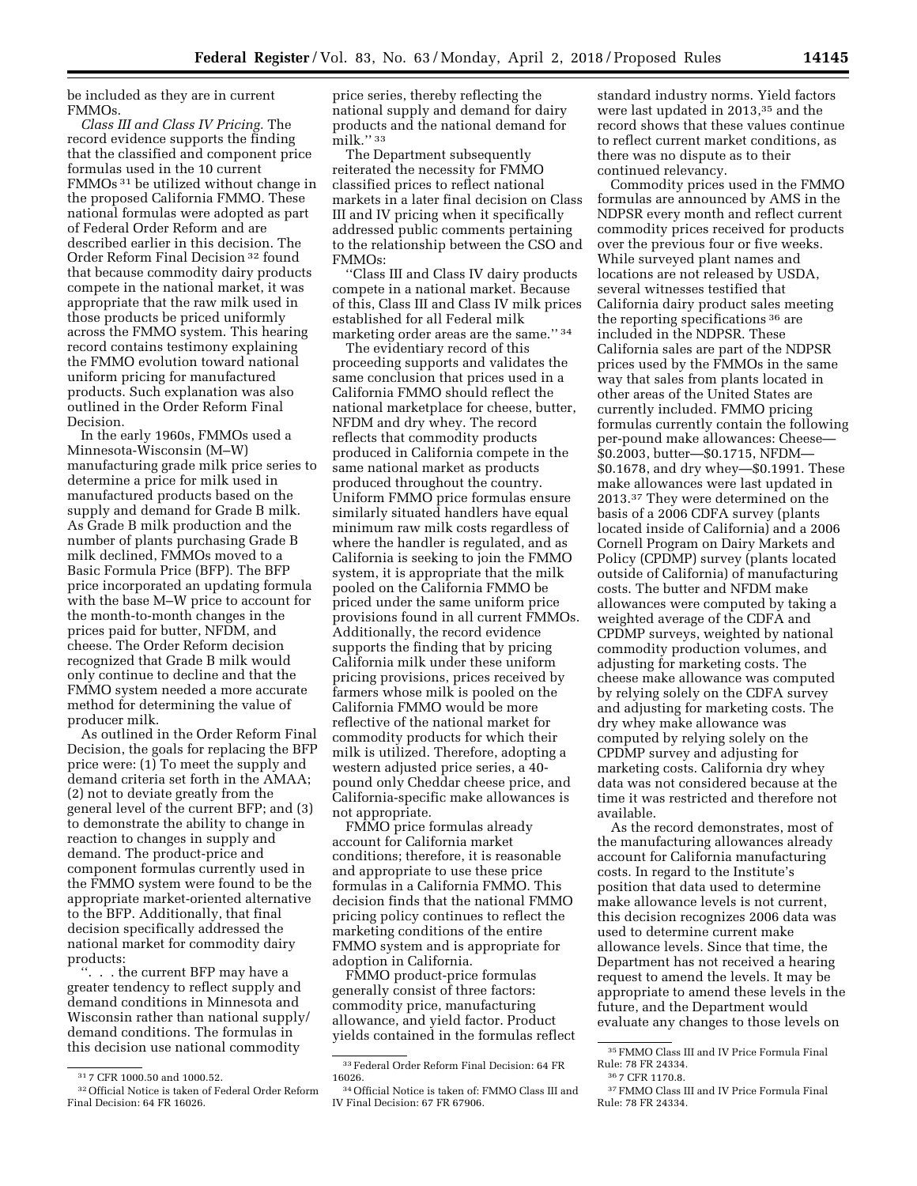be included as they are in current FMMOs.

*Class III and Class IV Pricing.* The record evidence supports the finding that the classified and component price formulas used in the 10 current FMMOs [31] be utilized without change in the proposed California FMMO. These national formulas were adopted as part of Federal Order Reform and are described earlier in this decision. The Order Reform Final Decision [32] found that because commodity dairy products compete in the national market, it was appropriate that the raw milk used in those products be priced uniformly across the FMMO system. This hearing record contains testimony explaining the FMMO evolution toward national uniform pricing for manufactured products. Such explanation was also outlined in the Order Reform Final Decision.

In the early 1960s, FMMOs used a Minnesota-Wisconsin (M–W) manufacturing grade milk price series to determine a price for milk used in manufactured products based on the supply and demand for Grade B milk. As Grade B milk production and the number of plants purchasing Grade B milk declined, FMMOs moved to a Basic Formula Price (BFP). The BFP price incorporated an updating formula with the base M–W price to account for the month-to-month changes in the prices paid for butter, NFDM, and cheese. The Order Reform decision recognized that Grade B milk would only continue to decline and that the FMMO system needed a more accurate method for determining the value of producer milk.

As outlined in the Order Reform Final Decision, the goals for replacing the BFP price were: (1) To meet the supply and demand criteria set forth in the AMAA; (2) not to deviate greatly from the general level of the current BFP; and (3) to demonstrate the ability to change in reaction to changes in supply and demand. The product-price and component formulas currently used in the FMMO system were found to be the appropriate market-oriented alternative to the BFP. Additionally, that final decision specifically addressed the national market for commodity dairy products:

''. . . the current BFP may have a greater tendency to reflect supply and demand conditions in Minnesota and Wisconsin rather than national supply/demand conditions. The formulas in this decision use national commodity price series, thereby reflecting the national supply and demand for dairy products and the national demand for milk.'' [33]

The Department subsequently reiterated the necessity for FMMO classified prices to reflect national markets in a later final decision on Class III and IV pricing when it specifically addressed public comments pertaining to the relationship between the CSO and FMMOs:

''Class III and Class IV dairy products compete in a national market. Because of this, Class III and Class IV milk prices established for all Federal milk marketing order areas are the same.'' [34]

The evidentiary record of this proceeding supports and validates the same conclusion that prices used in a California FMMO should reflect the national marketplace for cheese, butter, NFDM and dry whey. The record reflects that commodity products produced in California compete in the same national market as products produced throughout the country. Uniform FMMO price formulas ensure similarly situated handlers have equal minimum raw milk costs regardless of where the handler is regulated, and as California is seeking to join the FMMO system, it is appropriate that the milk pooled on the California FMMO be priced under the same uniform price provisions found in all current FMMOs. Additionally, the record evidence supports the finding that by pricing California milk under these uniform pricing provisions, prices received by farmers whose milk is pooled on the California FMMO would be more reflective of the national market for commodity products for which their milk is utilized. Therefore, adopting a western adjusted price series, a 40-pound only Cheddar cheese price, and California-specific make allowances is not appropriate.

FMMO price formulas already account for California market conditions; therefore, it is reasonable and appropriate to use these price formulas in a California FMMO. This decision finds that the national FMMO pricing policy continues to reflect the marketing conditions of the entire FMMO system and is appropriate for adoption in California.

FMMO product-price formulas generally consist of three factors: commodity price, manufacturing allowance, and yield factor. Product yields contained in the formulas reflect standard industry norms. Yield factors were last updated in 2013,[35] and the record shows that these values continue to reflect current market conditions, as there was no dispute as to their continued relevancy.

Commodity prices used in the FMMO formulas are announced by AMS in the NDPSR every month and reflect current commodity prices received for products over the previous four or five weeks. While surveyed plant names and locations are not released by USDA, several witnesses testified that California dairy product sales meeting the reporting specifications [36] are included in the NDPSR. These California sales are part of the NDPSR prices used by the FMMOs in the same way that sales from plants located in other areas of the United States are currently included. FMMO pricing formulas currently contain the following per-pound make allowances: Cheese—$0.2003, butter—$0.1715, NFDM—$0.1678, and dry whey—$0.1991. These make allowances were last updated in 2013.[37] They were determined on the basis of a 2006 CDFA survey (plants located inside of California) and a 2006 Cornell Program on Dairy Markets and Policy (CPDMP) survey (plants located outside of California) of manufacturing costs. The butter and NFDM make allowances were computed by taking a weighted average of the CDFA and CPDMP surveys, weighted by national commodity production volumes, and adjusting for marketing costs. The cheese make allowance was computed by relying solely on the CDFA survey and adjusting for marketing costs. The dry whey make allowance was computed by relying solely on the CPDMP survey and adjusting for marketing costs. California dry whey data was not considered because at the time it was restricted and therefore not available.

As the record demonstrates, most of the manufacturing allowances already account for California manufacturing costs. In regard to the Institute's position that data used to determine make allowance levels is not current, this decision recognizes 2006 data was used to determine current make allowance levels. Since that time, the Department has not received a hearing request to amend the levels. It may be appropriate to amend these levels in the future, and the Department would evaluate any changes to those levels on

---

[31] 7 CFR 1000.50 and 1000.52.

[32] Official Notice is taken of Federal Order Reform Final Decision: 64 FR 16026.

[33] Federal Order Reform Final Decision: 64 FR 16026.

[34] Official Notice is taken of: FMMO Class III and IV Final Decision: 67 FR 67906.

[35] FMMO Class III and IV Price Formula Final Rule: 78 FR 24334.

[36] 7 CFR 1170.8.

[37] FMMO Class III and IV Price Formula Final Rule: 78 FR 24334.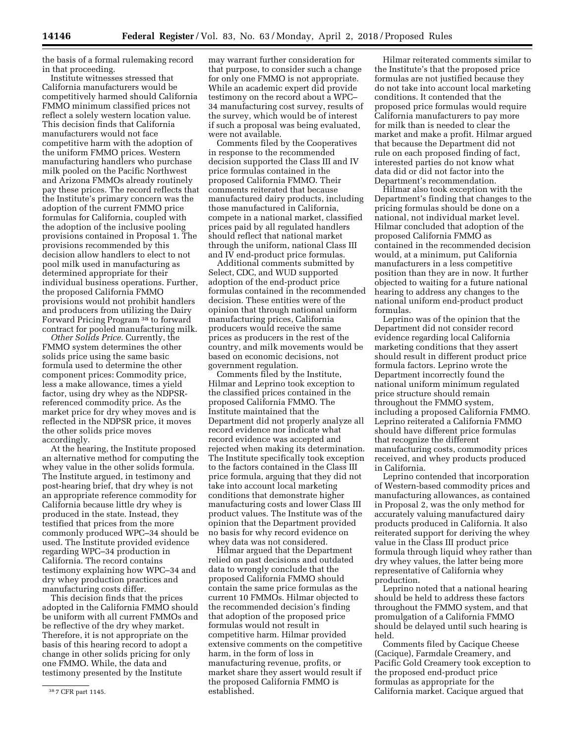the basis of a formal rulemaking record in that proceeding.

Institute witnesses stressed that California manufacturers would be competitively harmed should California FMMO minimum classified prices not reflect a solely western location value. This decision finds that California manufacturers would not face competitive harm with the adoption of the uniform FMMO prices. Western manufacturing handlers who purchase milk pooled on the Pacific Northwest and Arizona FMMOs already routinely pay these prices. The record reflects that the Institute's primary concern was the adoption of the current FMMO price formulas for California, coupled with the adoption of the inclusive pooling provisions contained in Proposal 1. The provisions recommended by this decision allow handlers to elect to not pool milk used in manufacturing as determined appropriate for their individual business operations. Further, the proposed California FMMO provisions would not prohibit handlers and producers from utilizing the Dairy Forward Pricing Program[38] to forward contract for pooled manufacturing milk.

*Other Solids Price.* Currently, the FMMO system determines the other solids price using the same basic formula used to determine the other component prices: Commodity price, less a make allowance, times a yield factor, using dry whey as the NDPSR-referenced commodity price. As the market price for dry whey moves and is reflected in the NDPSR price, it moves the other solids price moves accordingly.

At the hearing, the Institute proposed an alternative method for computing the whey value in the other solids formula. The Institute argued, in testimony and post-hearing brief, that dry whey is not an appropriate reference commodity for California because little dry whey is produced in the state. Instead, they testified that prices from the more commonly produced WPC–34 should be used. The Institute provided evidence regarding WPC–34 production in California. The record contains testimony explaining how WPC–34 and dry whey production practices and manufacturing costs differ.

This decision finds that the prices adopted in the California FMMO should be uniform with all current FMMOs and be reflective of the dry whey market. Therefore, it is not appropriate on the basis of this hearing record to adopt a change in other solids pricing for only one FMMO. While, the data and testimony presented by the Institute may warrant further consideration for that purpose, to consider such a change for only one FMMO is not appropriate. While an academic expert did provide testimony on the record about a WPC–34 manufacturing cost survey, results of the survey, which would be of interest if such a proposal was being evaluated, were not available.

Comments filed by the Cooperatives in response to the recommended decision supported the Class III and IV price formulas contained in the proposed California FMMO. Their comments reiterated that because manufactured dairy products, including those manufactured in California, compete in a national market, classified prices paid by all regulated handlers should reflect that national market through the uniform, national Class III and IV end-product price formulas.

Additional comments submitted by Select, CDC, and WUD supported adoption of the end-product price formulas contained in the recommended decision. These entities were of the opinion that through national uniform manufacturing prices, California producers would receive the same prices as producers in the rest of the country, and milk movements would be based on economic decisions, not government regulation.

Comments filed by the Institute, Hilmar and Leprino took exception to the classified prices contained in the proposed California FMMO. The Institute maintained that the Department did not properly analyze all record evidence nor indicate what record evidence was accepted and rejected when making its determination. The Institute specifically took exception to the factors contained in the Class III price formula, arguing that they did not take into account local marketing conditions that demonstrate higher manufacturing costs and lower Class III product values. The Institute was of the opinion that the Department provided no basis for why record evidence on whey data was not considered.

Hilmar argued that the Department relied on past decisions and outdated data to wrongly conclude that the proposed California FMMO should contain the same price formulas as the current 10 FMMOs. Hilmar objected to the recommended decision's finding that adoption of the proposed price formulas would not result in competitive harm. Hilmar provided extensive comments on the competitive harm, in the form of loss in manufacturing revenue, profits, or market share they assert would result if the proposed California FMMO is established.

Hilmar reiterated comments similar to the Institute's that the proposed price formulas are not justified because they do not take into account local marketing conditions. It contended that the proposed price formulas would require California manufacturers to pay more for milk than is needed to clear the market and make a profit. Hilmar argued that because the Department did not rule on each proposed finding of fact, interested parties do not know what data did or did not factor into the Department's recommendation.

Hilmar also took exception with the Department's finding that changes to the pricing formulas should be done on a national, not individual market level. Hilmar concluded that adoption of the proposed California FMMO as contained in the recommended decision would, at a minimum, put California manufacturers in a less competitive position than they are in now. It further objected to waiting for a future national hearing to address any changes to the national uniform end-product product formulas.

Leprino was of the opinion that the Department did not consider record evidence regarding local California marketing conditions that they assert should result in different product price formula factors. Leprino wrote the Department incorrectly found the national uniform minimum regulated price structure should remain throughout the FMMO system, including a proposed California FMMO. Leprino reiterated a California FMMO should have different price formulas that recognize the different manufacturing costs, commodity prices received, and whey products produced in California.

Leprino contended that incorporation of Western-based commodity prices and manufacturing allowances, as contained in Proposal 2, was the only method for accurately valuing manufactured dairy products produced in California. It also reiterated support for deriving the whey value in the Class III product price formula through liquid whey rather than dry whey values, the latter being more representative of California whey production.

Leprino noted that a national hearing should be held to address these factors throughout the FMMO system, and that promulgation of a California FMMO should be delayed until such hearing is held.

Comments filed by Cacique Cheese (Cacique), Farmdale Creamery, and Pacific Gold Creamery took exception to the proposed end-product price formulas as appropriate for the California market. Cacique argued that

[38] 7 CFR part 1145.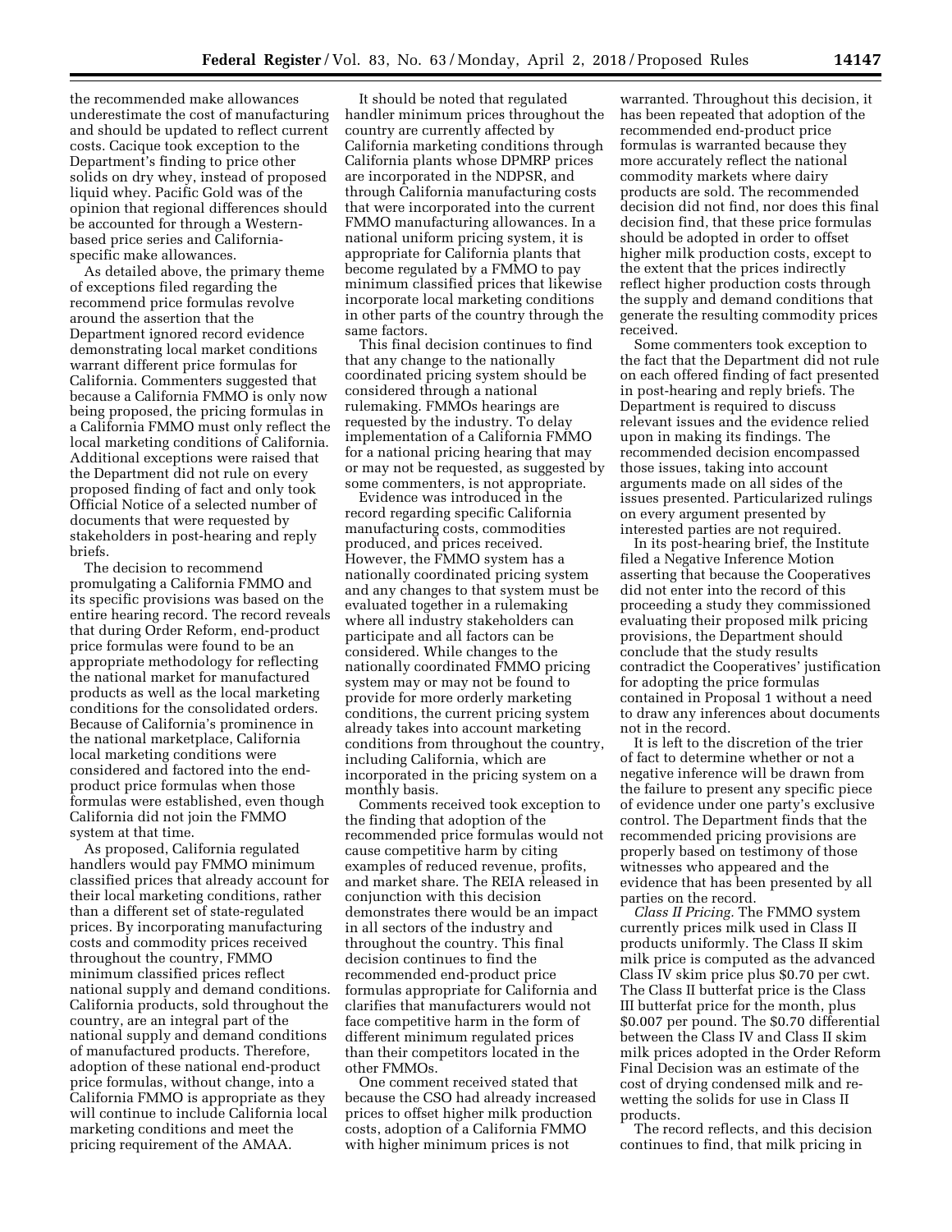the recommended make allowances underestimate the cost of manufacturing and should be updated to reflect current costs. Cacique took exception to the Department's finding to price other solids on dry whey, instead of proposed liquid whey. Pacific Gold was of the opinion that regional differences should be accounted for through a Western-based price series and California-specific make allowances.

As detailed above, the primary theme of exceptions filed regarding the recommend price formulas revolve around the assertion that the Department ignored record evidence demonstrating local market conditions warrant different price formulas for California. Commenters suggested that because a California FMMO is only now being proposed, the pricing formulas in a California FMMO must only reflect the local marketing conditions of California. Additional exceptions were raised that the Department did not rule on every proposed finding of fact and only took Official Notice of a selected number of documents that were requested by stakeholders in post-hearing and reply briefs.

The decision to recommend promulgating a California FMMO and its specific provisions was based on the entire hearing record. The record reveals that during Order Reform, end-product price formulas were found to be an appropriate methodology for reflecting the national market for manufactured products as well as the local marketing conditions for the consolidated orders. Because of California's prominence in the national marketplace, California local marketing conditions were considered and factored into the end-product price formulas when those formulas were established, even though California did not join the FMMO system at that time.

As proposed, California regulated handlers would pay FMMO minimum classified prices that already account for their local marketing conditions, rather than a different set of state-regulated prices. By incorporating manufacturing costs and commodity prices received throughout the country, FMMO minimum classified prices reflect national supply and demand conditions. California products, sold throughout the country, are an integral part of the national supply and demand conditions of manufactured products. Therefore, adoption of these national end-product price formulas, without change, into a California FMMO is appropriate as they will continue to include California local marketing conditions and meet the pricing requirement of the AMAA.

It should be noted that regulated handler minimum prices throughout the country are currently affected by California marketing conditions through California plants whose DPMRP prices are incorporated in the NDPSR, and through California manufacturing costs that were incorporated into the current FMMO manufacturing allowances. In a national uniform pricing system, it is appropriate for California plants that become regulated by a FMMO to pay minimum classified prices that likewise incorporate local marketing conditions in other parts of the country through the same factors.

This final decision continues to find that any change to the nationally coordinated pricing system should be considered through a national rulemaking. FMMOs hearings are requested by the industry. To delay implementation of a California FMMO for a national pricing hearing that may or may not be requested, as suggested by some commenters, is not appropriate.

Evidence was introduced in the record regarding specific California manufacturing costs, commodities produced, and prices received. However, the FMMO system has a nationally coordinated pricing system and any changes to that system must be evaluated together in a rulemaking where all industry stakeholders can participate and all factors can be considered. While changes to the nationally coordinated FMMO pricing system may or may not be found to provide for more orderly marketing conditions, the current pricing system already takes into account marketing conditions from throughout the country, including California, which are incorporated in the pricing system on a monthly basis.

Comments received took exception to the finding that adoption of the recommended price formulas would not cause competitive harm by citing examples of reduced revenue, profits, and market share. The REIA released in conjunction with this decision demonstrates there would be an impact in all sectors of the industry and throughout the country. This final decision continues to find the recommended end-product price formulas appropriate for California and clarifies that manufacturers would not face competitive harm in the form of different minimum regulated prices than their competitors located in the other FMMOs.

One comment received stated that because the CSO had already increased prices to offset higher milk production costs, adoption of a California FMMO with higher minimum prices is not warranted. Throughout this decision, it has been repeated that adoption of the recommended end-product price formulas is warranted because they more accurately reflect the national commodity markets where dairy products are sold. The recommended decision did not find, nor does this final decision find, that these price formulas should be adopted in order to offset higher milk production costs, except to the extent that the prices indirectly reflect higher production costs through the supply and demand conditions that generate the resulting commodity prices received.

Some commenters took exception to the fact that the Department did not rule on each offered finding of fact presented in post-hearing and reply briefs. The Department is required to discuss relevant issues and the evidence relied upon in making its findings. The recommended decision encompassed those issues, taking into account arguments made on all sides of the issues presented. Particularized rulings on every argument presented by interested parties are not required.

In its post-hearing brief, the Institute filed a Negative Inference Motion asserting that because the Cooperatives did not enter into the record of this proceeding a study they commissioned evaluating their proposed milk pricing provisions, the Department should conclude that the study results contradict the Cooperatives' justification for adopting the price formulas contained in Proposal 1 without a need to draw any inferences about documents not in the record.

It is left to the discretion of the trier of fact to determine whether or not a negative inference will be drawn from the failure to present any specific piece of evidence under one party's exclusive control. The Department finds that the recommended pricing provisions are properly based on testimony of those witnesses who appeared and the evidence that has been presented by all parties on the record.

*Class II Pricing.* The FMMO system currently prices milk used in Class II products uniformly. The Class II skim milk price is computed as the advanced Class IV skim price plus $0.70 per cwt. The Class II butterfat price is the Class III butterfat price for the month, plus $0.007 per pound. The $0.70 differential between the Class IV and Class II skim milk prices adopted in the Order Reform Final Decision was an estimate of the cost of drying condensed milk and re-wetting the solids for use in Class II products.

The record reflects, and this decision continues to find, that milk pricing in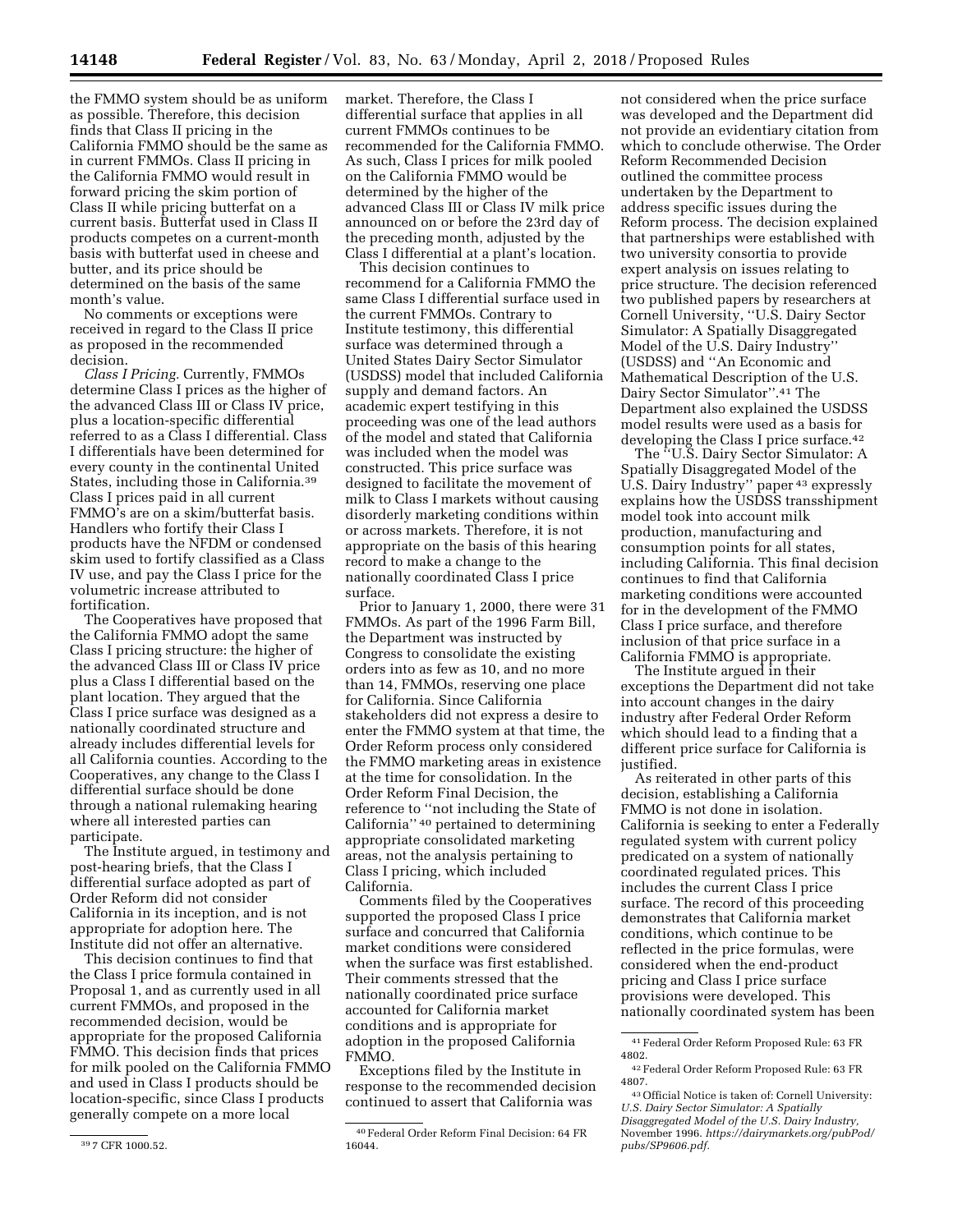the FMMO system should be as uniform as possible. Therefore, this decision finds that Class II pricing in the California FMMO should be the same as in current FMMOs. Class II pricing in the California FMMO would result in forward pricing the skim portion of Class II while pricing butterfat on a current basis. Butterfat used in Class II products competes on a current-month basis with butterfat used in cheese and butter, and its price should be determined on the basis of the same month's value.

No comments or exceptions were received in regard to the Class II price as proposed in the recommended decision.

*Class I Pricing.* Currently, FMMOs determine Class I prices as the higher of the advanced Class III or Class IV price, plus a location-specific differential referred to as a Class I differential. Class I differentials have been determined for every county in the continental United States, including those in California.[39] Class I prices paid in all current FMMO's are on a skim/butterfat basis. Handlers who fortify their Class I products have the NFDM or condensed skim used to fortify classified as a Class IV use, and pay the Class I price for the volumetric increase attributed to fortification.

The Cooperatives have proposed that the California FMMO adopt the same Class I pricing structure: the higher of the advanced Class III or Class IV price plus a Class I differential based on the plant location. They argued that the Class I price surface was designed as a nationally coordinated structure and already includes differential levels for all California counties. According to the Cooperatives, any change to the Class I differential surface should be done through a national rulemaking hearing where all interested parties can participate.

The Institute argued, in testimony and post-hearing briefs, that the Class I differential surface adopted as part of Order Reform did not consider California in its inception, and is not appropriate for adoption here. The Institute did not offer an alternative.

This decision continues to find that the Class I price formula contained in Proposal 1, and as currently used in all current FMMOs, and proposed in the recommended decision, would be appropriate for the proposed California FMMO. This decision finds that prices for milk pooled on the California FMMO and used in Class I products should be location-specific, since Class I products generally compete on a more local market. Therefore, the Class I differential surface that applies in all current FMMOs continues to be recommended for the California FMMO. As such, Class I prices for milk pooled on the California FMMO would be determined by the higher of the advanced Class III or Class IV milk price announced on or before the 23rd day of the preceding month, adjusted by the Class I differential at a plant's location.

This decision continues to recommend for a California FMMO the same Class I differential surface used in the current FMMOs. Contrary to Institute testimony, this differential surface was determined through a United States Dairy Sector Simulator (USDSS) model that included California supply and demand factors. An academic expert testifying in this proceeding was one of the lead authors of the model and stated that California was included when the model was constructed. This price surface was designed to facilitate the movement of milk to Class I markets without causing disorderly marketing conditions within or across markets. Therefore, it is not appropriate on the basis of this hearing record to make a change to the nationally coordinated Class I price surface.

Prior to January 1, 2000, there were 31 FMMOs. As part of the 1996 Farm Bill, the Department was instructed by Congress to consolidate the existing orders into as few as 10, and no more than 14, FMMOs, reserving one place for California. Since California stakeholders did not express a desire to enter the FMMO system at that time, the Order Reform process only considered the FMMO marketing areas in existence at the time for consolidation. In the Order Reform Final Decision, the reference to "not including the State of California"[40] pertained to determining appropriate consolidated marketing areas, not the analysis pertaining to Class I pricing, which included California.

Comments filed by the Cooperatives supported the proposed Class I price surface and concurred that California market conditions were considered when the surface was first established. Their comments stressed that the nationally coordinated price surface accounted for California market conditions and is appropriate for adoption in the proposed California FMMO.

Exceptions filed by the Institute in response to the recommended decision continued to assert that California was not considered when the price surface was developed and the Department did not provide an evidentiary citation from which to conclude otherwise. The Order Reform Recommended Decision outlined the committee process undertaken by the Department to address specific issues during the Reform process. The decision explained that partnerships were established with two university consortia to provide expert analysis on issues relating to price structure. The decision referenced two published papers by researchers at Cornell University, "U.S. Dairy Sector Simulator: A Spatially Disaggregated Model of the U.S. Dairy Industry" (USDSS) and "An Economic and Mathematical Description of the U.S. Dairy Sector Simulator".[41] The Department also explained the USDSS model results were used as a basis for developing the Class I price surface.[42]

The "U.S. Dairy Sector Simulator: A Spatially Disaggregated Model of the U.S. Dairy Industry" paper[43] expressly explains how the USDSS transshipment model took into account milk production, manufacturing and consumption points for all states, including California. This final decision continues to find that California marketing conditions were accounted for in the development of the FMMO Class I price surface, and therefore inclusion of that price surface in a California FMMO is appropriate.

The Institute argued in their exceptions the Department did not take into account changes in the dairy industry after Federal Order Reform which should lead to a finding that a different price surface for California is justified.

As reiterated in other parts of this decision, establishing a California FMMO is not done in isolation. California is seeking to enter a Federally regulated system with current policy predicated on a system of nationally coordinated regulated prices. This includes the current Class I price surface. The record of this proceeding demonstrates that California market conditions, which continue to be reflected in the price formulas, were considered when the end-product pricing and Class I price surface provisions were developed. This nationally coordinated system has been

---

[39] 7 CFR 1000.52.

[40] Federal Order Reform Final Decision: 64 FR 16044.

[41] Federal Order Reform Proposed Rule: 63 FR 4802.

[42] Federal Order Reform Proposed Rule: 63 FR 4807.

[43] Official Notice is taken of: Cornell University: *U.S. Dairy Sector Simulator: A Spatially Disaggregated Model of the U.S. Dairy Industry,* November 1996. *https://dairymarkets.org/pubPod/pubs/SP9606.pdf.*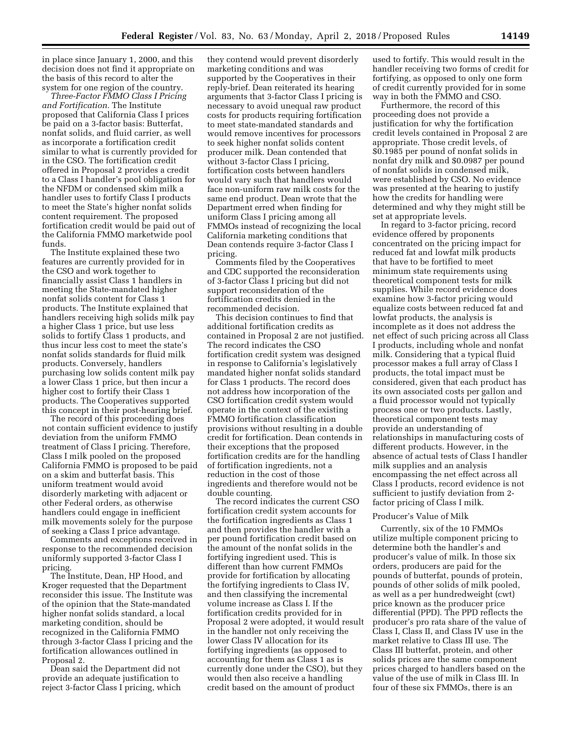in place since January 1, 2000, and this decision does not find it appropriate on the basis of this record to alter the system for one region of the country.

*Three-Factor FMMO Class I Pricing and Fortification.* The Institute proposed that California Class I prices be paid on a 3-factor basis: Butterfat, nonfat solids, and fluid carrier, as well as incorporate a fortification credit similar to what is currently provided for in the CSO. The fortification credit offered in Proposal 2 provides a credit to a Class I handler's pool obligation for the NFDM or condensed skim milk a handler uses to fortify Class I products to meet the State's higher nonfat solids content requirement. The proposed fortification credit would be paid out of the California FMMO marketwide pool funds.

The Institute explained these two features are currently provided for in the CSO and work together to financially assist Class 1 handlers in meeting the State-mandated higher nonfat solids content for Class 1 products. The Institute explained that handlers receiving high solids milk pay a higher Class 1 price, but use less solids to fortify Class 1 products, and thus incur less cost to meet the state's nonfat solids standards for fluid milk products. Conversely, handlers purchasing low solids content milk pay a lower Class 1 price, but then incur a higher cost to fortify their Class 1 products. The Cooperatives supported this concept in their post-hearing brief.

The record of this proceeding does not contain sufficient evidence to justify deviation from the uniform FMMO treatment of Class I pricing. Therefore, Class I milk pooled on the proposed California FMMO is proposed to be paid on a skim and butterfat basis. This uniform treatment would avoid disorderly marketing with adjacent or other Federal orders, as otherwise handlers could engage in inefficient milk movements solely for the purpose of seeking a Class I price advantage.

Comments and exceptions received in response to the recommended decision uniformly supported 3-factor Class I pricing.

The Institute, Dean, HP Hood, and Kroger requested that the Department reconsider this issue. The Institute was of the opinion that the State-mandated higher nonfat solids standard, a local marketing condition, should be recognized in the California FMMO through 3-factor Class I pricing and the fortification allowances outlined in Proposal 2.

Dean said the Department did not provide an adequate justification to reject 3-factor Class I pricing, which they contend would prevent disorderly marketing conditions and was supported by the Cooperatives in their reply-brief. Dean reiterated its hearing arguments that 3-factor Class I pricing is necessary to avoid unequal raw product costs for products requiring fortification to meet state-mandated standards and would remove incentives for processors to seek higher nonfat solids content producer milk. Dean contended that without 3-factor Class I pricing, fortification costs between handlers would vary such that handlers would face non-uniform raw milk costs for the same end product. Dean wrote that the Department erred when finding for uniform Class I pricing among all FMMOs instead of recognizing the local California marketing conditions that Dean contends require 3-factor Class I pricing.

Comments filed by the Cooperatives and CDC supported the reconsideration of 3-factor Class I pricing but did not support reconsideration of the fortification credits denied in the recommended decision.

This decision continues to find that additional fortification credits as contained in Proposal 2 are not justified. The record indicates the CSO fortification credit system was designed in response to California's legislatively mandated higher nonfat solids standard for Class 1 products. The record does not address how incorporation of the CSO fortification credit system would operate in the context of the existing FMMO fortification classification provisions without resulting in a double credit for fortification. Dean contends in their exceptions that the proposed fortification credits are for the handling of fortification ingredients, not a reduction in the cost of those ingredients and therefore would not be double counting.

The record indicates the current CSO fortification credit system accounts for the fortification ingredients as Class 1 and then provides the handler with a per pound fortification credit based on the amount of the nonfat solids in the fortifying ingredient used. This is different than how current FMMOs provide for fortification by allocating the fortifying ingredients to Class IV, and then classifying the incremental volume increase as Class I. If the fortification credits provided for in Proposal 2 were adopted, it would result in the handler not only receiving the lower Class IV allocation for its fortifying ingredients (as opposed to accounting for them as Class 1 as is currently done under the CSO), but they would then also receive a handling credit based on the amount of product used to fortify. This would result in the handler receiving two forms of credit for fortifying, as opposed to only one form of credit currently provided for in some way in both the FMMO and CSO.

Furthermore, the record of this proceeding does not provide a justification for why the fortification credit levels contained in Proposal 2 are appropriate. Those credit levels, of $0.1985 per pound of nonfat solids in nonfat dry milk and $0.0987 per pound of nonfat solids in condensed milk, were established by CSO. No evidence was presented at the hearing to justify how the credits for handling were determined and why they might still be set at appropriate levels.

In regard to 3-factor pricing, record evidence offered by proponents concentrated on the pricing impact for reduced fat and lowfat milk products that have to be fortified to meet minimum state requirements using theoretical component tests for milk supplies. While record evidence does examine how 3-factor pricing would equalize costs between reduced fat and lowfat products, the analysis is incomplete as it does not address the net effect of such pricing across all Class I products, including whole and nonfat milk. Considering that a typical fluid processor makes a full array of Class I products, the total impact must be considered, given that each product has its own associated costs per gallon and a fluid processor would not typically process one or two products. Lastly, theoretical component tests may provide an understanding of relationships in manufacturing costs of different products. However, in the absence of actual tests of Class I handler milk supplies and an analysis encompassing the net effect across all Class I products, record evidence is not sufficient to justify deviation from 2-factor pricing of Class I milk.

Producer's Value of Milk

Currently, six of the 10 FMMOs utilize multiple component pricing to determine both the handler's and producer's value of milk. In those six orders, producers are paid for the pounds of butterfat, pounds of protein, pounds of other solids of milk pooled, as well as a per hundredweight (cwt) price known as the producer price differential (PPD). The PPD reflects the producer's pro rata share of the value of Class I, Class II, and Class IV use in the market relative to Class III use. The Class III butterfat, protein, and other solids prices are the same component prices charged to handlers based on the value of the use of milk in Class III. In four of these six FMMOs, there is an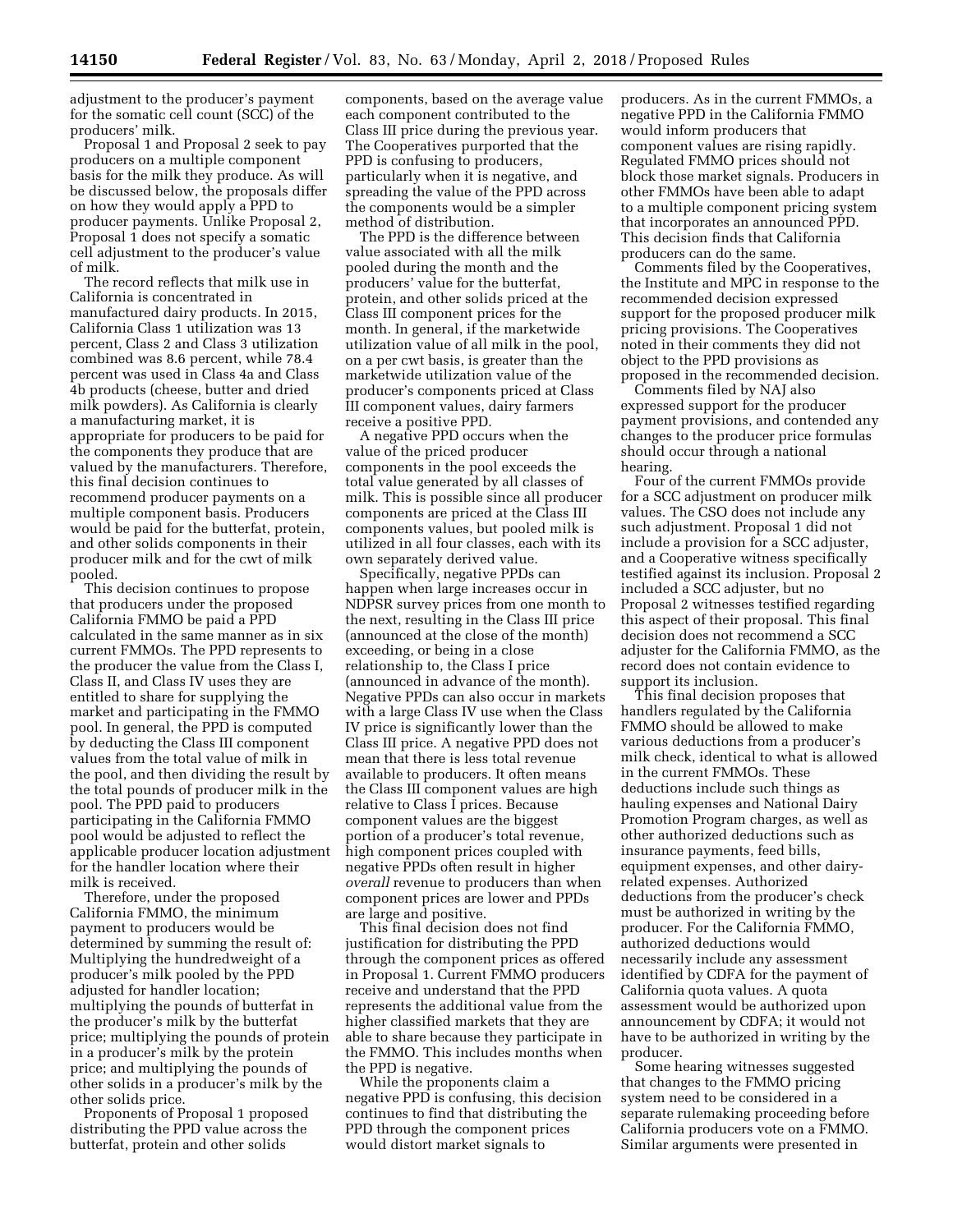adjustment to the producer's payment for the somatic cell count (SCC) of the producers' milk.

Proposal 1 and Proposal 2 seek to pay producers on a multiple component basis for the milk they produce. As will be discussed below, the proposals differ on how they would apply a PPD to producer payments. Unlike Proposal 2, Proposal 1 does not specify a somatic cell adjustment to the producer's value of milk.

The record reflects that milk use in California is concentrated in manufactured dairy products. In 2015, California Class 1 utilization was 13 percent, Class 2 and Class 3 utilization combined was 8.6 percent, while 78.4 percent was used in Class 4a and Class 4b products (cheese, butter and dried milk powders). As California is clearly a manufacturing market, it is appropriate for producers to be paid for the components they produce that are valued by the manufacturers. Therefore, this final decision continues to recommend producer payments on a multiple component basis. Producers would be paid for the butterfat, protein, and other solids components in their producer milk and for the cwt of milk pooled.

This decision continues to propose that producers under the proposed California FMMO be paid a PPD calculated in the same manner as in six current FMMOs. The PPD represents to the producer the value from the Class I, Class II, and Class IV uses they are entitled to share for supplying the market and participating in the FMMO pool. In general, the PPD is computed by deducting the Class III component values from the total value of milk in the pool, and then dividing the result by the total pounds of producer milk in the pool. The PPD paid to producers participating in the California FMMO pool would be adjusted to reflect the applicable producer location adjustment for the handler location where their milk is received.

Therefore, under the proposed California FMMO, the minimum payment to producers would be determined by summing the result of: Multiplying the hundredweight of a producer's milk pooled by the PPD adjusted for handler location; multiplying the pounds of butterfat in the producer's milk by the butterfat price; multiplying the pounds of protein in a producer's milk by the protein price; and multiplying the pounds of other solids in a producer's milk by the other solids price.

Proponents of Proposal 1 proposed distributing the PPD value across the butterfat, protein and other solids components, based on the average value each component contributed to the Class III price during the previous year. The Cooperatives purported that the PPD is confusing to producers, particularly when it is negative, and spreading the value of the PPD across the components would be a simpler method of distribution.

The PPD is the difference between value associated with all the milk pooled during the month and the producers' value for the butterfat, protein, and other solids priced at the Class III component prices for the month. In general, if the marketwide utilization value of all milk in the pool, on a per cwt basis, is greater than the marketwide utilization value of the producer's components priced at Class III component values, dairy farmers receive a positive PPD.

A negative PPD occurs when the value of the priced producer components in the pool exceeds the total value generated by all classes of milk. This is possible since all producer components are priced at the Class III components values, but pooled milk is utilized in all four classes, each with its own separately derived value.

Specifically, negative PPDs can happen when large increases occur in NDPSR survey prices from one month to the next, resulting in the Class III price (announced at the close of the month) exceeding, or being in a close relationship to, the Class I price (announced in advance of the month). Negative PPDs can also occur in markets with a large Class IV use when the Class IV price is significantly lower than the Class III price. A negative PPD does not mean that there is less total revenue available to producers. It often means the Class III component values are high relative to Class I prices. Because component values are the biggest portion of a producer's total revenue, high component prices coupled with negative PPDs often result in higher *overall* revenue to producers than when component prices are lower and PPDs are large and positive.

This final decision does not find justification for distributing the PPD through the component prices as offered in Proposal 1. Current FMMO producers receive and understand that the PPD represents the additional value from the higher classified markets that they are able to share because they participate in the FMMO. This includes months when the PPD is negative.

While the proponents claim a negative PPD is confusing, this decision continues to find that distributing the PPD through the component prices would distort market signals to producers. As in the current FMMOs, a negative PPD in the California FMMO would inform producers that component values are rising rapidly. Regulated FMMO prices should not block those market signals. Producers in other FMMOs have been able to adapt to a multiple component pricing system that incorporates an announced PPD. This decision finds that California producers can do the same.

Comments filed by the Cooperatives, the Institute and MPC in response to the recommended decision expressed support for the proposed producer milk pricing provisions. The Cooperatives noted in their comments they did not object to the PPD provisions as proposed in the recommended decision.

Comments filed by NAJ also expressed support for the producer payment provisions, and contended any changes to the producer price formulas should occur through a national hearing.

Four of the current FMMOs provide for a SCC adjustment on producer milk values. The CSO does not include any such adjustment. Proposal 1 did not include a provision for a SCC adjuster, and a Cooperative witness specifically testified against its inclusion. Proposal 2 included a SCC adjuster, but no Proposal 2 witnesses testified regarding this aspect of their proposal. This final decision does not recommend a SCC adjuster for the California FMMO, as the record does not contain evidence to support its inclusion.

This final decision proposes that handlers regulated by the California FMMO should be allowed to make various deductions from a producer's milk check, identical to what is allowed in the current FMMOs. These deductions include such things as hauling expenses and National Dairy Promotion Program charges, as well as other authorized deductions such as insurance payments, feed bills, equipment expenses, and other dairy-related expenses. Authorized deductions from the producer's check must be authorized in writing by the producer. For the California FMMO, authorized deductions would necessarily include any assessment identified by CDFA for the payment of California quota values. A quota assessment would be authorized upon announcement by CDFA; it would not have to be authorized in writing by the producer.

Some hearing witnesses suggested that changes to the FMMO pricing system need to be considered in a separate rulemaking proceeding before California producers vote on a FMMO. Similar arguments were presented in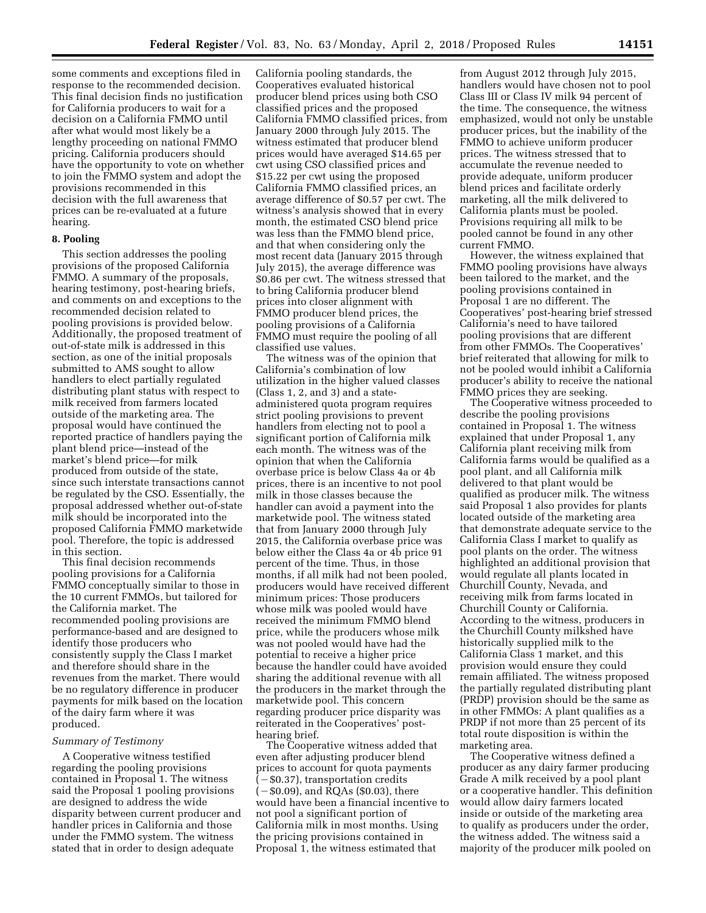some comments and exceptions filed in response to the recommended decision. This final decision finds no justification for California producers to wait for a decision on a California FMMO until after what would most likely be a lengthy proceeding on national FMMO pricing. California producers should have the opportunity to vote on whether to join the FMMO system and adopt the provisions recommended in this decision with the full awareness that prices can be re-evaluated at a future hearing.

**8. Pooling**

This section addresses the pooling provisions of the proposed California FMMO. A summary of the proposals, hearing testimony, post-hearing briefs, and comments on and exceptions to the recommended decision related to pooling provisions is provided below. Additionally, the proposed treatment of out-of-state milk is addressed in this section, as one of the initial proposals submitted to AMS sought to allow handlers to elect partially regulated distributing plant status with respect to milk received from farmers located outside of the marketing area. The proposal would have continued the reported practice of handlers paying the plant blend price—instead of the market's blend price—for milk produced from outside of the state, since such interstate transactions cannot be regulated by the CSO. Essentially, the proposal addressed whether out-of-state milk should be incorporated into the proposed California FMMO marketwide pool. Therefore, the topic is addressed in this section.

This final decision recommends pooling provisions for a California FMMO conceptually similar to those in the 10 current FMMOs, but tailored for the California market. The recommended pooling provisions are performance-based and are designed to identify those producers who consistently supply the Class I market and therefore should share in the revenues from the market. There would be no regulatory difference in producer payments for milk based on the location of the dairy farm where it was produced.

*Summary of Testimony*

A Cooperative witness testified regarding the pooling provisions contained in Proposal 1. The witness said the Proposal 1 pooling provisions are designed to address the wide disparity between current producer and handler prices in California and those under the FMMO system. The witness stated that in order to design adequate California pooling standards, the Cooperatives evaluated historical producer blend prices using both CSO classified prices and the proposed California FMMO classified prices, from January 2000 through July 2015. The witness estimated that producer blend prices would have averaged $14.65 per cwt using CSO classified prices and $15.22 per cwt using the proposed California FMMO classified prices, an average difference of $0.57 per cwt. The witness's analysis showed that in every month, the estimated CSO blend price was less than the FMMO blend price, and that when considering only the most recent data (January 2015 through July 2015), the average difference was $0.86 per cwt. The witness stressed that to bring California producer blend prices into closer alignment with FMMO producer blend prices, the pooling provisions of a California FMMO must require the pooling of all classified use values.

The witness was of the opinion that California's combination of low utilization in the higher valued classes (Class 1, 2, and 3) and a state-administered quota program requires strict pooling provisions to prevent handlers from electing not to pool a significant portion of California milk each month. The witness was of the opinion that when the California overbase price is below Class 4a or 4b prices, there is an incentive to not pool milk in those classes because the handler can avoid a payment into the marketwide pool. The witness stated that from January 2000 through July 2015, the California overbase price was below either the Class 4a or 4b price 91 percent of the time. Thus, in those months, if all milk had not been pooled, producers would have received different minimum prices: Those producers whose milk was pooled would have received the minimum FMMO blend price, while the producers whose milk was not pooled would have had the potential to receive a higher price because the handler could have avoided sharing the additional revenue with all the producers in the market through the marketwide pool. This concern regarding producer price disparity was reiterated in the Cooperatives' post-hearing brief.

The Cooperative witness added that even after adjusting producer blend prices to account for quota payments (−$0.37), transportation credits (−$0.09), and RQAs ($0.03), there would have been a financial incentive to not pool a significant portion of California milk in most months. Using the pricing provisions contained in Proposal 1, the witness estimated that from August 2012 through July 2015, handlers would have chosen not to pool Class III or Class IV milk 94 percent of the time. The consequence, the witness emphasized, would not only be unstable producer prices, but the inability of the FMMO to achieve uniform producer prices. The witness stressed that to accumulate the revenue needed to provide adequate, uniform producer blend prices and facilitate orderly marketing, all the milk delivered to California plants must be pooled. Provisions requiring all milk to be pooled cannot be found in any other current FMMO.

However, the witness explained that FMMO pooling provisions have always been tailored to the market, and the pooling provisions contained in Proposal 1 are no different. The Cooperatives' post-hearing brief stressed California's need to have tailored pooling provisions that are different from other FMMOs. The Cooperatives' brief reiterated that allowing for milk to not be pooled would inhibit a California producer's ability to receive the national FMMO prices they are seeking.

The Cooperative witness proceeded to describe the pooling provisions contained in Proposal 1. The witness explained that under Proposal 1, any California plant receiving milk from California farms would be qualified as a pool plant, and all California milk delivered to that plant would be qualified as producer milk. The witness said Proposal 1 also provides for plants located outside of the marketing area that demonstrate adequate service to the California Class I market to qualify as pool plants on the order. The witness highlighted an additional provision that would regulate all plants located in Churchill County, Nevada, and receiving milk from farms located in Churchill County or California. According to the witness, producers in the Churchill County milkshed have historically supplied milk to the California Class 1 market, and this provision would ensure they could remain affiliated. The witness proposed the partially regulated distributing plant (PRDP) provision should be the same as in other FMMOs: A plant qualifies as a PRDP if not more than 25 percent of its total route disposition is within the marketing area.

The Cooperative witness defined a producer as any dairy farmer producing Grade A milk received by a pool plant or a cooperative handler. This definition would allow dairy farmers located inside or outside of the marketing area to qualify as producers under the order, the witness added. The witness said a majority of the producer milk pooled on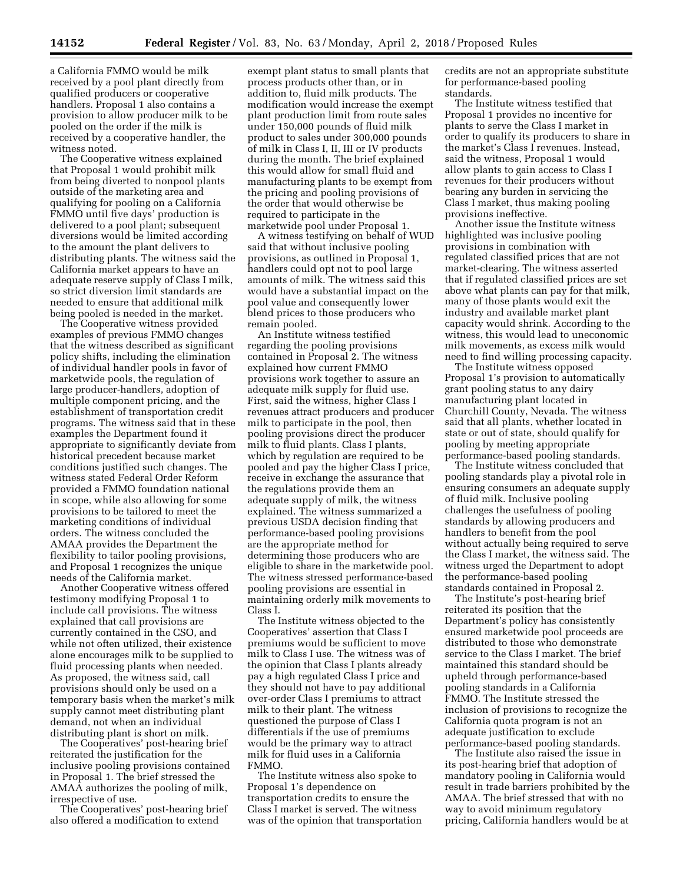a California FMMO would be milk received by a pool plant directly from qualified producers or cooperative handlers. Proposal 1 also contains a provision to allow producer milk to be pooled on the order if the milk is received by a cooperative handler, the witness noted.

The Cooperative witness explained that Proposal 1 would prohibit milk from being diverted to nonpool plants outside of the marketing area and qualifying for pooling on a California FMMO until five days' production is delivered to a pool plant; subsequent diversions would be limited according to the amount the plant delivers to distributing plants. The witness said the California market appears to have an adequate reserve supply of Class I milk, so strict diversion limit standards are needed to ensure that additional milk being pooled is needed in the market.

The Cooperative witness provided examples of previous FMMO changes that the witness described as significant policy shifts, including the elimination of individual handler pools in favor of marketwide pools, the regulation of large producer-handlers, adoption of multiple component pricing, and the establishment of transportation credit programs. The witness said that in these examples the Department found it appropriate to significantly deviate from historical precedent because market conditions justified such changes. The witness stated Federal Order Reform provided a FMMO foundation national in scope, while also allowing for some provisions to be tailored to meet the marketing conditions of individual orders. The witness concluded the AMAA provides the Department the flexibility to tailor pooling provisions, and Proposal 1 recognizes the unique needs of the California market.

Another Cooperative witness offered testimony modifying Proposal 1 to include call provisions. The witness explained that call provisions are currently contained in the CSO, and while not often utilized, their existence alone encourages milk to be supplied to fluid processing plants when needed. As proposed, the witness said, call provisions should only be used on a temporary basis when the market's milk supply cannot meet distributing plant demand, not when an individual distributing plant is short on milk.

The Cooperatives' post-hearing brief reiterated the justification for the inclusive pooling provisions contained in Proposal 1. The brief stressed the AMAA authorizes the pooling of milk, irrespective of use.

The Cooperatives' post-hearing brief also offered a modification to extend exempt plant status to small plants that process products other than, or in addition to, fluid milk products. The modification would increase the exempt plant production limit from route sales under 150,000 pounds of fluid milk product to sales under 300,000 pounds of milk in Class I, II, III or IV products during the month. The brief explained this would allow for small fluid and manufacturing plants to be exempt from the pricing and pooling provisions of the order that would otherwise be required to participate in the marketwide pool under Proposal 1.

A witness testifying on behalf of WUD said that without inclusive pooling provisions, as outlined in Proposal 1, handlers could opt not to pool large amounts of milk. The witness said this would have a substantial impact on the pool value and consequently lower blend prices to those producers who remain pooled.

An Institute witness testified regarding the pooling provisions contained in Proposal 2. The witness explained how current FMMO provisions work together to assure an adequate milk supply for fluid use. First, said the witness, higher Class I revenues attract producers and producer milk to participate in the pool, then pooling provisions direct the producer milk to fluid plants. Class I plants, which by regulation are required to be pooled and pay the higher Class I price, receive in exchange the assurance that the regulations provide them an adequate supply of milk, the witness explained. The witness summarized a previous USDA decision finding that performance-based pooling provisions are the appropriate method for determining those producers who are eligible to share in the marketwide pool. The witness stressed performance-based pooling provisions are essential in maintaining orderly milk movements to Class I.

The Institute witness objected to the Cooperatives' assertion that Class I premiums would be sufficient to move milk to Class I use. The witness was of the opinion that Class I plants already pay a high regulated Class I price and they should not have to pay additional over-order Class I premiums to attract milk to their plant. The witness questioned the purpose of Class I differentials if the use of premiums would be the primary way to attract milk for fluid uses in a California FMMO.

The Institute witness also spoke to Proposal 1's dependence on transportation credits to ensure the Class I market is served. The witness was of the opinion that transportation credits are not an appropriate substitute for performance-based pooling standards.

The Institute witness testified that Proposal 1 provides no incentive for plants to serve the Class I market in order to qualify its producers to share in the market's Class I revenues. Instead, said the witness, Proposal 1 would allow plants to gain access to Class I revenues for their producers without bearing any burden in servicing the Class I market, thus making pooling provisions ineffective.

Another issue the Institute witness highlighted was inclusive pooling provisions in combination with regulated classified prices that are not market-clearing. The witness asserted that if regulated classified prices are set above what plants can pay for that milk, many of those plants would exit the industry and available market plant capacity would shrink. According to the witness, this would lead to uneconomic milk movements, as excess milk would need to find willing processing capacity.

The Institute witness opposed Proposal 1's provision to automatically grant pooling status to any dairy manufacturing plant located in Churchill County, Nevada. The witness said that all plants, whether located in state or out of state, should qualify for pooling by meeting appropriate performance-based pooling standards.

The Institute witness concluded that pooling standards play a pivotal role in ensuring consumers an adequate supply of fluid milk. Inclusive pooling challenges the usefulness of pooling standards by allowing producers and handlers to benefit from the pool without actually being required to serve the Class I market, the witness said. The witness urged the Department to adopt the performance-based pooling standards contained in Proposal 2.

The Institute's post-hearing brief reiterated its position that the Department's policy has consistently ensured marketwide pool proceeds are distributed to those who demonstrate service to the Class I market. The brief maintained this standard should be upheld through performance-based pooling standards in a California FMMO. The Institute stressed the inclusion of provisions to recognize the California quota program is not an adequate justification to exclude performance-based pooling standards.

The Institute also raised the issue in its post-hearing brief that adoption of mandatory pooling in California would result in trade barriers prohibited by the AMAA. The brief stressed that with no way to avoid minimum regulatory pricing, California handlers would be at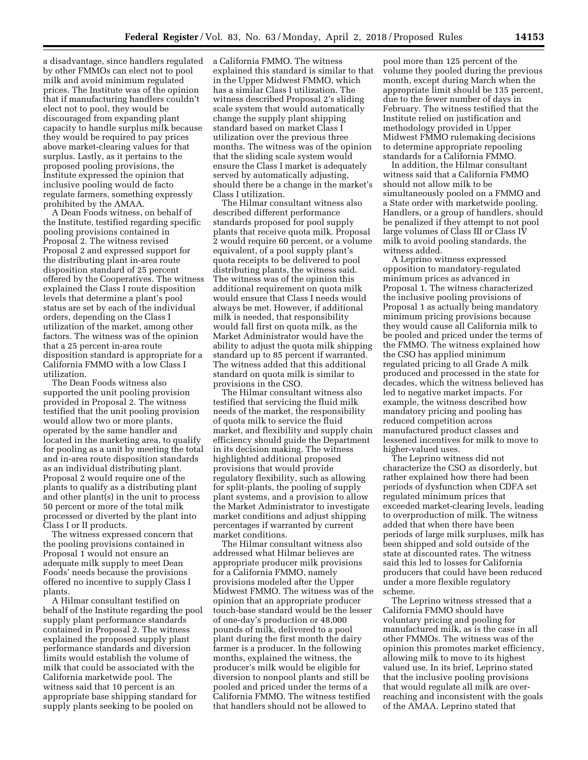a disadvantage, since handlers regulated by other FMMOs can elect not to pool milk and avoid minimum regulated prices. The Institute was of the opinion that if manufacturing handlers couldn't elect not to pool, they would be discouraged from expanding plant capacity to handle surplus milk because they would be required to pay prices above market-clearing values for that surplus. Lastly, as it pertains to the proposed pooling provisions, the Institute expressed the opinion that inclusive pooling would de facto regulate farmers, something expressly prohibited by the AMAA.

A Dean Foods witness, on behalf of the Institute, testified regarding specific pooling provisions contained in Proposal 2. The witness revised Proposal 2 and expressed support for the distributing plant in-area route disposition standard of 25 percent offered by the Cooperatives. The witness explained the Class I route disposition levels that determine a plant's pool status are set by each of the individual orders, depending on the Class I utilization of the market, among other factors. The witness was of the opinion that a 25 percent in-area route disposition standard is appropriate for a California FMMO with a low Class I utilization.

The Dean Foods witness also supported the unit pooling provision provided in Proposal 2. The witness testified that the unit pooling provision would allow two or more plants, operated by the same handler and located in the marketing area, to qualify for pooling as a unit by meeting the total and in-area route disposition standards as an individual distributing plant. Proposal 2 would require one of the plants to qualify as a distributing plant and other plant(s) in the unit to process 50 percent or more of the total milk processed or diverted by the plant into Class I or II products.

The witness expressed concern that the pooling provisions contained in Proposal 1 would not ensure an adequate milk supply to meet Dean Foods' needs because the provisions offered no incentive to supply Class I plants.

A Hilmar consultant testified on behalf of the Institute regarding the pool supply plant performance standards contained in Proposal 2. The witness explained the proposed supply plant performance standards and diversion limits would establish the volume of milk that could be associated with the California marketwide pool. The witness said that 10 percent is an appropriate base shipping standard for supply plants seeking to be pooled on a California FMMO. The witness explained this standard is similar to that in the Upper Midwest FMMO, which has a similar Class I utilization. The witness described Proposal 2's sliding scale system that would automatically change the supply plant shipping standard based on market Class I utilization over the previous three months. The witness was of the opinion that the sliding scale system would ensure the Class I market is adequately served by automatically adjusting, should there be a change in the market's Class I utilization.

The Hilmar consultant witness also described different performance standards proposed for pool supply plants that receive quota milk. Proposal 2 would require 60 percent, or a volume equivalent, of a pool supply plant's quota receipts to be delivered to pool distributing plants, the witness said. The witness was of the opinion this additional requirement on quota milk would ensure that Class I needs would always be met. However, if additional milk is needed, that responsibility would fall first on quota milk, as the Market Administrator would have the ability to adjust the quota milk shipping standard up to 85 percent if warranted. The witness added that this additional standard on quota milk is similar to provisions in the CSO.

The Hilmar consultant witness also testified that servicing the fluid milk needs of the market, the responsibility of quota milk to service the fluid market, and flexibility and supply chain efficiency should guide the Department in its decision making. The witness highlighted additional proposed provisions that would provide regulatory flexibility, such as allowing for split-plants, the pooling of supply plant systems, and a provision to allow the Market Administrator to investigate market conditions and adjust shipping percentages if warranted by current market conditions.

The Hilmar consultant witness also addressed what Hilmar believes are appropriate producer milk provisions for a California FMMO, namely provisions modeled after the Upper Midwest FMMO. The witness was of the opinion that an appropriate producer touch-base standard would be the lesser of one-day's production or 48,000 pounds of milk, delivered to a pool plant during the first month the dairy farmer is a producer. In the following months, explained the witness, the producer's milk would be eligible for diversion to nonpool plants and still be pooled and priced under the terms of a California FMMO. The witness testified that handlers should not be allowed to pool more than 125 percent of the volume they pooled during the previous month, except during March when the appropriate limit should be 135 percent, due to the fewer number of days in February. The witness testified that the Institute relied on justification and methodology provided in Upper Midwest FMMO rulemaking decisions to determine appropriate repooling standards for a California FMMO.

In addition, the Hilmar consultant witness said that a California FMMO should not allow milk to be simultaneously pooled on a FMMO and a State order with marketwide pooling. Handlers, or a group of handlers, should be penalized if they attempt to not pool large volumes of Class III or Class IV milk to avoid pooling standards, the witness added.

A Leprino witness expressed opposition to mandatory-regulated minimum prices as advanced in Proposal 1. The witness characterized the inclusive pooling provisions of Proposal 1 as actually being mandatory minimum pricing provisions because they would cause all California milk to be pooled and priced under the terms of the FMMO. The witness explained how the CSO has applied minimum regulated pricing to all Grade A milk produced and processed in the state for decades, which the witness believed has led to negative market impacts. For example, the witness described how mandatory pricing and pooling has reduced competition across manufactured product classes and lessened incentives for milk to move to higher-valued uses.

The Leprino witness did not characterize the CSO as disorderly, but rather explained how there had been periods of dysfunction when CDFA set regulated minimum prices that exceeded market-clearing levels, leading to overproduction of milk. The witness added that when there have been periods of large milk surpluses, milk has been shipped and sold outside of the state at discounted rates. The witness said this led to losses for California producers that could have been reduced under a more flexible regulatory scheme.

The Leprino witness stressed that a California FMMO should have voluntary pricing and pooling for manufactured milk, as is the case in all other FMMOs. The witness was of the opinion this promotes market efficiency, allowing milk to move to its highest valued use. In its brief, Leprino stated that the inclusive pooling provisions that would regulate all milk are over-reaching and inconsistent with the goals of the AMAA. Leprino stated that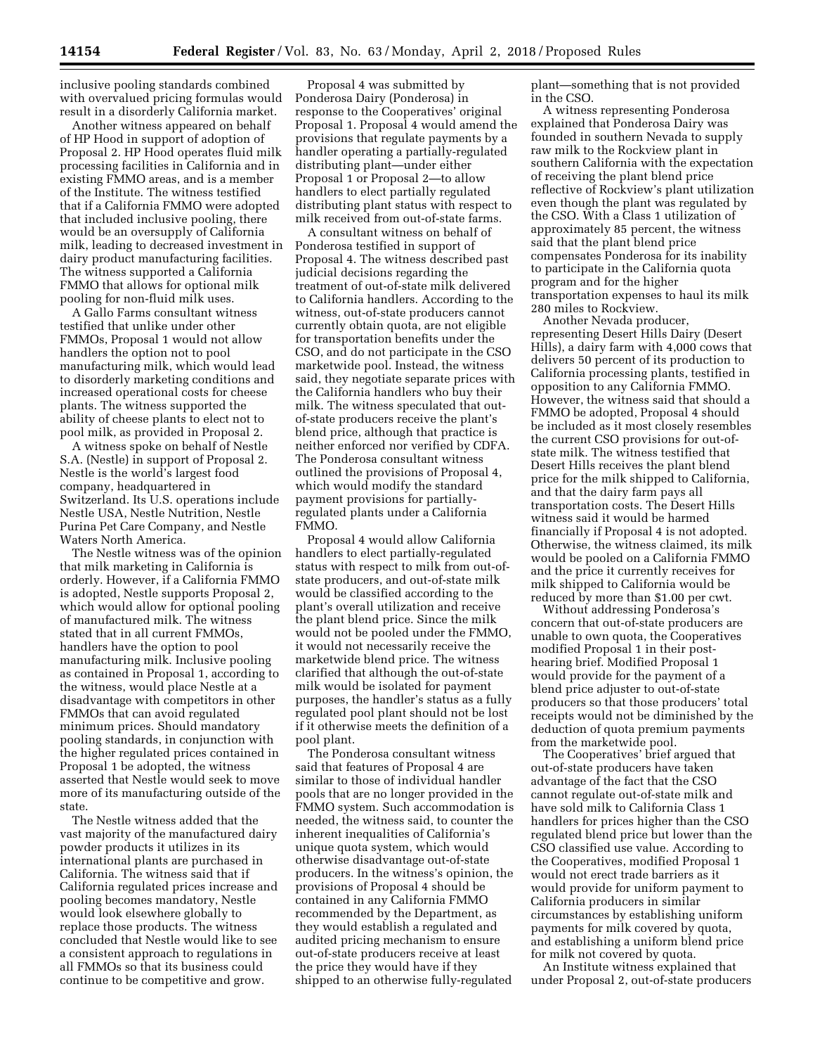inclusive pooling standards combined with overvalued pricing formulas would result in a disorderly California market.

Another witness appeared on behalf of HP Hood in support of adoption of Proposal 2. HP Hood operates fluid milk processing facilities in California and in existing FMMO areas, and is a member of the Institute. The witness testified that if a California FMMO were adopted that included inclusive pooling, there would be an oversupply of California milk, leading to decreased investment in dairy product manufacturing facilities. The witness supported a California FMMO that allows for optional milk pooling for non-fluid milk uses.

A Gallo Farms consultant witness testified that unlike under other FMMOs, Proposal 1 would not allow handlers the option not to pool manufacturing milk, which would lead to disorderly marketing conditions and increased operational costs for cheese plants. The witness supported the ability of cheese plants to elect not to pool milk, as provided in Proposal 2.

A witness spoke on behalf of Nestle S.A. (Nestle) in support of Proposal 2. Nestle is the world's largest food company, headquartered in Switzerland. Its U.S. operations include Nestle USA, Nestle Nutrition, Nestle Purina Pet Care Company, and Nestle Waters North America.

The Nestle witness was of the opinion that milk marketing in California is orderly. However, if a California FMMO is adopted, Nestle supports Proposal 2, which would allow for optional pooling of manufactured milk. The witness stated that in all current FMMOs, handlers have the option to pool manufacturing milk. Inclusive pooling as contained in Proposal 1, according to the witness, would place Nestle at a disadvantage with competitors in other FMMOs that can avoid regulated minimum prices. Should mandatory pooling standards, in conjunction with the higher regulated prices contained in Proposal 1 be adopted, the witness asserted that Nestle would seek to move more of its manufacturing outside of the state.

The Nestle witness added that the vast majority of the manufactured dairy powder products it utilizes in its international plants are purchased in California. The witness said that if California regulated prices increase and pooling becomes mandatory, Nestle would look elsewhere globally to replace those products. The witness concluded that Nestle would like to see a consistent approach to regulations in all FMMOs so that its business could continue to be competitive and grow.

Proposal 4 was submitted by Ponderosa Dairy (Ponderosa) in response to the Cooperatives' original Proposal 1. Proposal 4 would amend the provisions that regulate payments by a handler operating a partially-regulated distributing plant—under either Proposal 1 or Proposal 2—to allow handlers to elect partially regulated distributing plant status with respect to milk received from out-of-state farms.

A consultant witness on behalf of Ponderosa testified in support of Proposal 4. The witness described past judicial decisions regarding the treatment of out-of-state milk delivered to California handlers. According to the witness, out-of-state producers cannot currently obtain quota, are not eligible for transportation benefits under the CSO, and do not participate in the CSO marketwide pool. Instead, the witness said, they negotiate separate prices with the California handlers who buy their milk. The witness speculated that out-of-state producers receive the plant's blend price, although that practice is neither enforced nor verified by CDFA. The Ponderosa consultant witness outlined the provisions of Proposal 4, which would modify the standard payment provisions for partially-regulated plants under a California FMMO.

Proposal 4 would allow California handlers to elect partially-regulated status with respect to milk from out-of-state producers, and out-of-state milk would be classified according to the plant's overall utilization and receive the plant blend price. Since the milk would not be pooled under the FMMO, it would not necessarily receive the marketwide blend price. The witness clarified that although the out-of-state milk would be isolated for payment purposes, the handler's status as a fully regulated pool plant should not be lost if it otherwise meets the definition of a pool plant.

The Ponderosa consultant witness said that features of Proposal 4 are similar to those of individual handler pools that are no longer provided in the FMMO system. Such accommodation is needed, the witness said, to counter the inherent inequalities of California's unique quota system, which would otherwise disadvantage out-of-state producers. In the witness's opinion, the provisions of Proposal 4 should be contained in any California FMMO recommended by the Department, as they would establish a regulated and audited pricing mechanism to ensure out-of-state producers receive at least the price they would have if they shipped to an otherwise fully-regulated plant—something that is not provided in the CSO.

A witness representing Ponderosa explained that Ponderosa Dairy was founded in southern Nevada to supply raw milk to the Rockview plant in southern California with the expectation of receiving the plant blend price reflective of Rockview's plant utilization even though the plant was regulated by the CSO. With a Class 1 utilization of approximately 85 percent, the witness said that the plant blend price compensates Ponderosa for its inability to participate in the California quota program and for the higher transportation expenses to haul its milk 280 miles to Rockview.

Another Nevada producer, representing Desert Hills Dairy (Desert Hills), a dairy farm with 4,000 cows that delivers 50 percent of its production to California processing plants, testified in opposition to any California FMMO. However, the witness said that should a FMMO be adopted, Proposal 4 should be included as it most closely resembles the current CSO provisions for out-of-state milk. The witness testified that Desert Hills receives the plant blend price for the milk shipped to California, and that the dairy farm pays all transportation costs. The Desert Hills witness said it would be harmed financially if Proposal 4 is not adopted. Otherwise, the witness claimed, its milk would be pooled on a California FMMO and the price it currently receives for milk shipped to California would be reduced by more than $1.00 per cwt.

Without addressing Ponderosa's concern that out-of-state producers are unable to own quota, the Cooperatives modified Proposal 1 in their post-hearing brief. Modified Proposal 1 would provide for the payment of a blend price adjuster to out-of-state producers so that those producers' total receipts would not be diminished by the deduction of quota premium payments from the marketwide pool.

The Cooperatives' brief argued that out-of-state producers have taken advantage of the fact that the CSO cannot regulate out-of-state milk and have sold milk to California Class 1 handlers for prices higher than the CSO regulated blend price but lower than the CSO classified use value. According to the Cooperatives, modified Proposal 1 would not erect trade barriers as it would provide for uniform payment to California producers in similar circumstances by establishing uniform payments for milk covered by quota, and establishing a uniform blend price for milk not covered by quota.

An Institute witness explained that under Proposal 2, out-of-state producers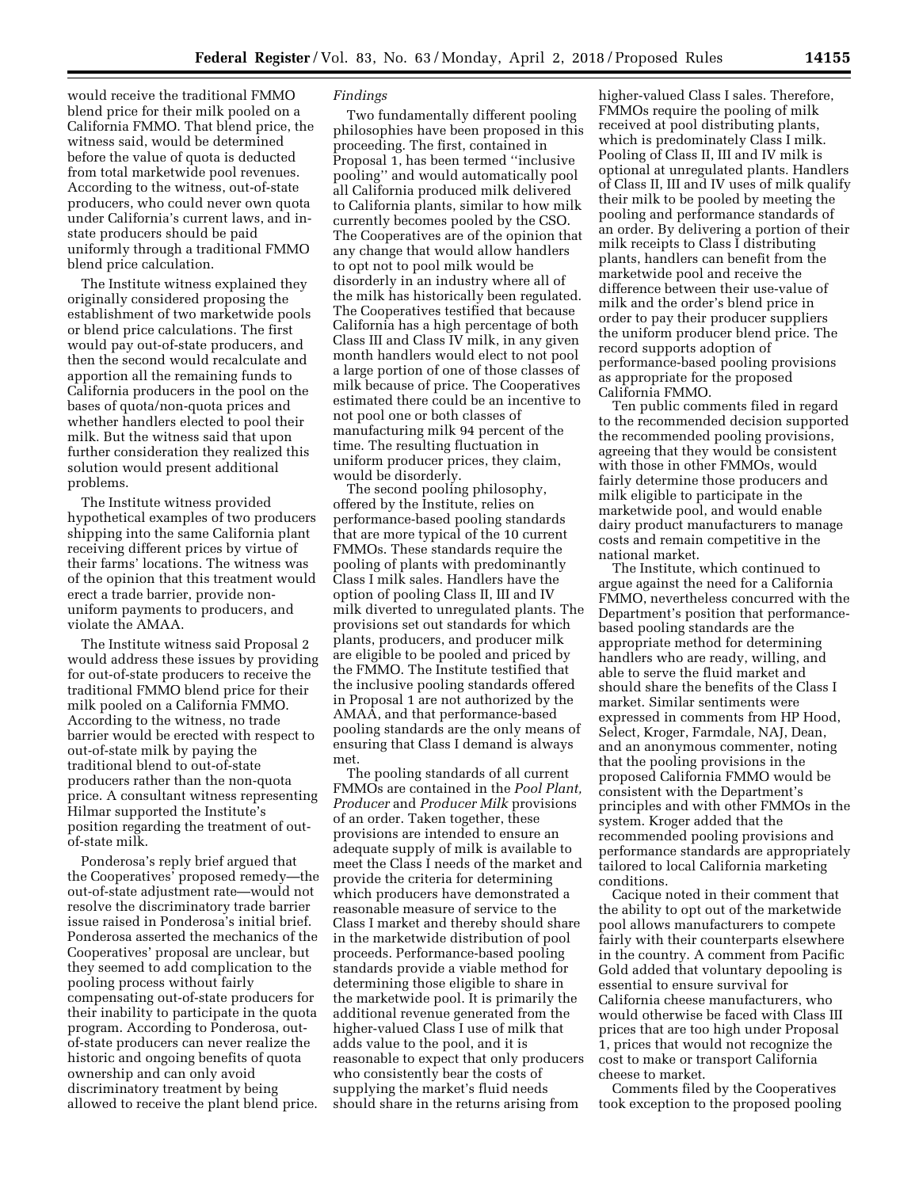would receive the traditional FMMO blend price for their milk pooled on a California FMMO. That blend price, the witness said, would be determined before the value of quota is deducted from total marketwide pool revenues. According to the witness, out-of-state producers, who could never own quota under California's current laws, and in-state producers should be paid uniformly through a traditional FMMO blend price calculation.

The Institute witness explained they originally considered proposing the establishment of two marketwide pools or blend price calculations. The first would pay out-of-state producers, and then the second would recalculate and apportion all the remaining funds to California producers in the pool on the bases of quota/non-quota prices and whether handlers elected to pool their milk. But the witness said that upon further consideration they realized this solution would present additional problems.

The Institute witness provided hypothetical examples of two producers shipping into the same California plant receiving different prices by virtue of their farms' locations. The witness was of the opinion that this treatment would erect a trade barrier, provide non-uniform payments to producers, and violate the AMAA.

The Institute witness said Proposal 2 would address these issues by providing for out-of-state producers to receive the traditional FMMO blend price for their milk pooled on a California FMMO. According to the witness, no trade barrier would be erected with respect to out-of-state milk by paying the traditional blend to out-of-state producers rather than the non-quota price. A consultant witness representing Hilmar supported the Institute's position regarding the treatment of out-of-state milk.

Ponderosa's reply brief argued that the Cooperatives' proposed remedy—the out-of-state adjustment rate—would not resolve the discriminatory trade barrier issue raised in Ponderosa's initial brief. Ponderosa asserted the mechanics of the Cooperatives' proposal are unclear, but they seemed to add complication to the pooling process without fairly compensating out-of-state producers for their inability to participate in the quota program. According to Ponderosa, out-of-state producers can never realize the historic and ongoing benefits of quota ownership and can only avoid discriminatory treatment by being allowed to receive the plant blend price.

*Findings*

Two fundamentally different pooling philosophies have been proposed in this proceeding. The first, contained in Proposal 1, has been termed ''inclusive pooling'' and would automatically pool all California produced milk delivered to California plants, similar to how milk currently becomes pooled by the CSO. The Cooperatives are of the opinion that any change that would allow handlers to opt not to pool milk would be disorderly in an industry where all of the milk has historically been regulated. The Cooperatives testified that because California has a high percentage of both Class III and Class IV milk, in any given month handlers would elect to not pool a large portion of one of those classes of milk because of price. The Cooperatives estimated there could be an incentive to not pool one or both classes of manufacturing milk 94 percent of the time. The resulting fluctuation in uniform producer prices, they claim, would be disorderly.

The second pooling philosophy, offered by the Institute, relies on performance-based pooling standards that are more typical of the 10 current FMMOs. These standards require the pooling of plants with predominantly Class I milk sales. Handlers have the option of pooling Class II, III and IV milk diverted to unregulated plants. The provisions set out standards for which plants, producers, and producer milk are eligible to be pooled and priced by the FMMO. The Institute testified that the inclusive pooling standards offered in Proposal 1 are not authorized by the AMAA, and that performance-based pooling standards are the only means of ensuring that Class I demand is always met.

The pooling standards of all current FMMOs are contained in the *Pool Plant, Producer* and *Producer Milk* provisions of an order. Taken together, these provisions are intended to ensure an adequate supply of milk is available to meet the Class I needs of the market and provide the criteria for determining which producers have demonstrated a reasonable measure of service to the Class I market and thereby should share in the marketwide distribution of pool proceeds. Performance-based pooling standards provide a viable method for determining those eligible to share in the marketwide pool. It is primarily the additional revenue generated from the higher-valued Class I use of milk that adds value to the pool, and it is reasonable to expect that only producers who consistently bear the costs of supplying the market's fluid needs should share in the returns arising from higher-valued Class I sales. Therefore, FMMOs require the pooling of milk received at pool distributing plants, which is predominately Class I milk. Pooling of Class II, III and IV milk is optional at unregulated plants. Handlers of Class II, III and IV uses of milk qualify their milk to be pooled by meeting the pooling and performance standards of an order. By delivering a portion of their milk receipts to Class I distributing plants, handlers can benefit from the marketwide pool and receive the difference between their use-value of milk and the order's blend price in order to pay their producer suppliers the uniform producer blend price. The record supports adoption of performance-based pooling provisions as appropriate for the proposed California FMMO.

Ten public comments filed in regard to the recommended decision supported the recommended pooling provisions, agreeing that they would be consistent with those in other FMMOs, would fairly determine those producers and milk eligible to participate in the marketwide pool, and would enable dairy product manufacturers to manage costs and remain competitive in the national market.

The Institute, which continued to argue against the need for a California FMMO, nevertheless concurred with the Department's position that performance-based pooling standards are the appropriate method for determining handlers who are ready, willing, and able to serve the fluid market and should share the benefits of the Class I market. Similar sentiments were expressed in comments from HP Hood, Select, Kroger, Farmdale, NAJ, Dean, and an anonymous commenter, noting that the pooling provisions in the proposed California FMMO would be consistent with the Department's principles and with other FMMOs in the system. Kroger added that the recommended pooling provisions and performance standards are appropriately tailored to local California marketing conditions.

Cacique noted in their comment that the ability to opt out of the marketwide pool allows manufacturers to compete fairly with their counterparts elsewhere in the country. A comment from Pacific Gold added that voluntary depooling is essential to ensure survival for California cheese manufacturers, who would otherwise be faced with Class III prices that are too high under Proposal 1, prices that would not recognize the cost to make or transport California cheese to market.

Comments filed by the Cooperatives took exception to the proposed pooling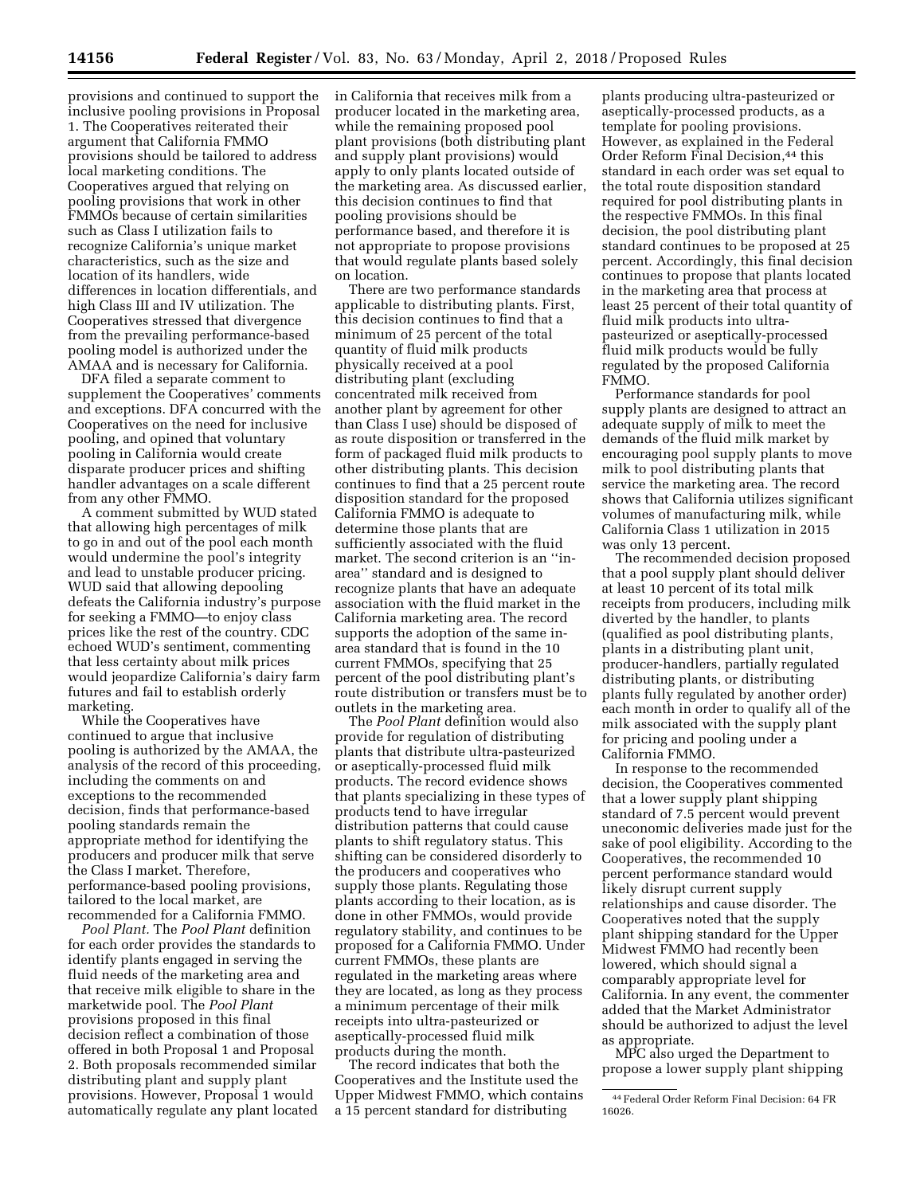provisions and continued to support the inclusive pooling provisions in Proposal 1. The Cooperatives reiterated their argument that California FMMO provisions should be tailored to address local marketing conditions. The Cooperatives argued that relying on pooling provisions that work in other FMMOs because of certain similarities such as Class I utilization fails to recognize California's unique market characteristics, such as the size and location of its handlers, wide differences in location differentials, and high Class III and IV utilization. The Cooperatives stressed that divergence from the prevailing performance-based pooling model is authorized under the AMAA and is necessary for California.

DFA filed a separate comment to supplement the Cooperatives' comments and exceptions. DFA concurred with the Cooperatives on the need for inclusive pooling, and opined that voluntary pooling in California would create disparate producer prices and shifting handler advantages on a scale different from any other FMMO.

A comment submitted by WUD stated that allowing high percentages of milk to go in and out of the pool each month would undermine the pool's integrity and lead to unstable producer pricing. WUD said that allowing depooling defeats the California industry's purpose for seeking a FMMO—to enjoy class prices like the rest of the country. CDC echoed WUD's sentiment, commenting that less certainty about milk prices would jeopardize California's dairy farm futures and fail to establish orderly marketing.

While the Cooperatives have continued to argue that inclusive pooling is authorized by the AMAA, the analysis of the record of this proceeding, including the comments on and exceptions to the recommended decision, finds that performance-based pooling standards remain the appropriate method for identifying the producers and producer milk that serve the Class I market. Therefore, performance-based pooling provisions, tailored to the local market, are recommended for a California FMMO.

*Pool Plant.* The *Pool Plant* definition for each order provides the standards to identify plants engaged in serving the fluid needs of the marketing area and that receive milk eligible to share in the marketwide pool. The *Pool Plant* provisions proposed in this final decision reflect a combination of those offered in both Proposal 1 and Proposal 2. Both proposals recommended similar distributing plant and supply plant provisions. However, Proposal 1 would automatically regulate any plant located in California that receives milk from a producer located in the marketing area, while the remaining proposed pool plant provisions (both distributing plant and supply plant provisions) would apply to only plants located outside of the marketing area. As discussed earlier, this decision continues to find that pooling provisions should be performance based, and therefore it is not appropriate to propose provisions that would regulate plants based solely on location.

There are two performance standards applicable to distributing plants. First, this decision continues to find that a minimum of 25 percent of the total quantity of fluid milk products physically received at a pool distributing plant (excluding concentrated milk received from another plant by agreement for other than Class I use) should be disposed of as route disposition or transferred in the form of packaged fluid milk products to other distributing plants. This decision continues to find that a 25 percent route disposition standard for the proposed California FMMO is adequate to determine those plants that are sufficiently associated with the fluid market. The second criterion is an ''in-area'' standard and is designed to recognize plants that have an adequate association with the fluid market in the California marketing area. The record supports the adoption of the same in-area standard that is found in the 10 current FMMOs, specifying that 25 percent of the pool distributing plant's route distribution or transfers must be to outlets in the marketing area.

The *Pool Plant* definition would also provide for regulation of distributing plants that distribute ultra-pasteurized or aseptically-processed fluid milk products. The record evidence shows that plants specializing in these types of products tend to have irregular distribution patterns that could cause plants to shift regulatory status. This shifting can be considered disorderly to the producers and cooperatives who supply those plants. Regulating those plants according to their location, as is done in other FMMOs, would provide regulatory stability, and continues to be proposed for a California FMMO. Under current FMMOs, these plants are regulated in the marketing areas where they are located, as long as they process a minimum percentage of their milk receipts into ultra-pasteurized or aseptically-processed fluid milk products during the month.

The record indicates that both the Cooperatives and the Institute used the Upper Midwest FMMO, which contains a 15 percent standard for distributing plants producing ultra-pasteurized or aseptically-processed products, as a template for pooling provisions. However, as explained in the Federal Order Reform Final Decision,[44] this standard in each order was set equal to the total route disposition standard required for pool distributing plants in the respective FMMOs. In this final decision, the pool distributing plant standard continues to be proposed at 25 percent. Accordingly, this final decision continues to propose that plants located in the marketing area that process at least 25 percent of their total quantity of fluid milk products into ultra-pasteurized or aseptically-processed fluid milk products would be fully regulated by the proposed California FMMO.

Performance standards for pool supply plants are designed to attract an adequate supply of milk to meet the demands of the fluid milk market by encouraging pool supply plants to move milk to pool distributing plants that service the marketing area. The record shows that California utilizes significant volumes of manufacturing milk, while California Class 1 utilization in 2015 was only 13 percent.

The recommended decision proposed that a pool supply plant should deliver at least 10 percent of its total milk receipts from producers, including milk diverted by the handler, to plants (qualified as pool distributing plants, plants in a distributing plant unit, producer-handlers, partially regulated distributing plants, or distributing plants fully regulated by another order) each month in order to qualify all of the milk associated with the supply plant for pricing and pooling under a California FMMO.

In response to the recommended decision, the Cooperatives commented that a lower supply plant shipping standard of 7.5 percent would prevent uneconomic deliveries made just for the sake of pool eligibility. According to the Cooperatives, the recommended 10 percent performance standard would likely disrupt current supply relationships and cause disorder. The Cooperatives noted that the supply plant shipping standard for the Upper Midwest FMMO had recently been lowered, which should signal a comparably appropriate level for California. In any event, the commenter added that the Market Administrator should be authorized to adjust the level as appropriate.

MPC also urged the Department to propose a lower supply plant shipping

[44] Federal Order Reform Final Decision: 64 FR 16026.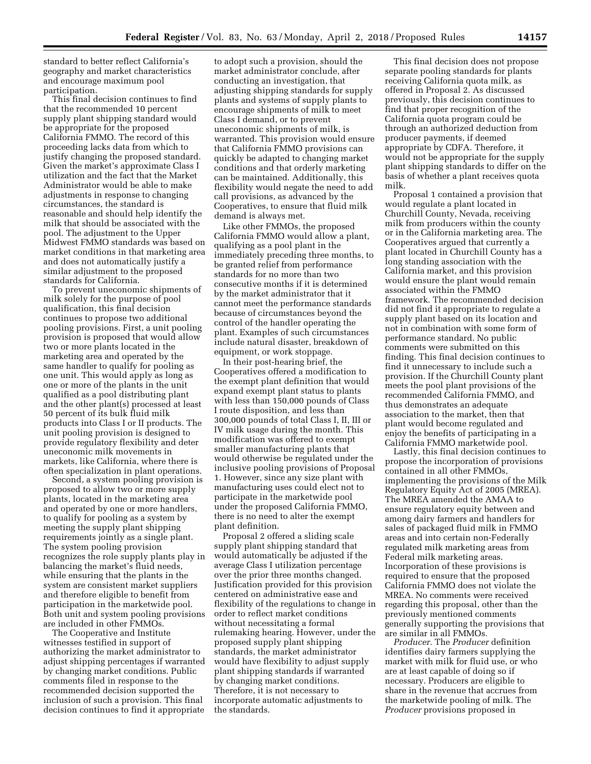standard to better reflect California's geography and market characteristics and encourage maximum pool participation.

This final decision continues to find that the recommended 10 percent supply plant shipping standard would be appropriate for the proposed California FMMO. The record of this proceeding lacks data from which to justify changing the proposed standard. Given the market's approximate Class I utilization and the fact that the Market Administrator would be able to make adjustments in response to changing circumstances, the standard is reasonable and should help identify the milk that should be associated with the pool. The adjustment to the Upper Midwest FMMO standards was based on market conditions in that marketing area and does not automatically justify a similar adjustment to the proposed standards for California.

To prevent uneconomic shipments of milk solely for the purpose of pool qualification, this final decision continues to propose two additional pooling provisions. First, a unit pooling provision is proposed that would allow two or more plants located in the marketing area and operated by the same handler to qualify for pooling as one unit. This would apply as long as one or more of the plants in the unit qualified as a pool distributing plant and the other plant(s) processed at least 50 percent of its bulk fluid milk products into Class I or II products. The unit pooling provision is designed to provide regulatory flexibility and deter uneconomic milk movements in markets, like California, where there is often specialization in plant operations.

Second, a system pooling provision is proposed to allow two or more supply plants, located in the marketing area and operated by one or more handlers, to qualify for pooling as a system by meeting the supply plant shipping requirements jointly as a single plant. The system pooling provision recognizes the role supply plants play in balancing the market's fluid needs, while ensuring that the plants in the system are consistent market suppliers and therefore eligible to benefit from participation in the marketwide pool. Both unit and system pooling provisions are included in other FMMOs.

The Cooperative and Institute witnesses testified in support of authorizing the market administrator to adjust shipping percentages if warranted by changing market conditions. Public comments filed in response to the recommended decision supported the inclusion of such a provision. This final decision continues to find it appropriate to adopt such a provision, should the market administrator conclude, after conducting an investigation, that adjusting shipping standards for supply plants and systems of supply plants to encourage shipments of milk to meet Class I demand, or to prevent uneconomic shipments of milk, is warranted. This provision would ensure that California FMMO provisions can quickly be adapted to changing market conditions and that orderly marketing can be maintained. Additionally, this flexibility would negate the need to add call provisions, as advanced by the Cooperatives, to ensure that fluid milk demand is always met.

Like other FMMOs, the proposed California FMMO would allow a plant, qualifying as a pool plant in the immediately preceding three months, to be granted relief from performance standards for no more than two consecutive months if it is determined by the market administrator that it cannot meet the performance standards because of circumstances beyond the control of the handler operating the plant. Examples of such circumstances include natural disaster, breakdown of equipment, or work stoppage.

In their post-hearing brief, the Cooperatives offered a modification to the exempt plant definition that would expand exempt plant status to plants with less than 150,000 pounds of Class I route disposition, and less than 300,000 pounds of total Class I, II, III or IV milk usage during the month. This modification was offered to exempt smaller manufacturing plants that would otherwise be regulated under the inclusive pooling provisions of Proposal 1. However, since any size plant with manufacturing uses could elect not to participate in the marketwide pool under the proposed California FMMO, there is no need to alter the exempt plant definition.

Proposal 2 offered a sliding scale supply plant shipping standard that would automatically be adjusted if the average Class I utilization percentage over the prior three months changed. Justification provided for this provision centered on administrative ease and flexibility of the regulations to change in order to reflect market conditions without necessitating a formal rulemaking hearing. However, under the proposed supply plant shipping standards, the market administrator would have flexibility to adjust supply plant shipping standards if warranted by changing market conditions. Therefore, it is not necessary to incorporate automatic adjustments to the standards.

This final decision does not propose separate pooling standards for plants receiving California quota milk, as offered in Proposal 2. As discussed previously, this decision continues to find that proper recognition of the California quota program could be through an authorized deduction from producer payments, if deemed appropriate by CDFA. Therefore, it would not be appropriate for the supply plant shipping standards to differ on the basis of whether a plant receives quota milk.

Proposal 1 contained a provision that would regulate a plant located in Churchill County, Nevada, receiving milk from producers within the county or in the California marketing area. The Cooperatives argued that currently a plant located in Churchill County has a long standing association with the California market, and this provision would ensure the plant would remain associated within the FMMO framework. The recommended decision did not find it appropriate to regulate a supply plant based on its location and not in combination with some form of performance standard. No public comments were submitted on this finding. This final decision continues to find it unnecessary to include such a provision. If the Churchill County plant meets the pool plant provisions of the recommended California FMMO, and thus demonstrates an adequate association to the market, then that plant would become regulated and enjoy the benefits of participating in a California FMMO marketwide pool.

Lastly, this final decision continues to propose the incorporation of provisions contained in all other FMMOs, implementing the provisions of the Milk Regulatory Equity Act of 2005 (MREA). The MREA amended the AMAA to ensure regulatory equity between and among dairy farmers and handlers for sales of packaged fluid milk in FMMO areas and into certain non-Federally regulated milk marketing areas from Federal milk marketing areas. Incorporation of these provisions is required to ensure that the proposed California FMMO does not violate the MREA. No comments were received regarding this proposal, other than the previously mentioned comments generally supporting the provisions that are similar in all FMMOs.

*Producer.* The *Producer* definition identifies dairy farmers supplying the market with milk for fluid use, or who are at least capable of doing so if necessary. Producers are eligible to share in the revenue that accrues from the marketwide pooling of milk. The *Producer* provisions proposed in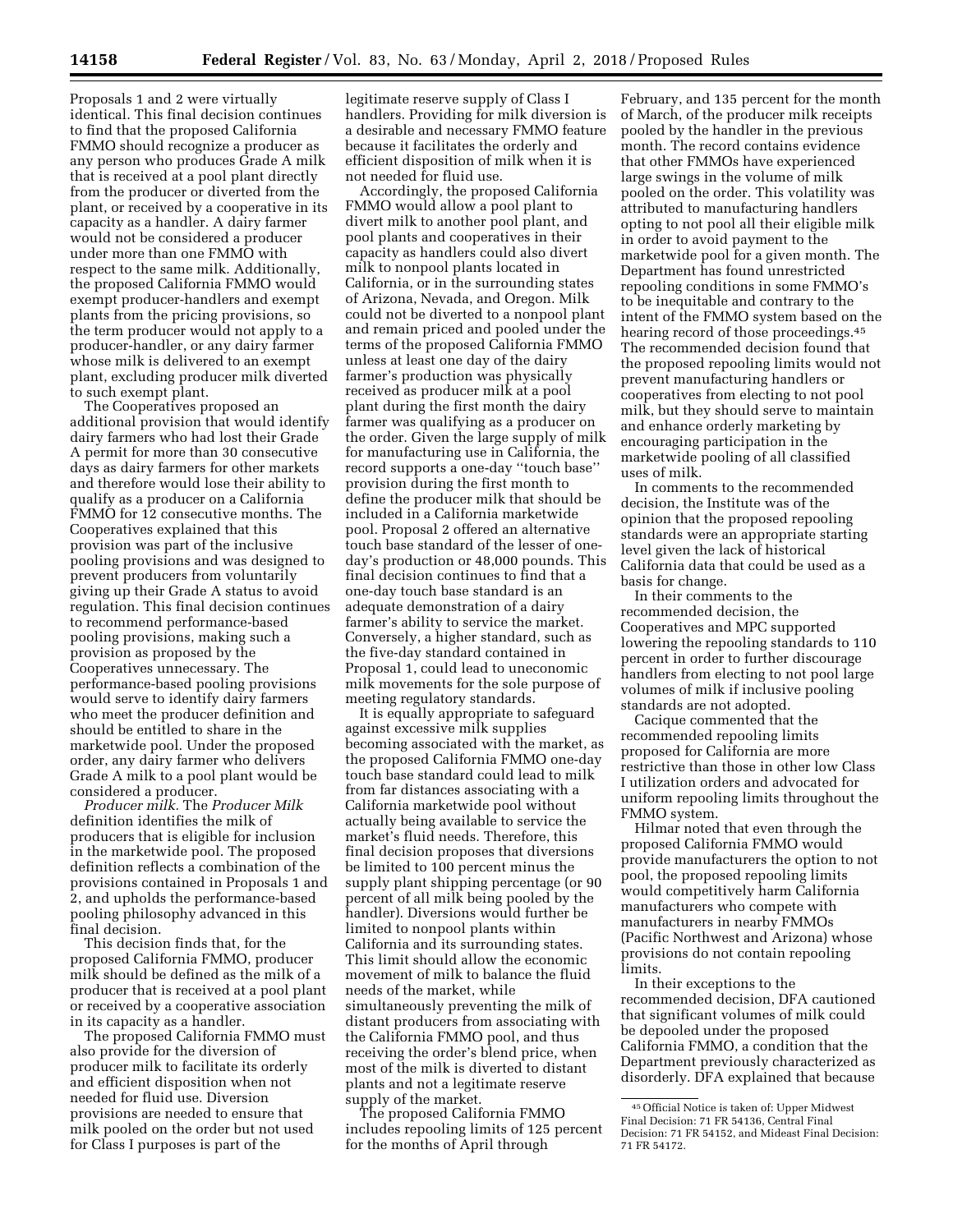Proposals 1 and 2 were virtually identical. This final decision continues to find that the proposed California FMMO should recognize a producer as any person who produces Grade A milk that is received at a pool plant directly from the producer or diverted from the plant, or received by a cooperative in its capacity as a handler. A dairy farmer would not be considered a producer under more than one FMMO with respect to the same milk. Additionally, the proposed California FMMO would exempt producer-handlers and exempt plants from the pricing provisions, so the term producer would not apply to a producer-handler, or any dairy farmer whose milk is delivered to an exempt plant, excluding producer milk diverted to such exempt plant.

The Cooperatives proposed an additional provision that would identify dairy farmers who had lost their Grade A permit for more than 30 consecutive days as dairy farmers for other markets and therefore would lose their ability to qualify as a producer on a California FMMO for 12 consecutive months. The Cooperatives explained that this provision was part of the inclusive pooling provisions and was designed to prevent producers from voluntarily giving up their Grade A status to avoid regulation. This final decision continues to recommend performance-based pooling provisions, making such a provision as proposed by the Cooperatives unnecessary. The performance-based pooling provisions would serve to identify dairy farmers who meet the producer definition and should be entitled to share in the marketwide pool. Under the proposed order, any dairy farmer who delivers Grade A milk to a pool plant would be considered a producer.

*Producer milk.* The *Producer Milk* definition identifies the milk of producers that is eligible for inclusion in the marketwide pool. The proposed definition reflects a combination of the provisions contained in Proposals 1 and 2, and upholds the performance-based pooling philosophy advanced in this final decision.

This decision finds that, for the proposed California FMMO, producer milk should be defined as the milk of a producer that is received at a pool plant or received by a cooperative association in its capacity as a handler.

The proposed California FMMO must also provide for the diversion of producer milk to facilitate its orderly and efficient disposition when not needed for fluid use. Diversion provisions are needed to ensure that milk pooled on the order but not used for Class I purposes is part of the legitimate reserve supply of Class I handlers. Providing for milk diversion is a desirable and necessary FMMO feature because it facilitates the orderly and efficient disposition of milk when it is not needed for fluid use.

Accordingly, the proposed California FMMO would allow a pool plant to divert milk to another pool plant, and pool plants and cooperatives in their capacity as handlers could also divert milk to nonpool plants located in California, or in the surrounding states of Arizona, Nevada, and Oregon. Milk could not be diverted to a nonpool plant and remain priced and pooled under the terms of the proposed California FMMO unless at least one day of the dairy farmer's production was physically received as producer milk at a pool plant during the first month the dairy farmer was qualifying as a producer on the order. Given the large supply of milk for manufacturing use in California, the record supports a one-day "touch base" provision during the first month to define the producer milk that should be included in a California marketwide pool. Proposal 2 offered an alternative touch base standard of the lesser of one-day's production or 48,000 pounds. This final decision continues to find that a one-day touch base standard is an adequate demonstration of a dairy farmer's ability to service the market. Conversely, a higher standard, such as the five-day standard contained in Proposal 1, could lead to uneconomic milk movements for the sole purpose of meeting regulatory standards.

It is equally appropriate to safeguard against excessive milk supplies becoming associated with the market, as the proposed California FMMO one-day touch base standard could lead to milk from far distances associating with a California marketwide pool without actually being available to service the market's fluid needs. Therefore, this final decision proposes that diversions be limited to 100 percent minus the supply plant shipping percentage (or 90 percent of all milk being pooled by the handler). Diversions would further be limited to nonpool plants within California and its surrounding states. This limit should allow the economic movement of milk to balance the fluid needs of the market, while simultaneously preventing the milk of distant producers from associating with the California FMMO pool, and thus receiving the order's blend price, when most of the milk is diverted to distant plants and not a legitimate reserve supply of the market.

The proposed California FMMO includes repooling limits of 125 percent for the months of April through February, and 135 percent for the month of March, of the producer milk receipts pooled by the handler in the previous month. The record contains evidence that other FMMOs have experienced large swings in the volume of milk pooled on the order. This volatility was attributed to manufacturing handlers opting to not pool all their eligible milk in order to avoid payment to the marketwide pool for a given month. The Department has found unrestricted repooling conditions in some FMMO's to be inequitable and contrary to the intent of the FMMO system based on the hearing record of those proceedings.[45] The recommended decision found that the proposed repooling limits would not prevent manufacturing handlers or cooperatives from electing to not pool milk, but they should serve to maintain and enhance orderly marketing by encouraging participation in the marketwide pooling of all classified uses of milk.

In comments to the recommended decision, the Institute was of the opinion that the proposed repooling standards were an appropriate starting level given the lack of historical California data that could be used as a basis for change.

In their comments to the recommended decision, the Cooperatives and MPC supported lowering the repooling standards to 110 percent in order to further discourage handlers from electing to not pool large volumes of milk if inclusive pooling standards are not adopted.

Cacique commented that the recommended repooling limits proposed for California are more restrictive than those in other low Class I utilization orders and advocated for uniform repooling limits throughout the FMMO system.

Hilmar noted that even through the proposed California FMMO would provide manufacturers the option to not pool, the proposed repooling limits would competitively harm California manufacturers who compete with manufacturers in nearby FMMOs (Pacific Northwest and Arizona) whose provisions do not contain repooling limits.

In their exceptions to the recommended decision, DFA cautioned that significant volumes of milk could be depooled under the proposed California FMMO, a condition that the Department previously characterized as disorderly. DFA explained that because

[45] Official Notice is taken of: Upper Midwest Final Decision: 71 FR 54136, Central Final Decision: 71 FR 54152, and Mideast Final Decision: 71 FR 54172.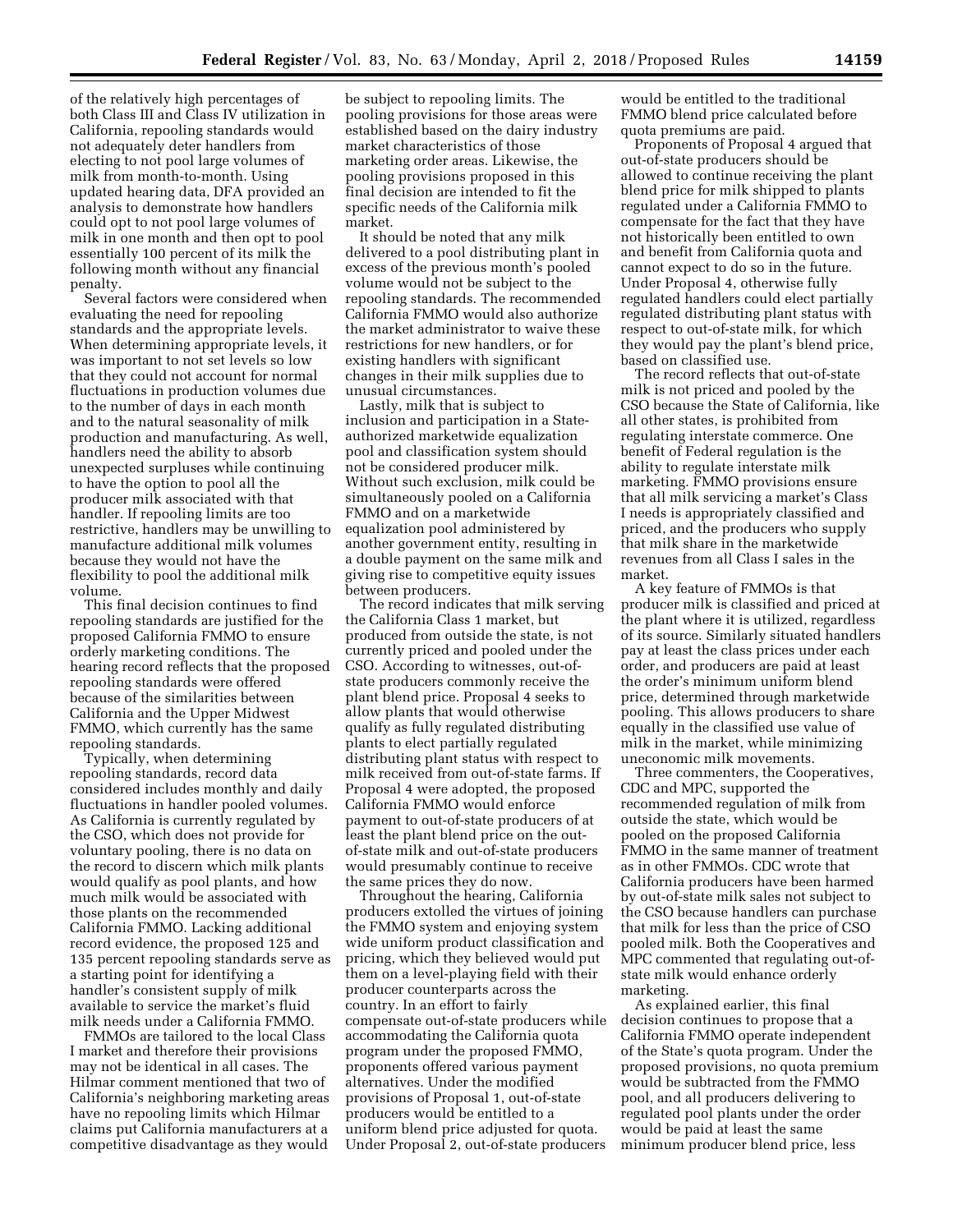of the relatively high percentages of both Class III and Class IV utilization in California, repooling standards would not adequately deter handlers from electing to not pool large volumes of milk from month-to-month. Using updated hearing data, DFA provided an analysis to demonstrate how handlers could opt to not pool large volumes of milk in one month and then opt to pool essentially 100 percent of its milk the following month without any financial penalty.

Several factors were considered when evaluating the need for repooling standards and the appropriate levels. When determining appropriate levels, it was important to not set levels so low that they could not account for normal fluctuations in production volumes due to the number of days in each month and to the natural seasonality of milk production and manufacturing. As well, handlers need the ability to absorb unexpected surpluses while continuing to have the option to pool all the producer milk associated with that handler. If repooling limits are too restrictive, handlers may be unwilling to manufacture additional milk volumes because they would not have the flexibility to pool the additional milk volume.

This final decision continues to find repooling standards are justified for the proposed California FMMO to ensure orderly marketing conditions. The hearing record reflects that the proposed repooling standards were offered because of the similarities between California and the Upper Midwest FMMO, which currently has the same repooling standards.

Typically, when determining repooling standards, record data considered includes monthly and daily fluctuations in handler pooled volumes. As California is currently regulated by the CSO, which does not provide for voluntary pooling, there is no data on the record to discern which milk plants would qualify as pool plants, and how much milk would be associated with those plants on the recommended California FMMO. Lacking additional record evidence, the proposed 125 and 135 percent repooling standards serve as a starting point for identifying a handler's consistent supply of milk available to service the market's fluid milk needs under a California FMMO.

FMMOs are tailored to the local Class I market and therefore their provisions may not be identical in all cases. The Hilmar comment mentioned that two of California's neighboring marketing areas have no repooling limits which Hilmar claims put California manufacturers at a competitive disadvantage as they would be subject to repooling limits. The pooling provisions for those areas were established based on the dairy industry market characteristics of those marketing order areas. Likewise, the pooling provisions proposed in this final decision are intended to fit the specific needs of the California milk market.

It should be noted that any milk delivered to a pool distributing plant in excess of the previous month's pooled volume would not be subject to the repooling standards. The recommended California FMMO would also authorize the market administrator to waive these restrictions for new handlers, or for existing handlers with significant changes in their milk supplies due to unusual circumstances.

Lastly, milk that is subject to inclusion and participation in a State-authorized marketwide equalization pool and classification system should not be considered producer milk. Without such exclusion, milk could be simultaneously pooled on a California FMMO and on a marketwide equalization pool administered by another government entity, resulting in a double payment on the same milk and giving rise to competitive equity issues between producers.

The record indicates that milk serving the California Class 1 market, but produced from outside the state, is not currently priced and pooled under the CSO. According to witnesses, out-of-state producers commonly receive the plant blend price. Proposal 4 seeks to allow plants that would otherwise qualify as fully regulated distributing plants to elect partially regulated distributing plant status with respect to milk received from out-of-state farms. If Proposal 4 were adopted, the proposed California FMMO would enforce payment to out-of-state producers of at least the plant blend price on the out-of-state milk and out-of-state producers would presumably continue to receive the same prices they do now.

Throughout the hearing, California producers extolled the virtues of joining the FMMO system and enjoying system wide uniform product classification and pricing, which they believed would put them on a level-playing field with their producer counterparts across the country. In an effort to fairly compensate out-of-state producers while accommodating the California quota program under the proposed FMMO, proponents offered various payment alternatives. Under the modified provisions of Proposal 1, out-of-state producers would be entitled to a uniform blend price adjusted for quota. Under Proposal 2, out-of-state producers would be entitled to the traditional FMMO blend price calculated before quota premiums are paid.

Proponents of Proposal 4 argued that out-of-state producers should be allowed to continue receiving the plant blend price for milk shipped to plants regulated under a California FMMO to compensate for the fact that they have not historically been entitled to own and benefit from California quota and cannot expect to do so in the future. Under Proposal 4, otherwise fully regulated handlers could elect partially regulated distributing plant status with respect to out-of-state milk, for which they would pay the plant's blend price, based on classified use.

The record reflects that out-of-state milk is not priced and pooled by the CSO because the State of California, like all other states, is prohibited from regulating interstate commerce. One benefit of Federal regulation is the ability to regulate interstate milk marketing. FMMO provisions ensure that all milk servicing a market's Class I needs is appropriately classified and priced, and the producers who supply that milk share in the marketwide revenues from all Class I sales in the market.

A key feature of FMMOs is that producer milk is classified and priced at the plant where it is utilized, regardless of its source. Similarly situated handlers pay at least the class prices under each order, and producers are paid at least the order's minimum uniform blend price, determined through marketwide pooling. This allows producers to share equally in the classified use value of milk in the market, while minimizing uneconomic milk movements.

Three commenters, the Cooperatives, CDC and MPC, supported the recommended regulation of milk from outside the state, which would be pooled on the proposed California FMMO in the same manner of treatment as in other FMMOs. CDC wrote that California producers have been harmed by out-of-state milk sales not subject to the CSO because handlers can purchase that milk for less than the price of CSO pooled milk. Both the Cooperatives and MPC commented that regulating out-of-state milk would enhance orderly marketing.

As explained earlier, this final decision continues to propose that a California FMMO operate independent of the State's quota program. Under the proposed provisions, no quota premium would be subtracted from the FMMO pool, and all producers delivering to regulated pool plants under the order would be paid at least the same minimum producer blend price, less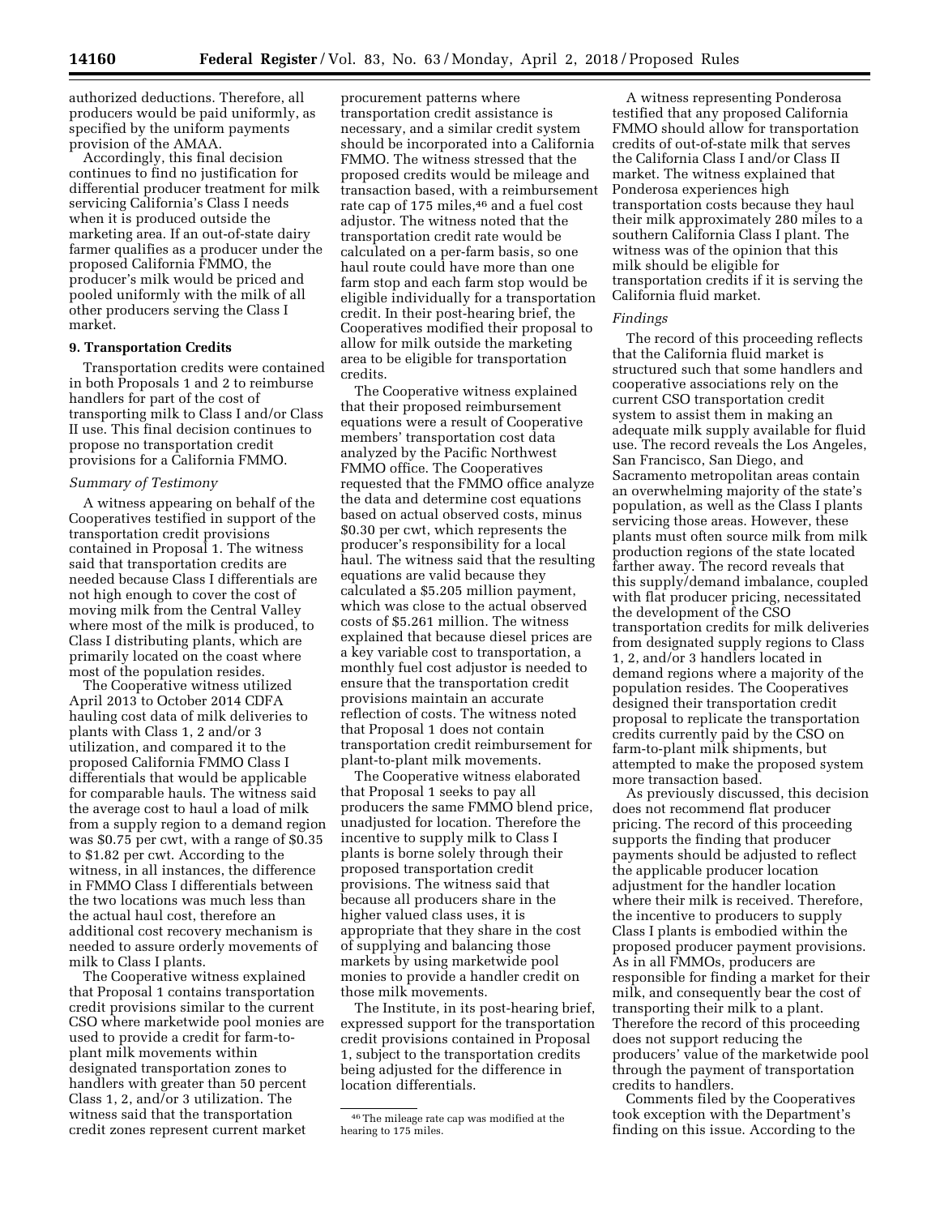authorized deductions. Therefore, all producers would be paid uniformly, as specified by the uniform payments provision of the AMAA.

Accordingly, this final decision continues to find no justification for differential producer treatment for milk servicing California's Class I needs when it is produced outside the marketing area. If an out-of-state dairy farmer qualifies as a producer under the proposed California FMMO, the producer's milk would be priced and pooled uniformly with the milk of all other producers serving the Class I market.

## 9. Transportation Credits

Transportation credits were contained in both Proposals 1 and 2 to reimburse handlers for part of the cost of transporting milk to Class I and/or Class II use. This final decision continues to propose no transportation credit provisions for a California FMMO.

### *Summary of Testimony*

A witness appearing on behalf of the Cooperatives testified in support of the transportation credit provisions contained in Proposal 1. The witness said that transportation credits are needed because Class I differentials are not high enough to cover the cost of moving milk from the Central Valley where most of the milk is produced, to Class I distributing plants, which are primarily located on the coast where most of the population resides.

The Cooperative witness utilized April 2013 to October 2014 CDFA hauling cost data of milk deliveries to plants with Class 1, 2 and/or 3 utilization, and compared it to the proposed California FMMO Class I differentials that would be applicable for comparable hauls. The witness said the average cost to haul a load of milk from a supply region to a demand region was $0.75 per cwt, with a range of $0.35 to $1.82 per cwt. According to the witness, in all instances, the difference in FMMO Class I differentials between the two locations was much less than the actual haul cost, therefore an additional cost recovery mechanism is needed to assure orderly movements of milk to Class I plants.

The Cooperative witness explained that Proposal 1 contains transportation credit provisions similar to the current CSO where marketwide pool monies are used to provide a credit for farm-to-plant milk movements within designated transportation zones to handlers with greater than 50 percent Class 1, 2, and/or 3 utilization. The witness said that the transportation credit zones represent current market procurement patterns where transportation credit assistance is necessary, and a similar credit system should be incorporated into a California FMMO. The witness stressed that the proposed credits would be mileage and transaction based, with a reimbursement rate cap of 175 miles,[46] and a fuel cost adjustor. The witness noted that the transportation credit rate would be calculated on a per-farm basis, so one haul route could have more than one farm stop and each farm stop would be eligible individually for a transportation credit. In their post-hearing brief, the Cooperatives modified their proposal to allow for milk outside the marketing area to be eligible for transportation credits.

The Cooperative witness explained that their proposed reimbursement equations were a result of Cooperative members' transportation cost data analyzed by the Pacific Northwest FMMO office. The Cooperatives requested that the FMMO office analyze the data and determine cost equations based on actual observed costs, minus $0.30 per cwt, which represents the producer's responsibility for a local haul. The witness said that the resulting equations are valid because they calculated a $5.205 million payment, which was close to the actual observed costs of $5.261 million. The witness explained that because diesel prices are a key variable cost to transportation, a monthly fuel cost adjustor is needed to ensure that the transportation credit provisions maintain an accurate reflection of costs. The witness noted that Proposal 1 does not contain transportation credit reimbursement for plant-to-plant milk movements.

The Cooperative witness elaborated that Proposal 1 seeks to pay all producers the same FMMO blend price, unadjusted for location. Therefore the incentive to supply milk to Class I plants is borne solely through their proposed transportation credit provisions. The witness said that because all producers share in the higher valued class uses, it is appropriate that they share in the cost of supplying and balancing those markets by using marketwide pool monies to provide a handler credit on those milk movements.

The Institute, in its post-hearing brief, expressed support for the transportation credit provisions contained in Proposal 1, subject to the transportation credits being adjusted for the difference in location differentials.

A witness representing Ponderosa testified that any proposed California FMMO should allow for transportation credits of out-of-state milk that serves the California Class I and/or Class II market. The witness explained that Ponderosa experiences high transportation costs because they haul their milk approximately 280 miles to a southern California Class I plant. The witness was of the opinion that this milk should be eligible for transportation credits if it is serving the California fluid market.

### *Findings*

The record of this proceeding reflects that the California fluid market is structured such that some handlers and cooperative associations rely on the current CSO transportation credit system to assist them in making an adequate milk supply available for fluid use. The record reveals the Los Angeles, San Francisco, San Diego, and Sacramento metropolitan areas contain an overwhelming majority of the state's population, as well as the Class I plants servicing those areas. However, these plants must often source milk from milk production regions of the state located farther away. The record reveals that this supply/demand imbalance, coupled with flat producer pricing, necessitated the development of the CSO transportation credits for milk deliveries from designated supply regions to Class 1, 2, and/or 3 handlers located in demand regions where a majority of the population resides. The Cooperatives designed their transportation credit proposal to replicate the transportation credits currently paid by the CSO on farm-to-plant milk shipments, but attempted to make the proposed system more transaction based.

As previously discussed, this decision does not recommend flat producer pricing. The record of this proceeding supports the finding that producer payments should be adjusted to reflect the applicable producer location adjustment for the handler location where their milk is received. Therefore, the incentive to producers to supply Class I plants is embodied within the proposed producer payment provisions. As in all FMMOs, producers are responsible for finding a market for their milk, and consequently bear the cost of transporting their milk to a plant. Therefore the record of this proceeding does not support reducing the producers' value of the marketwide pool through the payment of transportation credits to handlers.

Comments filed by the Cooperatives took exception with the Department's finding on this issue. According to the

[46] The mileage rate cap was modified at the hearing to 175 miles.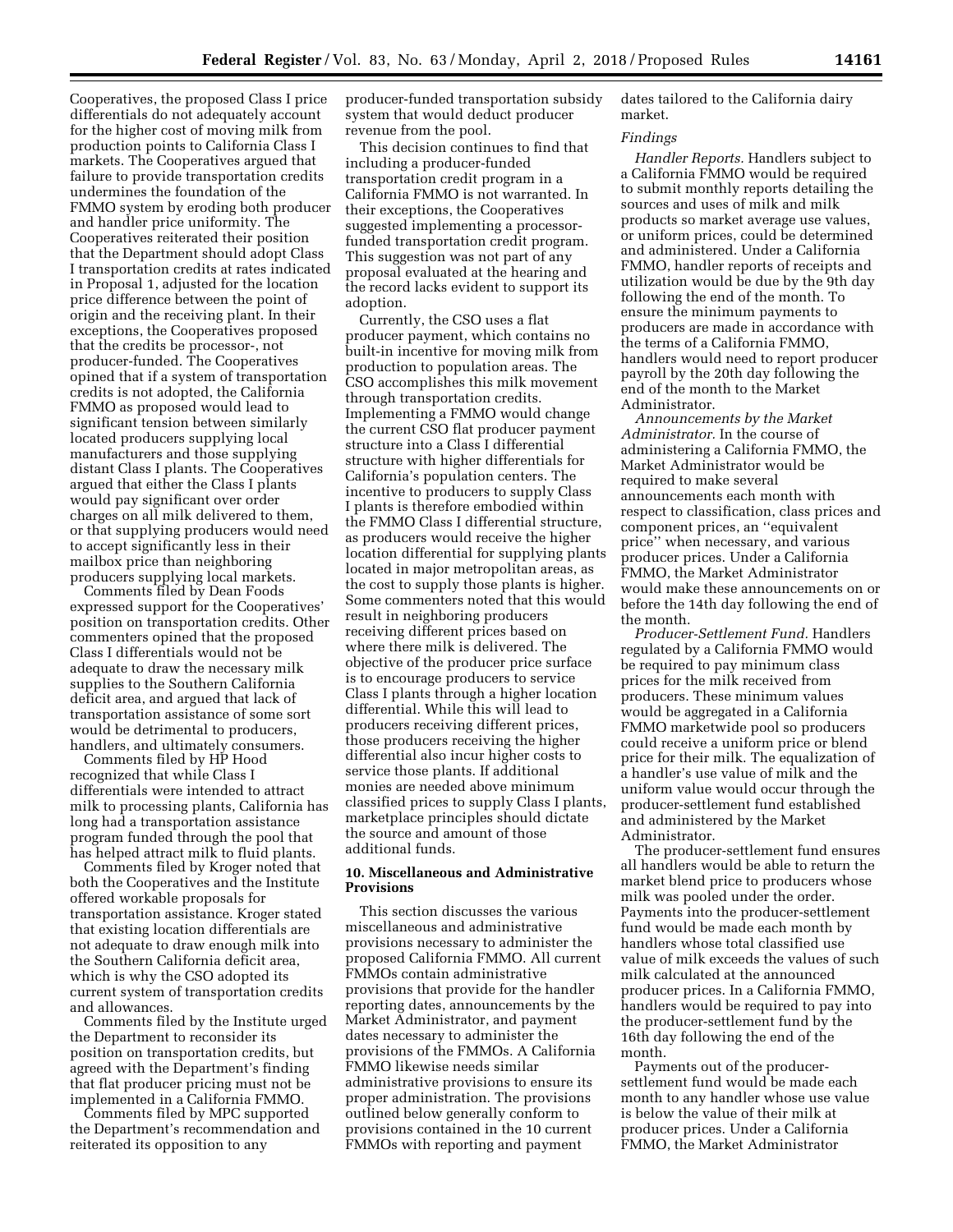Cooperatives, the proposed Class I price differentials do not adequately account for the higher cost of moving milk from production points to California Class I markets. The Cooperatives argued that failure to provide transportation credits undermines the foundation of the FMMO system by eroding both producer and handler price uniformity. The Cooperatives reiterated their position that the Department should adopt Class I transportation credits at rates indicated in Proposal 1, adjusted for the location price difference between the point of origin and the receiving plant. In their exceptions, the Cooperatives proposed that the credits be processor-, not producer-funded. The Cooperatives opined that if a system of transportation credits is not adopted, the California FMMO as proposed would lead to significant tension between similarly located producers supplying local manufacturers and those supplying distant Class I plants. The Cooperatives argued that either the Class I plants would pay significant over order charges on all milk delivered to them, or that supplying producers would need to accept significantly less in their mailbox price than neighboring producers supplying local markets.

Comments filed by Dean Foods expressed support for the Cooperatives' position on transportation credits. Other commenters opined that the proposed Class I differentials would not be adequate to draw the necessary milk supplies to the Southern California deficit area, and argued that lack of transportation assistance of some sort would be detrimental to producers, handlers, and ultimately consumers.

Comments filed by HP Hood recognized that while Class I differentials were intended to attract milk to processing plants, California has long had a transportation assistance program funded through the pool that has helped attract milk to fluid plants.

Comments filed by Kroger noted that both the Cooperatives and the Institute offered workable proposals for transportation assistance. Kroger stated that existing location differentials are not adequate to draw enough milk into the Southern California deficit area, which is why the CSO adopted its current system of transportation credits and allowances.

Comments filed by the Institute urged the Department to reconsider its position on transportation credits, but agreed with the Department's finding that flat producer pricing must not be implemented in a California FMMO.

Comments filed by MPC supported the Department's recommendation and reiterated its opposition to any producer-funded transportation subsidy system that would deduct producer revenue from the pool.

This decision continues to find that including a producer-funded transportation credit program in a California FMMO is not warranted. In their exceptions, the Cooperatives suggested implementing a processor-funded transportation credit program. This suggestion was not part of any proposal evaluated at the hearing and the record lacks evident to support its adoption.

Currently, the CSO uses a flat producer payment, which contains no built-in incentive for moving milk from production to population areas. The CSO accomplishes this milk movement through transportation credits. Implementing a FMMO would change the current CSO flat producer payment structure into a Class I differential structure with higher differentials for California's population centers. The incentive to producers to supply Class I plants is therefore embodied within the FMMO Class I differential structure, as producers would receive the higher location differential for supplying plants located in major metropolitan areas, as the cost to supply those plants is higher. Some commenters noted that this would result in neighboring producers receiving different prices based on where there milk is delivered. The objective of the producer price surface is to encourage producers to service Class I plants through a higher location differential. While this will lead to producers receiving different prices, those producers receiving the higher differential also incur higher costs to service those plants. If additional monies are needed above minimum classified prices to supply Class I plants, marketplace principles should dictate the source and amount of those additional funds.

## 10. Miscellaneous and Administrative Provisions

This section discusses the various miscellaneous and administrative provisions necessary to administer the proposed California FMMO. All current FMMOs contain administrative provisions that provide for the handler reporting dates, announcements by the Market Administrator, and payment dates necessary to administer the provisions of the FMMOs. A California FMMO likewise needs similar administrative provisions to ensure its proper administration. The provisions outlined below generally conform to provisions contained in the 10 current FMMOs with reporting and payment dates tailored to the California dairy market.

*Findings*

*Handler Reports.* Handlers subject to a California FMMO would be required to submit monthly reports detailing the sources and uses of milk and milk products so market average use values, or uniform prices, could be determined and administered. Under a California FMMO, handler reports of receipts and utilization would be due by the 9th day following the end of the month. To ensure the minimum payments to producers are made in accordance with the terms of a California FMMO, handlers would need to report producer payroll by the 20th day following the end of the month to the Market Administrator.

*Announcements by the Market Administrator.* In the course of administering a California FMMO, the Market Administrator would be required to make several announcements each month with respect to classification, class prices and component prices, an ''equivalent price'' when necessary, and various producer prices. Under a California FMMO, the Market Administrator would make these announcements on or before the 14th day following the end of the month.

*Producer-Settlement Fund.* Handlers regulated by a California FMMO would be required to pay minimum class prices for the milk received from producers. These minimum values would be aggregated in a California FMMO marketwide pool so producers could receive a uniform price or blend price for their milk. The equalization of a handler's use value of milk and the uniform value would occur through the producer-settlement fund established and administered by the Market Administrator.

The producer-settlement fund ensures all handlers would be able to return the market blend price to producers whose milk was pooled under the order. Payments into the producer-settlement fund would be made each month by handlers whose total classified use value of milk exceeds the values of such milk calculated at the announced producer prices. In a California FMMO, handlers would be required to pay into the producer-settlement fund by the 16th day following the end of the month.

Payments out of the producer-settlement fund would be made each month to any handler whose use value is below the value of their milk at producer prices. Under a California FMMO, the Market Administrator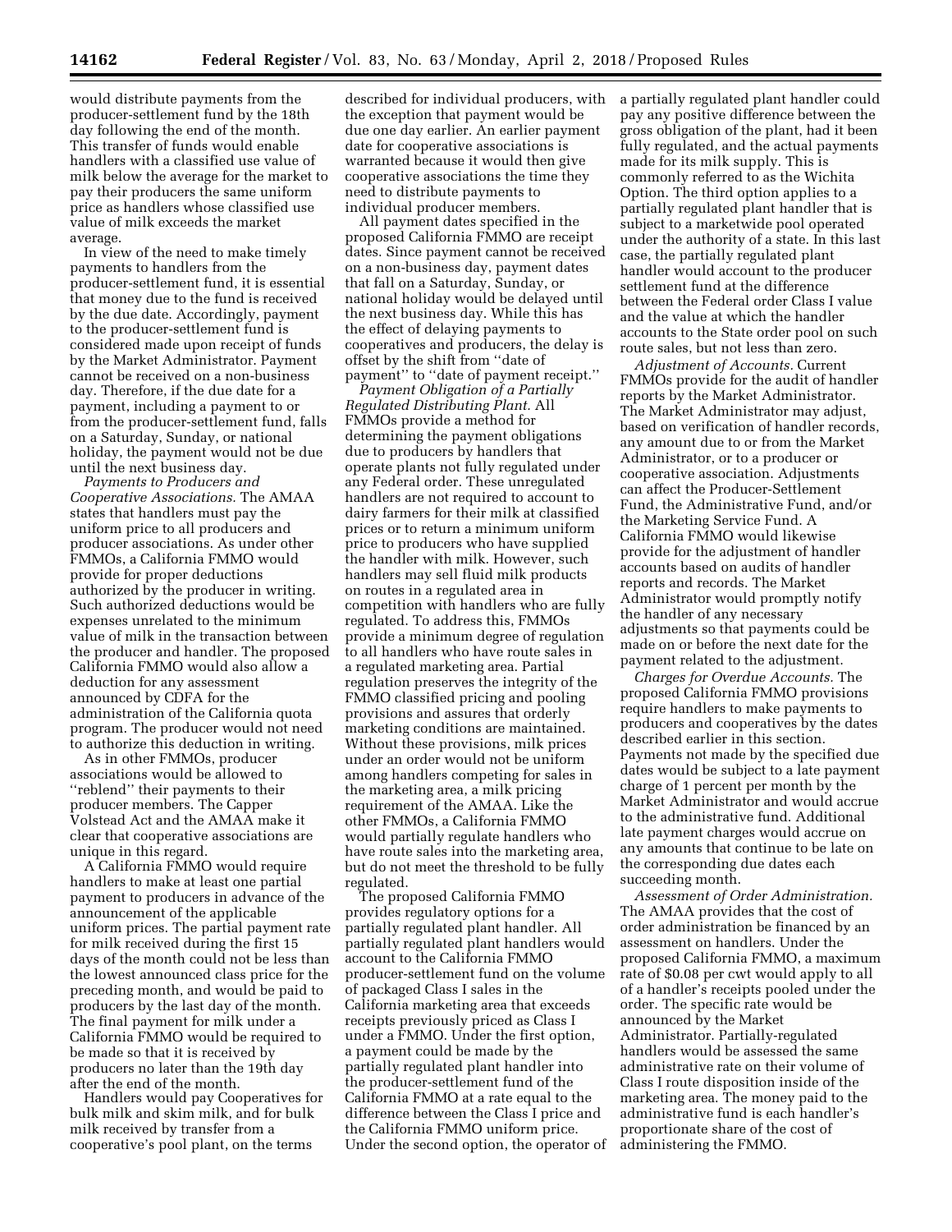would distribute payments from the producer-settlement fund by the 18th day following the end of the month. This transfer of funds would enable handlers with a classified use value of milk below the average for the market to pay their producers the same uniform price as handlers whose classified use value of milk exceeds the market average.

In view of the need to make timely payments to handlers from the producer-settlement fund, it is essential that money due to the fund is received by the due date. Accordingly, payment to the producer-settlement fund is considered made upon receipt of funds by the Market Administrator. Payment cannot be received on a non-business day. Therefore, if the due date for a payment, including a payment to or from the producer-settlement fund, falls on a Saturday, Sunday, or national holiday, the payment would not be due until the next business day.

*Payments to Producers and Cooperative Associations.* The AMAA states that handlers must pay the uniform price to all producers and producer associations. As under other FMMOs, a California FMMO would provide for proper deductions authorized by the producer in writing. Such authorized deductions would be expenses unrelated to the minimum value of milk in the transaction between the producer and handler. The proposed California FMMO would also allow a deduction for any assessment announced by CDFA for the administration of the California quota program. The producer would not need to authorize this deduction in writing.

As in other FMMOs, producer associations would be allowed to ''reblend'' their payments to their producer members. The Capper Volstead Act and the AMAA make it clear that cooperative associations are unique in this regard.

A California FMMO would require handlers to make at least one partial payment to producers in advance of the announcement of the applicable uniform prices. The partial payment rate for milk received during the first 15 days of the month could not be less than the lowest announced class price for the preceding month, and would be paid to producers by the last day of the month. The final payment for milk under a California FMMO would be required to be made so that it is received by producers no later than the 19th day after the end of the month.

Handlers would pay Cooperatives for bulk milk and skim milk, and for bulk milk received by transfer from a cooperative's pool plant, on the terms described for individual producers, with the exception that payment would be due one day earlier. An earlier payment date for cooperative associations is warranted because it would then give cooperative associations the time they need to distribute payments to individual producer members.

All payment dates specified in the proposed California FMMO are receipt dates. Since payment cannot be received on a non-business day, payment dates that fall on a Saturday, Sunday, or national holiday would be delayed until the next business day. While this has the effect of delaying payments to cooperatives and producers, the delay is offset by the shift from ''date of payment'' to ''date of payment receipt.''

*Payment Obligation of a Partially Regulated Distributing Plant.* All FMMOs provide a method for determining the payment obligations due to producers by handlers that operate plants not fully regulated under any Federal order. These unregulated handlers are not required to account to dairy farmers for their milk at classified prices or to return a minimum uniform price to producers who have supplied the handler with milk. However, such handlers may sell fluid milk products on routes in a regulated area in competition with handlers who are fully regulated. To address this, FMMOs provide a minimum degree of regulation to all handlers who have route sales in a regulated marketing area. Partial regulation preserves the integrity of the FMMO classified pricing and pooling provisions and assures that orderly marketing conditions are maintained. Without these provisions, milk prices under an order would not be uniform among handlers competing for sales in the marketing area, a milk pricing requirement of the AMAA. Like the other FMMOs, a California FMMO would partially regulate handlers who have route sales into the marketing area, but do not meet the threshold to be fully regulated.

The proposed California FMMO provides regulatory options for a partially regulated plant handler. All partially regulated plant handlers would account to the California FMMO producer-settlement fund on the volume of packaged Class I sales in the California marketing area that exceeds receipts previously priced as Class I under a FMMO. Under the first option, a payment could be made by the partially regulated plant handler into the producer-settlement fund of the California FMMO at a rate equal to the difference between the Class I price and the California FMMO uniform price. Under the second option, the operator of a partially regulated plant handler could pay any positive difference between the gross obligation of the plant, had it been fully regulated, and the actual payments made for its milk supply. This is commonly referred to as the Wichita Option. The third option applies to a partially regulated plant handler that is subject to a marketwide pool operated under the authority of a state. In this last case, the partially regulated plant handler would account to the producer settlement fund at the difference between the Federal order Class I value and the value at which the handler accounts to the State order pool on such route sales, but not less than zero.

*Adjustment of Accounts.* Current FMMOs provide for the audit of handler reports by the Market Administrator. The Market Administrator may adjust, based on verification of handler records, any amount due to or from the Market Administrator, or to a producer or cooperative association. Adjustments can affect the Producer-Settlement Fund, the Administrative Fund, and/or the Marketing Service Fund. A California FMMO would likewise provide for the adjustment of handler accounts based on audits of handler reports and records. The Market Administrator would promptly notify the handler of any necessary adjustments so that payments could be made on or before the next date for the payment related to the adjustment.

*Charges for Overdue Accounts.* The proposed California FMMO provisions require handlers to make payments to producers and cooperatives by the dates described earlier in this section. Payments not made by the specified due dates would be subject to a late payment charge of 1 percent per month by the Market Administrator and would accrue to the administrative fund. Additional late payment charges would accrue on any amounts that continue to be late on the corresponding due dates each succeeding month.

*Assessment of Order Administration.* The AMAA provides that the cost of order administration be financed by an assessment on handlers. Under the proposed California FMMO, a maximum rate of $0.08 per cwt would apply to all of a handler's receipts pooled under the order. The specific rate would be announced by the Market Administrator. Partially-regulated handlers would be assessed the same administrative rate on their volume of Class I route disposition inside of the marketing area. The money paid to the administrative fund is each handler's proportionate share of the cost of administering the FMMO.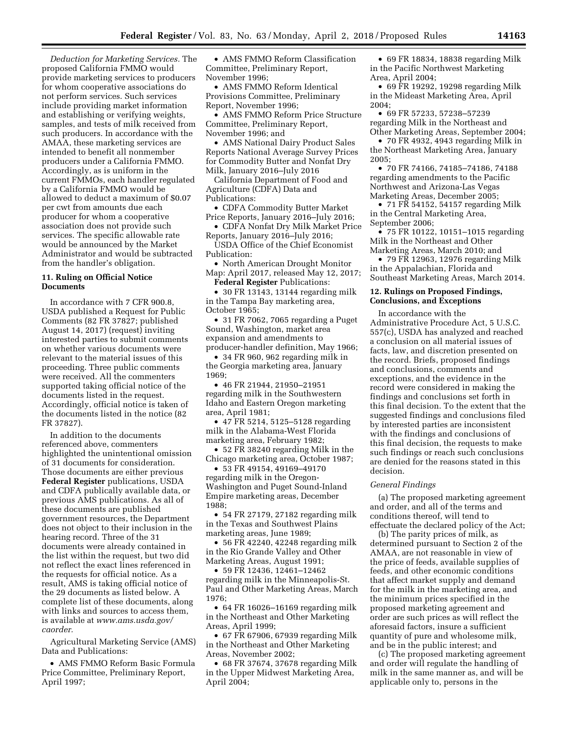*Deduction for Marketing Services.* The proposed California FMMO would provide marketing services to producers for whom cooperative associations do not perform services. Such services include providing market information and establishing or verifying weights, samples, and tests of milk received from such producers. In accordance with the AMAA, these marketing services are intended to benefit all nonmember producers under a California FMMO. Accordingly, as is uniform in the current FMMOs, each handler regulated by a California FMMO would be allowed to deduct a maximum of $0.07 per cwt from amounts due each producer for whom a cooperative association does not provide such services. The specific allowable rate would be announced by the Market Administrator and would be subtracted from the handler's obligation.

### 11. Ruling on Official Notice Documents

In accordance with 7 CFR 900.8, USDA published a Request for Public Comments (82 FR 37827; published August 14, 2017) (request) inviting interested parties to submit comments on whether various documents were relevant to the material issues of this proceeding. Three public comments were received. All the commenters supported taking official notice of the documents listed in the request. Accordingly, official notice is taken of the documents listed in the notice (82 FR 37827).

In addition to the documents referenced above, commenters highlighted the unintentional omission of 31 documents for consideration. Those documents are either previous **Federal Register** publications, USDA and CDFA publically available data, or previous AMS publications. As all of these documents are published government resources, the Department does not object to their inclusion in the hearing record. Three of the 31 documents were already contained in the list within the request, but two did not reflect the exact lines referenced in the requests for official notice. As a result, AMS is taking official notice of the 29 documents as listed below. A complete list of these documents, along with links and sources to access them, is available at *www.ams.usda.gov/caorder.*

Agricultural Marketing Service (AMS) Data and Publications:

- AMS FMMO Reform Basic Formula Price Committee, Preliminary Report, April 1997;
- AMS FMMO Reform Classification Committee, Preliminary Report, November 1996;
- AMS FMMO Reform Identical Provisions Committee, Preliminary Report, November 1996;
- AMS FMMO Reform Price Structure Committee, Preliminary Report, November 1996; and
- AMS National Dairy Product Sales Reports National Average Survey Prices for Commodity Butter and Nonfat Dry Milk, January 2016–July 2016

California Department of Food and Agriculture (CDFA) Data and Publications:

- CDFA Commodity Butter Market Price Reports, January 2016–July 2016;
- CDFA Nonfat Dry Milk Market Price Reports, January 2016–July 2016;

USDA Office of the Chief Economist Publication:

- North American Drought Monitor Map: April 2017, released May 12, 2017;

**Federal Register** Publications:

- 30 FR 13143, 13144 regarding milk in the Tampa Bay marketing area, October 1965;
- 31 FR 7062, 7065 regarding a Puget Sound, Washington, market area expansion and amendments to producer-handler definition, May 1966;
- 34 FR 960, 962 regarding milk in the Georgia marketing area, January 1969;
- 46 FR 21944, 21950–21951 regarding milk in the Southwestern Idaho and Eastern Oregon marketing area, April 1981;
- 47 FR 5214, 5125–5128 regarding milk in the Alabama-West Florida marketing area, February 1982;
- 52 FR 38240 regarding Milk in the Chicago marketing area, October 1987;
- 53 FR 49154, 49169–49170 regarding milk in the Oregon-Washington and Puget Sound-Inland Empire marketing areas, December 1988;
- 54 FR 27179, 27182 regarding milk in the Texas and Southwest Plains marketing areas, June 1989;
- 56 FR 42240, 42248 regarding milk in the Rio Grande Valley and Other Marketing Areas, August 1991;
- 59 FR 12436, 12461–12462 regarding milk in the Minneapolis-St. Paul and Other Marketing Areas, March 1976;
- 64 FR 16026–16169 regarding milk in the Northeast and Other Marketing Areas, April 1999;
- 67 FR 67906, 67939 regarding Milk in the Northeast and Other Marketing Areas, November 2002;
- 68 FR 37674, 37678 regarding Milk in the Upper Midwest Marketing Area, April 2004;
- 69 FR 18834, 18838 regarding Milk in the Pacific Northwest Marketing Area, April 2004;
- 69 FR 19292, 19298 regarding Milk in the Mideast Marketing Area, April 2004;
- 69 FR 57233, 57238–57239 regarding Milk in the Northeast and Other Marketing Areas, September 2004;
- 70 FR 4932, 4943 regarding Milk in the Northeast Marketing Area, January 2005;
- 70 FR 74166, 74185–74186, 74188 regarding amendments to the Pacific Northwest and Arizona-Las Vegas Marketing Areas, December 2005;
- 71 FR 54152, 54157 regarding Milk in the Central Marketing Area, September 2006;
- 75 FR 10122, 10151–1015 regarding Milk in the Northeast and Other Marketing Areas, March 2010; and
- 79 FR 12963, 12976 regarding Milk in the Appalachian, Florida and Southeast Marketing Areas, March 2014.

### 12. Rulings on Proposed Findings, Conclusions, and Exceptions

In accordance with the Administrative Procedure Act, 5 U.S.C. 557(c), USDA has analyzed and reached a conclusion on all material issues of facts, law, and discretion presented on the record. Briefs, proposed findings and conclusions, comments and exceptions, and the evidence in the record were considered in making the findings and conclusions set forth in this final decision. To the extent that the suggested findings and conclusions filed by interested parties are inconsistent with the findings and conclusions of this final decision, the requests to make such findings or reach such conclusions are denied for the reasons stated in this decision.

*General Findings*

(a) The proposed marketing agreement and order, and all of the terms and conditions thereof, will tend to effectuate the declared policy of the Act;

(b) The parity prices of milk, as determined pursuant to Section 2 of the AMAA, are not reasonable in view of the price of feeds, available supplies of feeds, and other economic conditions that affect market supply and demand for the milk in the marketing area, and the minimum prices specified in the proposed marketing agreement and order are such prices as will reflect the aforesaid factors, insure a sufficient quantity of pure and wholesome milk, and be in the public interest; and

(c) The proposed marketing agreement and order will regulate the handling of milk in the same manner as, and will be applicable only to, persons in the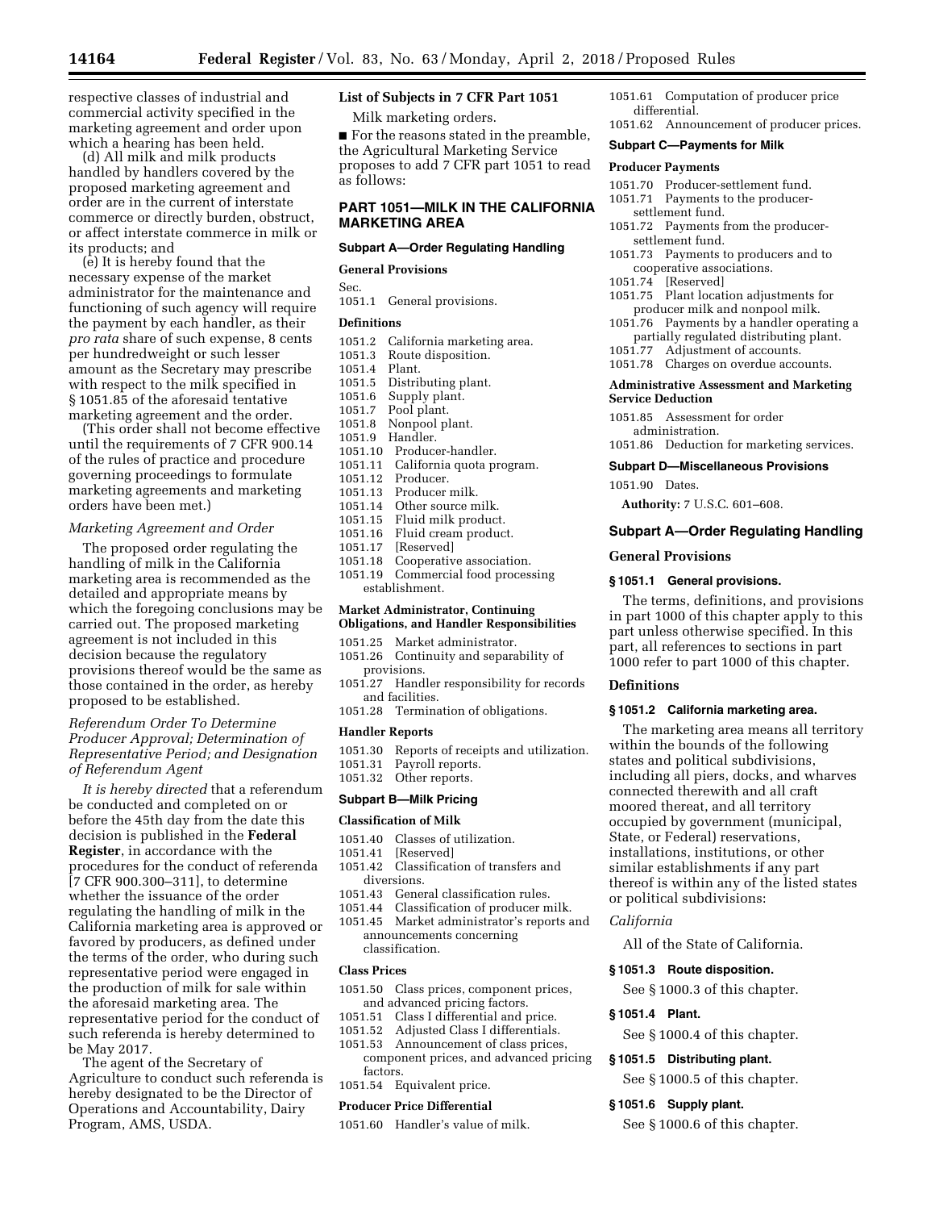respective classes of industrial and commercial activity specified in the marketing agreement and order upon which a hearing has been held.

(d) All milk and milk products handled by handlers covered by the proposed marketing agreement and order are in the current of interstate commerce or directly burden, obstruct, or affect interstate commerce in milk or its products; and

(e) It is hereby found that the necessary expense of the market administrator for the maintenance and functioning of such agency will require the payment by each handler, as their *pro rata* share of such expense, 8 cents per hundredweight or such lesser amount as the Secretary may prescribe with respect to the milk specified in § 1051.85 of the aforesaid tentative marketing agreement and the order.

(This order shall not become effective until the requirements of 7 CFR 900.14 of the rules of practice and procedure governing proceedings to formulate marketing agreements and marketing orders have been met.)

*Marketing Agreement and Order*

The proposed order regulating the handling of milk in the California marketing area is recommended as the detailed and appropriate means by which the foregoing conclusions may be carried out. The proposed marketing agreement is not included in this decision because the regulatory provisions thereof would be the same as those contained in the order, as hereby proposed to be established.

*Referendum Order To Determine Producer Approval; Determination of Representative Period; and Designation of Referendum Agent*

*It is hereby directed* that a referendum be conducted and completed on or before the 45th day from the date this decision is published in the **Federal Register**, in accordance with the procedures for the conduct of referenda [7 CFR 900.300–311], to determine whether the issuance of the order regulating the handling of milk in the California marketing area is approved or favored by producers, as defined under the terms of the order, who during such representative period were engaged in the production of milk for sale within the aforesaid marketing area. The representative period for the conduct of such referenda is hereby determined to be May 2017.

The agent of the Secretary of Agriculture to conduct such referenda is hereby designated to be the Director of Operations and Accountability, Dairy Program, AMS, USDA.

**List of Subjects in 7 CFR Part 1051**

Milk marketing orders.

■ For the reasons stated in the preamble, the Agricultural Marketing Service proposes to add 7 CFR part 1051 to read as follows:

## PART 1051—MILK IN THE CALIFORNIA MARKETING AREA

**Subpart A—Order Regulating Handling**

**General Provisions**

Sec.
1051.1 General provisions.

**Definitions**

1051.2 California marketing area.
1051.3 Route disposition.
1051.4 Plant.
1051.5 Distributing plant.
1051.6 Supply plant.
1051.7 Pool plant.
1051.8 Nonpool plant.
1051.9 Handler.
1051.10 Producer-handler.
1051.11 California quota program.
1051.12 Producer.
1051.13 Producer milk.
1051.14 Other source milk.
1051.15 Fluid milk product.
1051.16 Fluid cream product.
1051.17 [Reserved]
1051.18 Cooperative association.
1051.19 Commercial food processing establishment.

**Market Administrator, Continuing Obligations, and Handler Responsibilities**

1051.25 Market administrator.
1051.26 Continuity and separability of provisions.
1051.27 Handler responsibility for records and facilities.
1051.28 Termination of obligations.

**Handler Reports**

1051.30 Reports of receipts and utilization.
1051.31 Payroll reports.
1051.32 Other reports.

**Subpart B—Milk Pricing**

**Classification of Milk**

1051.40 Classes of utilization.
1051.41 [Reserved]
1051.42 Classification of transfers and diversions.
1051.43 General classification rules.
1051.44 Classification of producer milk.
1051.45 Market administrator's reports and announcements concerning classification.

**Class Prices**

1051.50 Class prices, component prices, and advanced pricing factors.
1051.51 Class I differential and price.
1051.52 Adjusted Class I differentials.
1051.53 Announcement of class prices, component prices, and advanced pricing factors.
1051.54 Equivalent price.

**Producer Price Differential**

1051.60 Handler's value of milk.
1051.61 Computation of producer price differential.
1051.62 Announcement of producer prices.

**Subpart C—Payments for Milk**

**Producer Payments**

1051.70 Producer-settlement fund.
1051.71 Payments to the producer-settlement fund.
1051.72 Payments from the producer-settlement fund.
1051.73 Payments to producers and to cooperative associations.
1051.74 [Reserved]
1051.75 Plant location adjustments for producer milk and nonpool milk.
1051.76 Payments by a handler operating a partially regulated distributing plant.
1051.77 Adjustment of accounts.
1051.78 Charges on overdue accounts.

**Administrative Assessment and Marketing Service Deduction**

1051.85 Assessment for order administration.
1051.86 Deduction for marketing services.

**Subpart D—Miscellaneous Provisions**

1051.90 Dates.

**Authority:** 7 U.S.C. 601–608.

## Subpart A—Order Regulating Handling

### General Provisions

#### § 1051.1 General provisions.

The terms, definitions, and provisions in part 1000 of this chapter apply to this part unless otherwise specified. In this part, all references to sections in part 1000 refer to part 1000 of this chapter.

### Definitions

#### § 1051.2 California marketing area.

The marketing area means all territory within the bounds of the following states and political subdivisions, including all piers, docks, and wharves connected therewith and all craft moored thereat, and all territory occupied by government (municipal, State, or Federal) reservations, installations, institutions, or other similar establishments if any part thereof is within any of the listed states or political subdivisions:

*California*

All of the State of California.

#### § 1051.3 Route disposition.

See § 1000.3 of this chapter.

#### § 1051.4 Plant.

See § 1000.4 of this chapter.

#### § 1051.5 Distributing plant.

See § 1000.5 of this chapter.

#### § 1051.6 Supply plant.

See § 1000.6 of this chapter.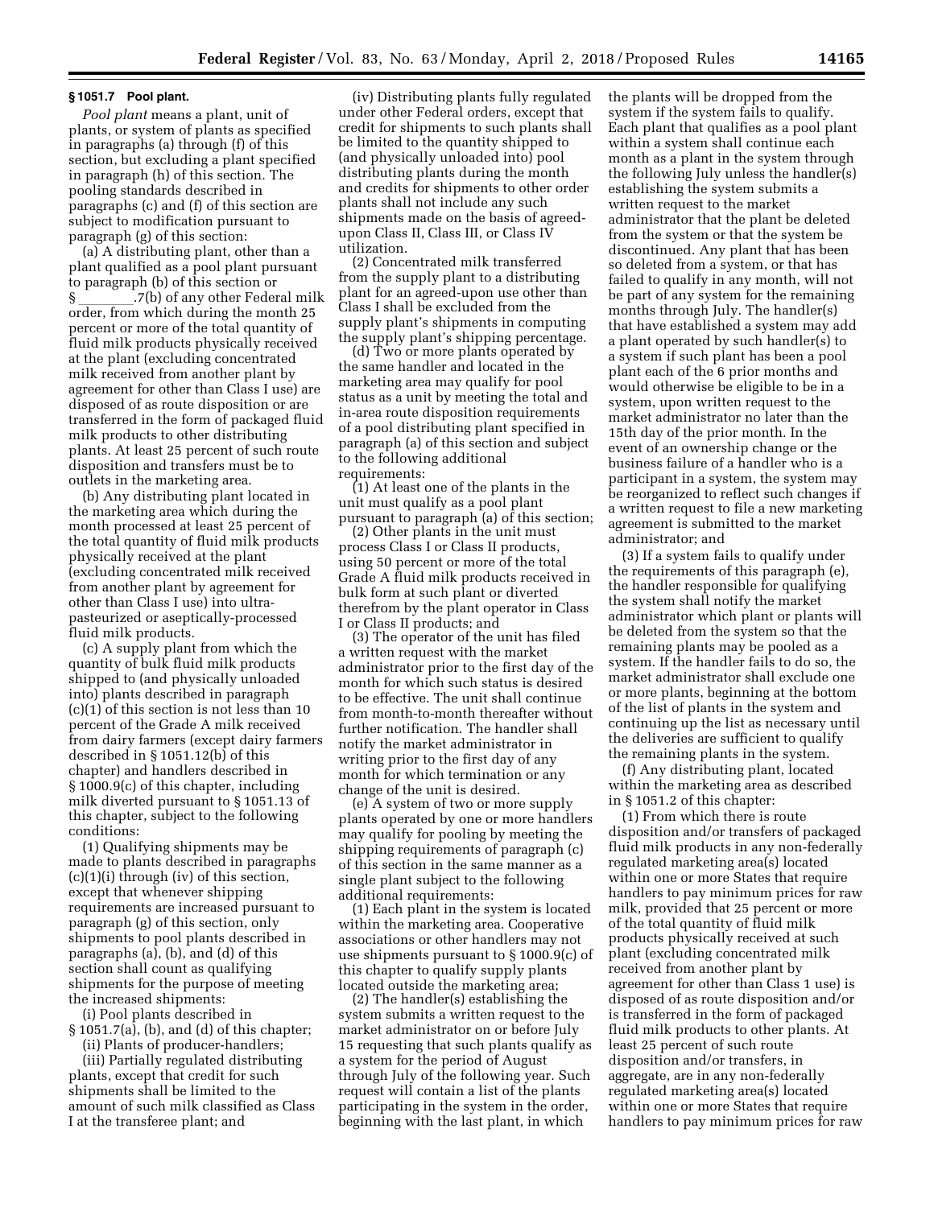### § 1051.7 Pool plant.

*Pool plant* means a plant, unit of plants, or system of plants as specified in paragraphs (a) through (f) of this section, but excluding a plant specified in paragraph (h) of this section. The pooling standards described in paragraphs (c) and (f) of this section are subject to modification pursuant to paragraph (g) of this section:

(a) A distributing plant, other than a plant qualified as a pool plant pursuant to paragraph (b) of this section or § ________.7(b) of any other Federal milk order, from which during the month 25 percent or more of the total quantity of fluid milk products physically received at the plant (excluding concentrated milk received from another plant by agreement for other than Class I use) are disposed of as route disposition or are transferred in the form of packaged fluid milk products to other distributing plants. At least 25 percent of such route disposition and transfers must be to outlets in the marketing area.

(b) Any distributing plant located in the marketing area which during the month processed at least 25 percent of the total quantity of fluid milk products physically received at the plant (excluding concentrated milk received from another plant by agreement for other than Class I use) into ultra-pasteurized or aseptically-processed fluid milk products.

(c) A supply plant from which the quantity of bulk fluid milk products shipped to (and physically unloaded into) plants described in paragraph (c)(1) of this section is not less than 10 percent of the Grade A milk received from dairy farmers (except dairy farmers described in § 1051.12(b) of this chapter) and handlers described in § 1000.9(c) of this chapter, including milk diverted pursuant to § 1051.13 of this chapter, subject to the following conditions:

(1) Qualifying shipments may be made to plants described in paragraphs (c)(1)(i) through (iv) of this section, except that whenever shipping requirements are increased pursuant to paragraph (g) of this section, only shipments to pool plants described in paragraphs (a), (b), and (d) of this section shall count as qualifying shipments for the purpose of meeting the increased shipments:

(i) Pool plants described in § 1051.7(a), (b), and (d) of this chapter;

(ii) Plants of producer-handlers;

(iii) Partially regulated distributing plants, except that credit for such shipments shall be limited to the amount of such milk classified as Class I at the transferee plant; and

(iv) Distributing plants fully regulated under other Federal orders, except that credit for shipments to such plants shall be limited to the quantity shipped to (and physically unloaded into) pool distributing plants during the month and credits for shipments to other order plants shall not include any such shipments made on the basis of agreed-upon Class II, Class III, or Class IV utilization.

(2) Concentrated milk transferred from the supply plant to a distributing plant for an agreed-upon use other than Class I shall be excluded from the supply plant's shipments in computing the supply plant's shipping percentage.

(d) Two or more plants operated by the same handler and located in the marketing area may qualify for pool status as a unit by meeting the total and in-area route disposition requirements of a pool distributing plant specified in paragraph (a) of this section and subject to the following additional requirements:

(1) At least one of the plants in the unit must qualify as a pool plant pursuant to paragraph (a) of this section;

(2) Other plants in the unit must process Class I or Class II products, using 50 percent or more of the total Grade A fluid milk products received in bulk form at such plant or diverted therefrom by the plant operator in Class I or Class II products; and

(3) The operator of the unit has filed a written request with the market administrator prior to the first day of the month for which such status is desired to be effective. The unit shall continue from month-to-month thereafter without further notification. The handler shall notify the market administrator in writing prior to the first day of any month for which termination or any change of the unit is desired.

(e) A system of two or more supply plants operated by one or more handlers may qualify for pooling by meeting the shipping requirements of paragraph (c) of this section in the same manner as a single plant subject to the following additional requirements:

(1) Each plant in the system is located within the marketing area. Cooperative associations or other handlers may not use shipments pursuant to § 1000.9(c) of this chapter to qualify supply plants located outside the marketing area;

(2) The handler(s) establishing the system submits a written request to the market administrator on or before July 15 requesting that such plants qualify as a system for the period of August through July of the following year. Such request will contain a list of the plants participating in the system in the order, beginning with the last plant, in which the plants will be dropped from the system if the system fails to qualify. Each plant that qualifies as a pool plant within a system shall continue each month as a plant in the system through the following July unless the handler(s) establishing the system submits a written request to the market administrator that the plant be deleted from the system or that the system be discontinued. Any plant that has been so deleted from a system, or that has failed to qualify in any month, will not be part of any system for the remaining months through July. The handler(s) that have established a system may add a plant operated by such handler(s) to a system if such plant has been a pool plant each of the 6 prior months and would otherwise be eligible to be in a system, upon written request to the market administrator no later than the 15th day of the prior month. In the event of an ownership change or the business failure of a handler who is a participant in a system, the system may be reorganized to reflect such changes if a written request to file a new marketing agreement is submitted to the market administrator; and

(3) If a system fails to qualify under the requirements of this paragraph (e), the handler responsible for qualifying the system shall notify the market administrator which plant or plants will be deleted from the system so that the remaining plants may be pooled as a system. If the handler fails to do so, the market administrator shall exclude one or more plants, beginning at the bottom of the list of plants in the system and continuing up the list as necessary until the deliveries are sufficient to qualify the remaining plants in the system.

(f) Any distributing plant, located within the marketing area as described in § 1051.2 of this chapter:

(1) From which there is route disposition and/or transfers of packaged fluid milk products in any non-federally regulated marketing area(s) located within one or more States that require handlers to pay minimum prices for raw milk, provided that 25 percent or more of the total quantity of fluid milk products physically received at such plant (excluding concentrated milk received from another plant by agreement for other than Class 1 use) is disposed of as route disposition and/or is transferred in the form of packaged fluid milk products to other plants. At least 25 percent of such route disposition and/or transfers, in aggregate, are in any non-federally regulated marketing area(s) located within one or more States that require handlers to pay minimum prices for raw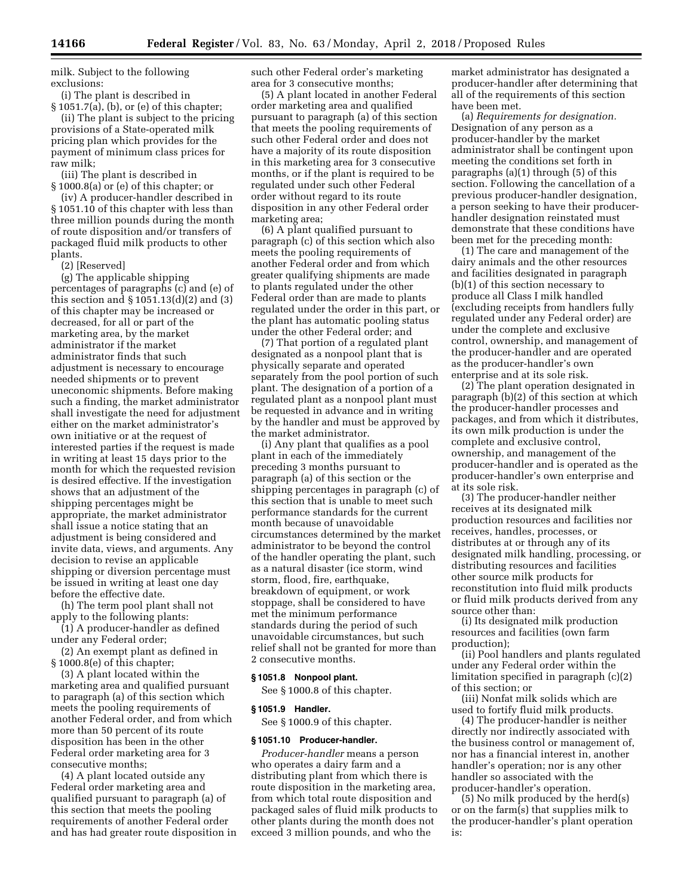milk. Subject to the following exclusions:

(i) The plant is described in § 1051.7(a), (b), or (e) of this chapter;

(ii) The plant is subject to the pricing provisions of a State-operated milk pricing plan which provides for the payment of minimum class prices for raw milk;

(iii) The plant is described in § 1000.8(a) or (e) of this chapter; or

(iv) A producer-handler described in § 1051.10 of this chapter with less than three million pounds during the month of route disposition and/or transfers of packaged fluid milk products to other plants.

(2) [Reserved]

(g) The applicable shipping percentages of paragraphs (c) and (e) of this section and § 1051.13(d)(2) and (3) of this chapter may be increased or decreased, for all or part of the marketing area, by the market administrator if the market administrator finds that such adjustment is necessary to encourage needed shipments or to prevent uneconomic shipments. Before making such a finding, the market administrator shall investigate the need for adjustment either on the market administrator's own initiative or at the request of interested parties if the request is made in writing at least 15 days prior to the month for which the requested revision is desired effective. If the investigation shows that an adjustment of the shipping percentages might be appropriate, the market administrator shall issue a notice stating that an adjustment is being considered and invite data, views, and arguments. Any decision to revise an applicable shipping or diversion percentage must be issued in writing at least one day before the effective date.

(h) The term pool plant shall not apply to the following plants:

(1) A producer-handler as defined under any Federal order;

(2) An exempt plant as defined in § 1000.8(e) of this chapter;

(3) A plant located within the marketing area and qualified pursuant to paragraph (a) of this section which meets the pooling requirements of another Federal order, and from which more than 50 percent of its route disposition has been in the other Federal order marketing area for 3 consecutive months;

(4) A plant located outside any Federal order marketing area and qualified pursuant to paragraph (a) of this section that meets the pooling requirements of another Federal order and has had greater route disposition in such other Federal order's marketing area for 3 consecutive months;

(5) A plant located in another Federal order marketing area and qualified pursuant to paragraph (a) of this section that meets the pooling requirements of such other Federal order and does not have a majority of its route disposition in this marketing area for 3 consecutive months, or if the plant is required to be regulated under such other Federal order without regard to its route disposition in any other Federal order marketing area;

(6) A plant qualified pursuant to paragraph (c) of this section which also meets the pooling requirements of another Federal order and from which greater qualifying shipments are made to plants regulated under the other Federal order than are made to plants regulated under the order in this part, or the plant has automatic pooling status under the other Federal order; and

(7) That portion of a regulated plant designated as a nonpool plant that is physically separate and operated separately from the pool portion of such plant. The designation of a portion of a regulated plant as a nonpool plant must be requested in advance and in writing by the handler and must be approved by the market administrator.

(i) Any plant that qualifies as a pool plant in each of the immediately preceding 3 months pursuant to paragraph (a) of this section or the shipping percentages in paragraph (c) of this section that is unable to meet such performance standards for the current month because of unavoidable circumstances determined by the market administrator to be beyond the control of the handler operating the plant, such as a natural disaster (ice storm, wind storm, flood, fire, earthquake, breakdown of equipment, or work stoppage, shall be considered to have met the minimum performance standards during the period of such unavoidable circumstances, but such relief shall not be granted for more than 2 consecutive months.

### § 1051.8 Nonpool plant.

See § 1000.8 of this chapter.

### § 1051.9 Handler.

See § 1000.9 of this chapter.

### § 1051.10 Producer-handler.

*Producer-handler* means a person who operates a dairy farm and a distributing plant from which there is route disposition in the marketing area, from which total route disposition and packaged sales of fluid milk products to other plants during the month does not exceed 3 million pounds, and who the market administrator has designated a producer-handler after determining that all of the requirements of this section have been met.

(a) *Requirements for designation.* Designation of any person as a producer-handler by the market administrator shall be contingent upon meeting the conditions set forth in paragraphs (a)(1) through (5) of this section. Following the cancellation of a previous producer-handler designation, a person seeking to have their producer-handler designation reinstated must demonstrate that these conditions have been met for the preceding month:

(1) The care and management of the dairy animals and the other resources and facilities designated in paragraph (b)(1) of this section necessary to produce all Class I milk handled (excluding receipts from handlers fully regulated under any Federal order) are under the complete and exclusive control, ownership, and management of the producer-handler and are operated as the producer-handler's own enterprise and at its sole risk.

(2) The plant operation designated in paragraph (b)(2) of this section at which the producer-handler processes and packages, and from which it distributes, its own milk production is under the complete and exclusive control, ownership, and management of the producer-handler and is operated as the producer-handler's own enterprise and at its sole risk.

(3) The producer-handler neither receives at its designated milk production resources and facilities nor receives, handles, processes, or distributes at or through any of its designated milk handling, processing, or distributing resources and facilities other source milk products for reconstitution into fluid milk products or fluid milk products derived from any source other than:

(i) Its designated milk production resources and facilities (own farm production);

(ii) Pool handlers and plants regulated under any Federal order within the limitation specified in paragraph (c)(2) of this section; or

(iii) Nonfat milk solids which are used to fortify fluid milk products.

(4) The producer-handler is neither directly nor indirectly associated with the business control or management of, nor has a financial interest in, another handler's operation; nor is any other handler so associated with the producer-handler's operation.

(5) No milk produced by the herd(s) or on the farm(s) that supplies milk to the producer-handler's plant operation is: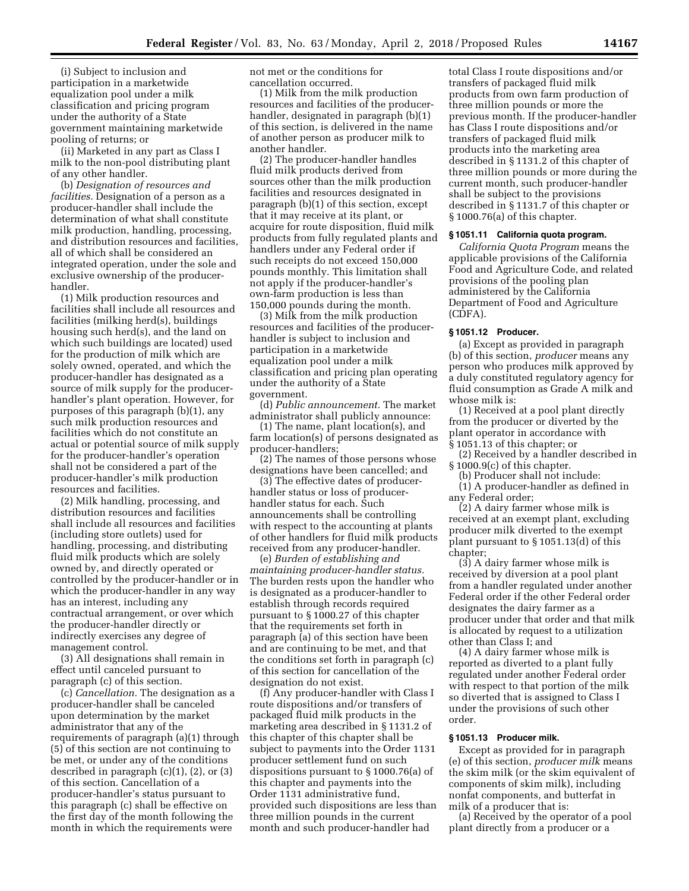(i) Subject to inclusion and participation in a marketwide equalization pool under a milk classification and pricing program under the authority of a State government maintaining marketwide pooling of returns; or

(ii) Marketed in any part as Class I milk to the non-pool distributing plant of any other handler.

(b) *Designation of resources and facilities.* Designation of a person as a producer-handler shall include the determination of what shall constitute milk production, handling, processing, and distribution resources and facilities, all of which shall be considered an integrated operation, under the sole and exclusive ownership of the producer-handler.

(1) Milk production resources and facilities shall include all resources and facilities (milking herd(s), buildings housing such herd(s), and the land on which such buildings are located) used for the production of milk which are solely owned, operated, and which the producer-handler has designated as a source of milk supply for the producer-handler's plant operation. However, for purposes of this paragraph (b)(1), any such milk production resources and facilities which do not constitute an actual or potential source of milk supply for the producer-handler's operation shall not be considered a part of the producer-handler's milk production resources and facilities.

(2) Milk handling, processing, and distribution resources and facilities shall include all resources and facilities (including store outlets) used for handling, processing, and distributing fluid milk products which are solely owned by, and directly operated or controlled by the producer-handler or in which the producer-handler in any way has an interest, including any contractual arrangement, or over which the producer-handler directly or indirectly exercises any degree of management control.

(3) All designations shall remain in effect until canceled pursuant to paragraph (c) of this section.

(c) *Cancellation.* The designation as a producer-handler shall be canceled upon determination by the market administrator that any of the requirements of paragraph (a)(1) through (5) of this section are not continuing to be met, or under any of the conditions described in paragraph (c)(1), (2), or (3) of this section. Cancellation of a producer-handler's status pursuant to this paragraph (c) shall be effective on the first day of the month following the month in which the requirements were not met or the conditions for cancellation occurred.

(1) Milk from the milk production resources and facilities of the producer-handler, designated in paragraph (b)(1) of this section, is delivered in the name of another person as producer milk to another handler.

(2) The producer-handler handles fluid milk products derived from sources other than the milk production facilities and resources designated in paragraph (b)(1) of this section, except that it may receive at its plant, or acquire for route disposition, fluid milk products from fully regulated plants and handlers under any Federal order if such receipts do not exceed 150,000 pounds monthly. This limitation shall not apply if the producer-handler's own-farm production is less than 150,000 pounds during the month.

(3) Milk from the milk production resources and facilities of the producer-handler is subject to inclusion and participation in a marketwide equalization pool under a milk classification and pricing plan operating under the authority of a State government.

(d) *Public announcement.* The market administrator shall publicly announce:

(1) The name, plant location(s), and farm location(s) of persons designated as producer-handlers;

(2) The names of those persons whose designations have been cancelled; and

(3) The effective dates of producer-handler status or loss of producer-handler status for each. Such announcements shall be controlling with respect to the accounting at plants of other handlers for fluid milk products received from any producer-handler.

(e) *Burden of establishing and maintaining producer-handler status.* The burden rests upon the handler who is designated as a producer-handler to establish through records required pursuant to § 1000.27 of this chapter that the requirements set forth in paragraph (a) of this section have been and are continuing to be met, and that the conditions set forth in paragraph (c) of this section for cancellation of the designation do not exist.

(f) Any producer-handler with Class I route dispositions and/or transfers of packaged fluid milk products in the marketing area described in § 1131.2 of this chapter of this chapter shall be subject to payments into the Order 1131 producer settlement fund on such dispositions pursuant to § 1000.76(a) of this chapter and payments into the Order 1131 administrative fund, provided such dispositions are less than three million pounds in the current month and such producer-handler had total Class I route dispositions and/or transfers of packaged fluid milk products from own farm production of three million pounds or more the previous month. If the producer-handler has Class I route dispositions and/or transfers of packaged fluid milk products into the marketing area described in § 1131.2 of this chapter of three million pounds or more during the current month, such producer-handler shall be subject to the provisions described in § 1131.7 of this chapter or § 1000.76(a) of this chapter.

### § 1051.11 California quota program.

*California Quota Program* means the applicable provisions of the California Food and Agriculture Code, and related provisions of the pooling plan administered by the California Department of Food and Agriculture (CDFA).

### § 1051.12 Producer.

(a) Except as provided in paragraph (b) of this section, *producer* means any person who produces milk approved by a duly constituted regulatory agency for fluid consumption as Grade A milk and whose milk is:

(1) Received at a pool plant directly from the producer or diverted by the plant operator in accordance with § 1051.13 of this chapter; or

(2) Received by a handler described in § 1000.9(c) of this chapter.

(b) Producer shall not include:

(1) A producer-handler as defined in any Federal order;

(2) A dairy farmer whose milk is received at an exempt plant, excluding producer milk diverted to the exempt plant pursuant to § 1051.13(d) of this chapter;

(3) A dairy farmer whose milk is received by diversion at a pool plant from a handler regulated under another Federal order if the other Federal order designates the dairy farmer as a producer under that order and that milk is allocated by request to a utilization other than Class I; and

(4) A dairy farmer whose milk is reported as diverted to a plant fully regulated under another Federal order with respect to that portion of the milk so diverted that is assigned to Class I under the provisions of such other order.

### § 1051.13 Producer milk.

Except as provided for in paragraph (e) of this section, *producer milk* means the skim milk (or the skim equivalent of components of skim milk), including nonfat components, and butterfat in milk of a producer that is:

(a) Received by the operator of a pool plant directly from a producer or a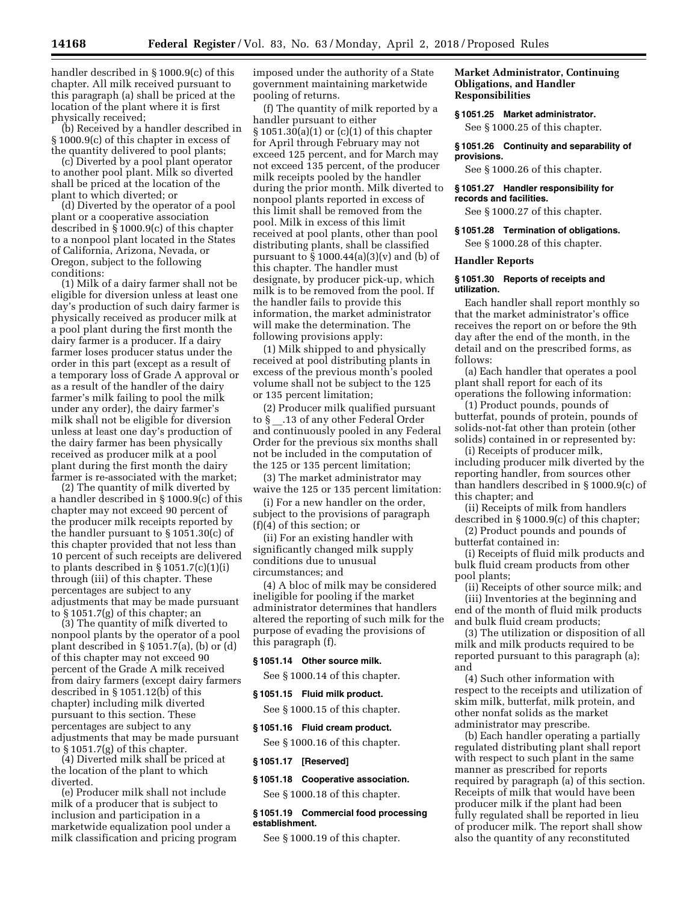handler described in § 1000.9(c) of this chapter. All milk received pursuant to this paragraph (a) shall be priced at the location of the plant where it is first physically received;

(b) Received by a handler described in § 1000.9(c) of this chapter in excess of the quantity delivered to pool plants;

(c) Diverted by a pool plant operator to another pool plant. Milk so diverted shall be priced at the location of the plant to which diverted; or

(d) Diverted by the operator of a pool plant or a cooperative association described in § 1000.9(c) of this chapter to a nonpool plant located in the States of California, Arizona, Nevada, or Oregon, subject to the following conditions:

(1) Milk of a dairy farmer shall not be eligible for diversion unless at least one day's production of such dairy farmer is physically received as producer milk at a pool plant during the first month the dairy farmer is a producer. If a dairy farmer loses producer status under the order in this part (except as a result of a temporary loss of Grade A approval or as a result of the handler of the dairy farmer's milk failing to pool the milk under any order), the dairy farmer's milk shall not be eligible for diversion unless at least one day's production of the dairy farmer has been physically received as producer milk at a pool plant during the first month the dairy farmer is re-associated with the market;

(2) The quantity of milk diverted by a handler described in § 1000.9(c) of this chapter may not exceed 90 percent of the producer milk receipts reported by the handler pursuant to § 1051.30(c) of this chapter provided that not less than 10 percent of such receipts are delivered to plants described in § 1051.7(c)(1)(i) through (iii) of this chapter. These percentages are subject to any adjustments that may be made pursuant to § 1051.7(g) of this chapter; an

(3) The quantity of milk diverted to nonpool plants by the operator of a pool plant described in § 1051.7(a), (b) or (d) of this chapter may not exceed 90 percent of the Grade A milk received from dairy farmers (except dairy farmers described in § 1051.12(b) of this chapter) including milk diverted pursuant to this section. These percentages are subject to any adjustments that may be made pursuant to § 1051.7(g) of this chapter.

(4) Diverted milk shall be priced at the location of the plant to which diverted.

(e) Producer milk shall not include milk of a producer that is subject to inclusion and participation in a marketwide equalization pool under a milk classification and pricing program imposed under the authority of a State government maintaining marketwide pooling of returns.

(f) The quantity of milk reported by a handler pursuant to either § 1051.30(a)(1) or (c)(1) of this chapter for April through February may not exceed 125 percent, and for March may not exceed 135 percent, of the producer milk receipts pooled by the handler during the prior month. Milk diverted to nonpool plants reported in excess of this limit shall be removed from the pool. Milk in excess of this limit received at pool plants, other than pool distributing plants, shall be classified pursuant to § 1000.44(a)(3)(v) and (b) of this chapter. The handler must designate, by producer pick-up, which milk is to be removed from the pool. If the handler fails to provide this information, the market administrator will make the determination. The following provisions apply:

(1) Milk shipped to and physically received at pool distributing plants in excess of the previous month's pooled volume shall not be subject to the 125 or 135 percent limitation;

(2) Producer milk qualified pursuant to § __.13 of any other Federal Order and continuously pooled in any Federal Order for the previous six months shall not be included in the computation of the 125 or 135 percent limitation;

(3) The market administrator may waive the 125 or 135 percent limitation:

(i) For a new handler on the order, subject to the provisions of paragraph (f)(4) of this section; or

(ii) For an existing handler with significantly changed milk supply conditions due to unusual circumstances; and

(4) A bloc of milk may be considered ineligible for pooling if the market administrator determines that handlers altered the reporting of such milk for the purpose of evading the provisions of this paragraph (f).

### § 1051.14 Other source milk.

See § 1000.14 of this chapter.

### § 1051.15 Fluid milk product.

See § 1000.15 of this chapter.

### § 1051.16 Fluid cream product.

See § 1000.16 of this chapter.

### § 1051.17 [Reserved]

### § 1051.18 Cooperative association.

See § 1000.18 of this chapter.

### § 1051.19 Commercial food processing establishment.

See § 1000.19 of this chapter.

## Market Administrator, Continuing Obligations, and Handler Responsibilities

### § 1051.25 Market administrator.

See § 1000.25 of this chapter.

### § 1051.26 Continuity and separability of provisions.

See § 1000.26 of this chapter.

### § 1051.27 Handler responsibility for records and facilities.

See § 1000.27 of this chapter.

### § 1051.28 Termination of obligations.

See § 1000.28 of this chapter.

## Handler Reports

### § 1051.30 Reports of receipts and utilization.

Each handler shall report monthly so that the market administrator's office receives the report on or before the 9th day after the end of the month, in the detail and on the prescribed forms, as follows:

(a) Each handler that operates a pool plant shall report for each of its operations the following information:

(1) Product pounds, pounds of butterfat, pounds of protein, pounds of solids-not-fat other than protein (other solids) contained in or represented by:

(i) Receipts of producer milk, including producer milk diverted by the reporting handler, from sources other than handlers described in § 1000.9(c) of this chapter; and

(ii) Receipts of milk from handlers described in § 1000.9(c) of this chapter;

(2) Product pounds and pounds of butterfat contained in:

(i) Receipts of fluid milk products and bulk fluid cream products from other pool plants;

(ii) Receipts of other source milk; and

(iii) Inventories at the beginning and end of the month of fluid milk products and bulk fluid cream products;

(3) The utilization or disposition of all milk and milk products required to be reported pursuant to this paragraph (a); and

(4) Such other information with respect to the receipts and utilization of skim milk, butterfat, milk protein, and other nonfat solids as the market administrator may prescribe.

(b) Each handler operating a partially regulated distributing plant shall report with respect to such plant in the same manner as prescribed for reports required by paragraph (a) of this section. Receipts of milk that would have been producer milk if the plant had been fully regulated shall be reported in lieu of producer milk. The report shall show also the quantity of any reconstituted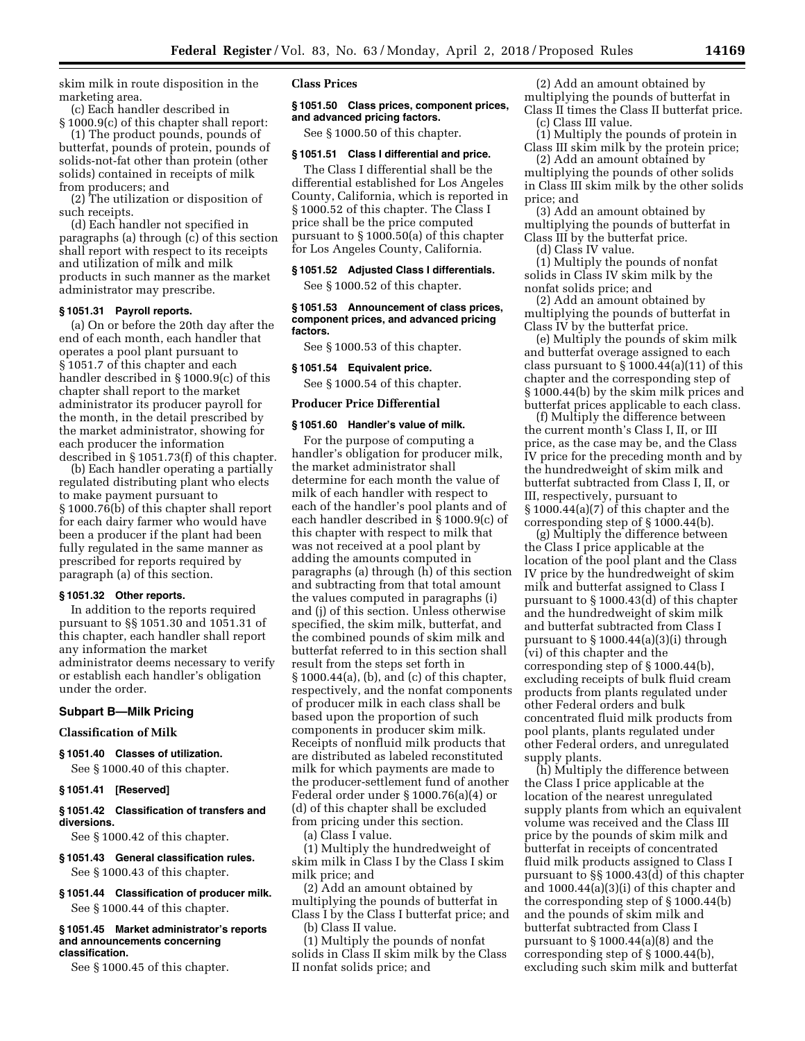skim milk in route disposition in the marketing area.

(c) Each handler described in § 1000.9(c) of this chapter shall report:

(1) The product pounds, pounds of butterfat, pounds of protein, pounds of solids-not-fat other than protein (other solids) contained in receipts of milk from producers; and

(2) The utilization or disposition of such receipts.

(d) Each handler not specified in paragraphs (a) through (c) of this section shall report with respect to its receipts and utilization of milk and milk products in such manner as the market administrator may prescribe.

**§ 1051.31 Payroll reports.**

(a) On or before the 20th day after the end of each month, each handler that operates a pool plant pursuant to § 1051.7 of this chapter and each handler described in § 1000.9(c) of this chapter shall report to the market administrator its producer payroll for the month, in the detail prescribed by the market administrator, showing for each producer the information described in § 1051.73(f) of this chapter.

(b) Each handler operating a partially regulated distributing plant who elects to make payment pursuant to § 1000.76(b) of this chapter shall report for each dairy farmer who would have been a producer if the plant had been fully regulated in the same manner as prescribed for reports required by paragraph (a) of this section.

**§ 1051.32 Other reports.**

In addition to the reports required pursuant to §§ 1051.30 and 1051.31 of this chapter, each handler shall report any information the market administrator deems necessary to verify or establish each handler's obligation under the order.

## Subpart B—Milk Pricing

### Classification of Milk

**§ 1051.40 Classes of utilization.**

See § 1000.40 of this chapter.

**§ 1051.41 [Reserved]**

**§ 1051.42 Classification of transfers and diversions.**

See § 1000.42 of this chapter.

**§ 1051.43 General classification rules.**

See § 1000.43 of this chapter.

**§ 1051.44 Classification of producer milk.**

See § 1000.44 of this chapter.

**§ 1051.45 Market administrator's reports and announcements concerning classification.**

See § 1000.45 of this chapter.

### Class Prices

**§ 1051.50 Class prices, component prices, and advanced pricing factors.**

See § 1000.50 of this chapter.

**§ 1051.51 Class I differential and price.**

The Class I differential shall be the differential established for Los Angeles County, California, which is reported in § 1000.52 of this chapter. The Class I price shall be the price computed pursuant to § 1000.50(a) of this chapter for Los Angeles County, California.

**§ 1051.52 Adjusted Class I differentials.**

See § 1000.52 of this chapter.

**§ 1051.53 Announcement of class prices, component prices, and advanced pricing factors.**

See § 1000.53 of this chapter.

**§ 1051.54 Equivalent price.**

See § 1000.54 of this chapter.

### Producer Price Differential

**§ 1051.60 Handler's value of milk.**

For the purpose of computing a handler's obligation for producer milk, the market administrator shall determine for each month the value of milk of each handler with respect to each of the handler's pool plants and of each handler described in § 1000.9(c) of this chapter with respect to milk that was not received at a pool plant by adding the amounts computed in paragraphs (a) through (h) of this section and subtracting from that total amount the values computed in paragraphs (i) and (j) of this section. Unless otherwise specified, the skim milk, butterfat, and the combined pounds of skim milk and butterfat referred to in this section shall result from the steps set forth in § 1000.44(a), (b), and (c) of this chapter, respectively, and the nonfat components of producer milk in each class shall be based upon the proportion of such components in producer skim milk. Receipts of nonfluid milk products that are distributed as labeled reconstituted milk for which payments are made to the producer-settlement fund of another Federal order under § 1000.76(a)(4) or (d) of this chapter shall be excluded from pricing under this section.

(a) Class I value.

(1) Multiply the hundredweight of skim milk in Class I by the Class I skim milk price; and

(2) Add an amount obtained by multiplying the pounds of butterfat in Class I by the Class I butterfat price; and

(b) Class II value.

(1) Multiply the pounds of nonfat solids in Class II skim milk by the Class II nonfat solids price; and

(2) Add an amount obtained by multiplying the pounds of butterfat in Class II times the Class II butterfat price.

(c) Class III value.

(1) Multiply the pounds of protein in Class III skim milk by the protein price;

(2) Add an amount obtained by multiplying the pounds of other solids in Class III skim milk by the other solids price; and

(3) Add an amount obtained by multiplying the pounds of butterfat in Class III by the butterfat price.

(d) Class IV value.

(1) Multiply the pounds of nonfat solids in Class IV skim milk by the nonfat solids price; and

(2) Add an amount obtained by multiplying the pounds of butterfat in Class IV by the butterfat price.

(e) Multiply the pounds of skim milk and butterfat overage assigned to each class pursuant to § 1000.44(a)(11) of this chapter and the corresponding step of § 1000.44(b) by the skim milk prices and butterfat prices applicable to each class.

(f) Multiply the difference between the current month's Class I, II, or III price, as the case may be, and the Class IV price for the preceding month and by the hundredweight of skim milk and butterfat subtracted from Class I, II, or III, respectively, pursuant to § 1000.44(a)(7) of this chapter and the corresponding step of § 1000.44(b).

(g) Multiply the difference between the Class I price applicable at the location of the pool plant and the Class IV price by the hundredweight of skim milk and butterfat assigned to Class I pursuant to § 1000.43(d) of this chapter and the hundredweight of skim milk and butterfat subtracted from Class I pursuant to § 1000.44(a)(3)(i) through (vi) of this chapter and the corresponding step of § 1000.44(b), excluding receipts of bulk fluid cream products from plants regulated under other Federal orders and bulk concentrated fluid milk products from pool plants, plants regulated under other Federal orders, and unregulated supply plants.

(h) Multiply the difference between the Class I price applicable at the location of the nearest unregulated supply plants from which an equivalent volume was received and the Class III price by the pounds of skim milk and butterfat in receipts of concentrated fluid milk products assigned to Class I pursuant to §§ 1000.43(d) of this chapter and 1000.44(a)(3)(i) of this chapter and the corresponding step of § 1000.44(b) and the pounds of skim milk and butterfat subtracted from Class I pursuant to § 1000.44(a)(8) and the corresponding step of § 1000.44(b), excluding such skim milk and butterfat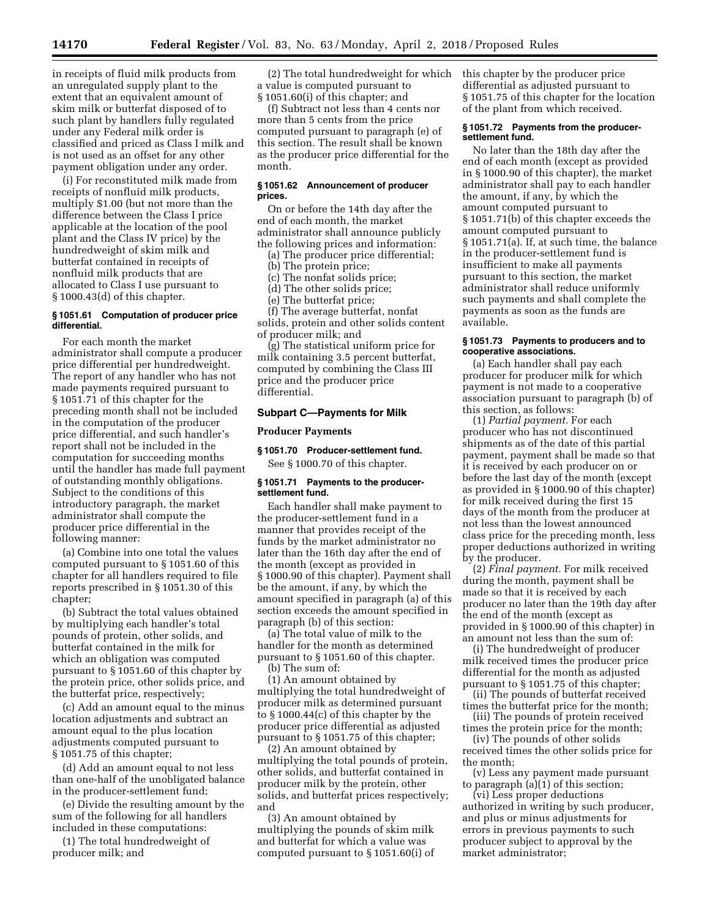in receipts of fluid milk products from an unregulated supply plant to the extent that an equivalent amount of skim milk or butterfat disposed of to such plant by handlers fully regulated under any Federal milk order is classified and priced as Class I milk and is not used as an offset for any other payment obligation under any order.

(i) For reconstituted milk made from receipts of nonfluid milk products, multiply $1.00 (but not more than the difference between the Class I price applicable at the location of the pool plant and the Class IV price) by the hundredweight of skim milk and butterfat contained in receipts of nonfluid milk products that are allocated to Class I use pursuant to § 1000.43(d) of this chapter.

#### § 1051.61 Computation of producer price differential.

For each month the market administrator shall compute a producer price differential per hundredweight. The report of any handler who has not made payments required pursuant to § 1051.71 of this chapter for the preceding month shall not be included in the computation of the producer price differential, and such handler's report shall not be included in the computation for succeeding months until the handler has made full payment of outstanding monthly obligations. Subject to the conditions of this introductory paragraph, the market administrator shall compute the producer price differential in the following manner:

(a) Combine into one total the values computed pursuant to § 1051.60 of this chapter for all handlers required to file reports prescribed in § 1051.30 of this chapter;

(b) Subtract the total values obtained by multiplying each handler's total pounds of protein, other solids, and butterfat contained in the milk for which an obligation was computed pursuant to § 1051.60 of this chapter by the protein price, other solids price, and the butterfat price, respectively;

(c) Add an amount equal to the minus location adjustments and subtract an amount equal to the plus location adjustments computed pursuant to § 1051.75 of this chapter;

(d) Add an amount equal to not less than one-half of the unobligated balance in the producer-settlement fund;

(e) Divide the resulting amount by the sum of the following for all handlers included in these computations:

(1) The total hundredweight of producer milk; and

(2) The total hundredweight for which a value is computed pursuant to § 1051.60(i) of this chapter; and

(f) Subtract not less than 4 cents nor more than 5 cents from the price computed pursuant to paragraph (e) of this section. The result shall be known as the producer price differential for the month.

#### § 1051.62 Announcement of producer prices.

On or before the 14th day after the end of each month, the market administrator shall announce publicly the following prices and information:

(a) The producer price differential;

(b) The protein price;

(c) The nonfat solids price;

(d) The other solids price;

(e) The butterfat price;

(f) The average butterfat, nonfat solids, protein and other solids content of producer milk; and

(g) The statistical uniform price for milk containing 3.5 percent butterfat, computed by combining the Class III price and the producer price differential.

## Subpart C—Payments for Milk

### Producer Payments

#### § 1051.70 Producer-settlement fund.

See § 1000.70 of this chapter.

#### § 1051.71 Payments to the producer-settlement fund.

Each handler shall make payment to the producer-settlement fund in a manner that provides receipt of the funds by the market administrator no later than the 16th day after the end of the month (except as provided in § 1000.90 of this chapter). Payment shall be the amount, if any, by which the amount specified in paragraph (a) of this section exceeds the amount specified in paragraph (b) of this section:

(a) The total value of milk to the handler for the month as determined pursuant to § 1051.60 of this chapter.

(b) The sum of:

(1) An amount obtained by multiplying the total hundredweight of producer milk as determined pursuant to § 1000.44(c) of this chapter by the producer price differential as adjusted pursuant to § 1051.75 of this chapter;

(2) An amount obtained by multiplying the total pounds of protein, other solids, and butterfat contained in producer milk by the protein, other solids, and butterfat prices respectively; and

(3) An amount obtained by multiplying the pounds of skim milk and butterfat for which a value was computed pursuant to § 1051.60(i) of this chapter by the producer price differential as adjusted pursuant to § 1051.75 of this chapter for the location of the plant from which received.

#### § 1051.72 Payments from the producer-settlement fund.

No later than the 18th day after the end of each month (except as provided in § 1000.90 of this chapter), the market administrator shall pay to each handler the amount, if any, by which the amount computed pursuant to § 1051.71(b) of this chapter exceeds the amount computed pursuant to § 1051.71(a). If, at such time, the balance in the producer-settlement fund is insufficient to make all payments pursuant to this section, the market administrator shall reduce uniformly such payments and shall complete the payments as soon as the funds are available.

#### § 1051.73 Payments to producers and to cooperative associations.

(a) Each handler shall pay each producer for producer milk for which payment is not made to a cooperative association pursuant to paragraph (b) of this section, as follows:

(1) *Partial payment.* For each producer who has not discontinued shipments as of the date of this partial payment, payment shall be made so that it is received by each producer on or before the last day of the month (except as provided in § 1000.90 of this chapter) for milk received during the first 15 days of the month from the producer at not less than the lowest announced class price for the preceding month, less proper deductions authorized in writing by the producer.

(2) *Final payment.* For milk received during the month, payment shall be made so that it is received by each producer no later than the 19th day after the end of the month (except as provided in § 1000.90 of this chapter) in an amount not less than the sum of:

(i) The hundredweight of producer milk received times the producer price differential for the month as adjusted pursuant to § 1051.75 of this chapter;

(ii) The pounds of butterfat received times the butterfat price for the month;

(iii) The pounds of protein received times the protein price for the month;

(iv) The pounds of other solids received times the other solids price for the month;

(v) Less any payment made pursuant to paragraph (a)(1) of this section;

(vi) Less proper deductions authorized in writing by such producer, and plus or minus adjustments for errors in previous payments to such producer subject to approval by the market administrator;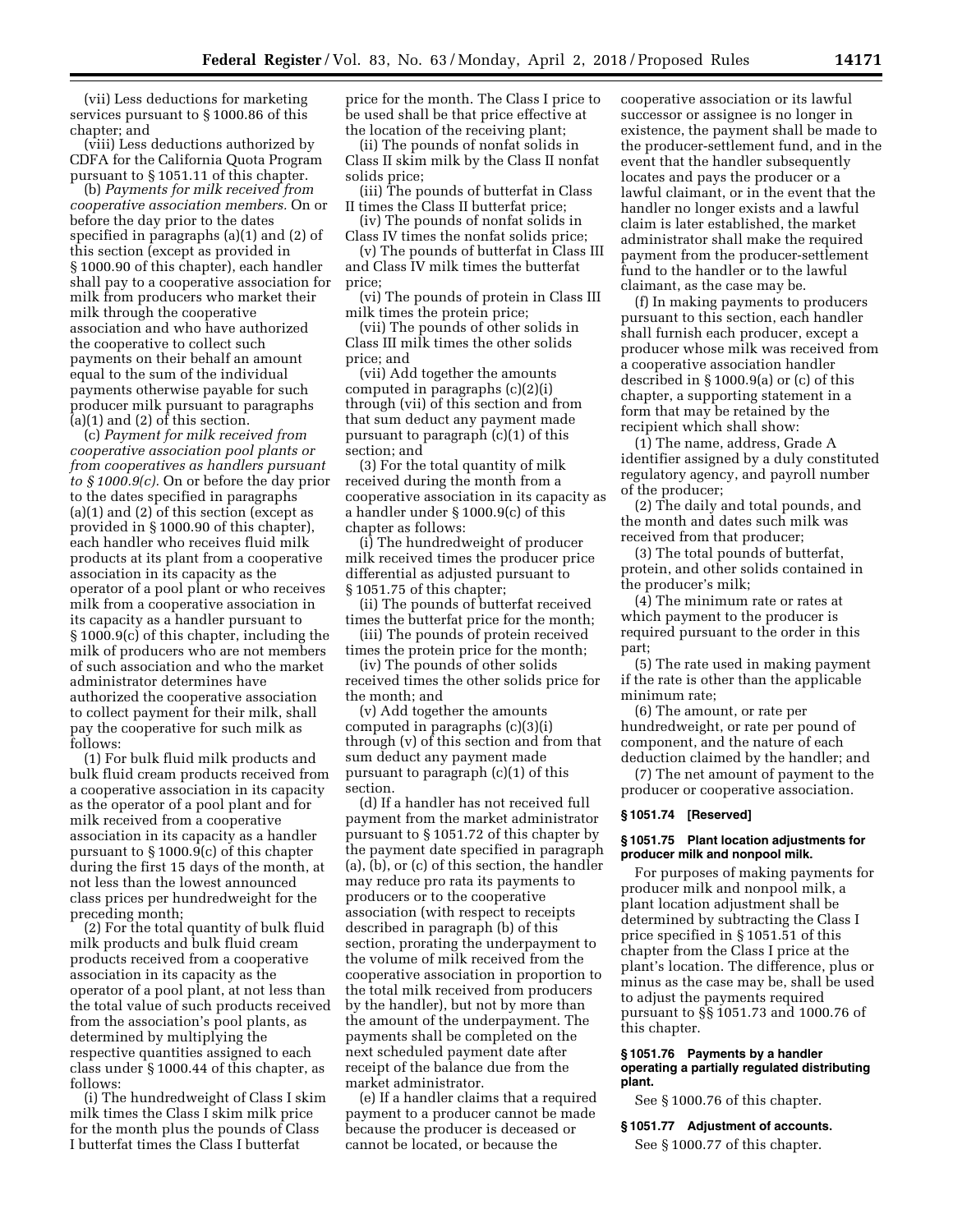(vii) Less deductions for marketing services pursuant to § 1000.86 of this chapter; and

(viii) Less deductions authorized by CDFA for the California Quota Program pursuant to § 1051.11 of this chapter.

(b) *Payments for milk received from cooperative association members.* On or before the day prior to the dates specified in paragraphs (a)(1) and (2) of this section (except as provided in § 1000.90 of this chapter), each handler shall pay to a cooperative association for milk from producers who market their milk through the cooperative association and who have authorized the cooperative to collect such payments on their behalf an amount equal to the sum of the individual payments otherwise payable for such producer milk pursuant to paragraphs (a)(1) and (2) of this section.

(c) *Payment for milk received from cooperative association pool plants or from cooperatives as handlers pursuant to § 1000.9(c).* On or before the day prior to the dates specified in paragraphs (a)(1) and (2) of this section (except as provided in § 1000.90 of this chapter), each handler who receives fluid milk products at its plant from a cooperative association in its capacity as the operator of a pool plant or who receives milk from a cooperative association in its capacity as a handler pursuant to § 1000.9(c) of this chapter, including the milk of producers who are not members of such association and who the market administrator determines have authorized the cooperative association to collect payment for their milk, shall pay the cooperative for such milk as follows:

(1) For bulk fluid milk products and bulk fluid cream products received from a cooperative association in its capacity as the operator of a pool plant and for milk received from a cooperative association in its capacity as a handler pursuant to § 1000.9(c) of this chapter during the first 15 days of the month, at not less than the lowest announced class prices per hundredweight for the preceding month;

(2) For the total quantity of bulk fluid milk products and bulk fluid cream products received from a cooperative association in its capacity as the operator of a pool plant, at not less than the total value of such products received from the association's pool plants, as determined by multiplying the respective quantities assigned to each class under § 1000.44 of this chapter, as follows:

(i) The hundredweight of Class I skim milk times the Class I skim milk price for the month plus the pounds of Class I butterfat times the Class I butterfat price for the month. The Class I price to be used shall be that price effective at the location of the receiving plant;

(ii) The pounds of nonfat solids in Class II skim milk by the Class II nonfat solids price;

(iii) The pounds of butterfat in Class II times the Class II butterfat price;

(iv) The pounds of nonfat solids in Class IV times the nonfat solids price;

(v) The pounds of butterfat in Class III and Class IV milk times the butterfat price;

(vi) The pounds of protein in Class III milk times the protein price;

(vii) The pounds of other solids in Class III milk times the other solids price; and

(vii) Add together the amounts computed in paragraphs (c)(2)(i) through (vii) of this section and from that sum deduct any payment made pursuant to paragraph (c)(1) of this section; and

(3) For the total quantity of milk received during the month from a cooperative association in its capacity as a handler under § 1000.9(c) of this chapter as follows:

(i) The hundredweight of producer milk received times the producer price differential as adjusted pursuant to § 1051.75 of this chapter;

(ii) The pounds of butterfat received times the butterfat price for the month;

(iii) The pounds of protein received times the protein price for the month;

(iv) The pounds of other solids received times the other solids price for the month; and

(v) Add together the amounts computed in paragraphs (c)(3)(i) through (v) of this section and from that sum deduct any payment made pursuant to paragraph (c)(1) of this section.

(d) If a handler has not received full payment from the market administrator pursuant to § 1051.72 of this chapter by the payment date specified in paragraph (a), (b), or (c) of this section, the handler may reduce pro rata its payments to producers or to the cooperative association (with respect to receipts described in paragraph (b) of this section, prorating the underpayment to the volume of milk received from the cooperative association in proportion to the total milk received from producers by the handler), but not by more than the amount of the underpayment. The payments shall be completed on the next scheduled payment date after receipt of the balance due from the market administrator.

(e) If a handler claims that a required payment to a producer cannot be made because the producer is deceased or cannot be located, or because the cooperative association or its lawful successor or assignee is no longer in existence, the payment shall be made to the producer-settlement fund, and in the event that the handler subsequently locates and pays the producer or a lawful claimant, or in the event that the handler no longer exists and a lawful claim is later established, the market administrator shall make the required payment from the producer-settlement fund to the handler or to the lawful claimant, as the case may be.

(f) In making payments to producers pursuant to this section, each handler shall furnish each producer, except a producer whose milk was received from a cooperative association handler described in § 1000.9(a) or (c) of this chapter, a supporting statement in a form that may be retained by the recipient which shall show:

(1) The name, address, Grade A identifier assigned by a duly constituted regulatory agency, and payroll number of the producer;

(2) The daily and total pounds, and the month and dates such milk was received from that producer;

(3) The total pounds of butterfat, protein, and other solids contained in the producer's milk;

(4) The minimum rate or rates at which payment to the producer is required pursuant to the order in this part;

(5) The rate used in making payment if the rate is other than the applicable minimum rate;

(6) The amount, or rate per hundredweight, or rate per pound of component, and the nature of each deduction claimed by the handler; and

(7) The net amount of payment to the producer or cooperative association.

#### § 1051.74 [Reserved]

#### § 1051.75 Plant location adjustments for producer milk and nonpool milk.

For purposes of making payments for producer milk and nonpool milk, a plant location adjustment shall be determined by subtracting the Class I price specified in § 1051.51 of this chapter from the Class I price at the plant's location. The difference, plus or minus as the case may be, shall be used to adjust the payments required pursuant to §§ 1051.73 and 1000.76 of this chapter.

#### § 1051.76 Payments by a handler operating a partially regulated distributing plant.

See § 1000.76 of this chapter.

#### § 1051.77 Adjustment of accounts.

See § 1000.77 of this chapter.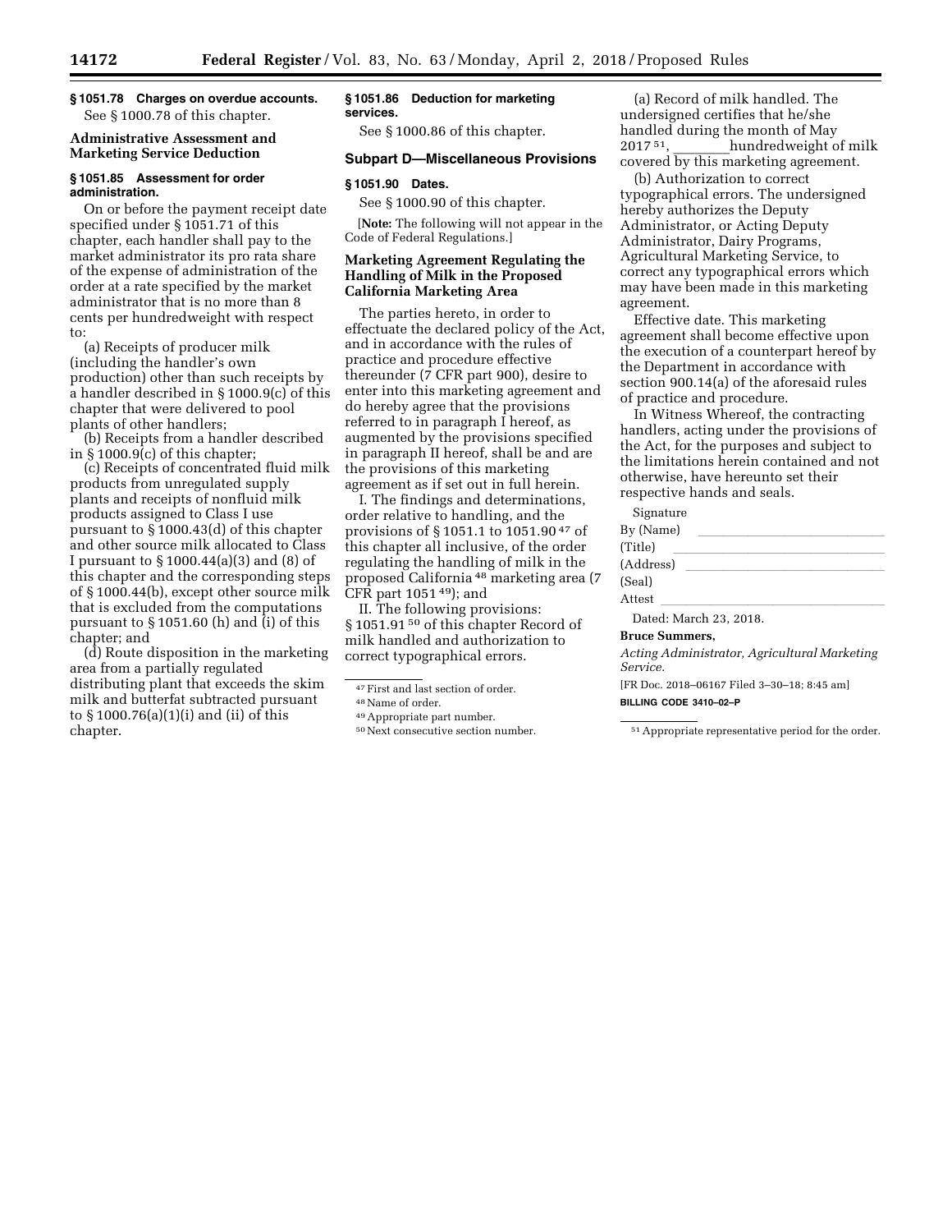**§ 1051.78 Charges on overdue accounts.**

See § 1000.78 of this chapter.

### Administrative Assessment and Marketing Service Deduction

**§ 1051.85 Assessment for order administration.**

On or before the payment receipt date specified under § 1051.71 of this chapter, each handler shall pay to the market administrator its pro rata share of the expense of administration of the order at a rate specified by the market administrator that is no more than 8 cents per hundredweight with respect to:

(a) Receipts of producer milk (including the handler's own production) other than such receipts by a handler described in § 1000.9(c) of this chapter that were delivered to pool plants of other handlers;

(b) Receipts from a handler described in § 1000.9(c) of this chapter;

(c) Receipts of concentrated fluid milk products from unregulated supply plants and receipts of nonfluid milk products assigned to Class I use pursuant to § 1000.43(d) of this chapter and other source milk allocated to Class I pursuant to § 1000.44(a)(3) and (8) of this chapter and the corresponding steps of § 1000.44(b), except other source milk that is excluded from the computations pursuant to § 1051.60 (h) and (i) of this chapter; and

(d) Route disposition in the marketing area from a partially regulated distributing plant that exceeds the skim milk and butterfat subtracted pursuant to § 1000.76(a)(1)(i) and (ii) of this chapter.

**§ 1051.86 Deduction for marketing services.**

See § 1000.86 of this chapter.

### Subpart D—Miscellaneous Provisions

**§ 1051.90 Dates.**

See § 1000.90 of this chapter.

[**Note:** The following will not appear in the Code of Federal Regulations.]

### Marketing Agreement Regulating the Handling of Milk in the Proposed California Marketing Area

The parties hereto, in order to effectuate the declared policy of the Act, and in accordance with the rules of practice and procedure effective thereunder (7 CFR part 900), desire to enter into this marketing agreement and do hereby agree that the provisions referred to in paragraph I hereof, as augmented by the provisions specified in paragraph II hereof, shall be and are the provisions of this marketing agreement as if set out in full herein.

I. The findings and determinations, order relative to handling, and the provisions of § 1051.1 to 1051.90 [47] of this chapter all inclusive, of the order regulating the handling of milk in the proposed California [48] marketing area (7 CFR part 1051 [49]); and

II. The following provisions: § 1051.91 [50] of this chapter Record of milk handled and authorization to correct typographical errors.

(a) Record of milk handled. The undersigned certifies that he/she handled during the month of May 2017 [51], ________hundredweight of milk covered by this marketing agreement.

(b) Authorization to correct typographical errors. The undersigned hereby authorizes the Deputy Administrator, or Acting Deputy Administrator, Dairy Programs, Agricultural Marketing Service, to correct any typographical errors which may have been made in this marketing agreement.

Effective date. This marketing agreement shall become effective upon the execution of a counterpart hereof by the Department in accordance with section 900.14(a) of the aforesaid rules of practice and procedure.

In Witness Whereof, the contracting handlers, acting under the provisions of the Act, for the purposes and subject to the limitations herein contained and not otherwise, have hereunto set their respective hands and seals.

Signature

By (Name) ________________________

(Title) ________________________

(Address) ________________________

(Seal)

Attest ________________________

Dated: March 23, 2018.

**Bruce Summers,**

*Acting Administrator, Agricultural Marketing Service.*

[FR Doc. 2018–06167 Filed 3–30–18; 8:45 am]

**BILLING CODE 3410–02–P**

---

[47] First and last section of order.

[48] Name of order.

[49] Appropriate part number.

[50] Next consecutive section number.

[51] Appropriate representative period for the order.